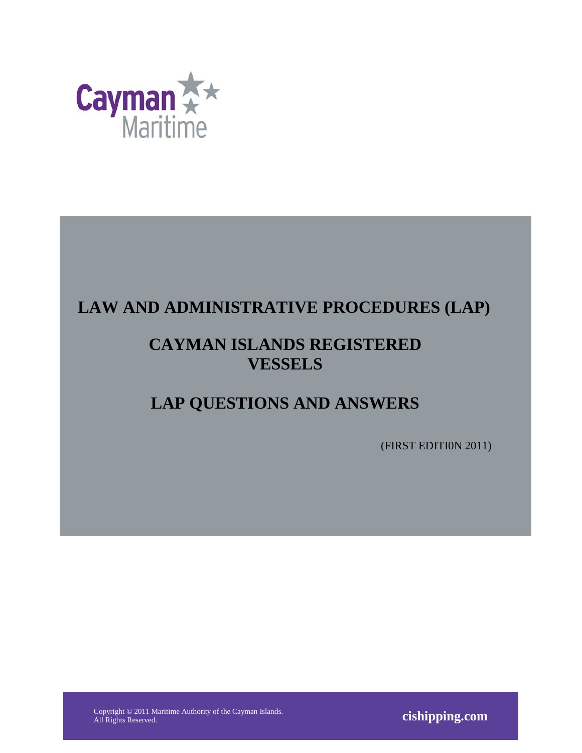Cayman Maritime

# LAW AND ADMINISTRATIVE PROCEDURES (LAP)

# CAYMAN ISLANDS REGISTERED VESSELS

# LAP QUESTIONS AND ANSWERS

(FIRST EDITI0N 2011)

Copyright © 2011 Maritime Authority of the Cayman Islands.
All Rights Reserved.

**cishipping.com**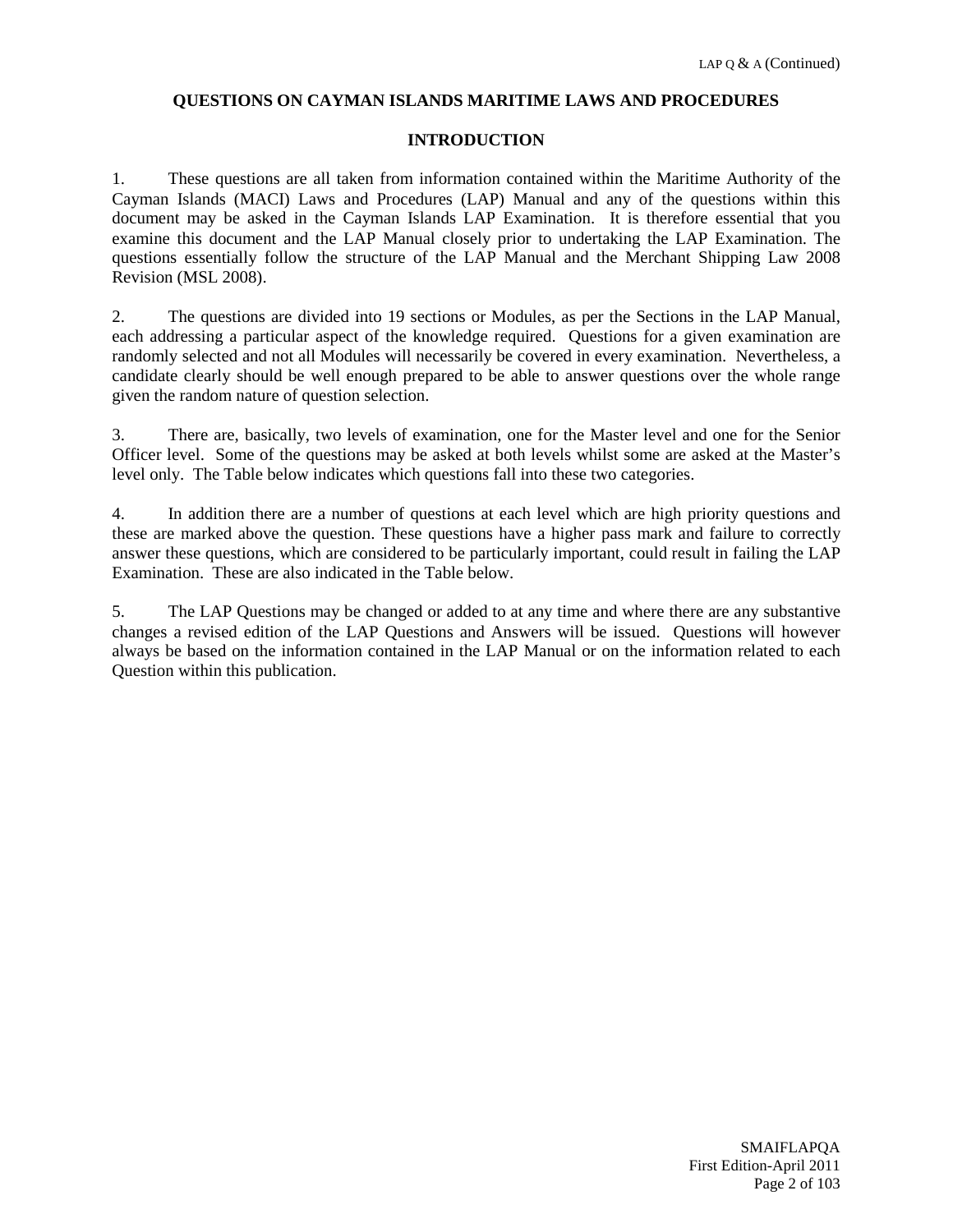## QUESTIONS ON CAYMAN ISLANDS MARITIME LAWS AND PROCEDURES

### INTRODUCTION

1. These questions are all taken from information contained within the Maritime Authority of the Cayman Islands (MACI) Laws and Procedures (LAP) Manual and any of the questions within this document may be asked in the Cayman Islands LAP Examination. It is therefore essential that you examine this document and the LAP Manual closely prior to undertaking the LAP Examination. The questions essentially follow the structure of the LAP Manual and the Merchant Shipping Law 2008 Revision (MSL 2008).

2. The questions are divided into 19 sections or Modules, as per the Sections in the LAP Manual, each addressing a particular aspect of the knowledge required. Questions for a given examination are randomly selected and not all Modules will necessarily be covered in every examination. Nevertheless, a candidate clearly should be well enough prepared to be able to answer questions over the whole range given the random nature of question selection.

3. There are, basically, two levels of examination, one for the Master level and one for the Senior Officer level. Some of the questions may be asked at both levels whilst some are asked at the Master's level only. The Table below indicates which questions fall into these two categories.

4. In addition there are a number of questions at each level which are high priority questions and these are marked above the question. These questions have a higher pass mark and failure to correctly answer these questions, which are considered to be particularly important, could result in failing the LAP Examination. These are also indicated in the Table below.

5. The LAP Questions may be changed or added to at any time and where there are any substantive changes a revised edition of the LAP Questions and Answers will be issued. Questions will however always be based on the information contained in the LAP Manual or on the information related to each Question within this publication.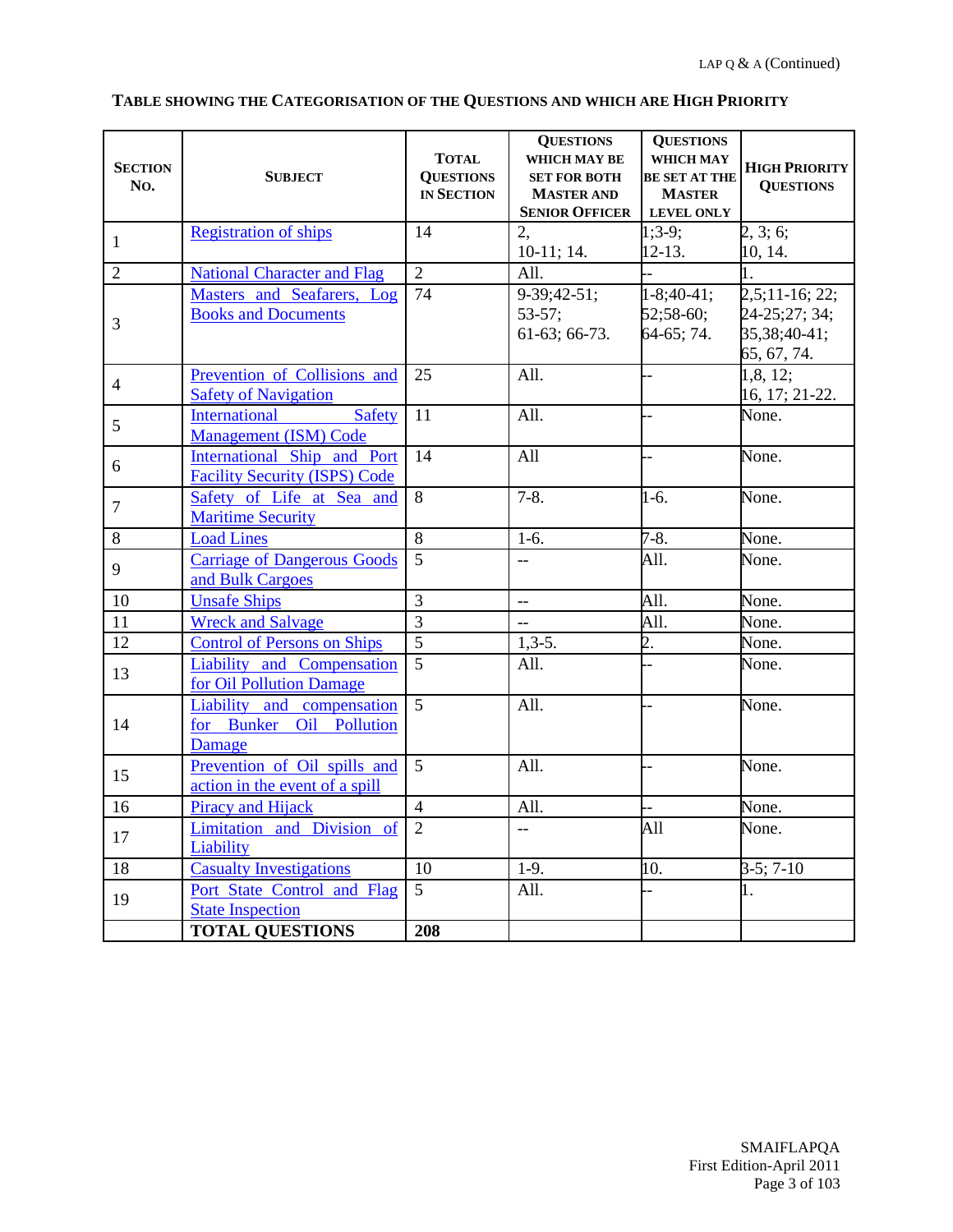## TABLE SHOWING THE CATEGORISATION OF THE QUESTIONS AND WHICH ARE HIGH PRIORITY

| SECTION NO. | SUBJECT | TOTAL QUESTIONS IN SECTION | QUESTIONS WHICH MAY BE SET FOR BOTH MASTER AND SENIOR OFFICER | QUESTIONS WHICH MAY BE SET AT THE MASTER LEVEL ONLY | HIGH PRIORITY QUESTIONS |
|---|---|---|---|---|---|
| 1 | Registration of ships | 14 | 2, 10-11; 14. | 1;3-9; 12-13. | 2, 3; 6; 10, 14. |
| 2 | National Character and Flag | 2 | All. | -- | 1. |
| 3 | Masters and Seafarers, Log Books and Documents | 74 | 9-39;42-51; 53-57; 61-63; 66-73. | 1-8;40-41; 52;58-60; 64-65; 74. | 2,5;11-16; 22; 24-25;27; 34; 35,38;40-41; 65, 67, 74. |
| 4 | Prevention of Collisions and Safety of Navigation | 25 | All. | -- | 1,8, 12; 16, 17; 21-22. |
| 5 | International Safety Management (ISM) Code | 11 | All. | -- | None. |
| 6 | International Ship and Port Facility Security (ISPS) Code | 14 | All | -- | None. |
| 7 | Safety of Life at Sea and Maritime Security | 8 | 7-8. | 1-6. | None. |
| 8 | Load Lines | 8 | 1-6. | 7-8. | None. |
| 9 | Carriage of Dangerous Goods and Bulk Cargoes | 5 | -- | All. | None. |
| 10 | Unsafe Ships | 3 | -- | All. | None. |
| 11 | Wreck and Salvage | 3 | -- | All. | None. |
| 12 | Control of Persons on Ships | 5 | 1,3-5. | 2. | None. |
| 13 | Liability and Compensation for Oil Pollution Damage | 5 | All. | -- | None. |
| 14 | Liability and compensation for Bunker Oil Pollution Damage | 5 | All. | -- | None. |
| 15 | Prevention of Oil spills and action in the event of a spill | 5 | All. | -- | None. |
| 16 | Piracy and Hijack | 4 | All. | -- | None. |
| 17 | Limitation and Division of Liability | 2 | -- | All | None. |
| 18 | Casualty Investigations | 10 | 1-9. | 10. | 3-5; 7-10 |
| 19 | Port State Control and Flag State Inspection | 5 | All. | -- | 1. |
| | **TOTAL QUESTIONS** | **208** | | | |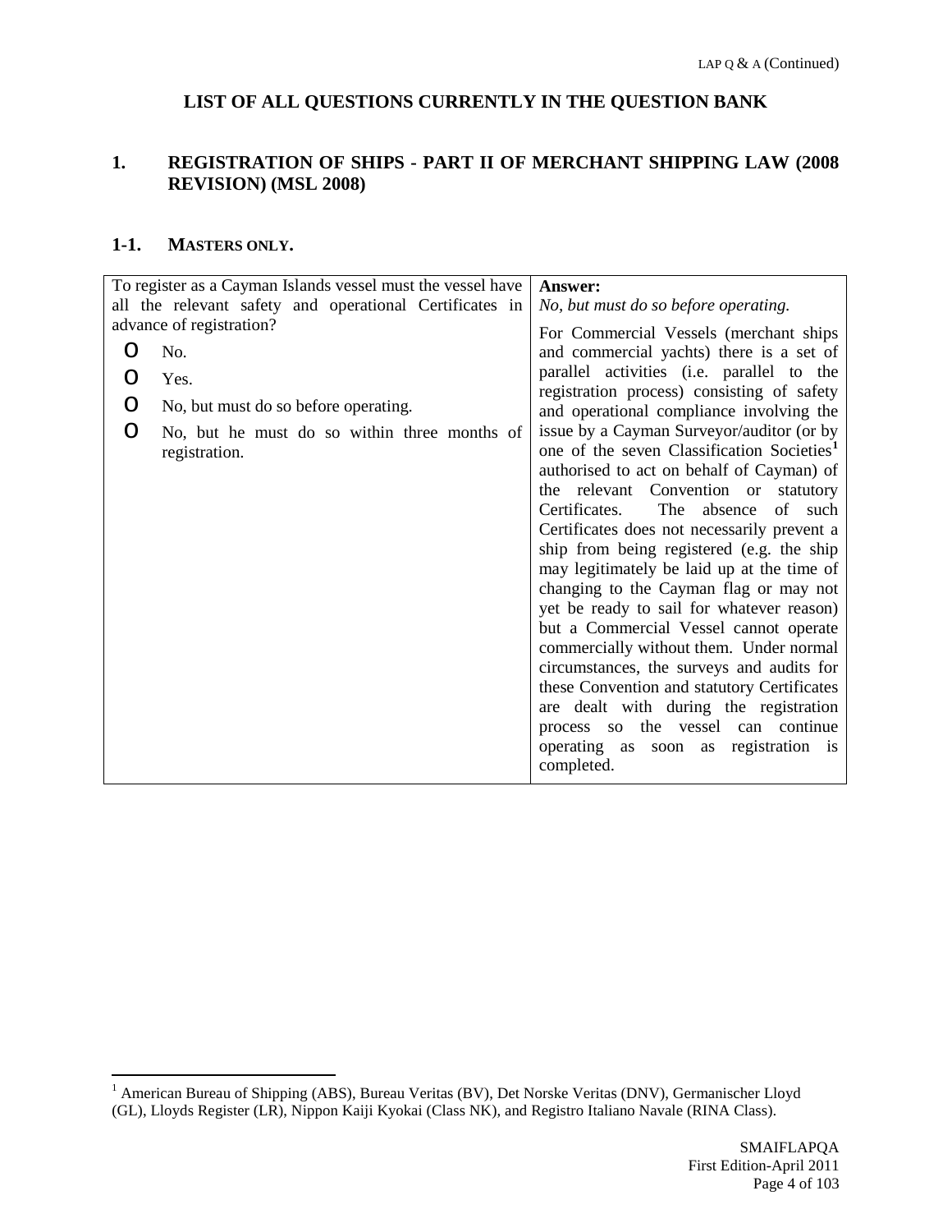## LIST OF ALL QUESTIONS CURRENTLY IN THE QUESTION BANK

## 1. REGISTRATION OF SHIPS - PART II OF MERCHANT SHIPPING LAW (2008 REVISION) (MSL 2008)

### 1-1. MASTERS ONLY.

| To register as a Cayman Islands vessel must the vessel have all the relevant safety and operational Certificates in advance of registration? | **Answer:** |
|---|---|
| o No.<br>o Yes.<br>o No, but must do so before operating.<br>o No, but he must do so within three months of registration. | *No, but must do so before operating.*<br><br>For Commercial Vessels (merchant ships and commercial yachts) there is a set of parallel activities (i.e. parallel to the registration process) consisting of safety and operational compliance involving the issue by a Cayman Surveyor/auditor (or by one of the seven Classification Societies[1] authorised to act on behalf of Cayman) of the relevant Convention or statutory Certificates. The absence of such Certificates does not necessarily prevent a ship from being registered (e.g. the ship may legitimately be laid up at the time of changing to the Cayman flag or may not yet be ready to sail for whatever reason) but a Commercial Vessel cannot operate commercially without them. Under normal circumstances, the surveys and audits for these Convention and statutory Certificates are dealt with during the registration process so the vessel can continue operating as soon as registration is completed. |

[1] American Bureau of Shipping (ABS), Bureau Veritas (BV), Det Norske Veritas (DNV), Germanischer Lloyd (GL), Lloyds Register (LR), Nippon Kaiji Kyokai (Class NK), and Registro Italiano Navale (RINA Class).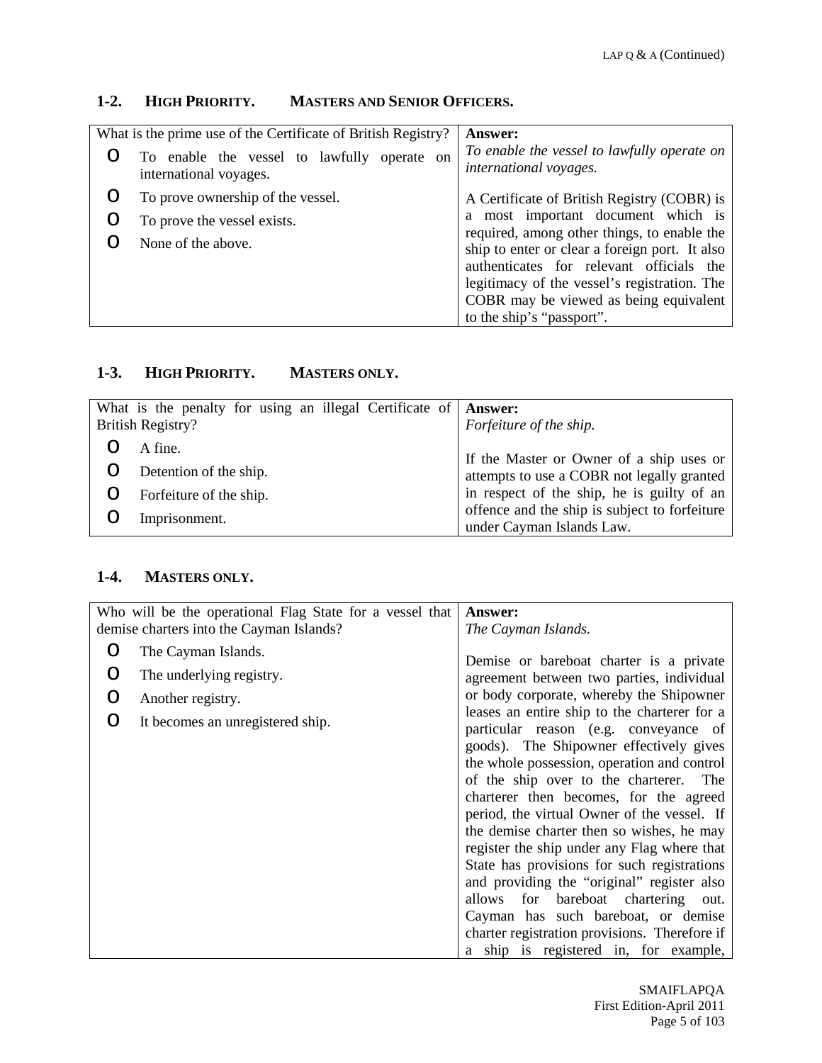## 1-2. HIGH PRIORITY. MASTERS AND SENIOR OFFICERS.

| What is the prime use of the Certificate of British Registry? | **Answer:** |
|---|---|
| o To enable the vessel to lawfully operate on international voyages.<br>o To prove ownership of the vessel.<br>o To prove the vessel exists.<br>o None of the above. | *To enable the vessel to lawfully operate on international voyages.*<br><br>A Certificate of British Registry (COBR) is a most important document which is required, among other things, to enable the ship to enter or clear a foreign port. It also authenticates for relevant officials the legitimacy of the vessel's registration. The COBR may be viewed as being equivalent to the ship's "passport". |

## 1-3. HIGH PRIORITY. MASTERS ONLY.

| What is the penalty for using an illegal Certificate of British Registry? | **Answer:** |
|---|---|
| o A fine.<br>o Detention of the ship.<br>o Forfeiture of the ship.<br>o Imprisonment. | *Forfeiture of the ship.*<br><br>If the Master or Owner of a ship uses or attempts to use a COBR not legally granted in respect of the ship, he is guilty of an offence and the ship is subject to forfeiture under Cayman Islands Law. |

## 1-4. MASTERS ONLY.

| Who will be the operational Flag State for a vessel that demise charters into the Cayman Islands? | **Answer:** |
|---|---|
| o The Cayman Islands.<br>o The underlying registry.<br>o Another registry.<br>o It becomes an unregistered ship. | *The Cayman Islands.*<br><br>Demise or bareboat charter is a private agreement between two parties, individual or body corporate, whereby the Shipowner leases an entire ship to the charterer for a particular reason (e.g. conveyance of goods). The Shipowner effectively gives the whole possession, operation and control of the ship over to the charterer. The charterer then becomes, for the agreed period, the virtual Owner of the vessel. If the demise charter then so wishes, he may register the ship under any Flag where that State has provisions for such registrations and providing the "original" register also allows for bareboat chartering out. Cayman has such bareboat, or demise charter registration provisions. Therefore if a ship is registered in, for example, |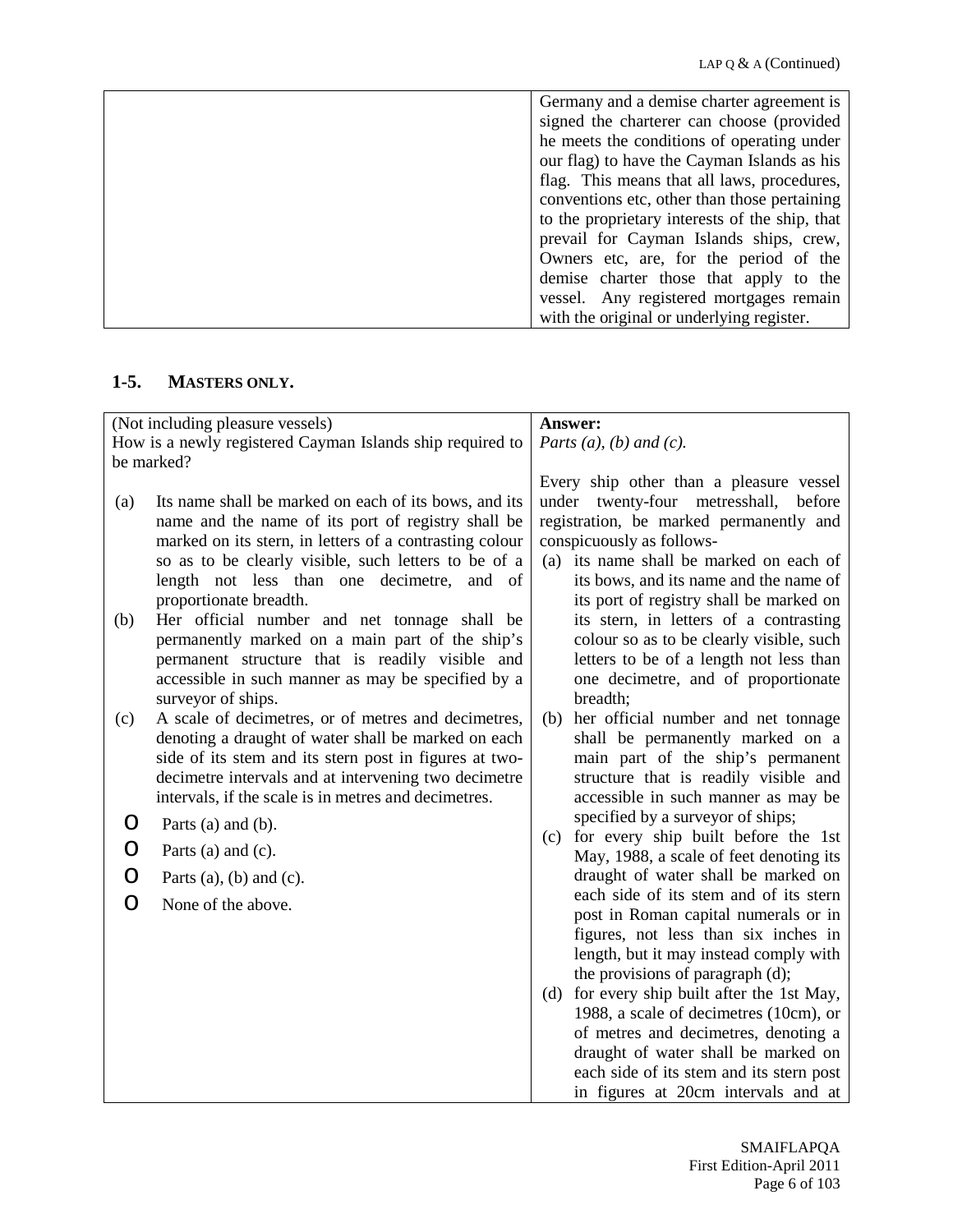| | |
|---|---|
| | Germany and a demise charter agreement is signed the charterer can choose (provided he meets the conditions of operating under our flag) to have the Cayman Islands as his flag. This means that all laws, procedures, conventions etc, other than those pertaining to the proprietary interests of the ship, that prevail for Cayman Islands ships, crew, Owners etc, are, for the period of the demise charter those that apply to the vessel. Any registered mortgages remain with the original or underlying register. |

## 1-5. MASTERS ONLY.

| | |
|---|---|
| (Not including pleasure vessels)<br>How is a newly registered Cayman Islands ship required to be marked?<br><br>(a) Its name shall be marked on each of its bows, and its name and the name of its port of registry shall be marked on its stern, in letters of a contrasting colour so as to be clearly visible, such letters to be of a length not less than one decimetre, and of proportionate breadth.<br>(b) Her official number and net tonnage shall be permanently marked on a main part of the ship's permanent structure that is readily visible and accessible in such manner as may be specified by a surveyor of ships.<br>(c) A scale of decimetres, or of metres and decimetres, denoting a draught of water shall be marked on each side of its stem and its stern post in figures at two-decimetre intervals and at intervening two decimetre intervals, if the scale is in metres and decimetres.<br><br>o Parts (a) and (b).<br>o Parts (a) and (c).<br>o Parts (a), (b) and (c).<br>o None of the above. | **Answer:**<br>*Parts (a), (b) and (c).*<br><br>Every ship other than a pleasure vessel under twenty-four metresshall, before registration, be marked permanently and conspicuously as follows-<br>(a) its name shall be marked on each of its bows, and its name and the name of its port of registry shall be marked on its stern, in letters of a contrasting colour so as to be clearly visible, such letters to be of a length not less than one decimetre, and of proportionate breadth;<br>(b) her official number and net tonnage shall be permanently marked on a main part of the ship's permanent structure that is readily visible and accessible in such manner as may be specified by a surveyor of ships;<br>(c) for every ship built before the 1st May, 1988, a scale of feet denoting its draught of water shall be marked on each side of its stem and of its stern post in Roman capital numerals or in figures, not less than six inches in length, but it may instead comply with the provisions of paragraph (d);<br>(d) for every ship built after the 1st May, 1988, a scale of decimetres (10cm), or of metres and decimetres, denoting a draught of water shall be marked on each side of its stem and its stern post in figures at 20cm intervals and at |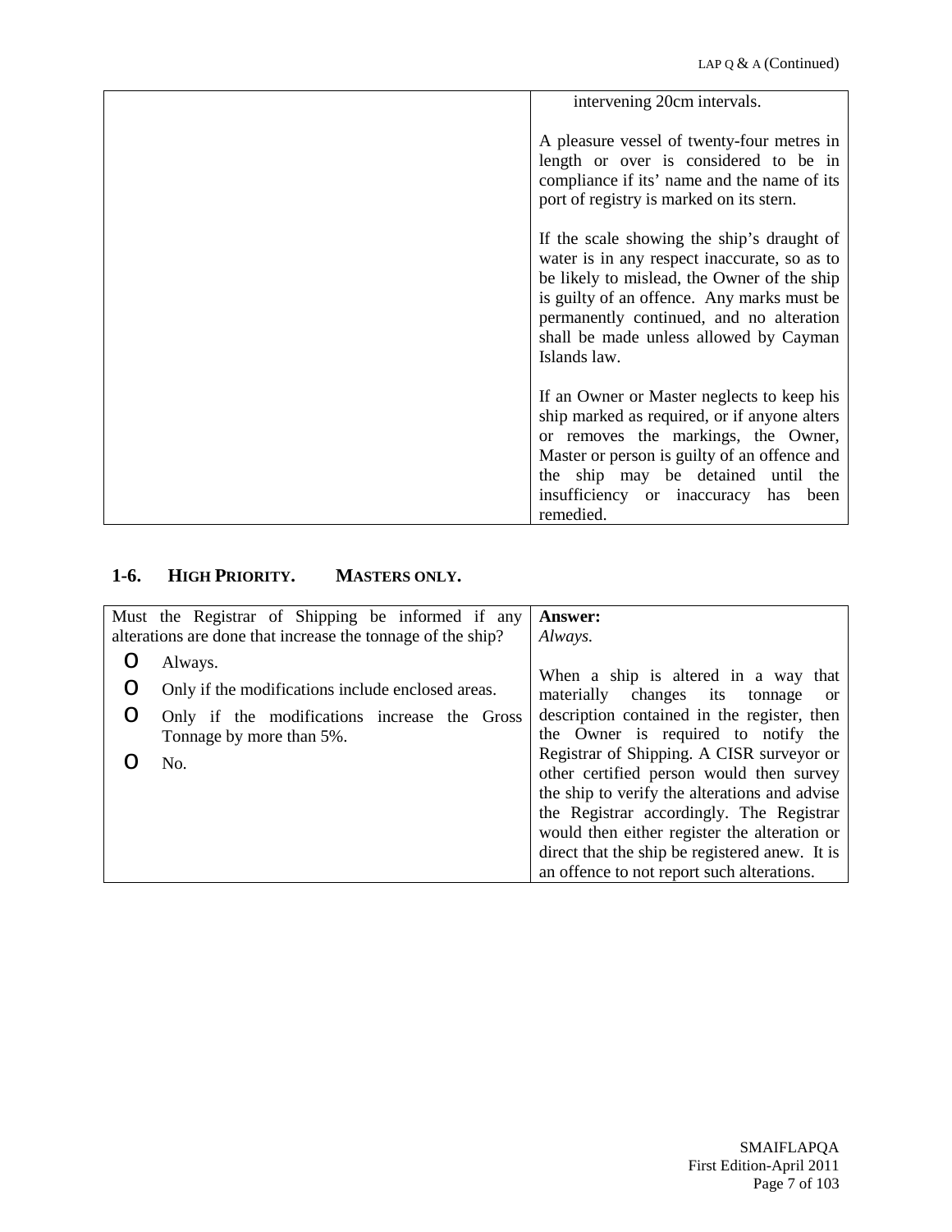| | intervening 20cm intervals.<br><br>A pleasure vessel of twenty-four metres in length or over is considered to be in compliance if its' name and the name of its port of registry is marked on its stern.<br><br>If the scale showing the ship's draught of water is in any respect inaccurate, so as to be likely to mislead, the Owner of the ship is guilty of an offence. Any marks must be permanently continued, and no alteration shall be made unless allowed by Cayman Islands law.<br><br>If an Owner or Master neglects to keep his ship marked as required, or if anyone alters or removes the markings, the Owner, Master or person is guilty of an offence and the ship may be detained until the insufficiency or inaccuracy has been remedied. |
|---|---|

## 1-6. HIGH PRIORITY. MASTERS ONLY.

| Must the Registrar of Shipping be informed if any alterations are done that increase the tonnage of the ship?<br><br>o Always.<br>o Only if the modifications include enclosed areas.<br>o Only if the modifications increase the Gross Tonnage by more than 5%.<br>o No. | **Answer:**<br>*Always.*<br><br>When a ship is altered in a way that materially changes its tonnage or description contained in the register, then the Owner is required to notify the Registrar of Shipping. A CISR surveyor or other certified person would then survey the ship to verify the alterations and advise the Registrar accordingly. The Registrar would then either register the alteration or direct that the ship be registered anew. It is an offence to not report such alterations. |
|---|---|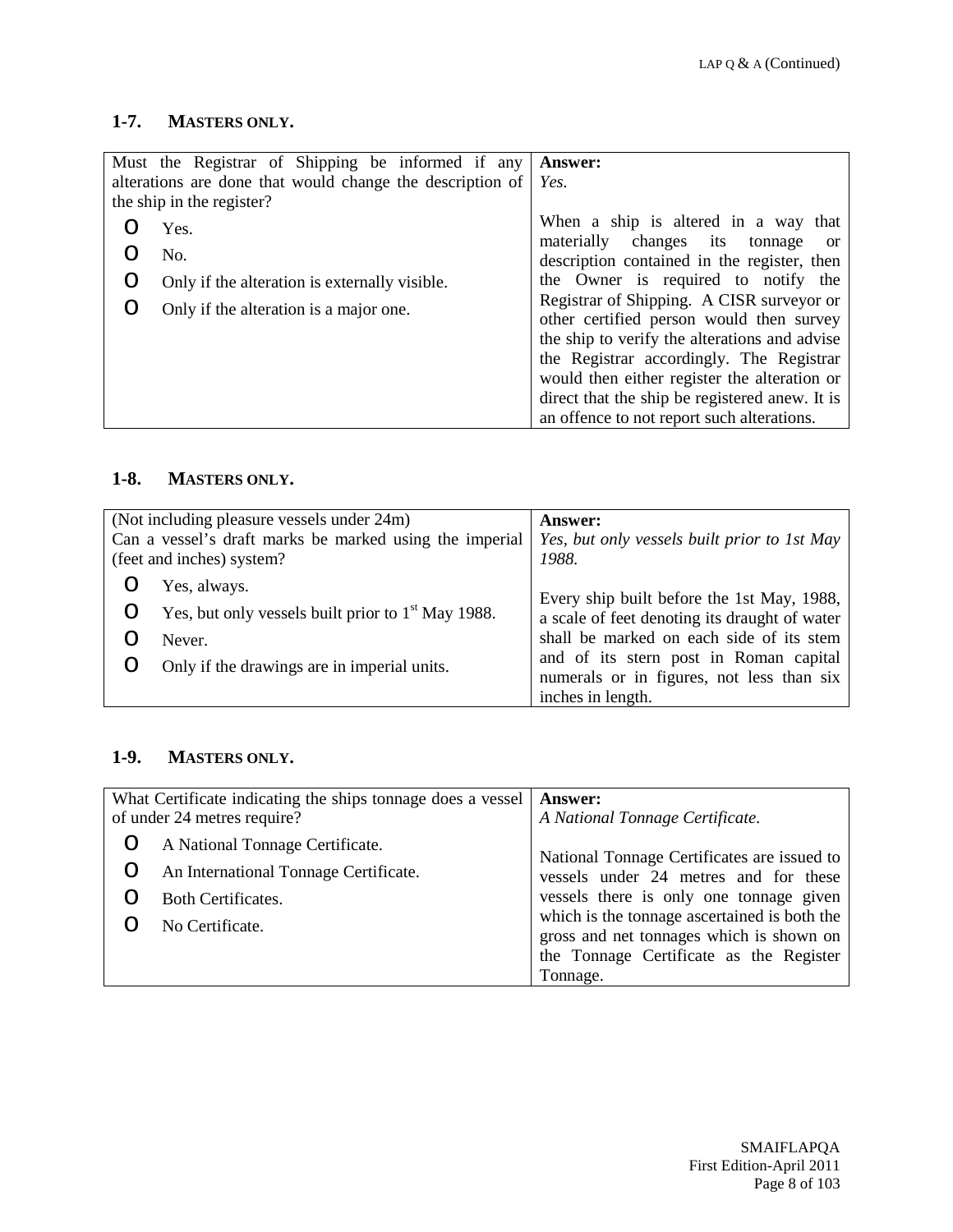## 1-7. MASTERS ONLY.

| Question | Answer |
|---|---|
| Must the Registrar of Shipping be informed if any alterations are done that would change the description of the ship in the register?<br>O Yes.<br>O No.<br>O Only if the alteration is externally visible.<br>O Only if the alteration is a major one. | **Answer:**<br>*Yes.*<br><br>When a ship is altered in a way that materially changes its tonnage or description contained in the register, then the Owner is required to notify the Registrar of Shipping. A CISR surveyor or other certified person would then survey the ship to verify the alterations and advise the Registrar accordingly. The Registrar would then either register the alteration or direct that the ship be registered anew. It is an offence to not report such alterations. |

## 1-8. MASTERS ONLY.

| Question | Answer |
|---|---|
| (Not including pleasure vessels under 24m)<br>Can a vessel's draft marks be marked using the imperial (feet and inches) system?<br>O Yes, always.<br>O Yes, but only vessels built prior to 1st May 1988.<br>O Never.<br>O Only if the drawings are in imperial units. | **Answer:**<br>*Yes, but only vessels built prior to 1st May 1988.*<br><br>Every ship built before the 1st May, 1988, a scale of feet denoting its draught of water shall be marked on each side of its stem and of its stern post in Roman capital numerals or in figures, not less than six inches in length. |

## 1-9. MASTERS ONLY.

| Question | Answer |
|---|---|
| What Certificate indicating the ships tonnage does a vessel of under 24 metres require?<br>O A National Tonnage Certificate.<br>O An International Tonnage Certificate.<br>O Both Certificates.<br>O No Certificate. | **Answer:**<br>*A National Tonnage Certificate.*<br><br>National Tonnage Certificates are issued to vessels under 24 metres and for these vessels there is only one tonnage given which is the tonnage ascertained is both the gross and net tonnages which is shown on the Tonnage Certificate as the Register Tonnage. |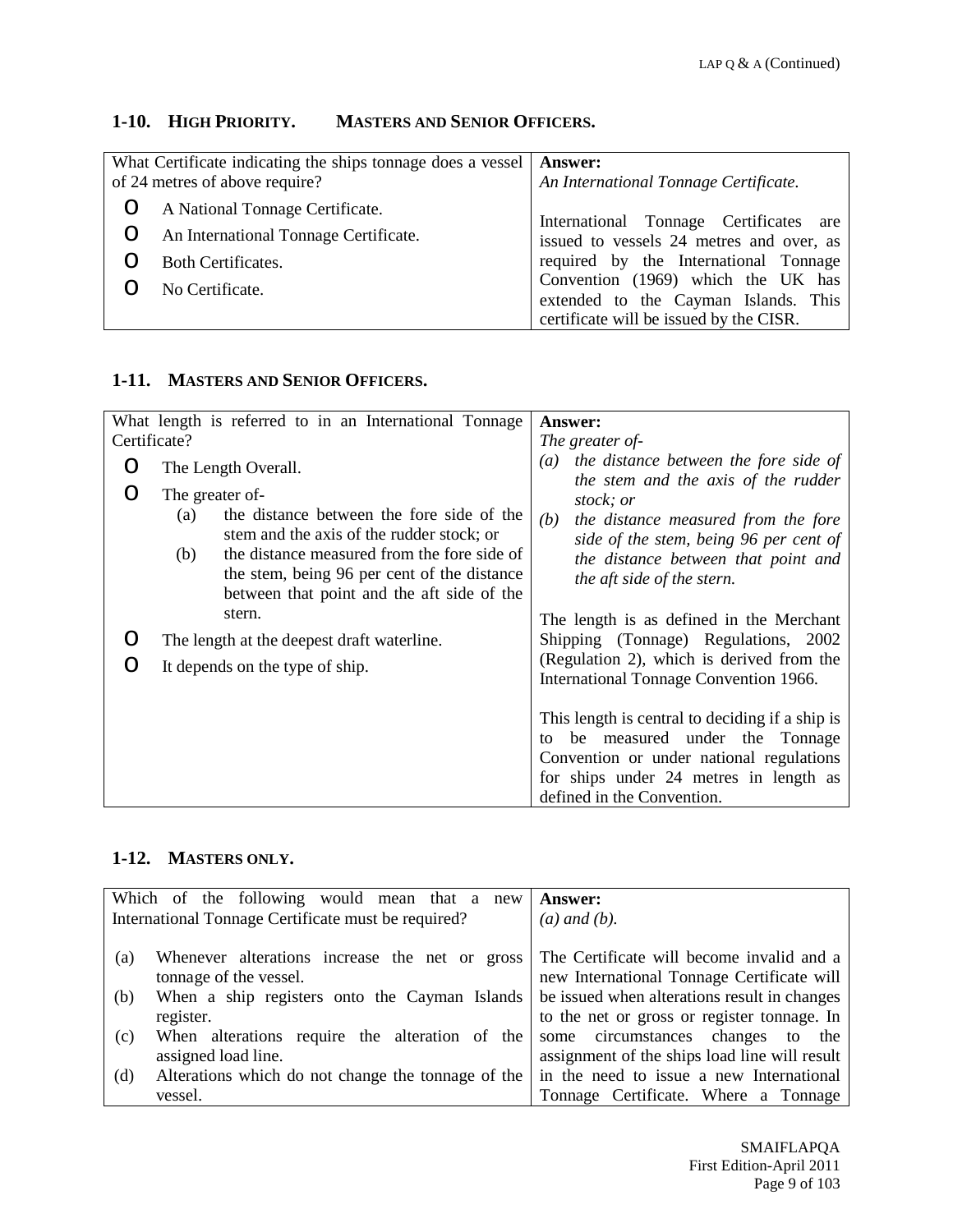## 1-10. HIGH PRIORITY. MASTERS AND SENIOR OFFICERS.

| Question | Answer |
|---|---|
| What Certificate indicating the ships tonnage does a vessel of 24 metres of above require?<br><br>O A National Tonnage Certificate.<br>O An International Tonnage Certificate.<br>O Both Certificates.<br>O No Certificate. | **Answer:**<br>*An International Tonnage Certificate.*<br><br>International Tonnage Certificates are issued to vessels 24 metres and over, as required by the International Tonnage Convention (1969) which the UK has extended to the Cayman Islands. This certificate will be issued by the CISR. |

## 1-11. MASTERS AND SENIOR OFFICERS.

| Question | Answer |
|---|---|
| What length is referred to in an International Tonnage Certificate?<br><br>O The Length Overall.<br>O The greater of-<br>(a) the distance between the fore side of the stem and the axis of the rudder stock; or<br>(b) the distance measured from the fore side of the stem, being 96 per cent of the distance between that point and the aft side of the stern.<br>O The length at the deepest draft waterline.<br>O It depends on the type of ship. | **Answer:**<br>*The greater of-*<br>*(a) the distance between the fore side of the stem and the axis of the rudder stock; or*<br>*(b) the distance measured from the fore side of the stem, being 96 per cent of the distance between that point and the aft side of the stern.*<br><br>The length is as defined in the Merchant Shipping (Tonnage) Regulations, 2002 (Regulation 2), which is derived from the International Tonnage Convention 1966.<br><br>This length is central to deciding if a ship is to be measured under the Tonnage Convention or under national regulations for ships under 24 metres in length as defined in the Convention. |

## 1-12. MASTERS ONLY.

| Question | Answer |
|---|---|
| Which of the following would mean that a new International Tonnage Certificate must be required?<br><br>(a) Whenever alterations increase the net or gross tonnage of the vessel.<br>(b) When a ship registers onto the Cayman Islands register.<br>(c) When alterations require the alteration of the assigned load line.<br>(d) Alterations which do not change the tonnage of the vessel. | **Answer:**<br>*(a) and (b).*<br><br>The Certificate will become invalid and a new International Tonnage Certificate will be issued when alterations result in changes to the net or gross or register tonnage. In some circumstances changes to the assignment of the ships load line will result in the need to issue a new International Tonnage Certificate. Where a Tonnage |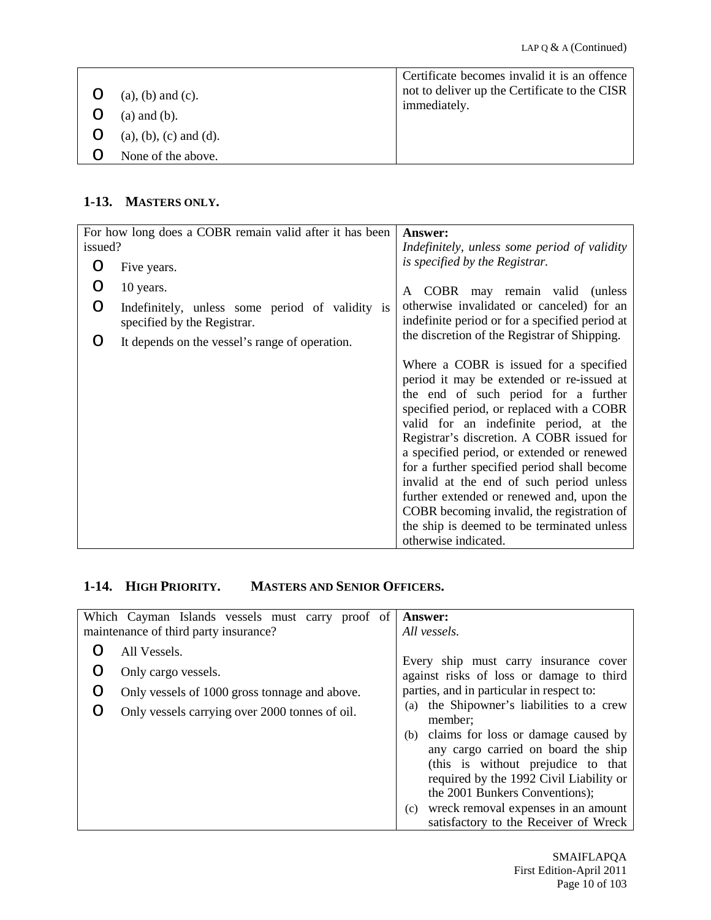| | |
|---|---|
| O (a), (b) and (c).<br>O (a) and (b).<br>O (a), (b), (c) and (d).<br>O None of the above. | Certificate becomes invalid it is an offence not to deliver up the Certificate to the CISR immediately. |

## 1-13. MASTERS ONLY.

| | |
|---|---|
| For how long does a COBR remain valid after it has been issued?<br>O Five years.<br>O 10 years.<br>O Indefinitely, unless some period of validity is specified by the Registrar.<br>O It depends on the vessel's range of operation. | **Answer:**<br>*Indefinitely, unless some period of validity is specified by the Registrar.*<br><br>A COBR may remain valid (unless otherwise invalidated or canceled) for an indefinite period or for a specified period at the discretion of the Registrar of Shipping.<br><br>Where a COBR is issued for a specified period it may be extended or re-issued at the end of such period for a further specified period, or replaced with a COBR valid for an indefinite period, at the Registrar's discretion. A COBR issued for a specified period, or extended or renewed for a further specified period shall become invalid at the end of such period unless further extended or renewed and, upon the COBR becoming invalid, the registration of the ship is deemed to be terminated unless otherwise indicated. |

## 1-14. HIGH PRIORITY. MASTERS AND SENIOR OFFICERS.

| | |
|---|---|
| Which Cayman Islands vessels must carry proof of maintenance of third party insurance?<br>O All Vessels.<br>O Only cargo vessels.<br>O Only vessels of 1000 gross tonnage and above.<br>O Only vessels carrying over 2000 tonnes of oil. | **Answer:**<br>*All vessels.*<br><br>Every ship must carry insurance cover against risks of loss or damage to third parties, and in particular in respect to:<br>(a) the Shipowner's liabilities to a crew member;<br>(b) claims for loss or damage caused by any cargo carried on board the ship (this is without prejudice to that required by the 1992 Civil Liability or the 2001 Bunkers Conventions);<br>(c) wreck removal expenses in an amount satisfactory to the Receiver of Wreck |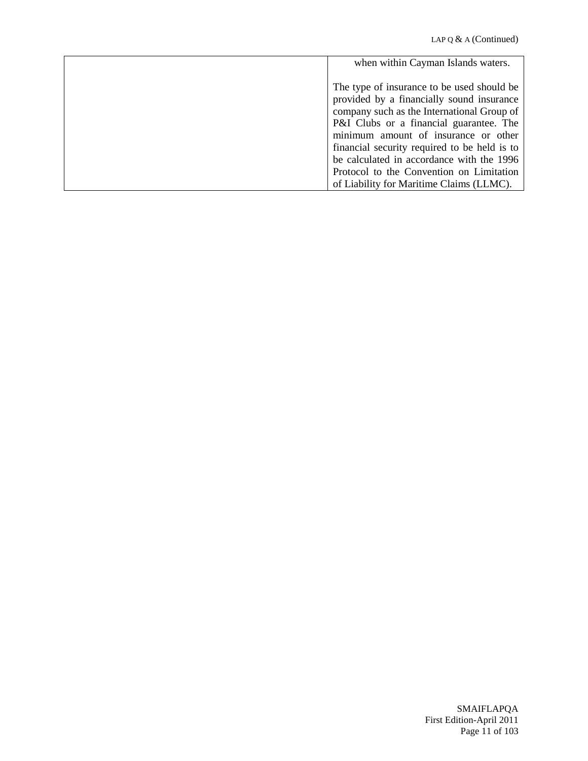| | |
|---|---|
| | when within Cayman Islands waters.<br><br>The type of insurance to be used should be provided by a financially sound insurance company such as the International Group of P&I Clubs or a financial guarantee. The minimum amount of insurance or other financial security required to be held is to be calculated in accordance with the 1996 Protocol to the Convention on Limitation of Liability for Maritime Claims (LLMC). |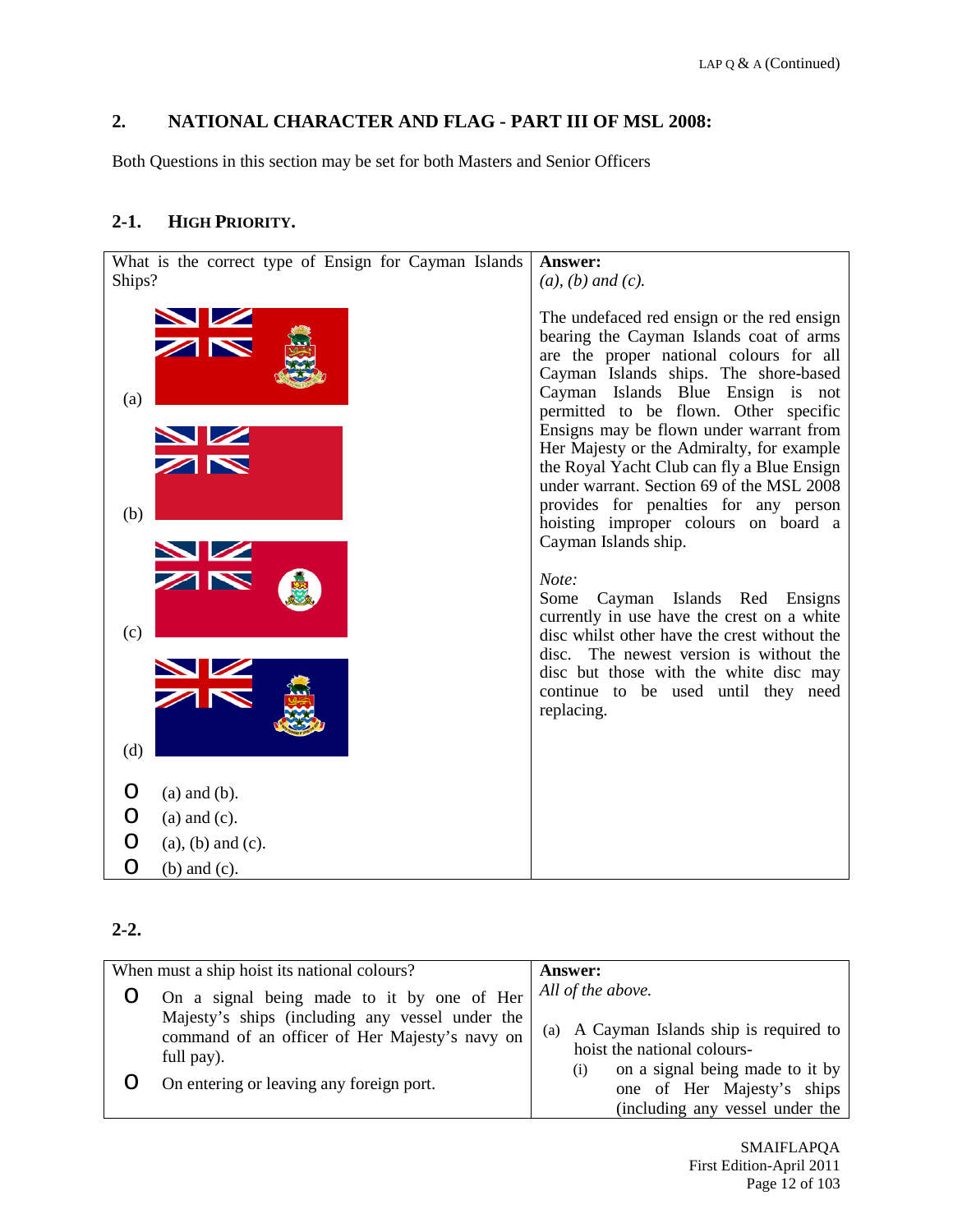## 2. NATIONAL CHARACTER AND FLAG - PART III OF MSL 2008:

Both Questions in this section may be set for both Masters and Senior Officers

### 2-1. HIGH PRIORITY.

| What is the correct type of Ensign for Cayman Islands Ships? | **Answer:** |
|---|---|
| (a)<br>(b)<br>(c)<br>(d)<br><br>O (a) and (b).<br>O (a) and (c).<br>O (a), (b) and (c).<br>O (b) and (c). | *(a), (b) and (c).*<br><br>The undefaced red ensign or the red ensign bearing the Cayman Islands coat of arms are the proper national colours for all Cayman Islands ships. The shore-based Cayman Islands Blue Ensign is not permitted to be flown. Other specific Ensigns may be flown under warrant from Her Majesty or the Admiralty, for example the Royal Yacht Club can fly a Blue Ensign under warrant. Section 69 of the MSL 2008 provides for penalties for any person hoisting improper colours on board a Cayman Islands ship.<br><br>*Note:*<br>Some Cayman Islands Red Ensigns currently in use have the crest on a white disc whilst other have the crest without the disc. The newest version is without the disc but those with the white disc may continue to be used until they need replacing. |

### 2-2.

| When must a ship hoist its national colours? | **Answer:** |
|---|---|
| O On a signal being made to it by one of Her Majesty's ships (including any vessel under the command of an officer of Her Majesty's navy on full pay).<br>O On entering or leaving any foreign port. | *All of the above.*<br><br>(a) A Cayman Islands ship is required to hoist the national colours-<br>(i) on a signal being made to it by one of Her Majesty's ships (including any vessel under the |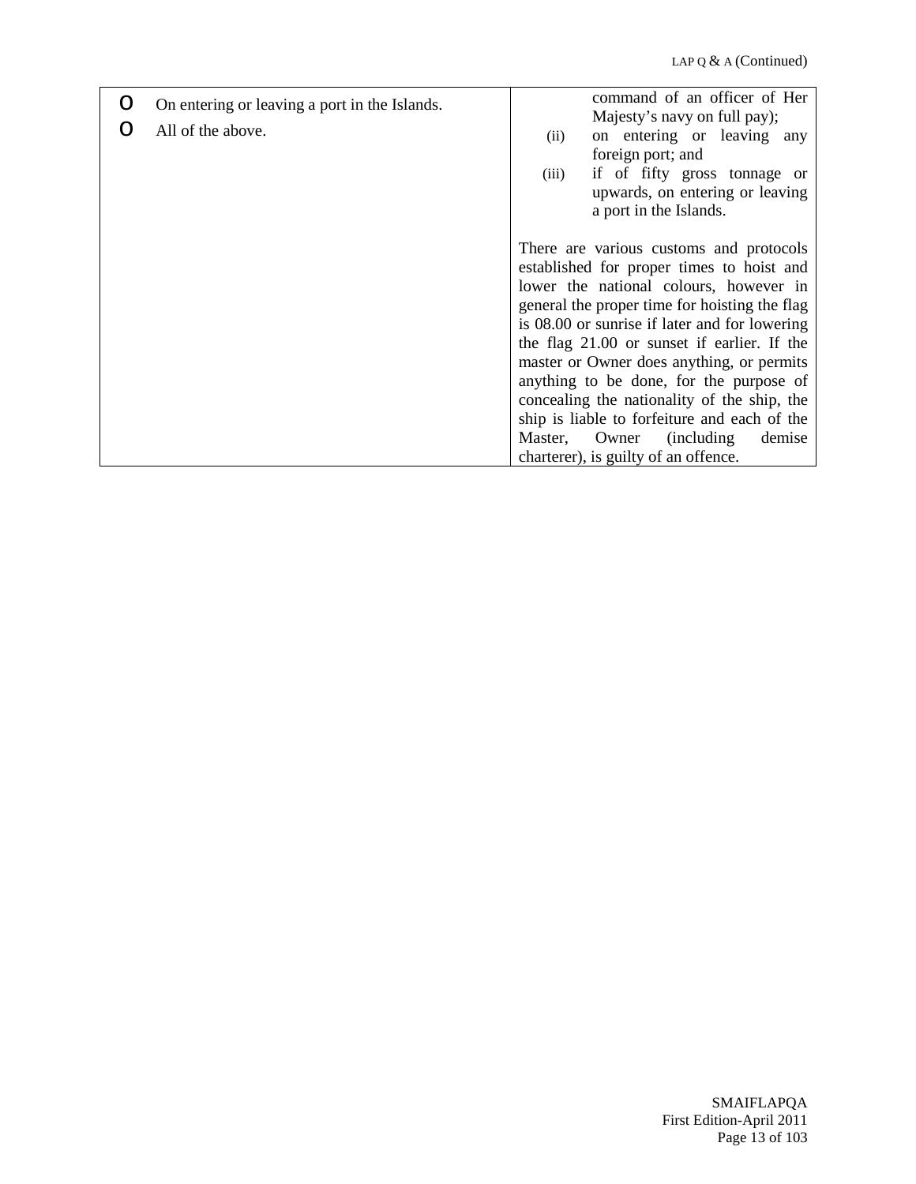| | |
|---|---|
| o On entering or leaving a port in the Islands.<br>o All of the above. | command of an officer of Her Majesty's navy on full pay);<br>(ii) on entering or leaving any foreign port; and<br>(iii) if of fifty gross tonnage or upwards, on entering or leaving a port in the Islands.<br><br>There are various customs and protocols established for proper times to hoist and lower the national colours, however in general the proper time for hoisting the flag is 08.00 or sunrise if later and for lowering the flag 21.00 or sunset if earlier. If the master or Owner does anything, or permits anything to be done, for the purpose of concealing the nationality of the ship, the ship is liable to forfeiture and each of the Master, Owner (including demise charterer), is guilty of an offence. |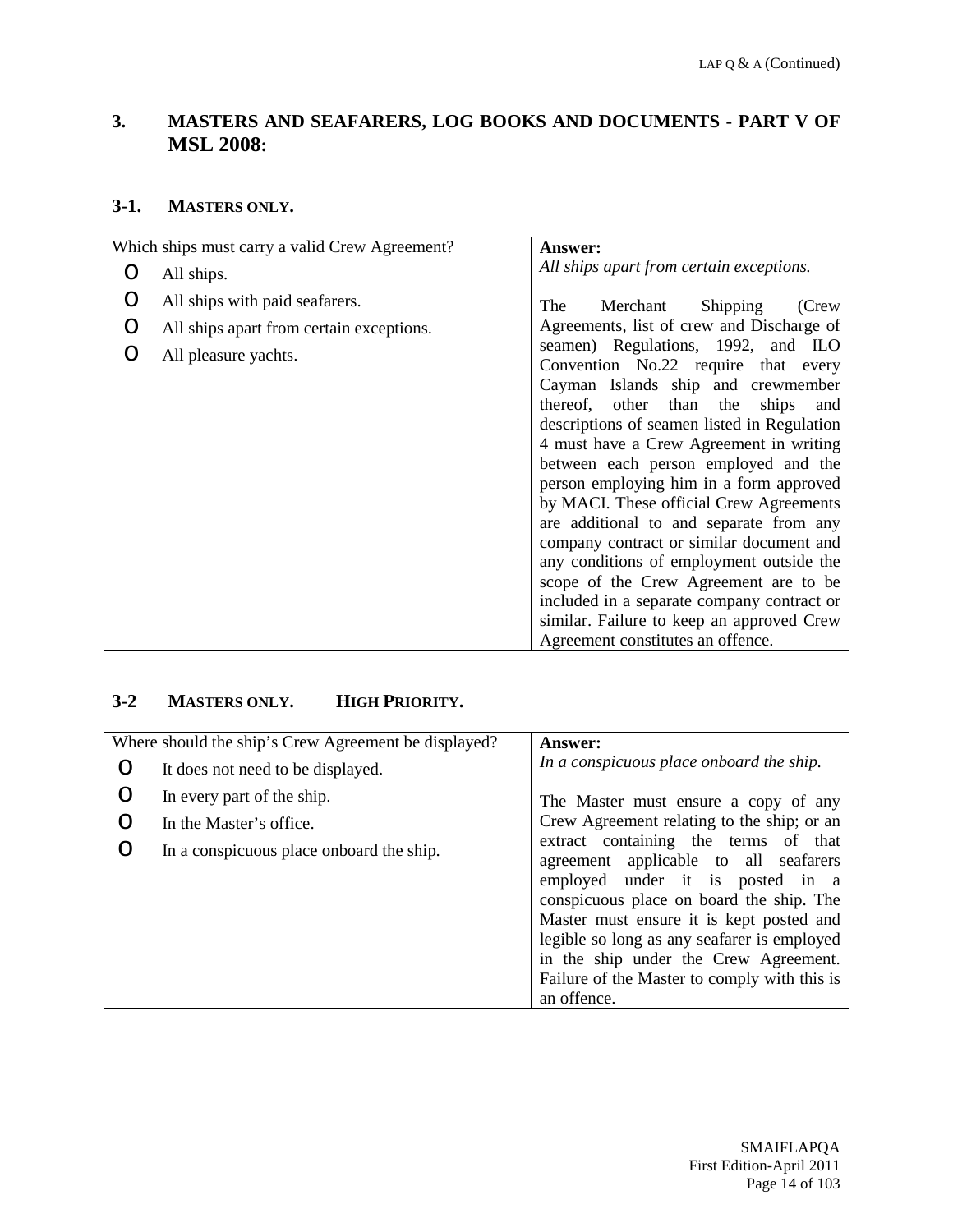## 3. MASTERS AND SEAFARERS, LOG BOOKS AND DOCUMENTS - PART V OF MSL 2008:

### 3-1. MASTERS ONLY.

| Which ships must carry a valid Crew Agreement? | **Answer:** |
|---|---|
| o All ships.<br>o All ships with paid seafarers.<br>o All ships apart from certain exceptions.<br>o All pleasure yachts. | *All ships apart from certain exceptions.*<br><br>The Merchant Shipping (Crew Agreements, list of crew and Discharge of seamen) Regulations, 1992, and ILO Convention No.22 require that every Cayman Islands ship and crewmember thereof, other than the ships and descriptions of seamen listed in Regulation 4 must have a Crew Agreement in writing between each person employed and the person employing him in a form approved by MACI. These official Crew Agreements are additional to and separate from any company contract or similar document and any conditions of employment outside the scope of the Crew Agreement are to be included in a separate company contract or similar. Failure to keep an approved Crew Agreement constitutes an offence. |

### 3-2 MASTERS ONLY. HIGH PRIORITY.

| Where should the ship's Crew Agreement be displayed? | **Answer:** |
|---|---|
| o It does not need to be displayed.<br>o In every part of the ship.<br>o In the Master's office.<br>o In a conspicuous place onboard the ship. | *In a conspicuous place onboard the ship.*<br><br>The Master must ensure a copy of any Crew Agreement relating to the ship; or an extract containing the terms of that agreement applicable to all seafarers employed under it is posted in a conspicuous place on board the ship. The Master must ensure it is kept posted and legible so long as any seafarer is employed in the ship under the Crew Agreement. Failure of the Master to comply with this is an offence. |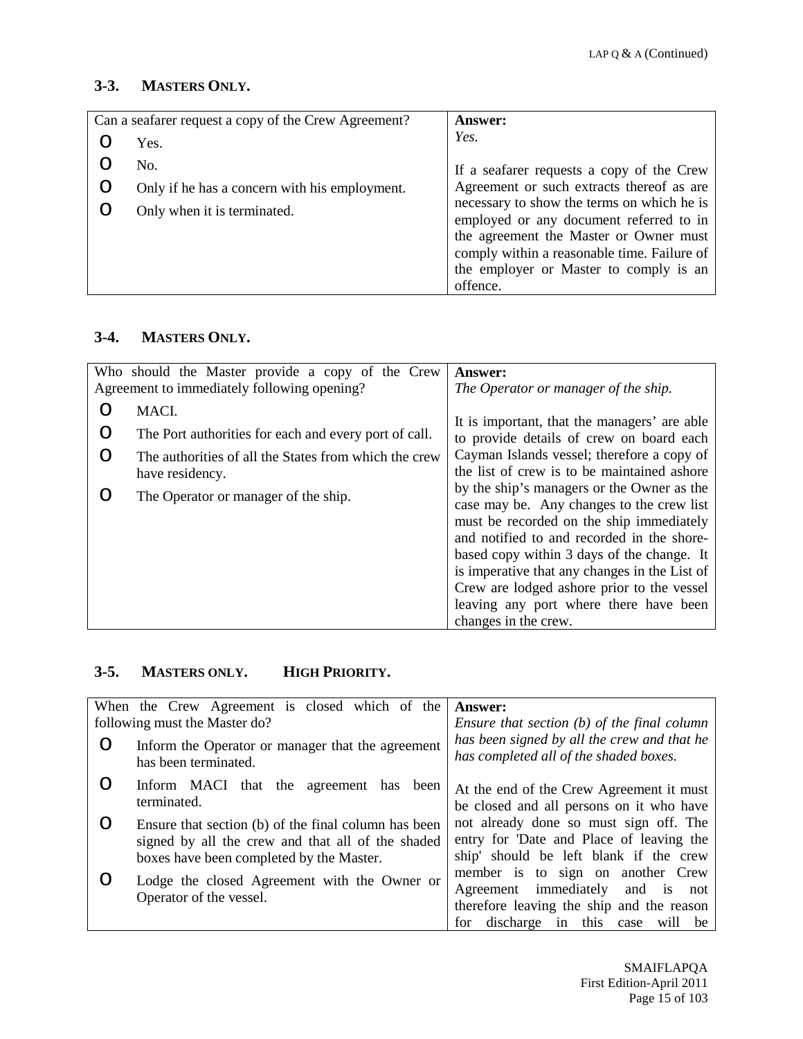## 3-3. MASTERS ONLY.

| Can a seafarer request a copy of the Crew Agreement? | Answer: |
|---|---|
| O Yes.<br>O No.<br>O Only if he has a concern with his employment.<br>O Only when it is terminated. | *Yes.*<br><br>If a seafarer requests a copy of the Crew Agreement or such extracts thereof as are necessary to show the terms on which he is employed or any document referred to in the agreement the Master or Owner must comply within a reasonable time. Failure of the employer or Master to comply is an offence. |

## 3-4. MASTERS ONLY.

| Who should the Master provide a copy of the Crew Agreement to immediately following opening? | Answer: |
|---|---|
| O MACI.<br>O The Port authorities for each and every port of call.<br>O The authorities of all the States from which the crew have residency.<br>O The Operator or manager of the ship. | *The Operator or manager of the ship.*<br><br>It is important, that the managers' are able to provide details of crew on board each Cayman Islands vessel; therefore a copy of the list of crew is to be maintained ashore by the ship's managers or the Owner as the case may be. Any changes to the crew list must be recorded on the ship immediately and notified to and recorded in the shore-based copy within 3 days of the change. It is imperative that any changes in the List of Crew are lodged ashore prior to the vessel leaving any port where there have been changes in the crew. |

## 3-5. MASTERS ONLY. HIGH PRIORITY.

| When the Crew Agreement is closed which of the following must the Master do? | Answer: |
|---|---|
| O Inform the Operator or manager that the agreement has been terminated.<br>O Inform MACI that the agreement has been terminated.<br>O Ensure that section (b) of the final column has been signed by all the crew and that all of the shaded boxes have been completed by the Master.<br>O Lodge the closed Agreement with the Owner or Operator of the vessel. | *Ensure that section (b) of the final column has been signed by all the crew and that he has completed all of the shaded boxes.*<br><br>At the end of the Crew Agreement it must be closed and all persons on it who have not already done so must sign off. The entry for 'Date and Place of leaving the ship' should be left blank if the crew member is to sign on another Crew Agreement immediately and is not therefore leaving the ship and the reason for discharge in this case will be |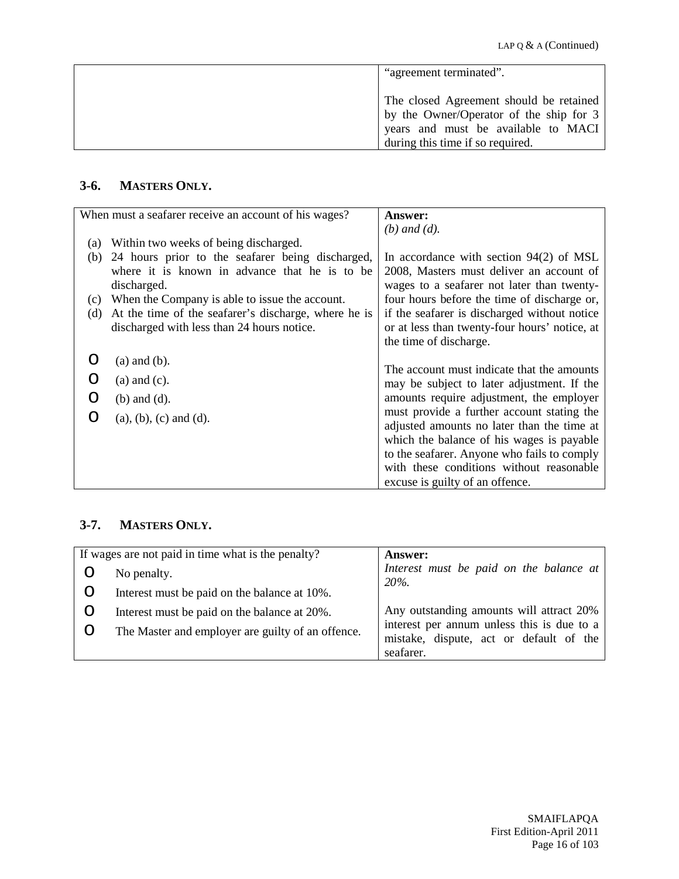| | |
|---|---|
| | "agreement terminated".<br><br>The closed Agreement should be retained by the Owner/Operator of the ship for 3 years and must be available to MACI during this time if so required. |

### 3-6. MASTERS ONLY.

| When must a seafarer receive an account of his wages? | **Answer:** |
|---|---|
| (a) Within two weeks of being discharged.<br>(b) 24 hours prior to the seafarer being discharged, where it is known in advance that he is to be discharged.<br>(c) When the Company is able to issue the account.<br>(d) At the time of the seafarer's discharge, where he is discharged with less than 24 hours notice.<br><br>O (a) and (b).<br>O (a) and (c).<br>O (b) and (d).<br>O (a), (b), (c) and (d). | *(b) and (d).*<br><br>In accordance with section 94(2) of MSL 2008, Masters must deliver an account of wages to a seafarer not later than twenty-four hours before the time of discharge or, if the seafarer is discharged without notice or at less than twenty-four hours' notice, at the time of discharge.<br><br>The account must indicate that the amounts may be subject to later adjustment. If the amounts require adjustment, the employer must provide a further account stating the adjusted amounts no later than the time at which the balance of his wages is payable to the seafarer. Anyone who fails to comply with these conditions without reasonable excuse is guilty of an offence. |

### 3-7. MASTERS ONLY.

| If wages are not paid in time what is the penalty? | **Answer:** |
|---|---|
| O No penalty.<br>O Interest must be paid on the balance at 10%.<br>O Interest must be paid on the balance at 20%.<br>O The Master and employer are guilty of an offence. | *Interest must be paid on the balance at 20%.*<br><br>Any outstanding amounts will attract 20% interest per annum unless this is due to a mistake, dispute, act or default of the seafarer. |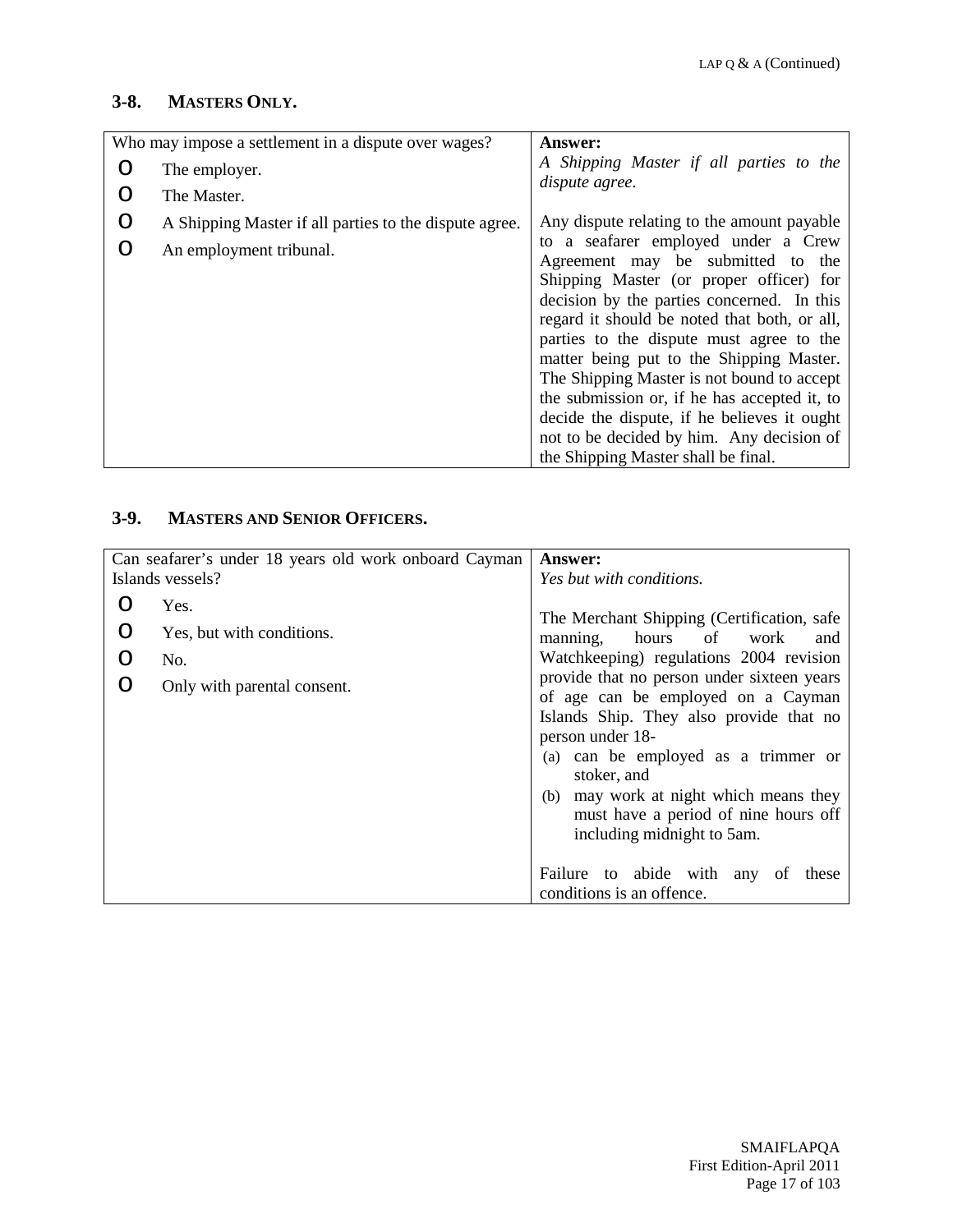## 3-8. MASTERS ONLY.

| Who may impose a settlement in a dispute over wages? | **Answer:** |
|---|---|
| o The employer.<br>o The Master.<br>o A Shipping Master if all parties to the dispute agree.<br>o An employment tribunal. | *A Shipping Master if all parties to the dispute agree.*<br><br>Any dispute relating to the amount payable to a seafarer employed under a Crew Agreement may be submitted to the Shipping Master (or proper officer) for decision by the parties concerned. In this regard it should be noted that both, or all, parties to the dispute must agree to the matter being put to the Shipping Master. The Shipping Master is not bound to accept the submission or, if he has accepted it, to decide the dispute, if he believes it ought not to be decided by him. Any decision of the Shipping Master shall be final. |

## 3-9. MASTERS AND SENIOR OFFICERS.

| Can seafarer's under 18 years old work onboard Cayman Islands vessels? | **Answer:** |
|---|---|
| o Yes.<br>o Yes, but with conditions.<br>o No.<br>o Only with parental consent. | *Yes but with conditions.*<br><br>The Merchant Shipping (Certification, safe manning, hours of work and Watchkeeping) regulations 2004 revision provide that no person under sixteen years of age can be employed on a Cayman Islands Ship. They also provide that no person under 18-<br>(a) can be employed as a trimmer or stoker, and<br>(b) may work at night which means they must have a period of nine hours off including midnight to 5am.<br><br>Failure to abide with any of these conditions is an offence. |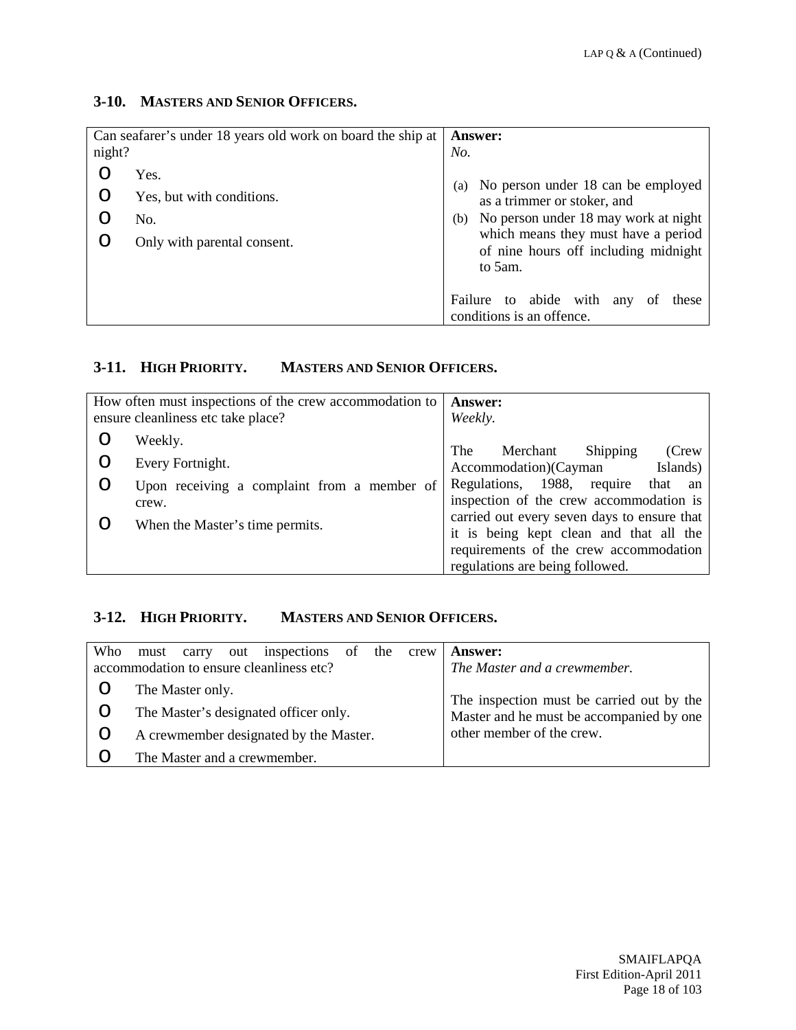## 3-10. MASTERS AND SENIOR OFFICERS.

| Can seafarer's under 18 years old work on board the ship at night? | **Answer:** |
|---|---|
| O Yes.<br>O Yes, but with conditions.<br>O No.<br>O Only with parental consent. | *No.*<br><br>(a) No person under 18 can be employed as a trimmer or stoker, and<br>(b) No person under 18 may work at night which means they must have a period of nine hours off including midnight to 5am.<br><br>Failure to abide with any of these conditions is an offence. |

## 3-11. HIGH PRIORITY. MASTERS AND SENIOR OFFICERS.

| How often must inspections of the crew accommodation to ensure cleanliness etc take place? | **Answer:** |
|---|---|
| O Weekly.<br>O Every Fortnight.<br>O Upon receiving a complaint from a member of crew.<br>O When the Master's time permits. | *Weekly.*<br><br>The Merchant Shipping (Crew Accommodation)(Cayman Islands) Regulations, 1988, require that an inspection of the crew accommodation is carried out every seven days to ensure that it is being kept clean and that all the requirements of the crew accommodation regulations are being followed. |

## 3-12. HIGH PRIORITY. MASTERS AND SENIOR OFFICERS.

| Who must carry out inspections of the crew accommodation to ensure cleanliness etc? | **Answer:** |
|---|---|
| O The Master only.<br>O The Master's designated officer only.<br>O A crewmember designated by the Master.<br>O The Master and a crewmember. | *The Master and a crewmember.*<br><br>The inspection must be carried out by the Master and he must be accompanied by one other member of the crew. |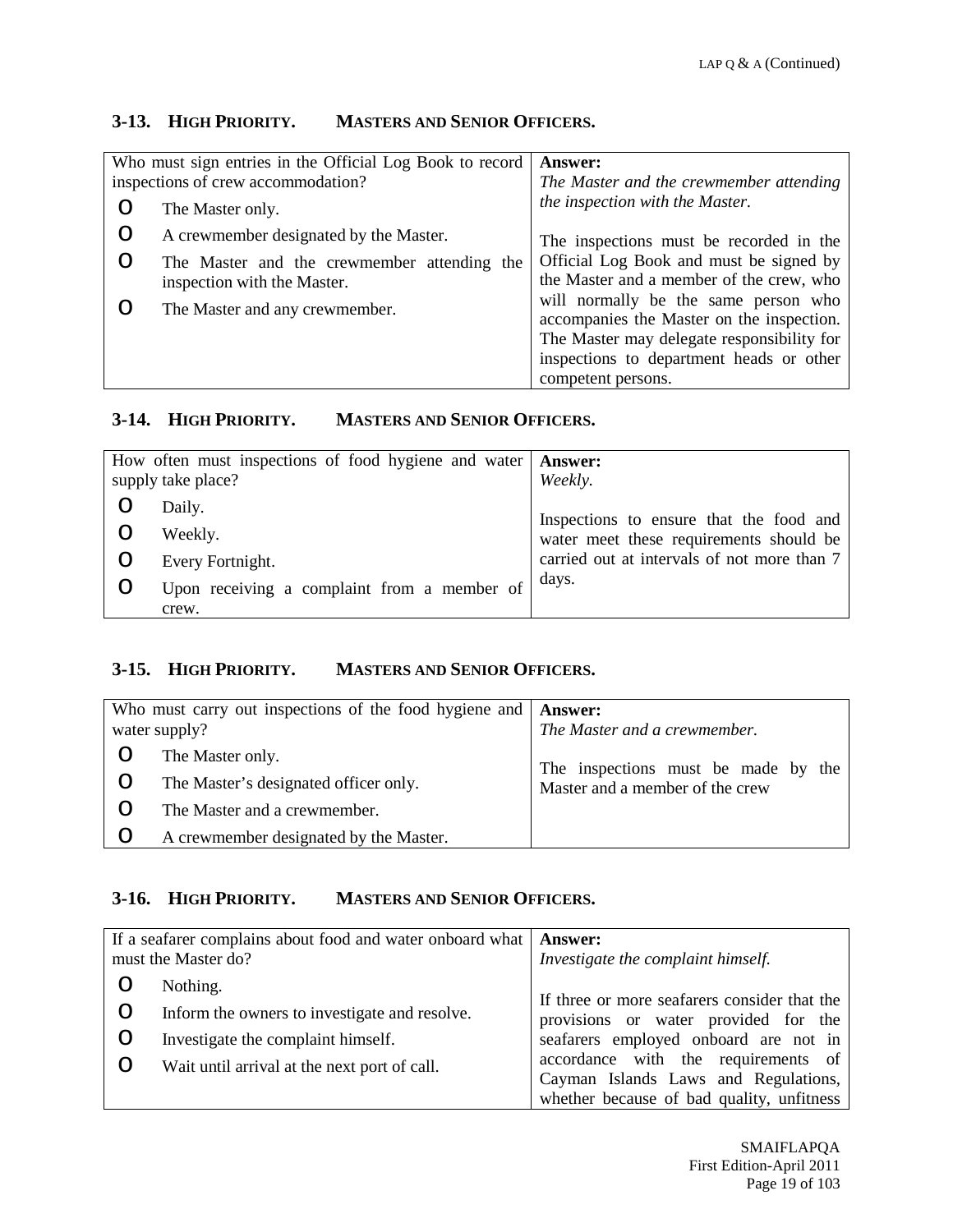## 3-13. HIGH PRIORITY. MASTERS AND SENIOR OFFICERS.

| Question | Answer |
| --- | --- |
| Who must sign entries in the Official Log Book to record inspections of crew accommodation?<br>O The Master only.<br>O A crewmember designated by the Master.<br>O The Master and the crewmember attending the inspection with the Master.<br>O The Master and any crewmember. | **Answer:**<br>*The Master and the crewmember attending the inspection with the Master.*<br><br>The inspections must be recorded in the Official Log Book and must be signed by the Master and a member of the crew, who will normally be the same person who accompanies the Master on the inspection. The Master may delegate responsibility for inspections to department heads or other competent persons. |

## 3-14. HIGH PRIORITY. MASTERS AND SENIOR OFFICERS.

| Question | Answer |
| --- | --- |
| How often must inspections of food hygiene and water supply take place?<br>O Daily.<br>O Weekly.<br>O Every Fortnight.<br>O Upon receiving a complaint from a member of crew. | **Answer:**<br>*Weekly.*<br><br>Inspections to ensure that the food and water meet these requirements should be carried out at intervals of not more than 7 days. |

## 3-15. HIGH PRIORITY. MASTERS AND SENIOR OFFICERS.

| Question | Answer |
| --- | --- |
| Who must carry out inspections of the food hygiene and water supply?<br>O The Master only.<br>O The Master's designated officer only.<br>O The Master and a crewmember.<br>O A crewmember designated by the Master. | **Answer:**<br>*The Master and a crewmember.*<br><br>The inspections must be made by the Master and a member of the crew |

## 3-16. HIGH PRIORITY. MASTERS AND SENIOR OFFICERS.

| Question | Answer |
| --- | --- |
| If a seafarer complains about food and water onboard what must the Master do?<br>O Nothing.<br>O Inform the owners to investigate and resolve.<br>O Investigate the complaint himself.<br>O Wait until arrival at the next port of call. | **Answer:**<br>*Investigate the complaint himself.*<br><br>If three or more seafarers consider that the provisions or water provided for the seafarers employed onboard are not in accordance with the requirements of Cayman Islands Laws and Regulations, whether because of bad quality, unfitness |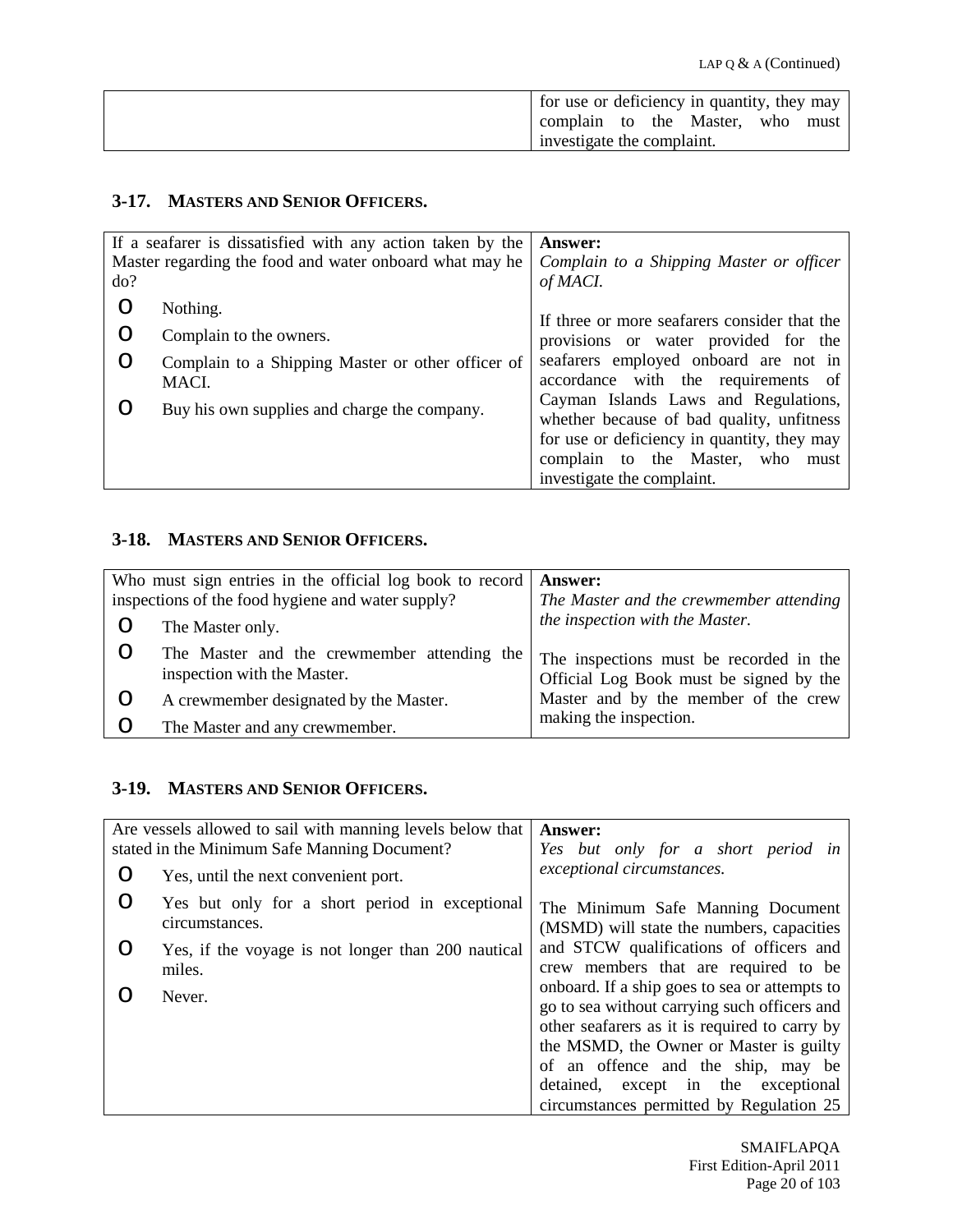| | for use or deficiency in quantity, they may complain to the Master, who must investigate the complaint. |
|---|---|

## 3-17. MASTERS AND SENIOR OFFICERS.

| If a seafarer is dissatisfied with any action taken by the Master regarding the food and water onboard what may he do? | **Answer:** *Complain to a Shipping Master or officer of MACI.* |
|---|---|
| O Nothing.<br>O Complain to the owners.<br>O Complain to a Shipping Master or other officer of MACI.<br>O Buy his own supplies and charge the company. | If three or more seafarers consider that the provisions or water provided for the seafarers employed onboard are not in accordance with the requirements of Cayman Islands Laws and Regulations, whether because of bad quality, unfitness for use or deficiency in quantity, they may complain to the Master, who must investigate the complaint. |

## 3-18. MASTERS AND SENIOR OFFICERS.

| Who must sign entries in the official log book to record inspections of the food hygiene and water supply? | **Answer:** *The Master and the crewmember attending the inspection with the Master.* |
|---|---|
| O The Master only.<br>O The Master and the crewmember attending the inspection with the Master.<br>O A crewmember designated by the Master.<br>O The Master and any crewmember. | The inspections must be recorded in the Official Log Book must be signed by the Master and by the member of the crew making the inspection. |

## 3-19. MASTERS AND SENIOR OFFICERS.

| Are vessels allowed to sail with manning levels below that stated in the Minimum Safe Manning Document? | **Answer:** *Yes but only for a short period in exceptional circumstances.* |
|---|---|
| O Yes, until the next convenient port.<br>O Yes but only for a short period in exceptional circumstances.<br>O Yes, if the voyage is not longer than 200 nautical miles.<br>O Never. | The Minimum Safe Manning Document (MSMD) will state the numbers, capacities and STCW qualifications of officers and crew members that are required to be onboard. If a ship goes to sea or attempts to go to sea without carrying such officers and other seafarers as it is required to carry by the MSMD, the Owner or Master is guilty of an offence and the ship, may be detained, except in the exceptional circumstances permitted by Regulation 25 |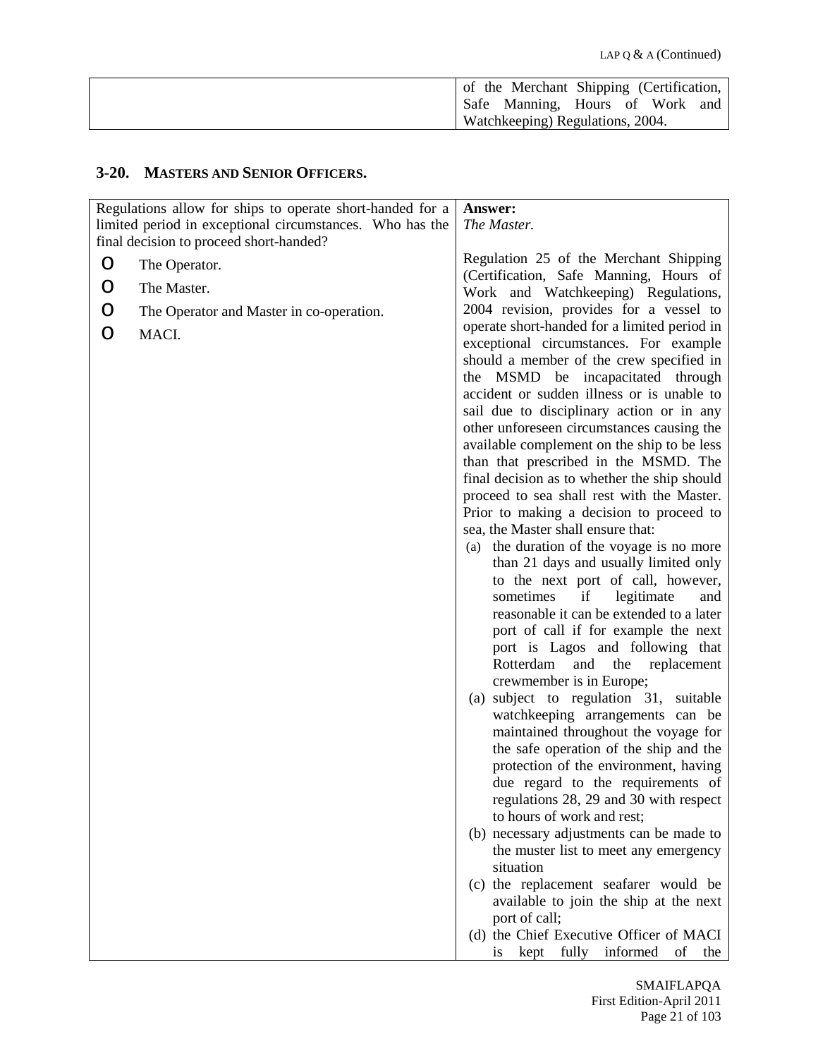| | of the Merchant Shipping (Certification, Safe Manning, Hours of Work and Watchkeeping) Regulations, 2004. |
|---|---|

## 3-20. MASTERS AND SENIOR OFFICERS.

| Question | Answer |
|---|---|
| Regulations allow for ships to operate short-handed for a limited period in exceptional circumstances. Who has the final decision to proceed short-handed?<br><br>o The Operator.<br>o The Master.<br>o The Operator and Master in co-operation.<br>o MACI. | **Answer:**<br>*The Master.*<br><br>Regulation 25 of the Merchant Shipping (Certification, Safe Manning, Hours of Work and Watchkeeping) Regulations, 2004 revision, provides for a vessel to operate short-handed for a limited period in exceptional circumstances. For example should a member of the crew specified in the MSMD be incapacitated through accident or sudden illness or is unable to sail due to disciplinary action or in any other unforeseen circumstances causing the available complement on the ship to be less than that prescribed in the MSMD. The final decision as to whether the ship should proceed to sea shall rest with the Master. Prior to making a decision to proceed to sea, the Master shall ensure that:<br>(a) the duration of the voyage is no more than 21 days and usually limited only to the next port of call, however, sometimes if legitimate and reasonable it can be extended to a later port of call if for example the next port is Lagos and following that Rotterdam and the replacement crewmember is in Europe;<br>(a) subject to regulation 31, suitable watchkeeping arrangements can be maintained throughout the voyage for the safe operation of the ship and the protection of the environment, having due regard to the requirements of regulations 28, 29 and 30 with respect to hours of work and rest;<br>(b) necessary adjustments can be made to the muster list to meet any emergency situation<br>(c) the replacement seafarer would be available to join the ship at the next port of call;<br>(d) the Chief Executive Officer of MACI is kept fully informed of the |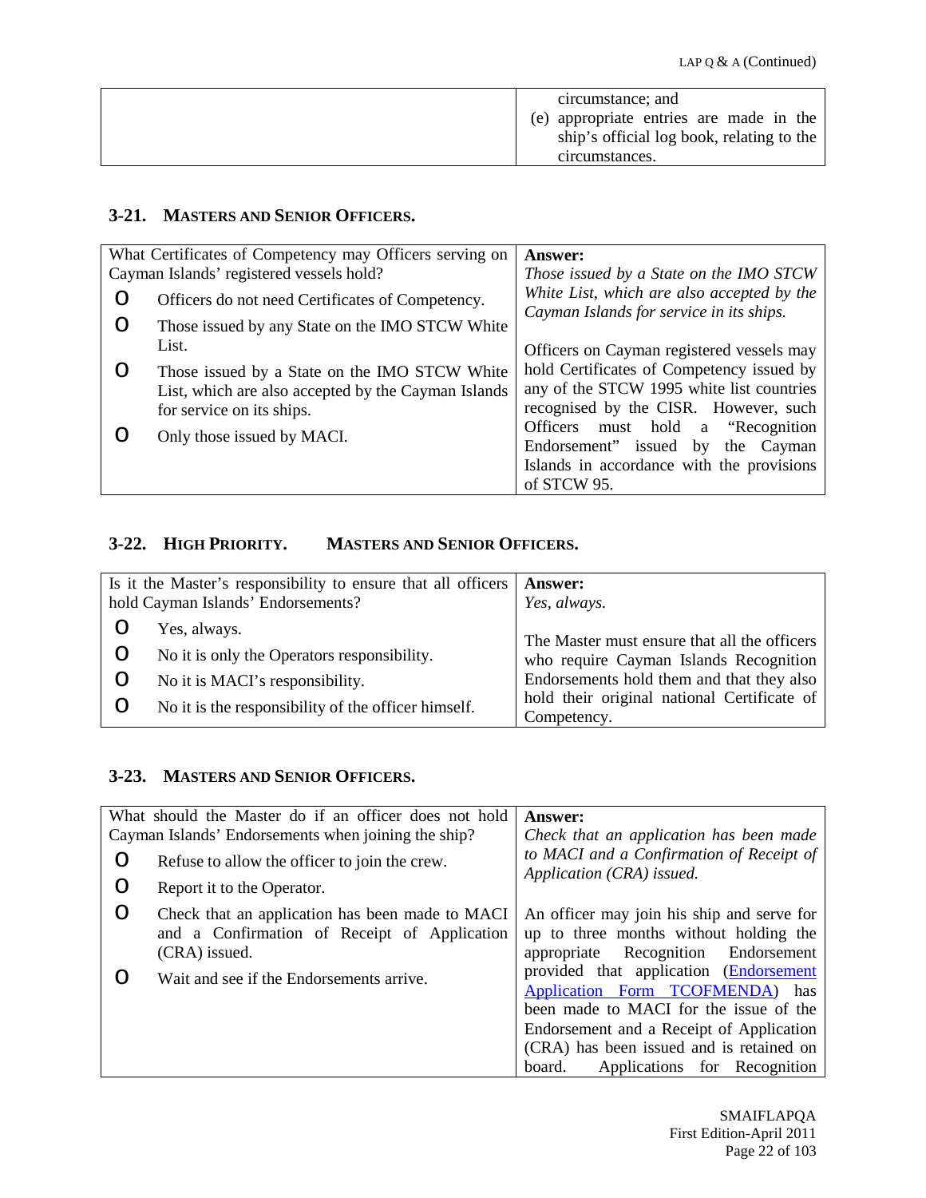| | |
|---|---|
| | circumstance; and<br>(e) appropriate entries are made in the ship's official log book, relating to the circumstances. |

### 3-21. MASTERS AND SENIOR OFFICERS.

| What Certificates of Competency may Officers serving on Cayman Islands' registered vessels hold? | **Answer:** |
|---|---|
| O Officers do not need Certificates of Competency.<br>O Those issued by any State on the IMO STCW White List.<br>O Those issued by a State on the IMO STCW White List, which are also accepted by the Cayman Islands for service on its ships.<br>O Only those issued by MACI. | *Those issued by a State on the IMO STCW White List, which are also accepted by the Cayman Islands for service in its ships.*<br><br>Officers on Cayman registered vessels may hold Certificates of Competency issued by any of the STCW 1995 white list countries recognised by the CISR. However, such Officers must hold a "Recognition Endorsement" issued by the Cayman Islands in accordance with the provisions of STCW 95. |

### 3-22. HIGH PRIORITY. MASTERS AND SENIOR OFFICERS.

| Is it the Master's responsibility to ensure that all officers hold Cayman Islands' Endorsements? | **Answer:** |
|---|---|
| O Yes, always.<br>O No it is only the Operators responsibility.<br>O No it is MACI's responsibility.<br>O No it is the responsibility of the officer himself. | *Yes, always.*<br><br>The Master must ensure that all the officers who require Cayman Islands Recognition Endorsements hold them and that they also hold their original national Certificate of Competency. |

### 3-23. MASTERS AND SENIOR OFFICERS.

| What should the Master do if an officer does not hold Cayman Islands' Endorsements when joining the ship? | **Answer:** |
|---|---|
| O Refuse to allow the officer to join the crew.<br>O Report it to the Operator.<br>O Check that an application has been made to MACI and a Confirmation of Receipt of Application (CRA) issued.<br>O Wait and see if the Endorsements arrive. | *Check that an application has been made to MACI and a Confirmation of Receipt of Application (CRA) issued.*<br><br>An officer may join his ship and serve for up to three months without holding the appropriate Recognition Endorsement provided that application (Endorsement Application Form TCOFMENDA) has been made to MACI for the issue of the Endorsement and a Receipt of Application (CRA) has been issued and is retained on board. Applications for Recognition |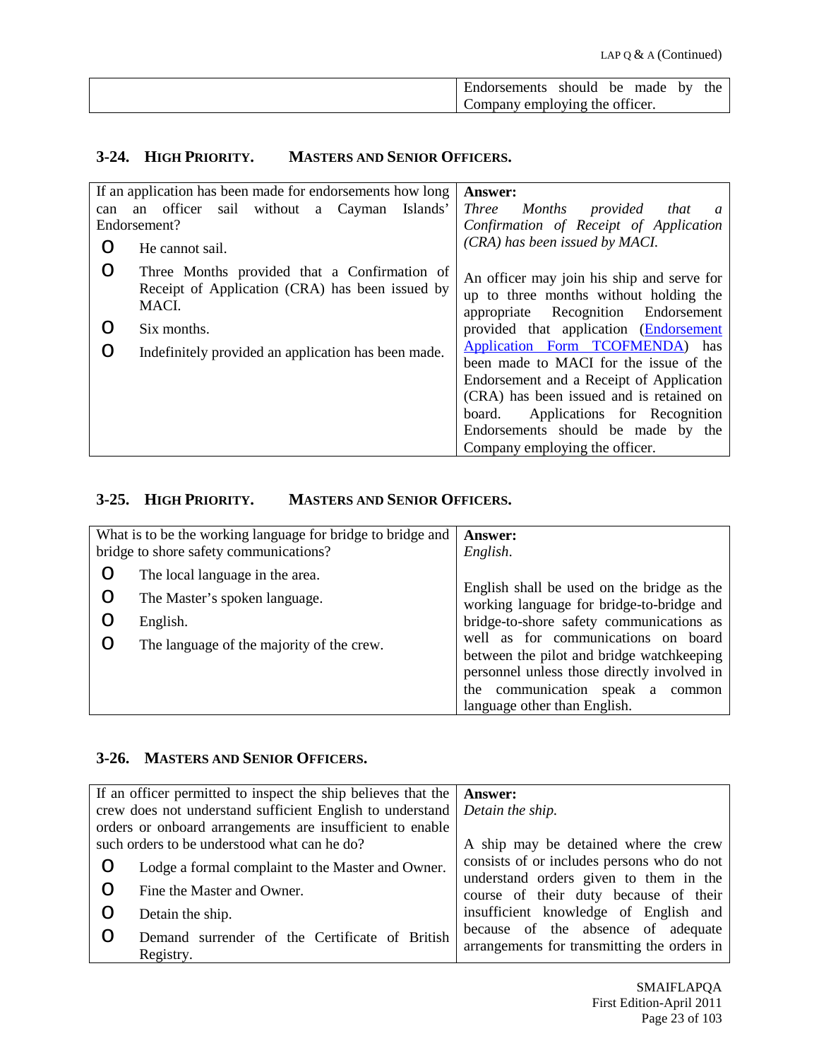| | Endorsements should be made by the Company employing the officer. |
|---|---|

### 3-24. HIGH PRIORITY. MASTERS AND SENIOR OFFICERS.

| If an application has been made for endorsements how long can an officer sail without a Cayman Islands' Endorsement? | **Answer:** *Three Months provided that a Confirmation of Receipt of Application (CRA) has been issued by MACI.* |
|---|---|
| O He cannot sail.<br>O Three Months provided that a Confirmation of Receipt of Application (CRA) has been issued by MACI.<br>O Six months.<br>O Indefinitely provided an application has been made. | An officer may join his ship and serve for up to three months without holding the appropriate Recognition Endorsement provided that application (Endorsement Application Form TCOFMENDA) has been made to MACI for the issue of the Endorsement and a Receipt of Application (CRA) has been issued and is retained on board. Applications for Recognition Endorsements should be made by the Company employing the officer. |

### 3-25. HIGH PRIORITY. MASTERS AND SENIOR OFFICERS.

| What is to be the working language for bridge to bridge and bridge to shore safety communications? | **Answer:** *English.* |
|---|---|
| O The local language in the area.<br>O The Master's spoken language.<br>O English.<br>O The language of the majority of the crew. | English shall be used on the bridge as the working language for bridge-to-bridge and bridge-to-shore safety communications as well as for communications on board between the pilot and bridge watchkeeping personnel unless those directly involved in the communication speak a common language other than English. |

### 3-26. MASTERS AND SENIOR OFFICERS.

| If an officer permitted to inspect the ship believes that the crew does not understand sufficient English to understand orders or onboard arrangements are insufficient to enable such orders to be understood what can he do? | **Answer:** *Detain the ship.* |
|---|---|
| O Lodge a formal complaint to the Master and Owner.<br>O Fine the Master and Owner.<br>O Detain the ship.<br>O Demand surrender of the Certificate of British Registry. | A ship may be detained where the crew consists of or includes persons who do not understand orders given to them in the course of their duty because of their insufficient knowledge of English and because of the absence of adequate arrangements for transmitting the orders in |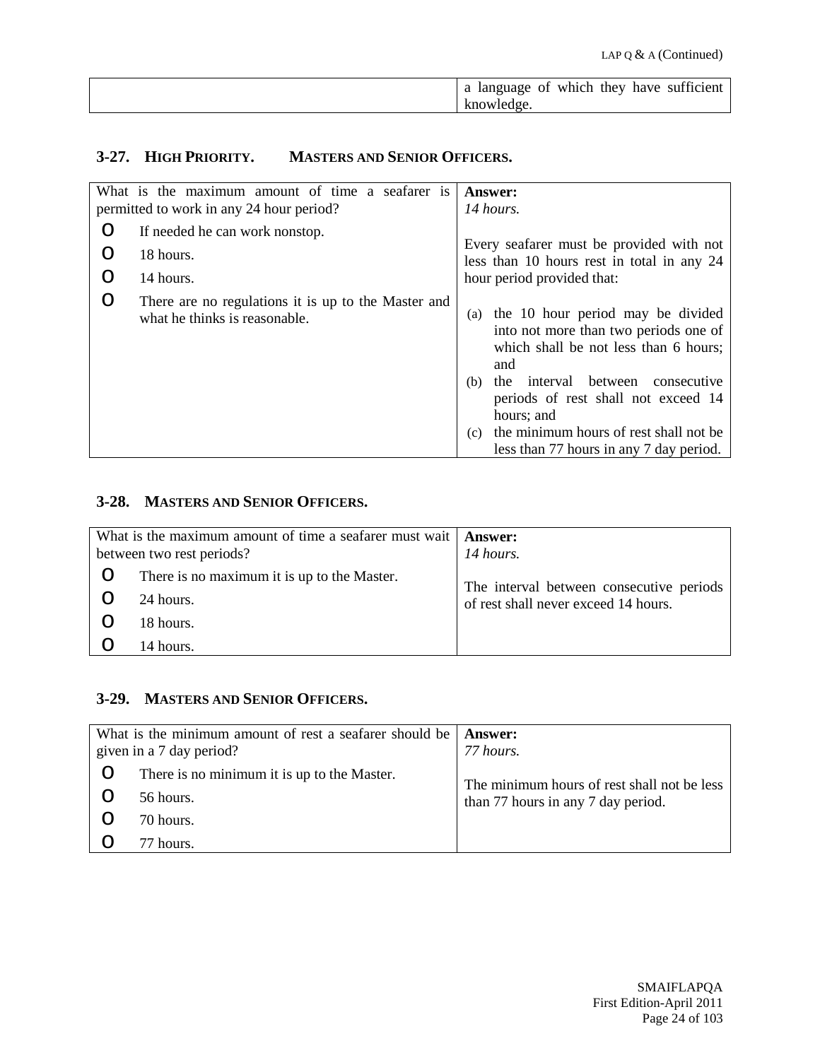| | a language of which they have sufficient knowledge. |
|---|---|

### 3-27. HIGH PRIORITY. MASTERS AND SENIOR OFFICERS.

| What is the maximum amount of time a seafarer is permitted to work in any 24 hour period? | **Answer:** *14 hours.* |
|---|---|
| o If needed he can work nonstop.<br>o 18 hours.<br>o 14 hours.<br>o There are no regulations it is up to the Master and what he thinks is reasonable. | Every seafarer must be provided with not less than 10 hours rest in total in any 24 hour period provided that:<br>(a) the 10 hour period may be divided into not more than two periods one of which shall be not less than 6 hours; and<br>(b) the interval between consecutive periods of rest shall not exceed 14 hours; and<br>(c) the minimum hours of rest shall not be less than 77 hours in any 7 day period. |

### 3-28. MASTERS AND SENIOR OFFICERS.

| What is the maximum amount of time a seafarer must wait between two rest periods? | **Answer:** *14 hours.* |
|---|---|
| o There is no maximum it is up to the Master.<br>o 24 hours.<br>o 18 hours.<br>o 14 hours. | The interval between consecutive periods of rest shall never exceed 14 hours. |

### 3-29. MASTERS AND SENIOR OFFICERS.

| What is the minimum amount of rest a seafarer should be given in a 7 day period? | **Answer:** *77 hours.* |
|---|---|
| o There is no minimum it is up to the Master.<br>o 56 hours.<br>o 70 hours.<br>o 77 hours. | The minimum hours of rest shall not be less than 77 hours in any 7 day period. |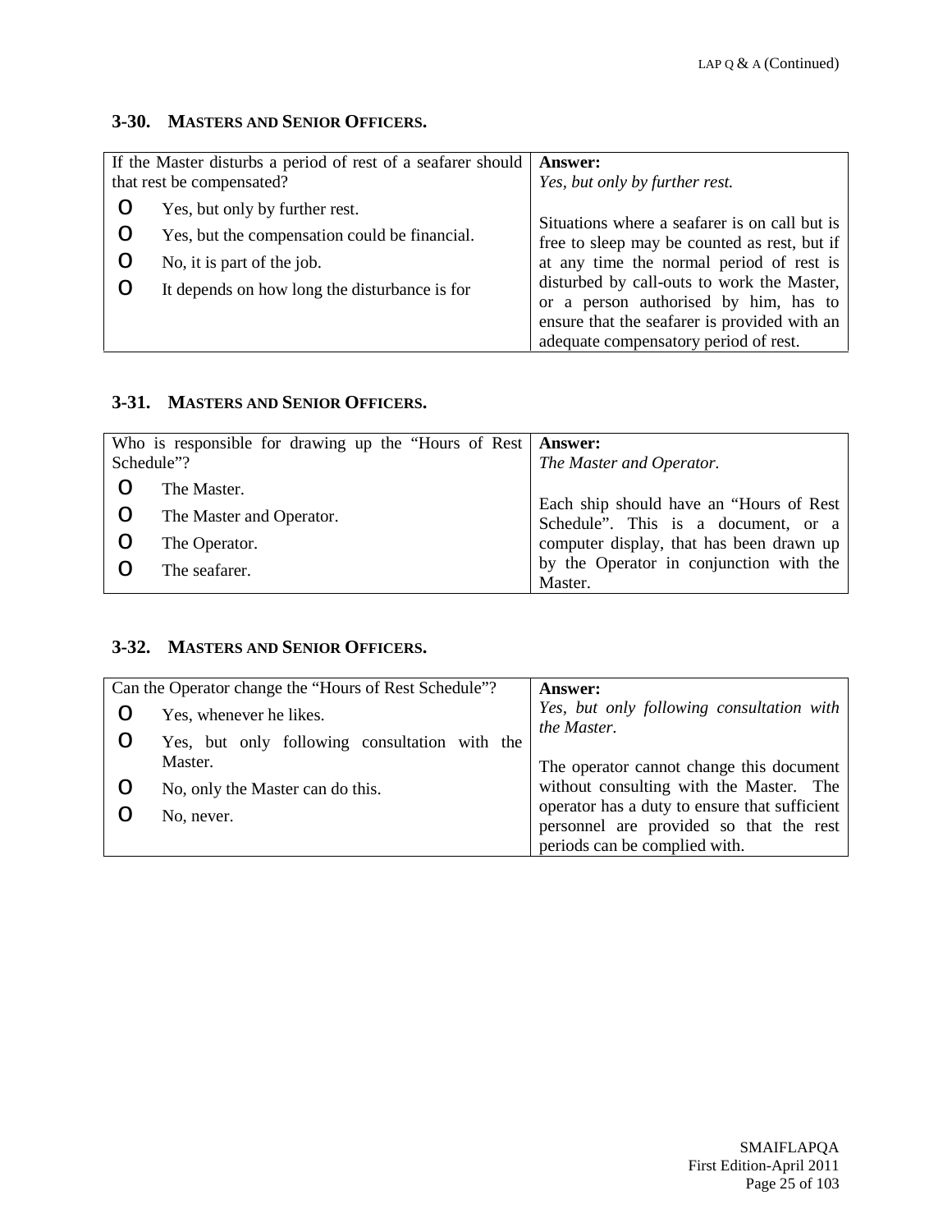### 3-30. MASTERS AND SENIOR OFFICERS.

| If the Master disturbs a period of rest of a seafarer should that rest be compensated? | **Answer:** |
|---|---|
| o Yes, but only by further rest.<br>o Yes, but the compensation could be financial.<br>o No, it is part of the job.<br>o It depends on how long the disturbance is for | *Yes, but only by further rest.*<br><br>Situations where a seafarer is on call but is free to sleep may be counted as rest, but if at any time the normal period of rest is disturbed by call-outs to work the Master, or a person authorised by him, has to ensure that the seafarer is provided with an adequate compensatory period of rest. |

### 3-31. MASTERS AND SENIOR OFFICERS.

| Who is responsible for drawing up the "Hours of Rest Schedule"? | **Answer:** |
|---|---|
| o The Master.<br>o The Master and Operator.<br>o The Operator.<br>o The seafarer. | *The Master and Operator.*<br><br>Each ship should have an "Hours of Rest Schedule". This is a document, or a computer display, that has been drawn up by the Operator in conjunction with the Master. |

### 3-32. MASTERS AND SENIOR OFFICERS.

| Can the Operator change the "Hours of Rest Schedule"? | **Answer:** |
|---|---|
| o Yes, whenever he likes.<br>o Yes, but only following consultation with the Master.<br>o No, only the Master can do this.<br>o No, never. | *Yes, but only following consultation with the Master.*<br><br>The operator cannot change this document without consulting with the Master. The operator has a duty to ensure that sufficient personnel are provided so that the rest periods can be complied with. |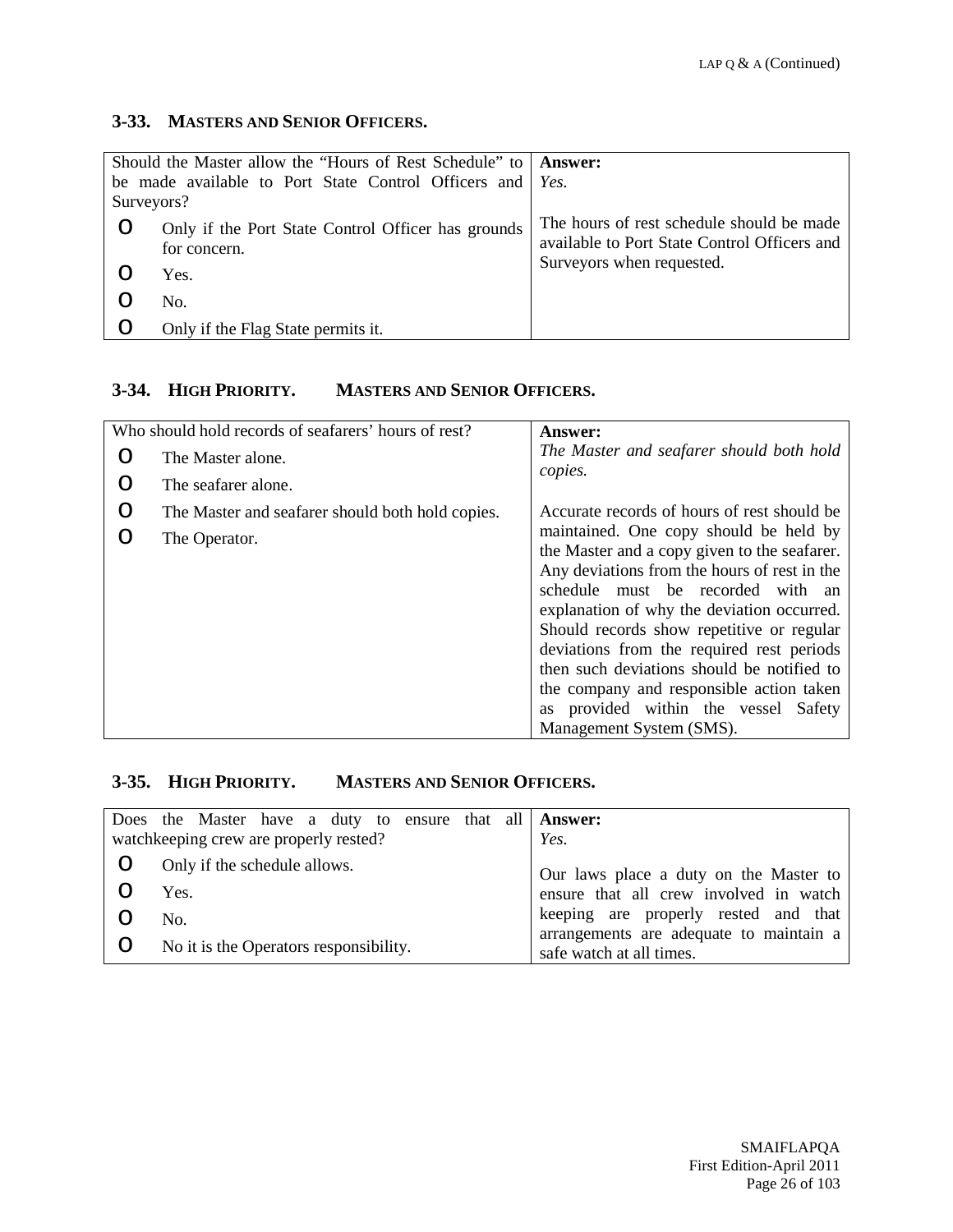### 3-33. MASTERS AND SENIOR OFFICERS.

| Should the Master allow the "Hours of Rest Schedule" to be made available to Port State Control Officers and Surveyors? | **Answer:** *Yes.* |
|---|---|
| o Only if the Port State Control Officer has grounds for concern.<br>o Yes.<br>o No.<br>o Only if the Flag State permits it. | The hours of rest schedule should be made available to Port State Control Officers and Surveyors when requested. |

### 3-34. HIGH PRIORITY. MASTERS AND SENIOR OFFICERS.

| Who should hold records of seafarers' hours of rest? | **Answer:** *The Master and seafarer should both hold copies.* |
|---|---|
| o The Master alone.<br>o The seafarer alone.<br>o The Master and seafarer should both hold copies.<br>o The Operator. | Accurate records of hours of rest should be maintained. One copy should be held by the Master and a copy given to the seafarer. Any deviations from the hours of rest in the schedule must be recorded with an explanation of why the deviation occurred. Should records show repetitive or regular deviations from the required rest periods then such deviations should be notified to the company and responsible action taken as provided within the vessel Safety Management System (SMS). |

### 3-35. HIGH PRIORITY. MASTERS AND SENIOR OFFICERS.

| Does the Master have a duty to ensure that all watchkeeping crew are properly rested? | **Answer:** *Yes.* |
|---|---|
| o Only if the schedule allows.<br>o Yes.<br>o No.<br>o No it is the Operators responsibility. | Our laws place a duty on the Master to ensure that all crew involved in watch keeping are properly rested and that arrangements are adequate to maintain a safe watch at all times. |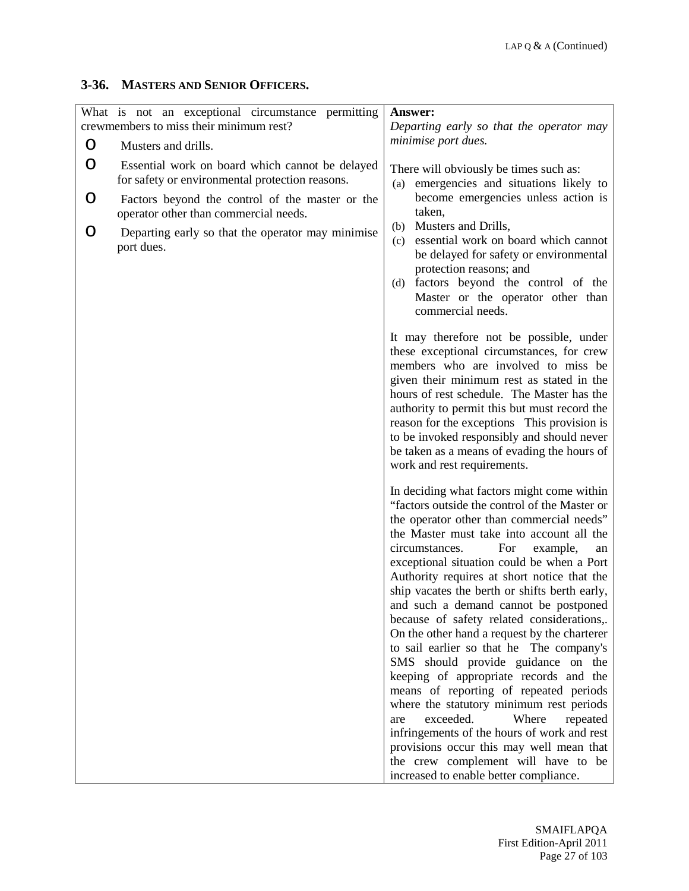## 3-36. MASTERS AND SENIOR OFFICERS.

| What is not an exceptional circumstance permitting crewmembers to miss their minimum rest? | **Answer:** |
|---|---|
| o Musters and drills.<br>o Essential work on board which cannot be delayed for safety or environmental protection reasons.<br>o Factors beyond the control of the master or the operator other than commercial needs.<br>o Departing early so that the operator may minimise port dues. | *Departing early so that the operator may minimise port dues.*<br><br>There will obviously be times such as:<br>(a) emergencies and situations likely to become emergencies unless action is taken,<br>(b) Musters and Drills,<br>(c) essential work on board which cannot be delayed for safety or environmental protection reasons; and<br>(d) factors beyond the control of the Master or the operator other than commercial needs.<br><br>It may therefore not be possible, under these exceptional circumstances, for crew members who are involved to miss be given their minimum rest as stated in the hours of rest schedule. The Master has the authority to permit this but must record the reason for the exceptions This provision is to be invoked responsibly and should never be taken as a means of evading the hours of work and rest requirements.<br><br>In deciding what factors might come within "factors outside the control of the Master or the operator other than commercial needs" the Master must take into account all the circumstances. For example, an exceptional situation could be when a Port Authority requires at short notice that the ship vacates the berth or shifts berth early, and such a demand cannot be postponed because of safety related considerations,. On the other hand a request by the charterer to sail earlier so that he The company's SMS should provide guidance on the keeping of appropriate records and the means of reporting of repeated periods where the statutory minimum rest periods are exceeded. Where repeated infringements of the hours of work and rest provisions occur this may well mean that the crew complement will have to be increased to enable better compliance. |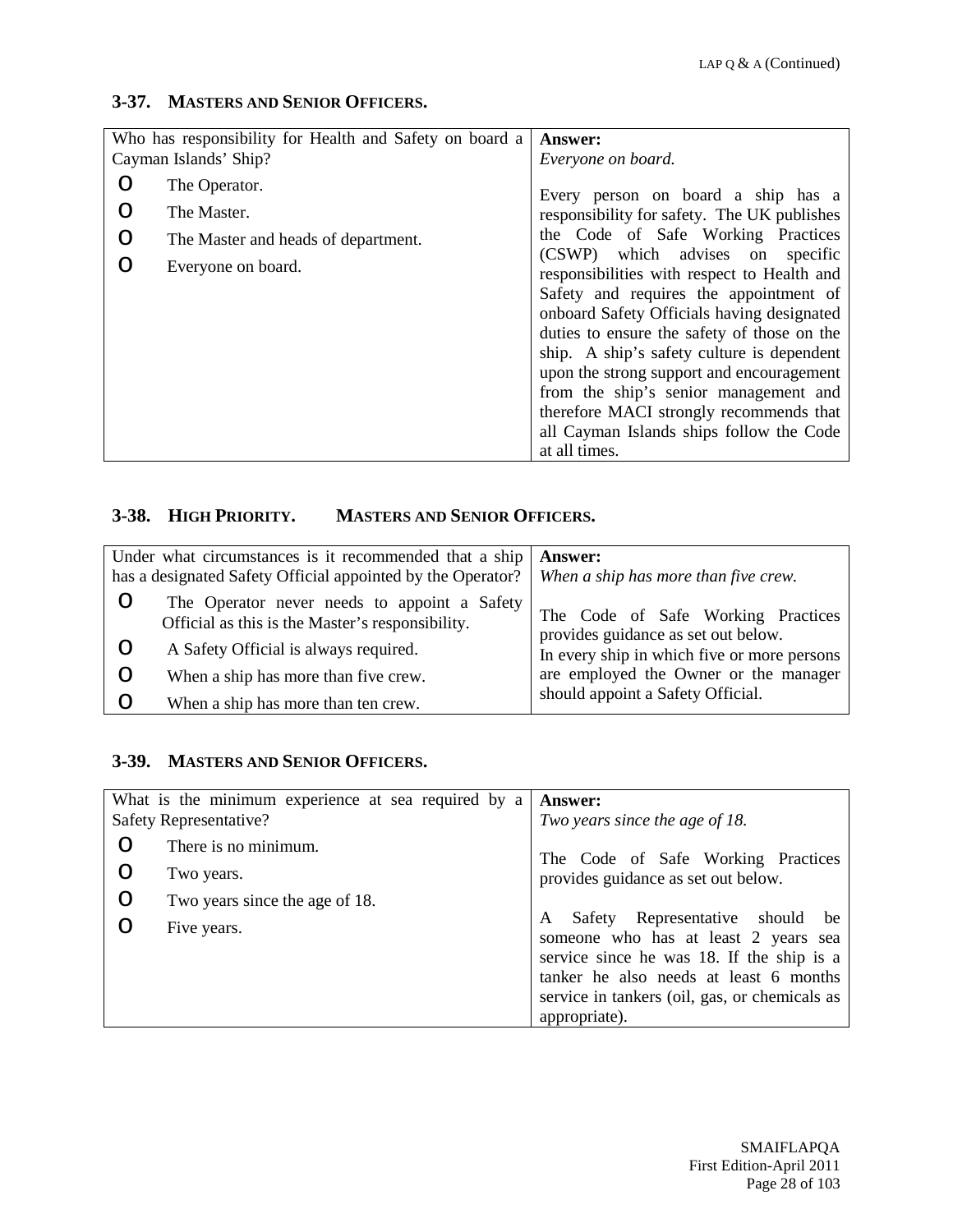### 3-37. MASTERS AND SENIOR OFFICERS.

| Who has responsibility for Health and Safety on board a Cayman Islands' Ship? | **Answer:** *Everyone on board.* |
|---|---|
| o The Operator.<br>o The Master.<br>o The Master and heads of department.<br>o Everyone on board. | Every person on board a ship has a responsibility for safety. The UK publishes the Code of Safe Working Practices (CSWP) which advises on specific responsibilities with respect to Health and Safety and requires the appointment of onboard Safety Officials having designated duties to ensure the safety of those on the ship. A ship's safety culture is dependent upon the strong support and encouragement from the ship's senior management and therefore MACI strongly recommends that all Cayman Islands ships follow the Code at all times. |

### 3-38. HIGH PRIORITY. MASTERS AND SENIOR OFFICERS.

| Under what circumstances is it recommended that a ship has a designated Safety Official appointed by the Operator? | **Answer:** *When a ship has more than five crew.* |
|---|---|
| o The Operator never needs to appoint a Safety Official as this is the Master's responsibility.<br>o A Safety Official is always required.<br>o When a ship has more than five crew.<br>o When a ship has more than ten crew. | The Code of Safe Working Practices provides guidance as set out below.<br>In every ship in which five or more persons are employed the Owner or the manager should appoint a Safety Official. |

### 3-39. MASTERS AND SENIOR OFFICERS.

| What is the minimum experience at sea required by a Safety Representative? | **Answer:** *Two years since the age of 18.* |
|---|---|
| o There is no minimum.<br>o Two years.<br>o Two years since the age of 18.<br>o Five years. | The Code of Safe Working Practices provides guidance as set out below.<br><br>A Safety Representative should be someone who has at least 2 years sea service since he was 18. If the ship is a tanker he also needs at least 6 months service in tankers (oil, gas, or chemicals as appropriate). |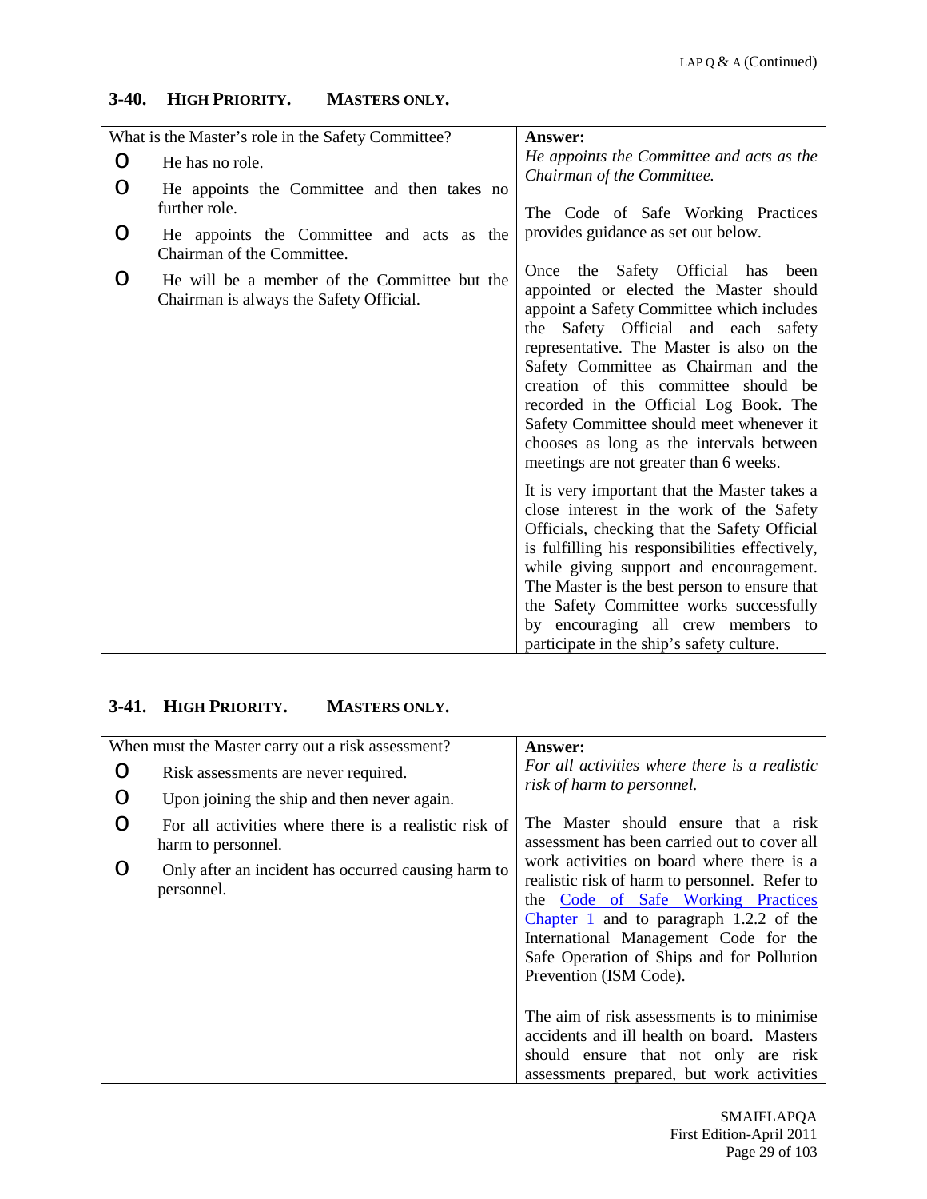### 3-40. HIGH PRIORITY. MASTERS ONLY.

| What is the Master's role in the Safety Committee? | Answer: |
|---|---|
| O He has no role.<br>O He appoints the Committee and then takes no further role.<br>O He appoints the Committee and acts as the Chairman of the Committee.<br>O He will be a member of the Committee but the Chairman is always the Safety Official. | *He appoints the Committee and acts as the Chairman of the Committee.*<br><br>The Code of Safe Working Practices provides guidance as set out below.<br><br>Once the Safety Official has been appointed or elected the Master should appoint a Safety Committee which includes the Safety Official and each safety representative. The Master is also on the Safety Committee as Chairman and the creation of this committee should be recorded in the Official Log Book. The Safety Committee should meet whenever it chooses as long as the intervals between meetings are not greater than 6 weeks.<br><br>It is very important that the Master takes a close interest in the work of the Safety Officials, checking that the Safety Official is fulfilling his responsibilities effectively, while giving support and encouragement. The Master is the best person to ensure that the Safety Committee works successfully by encouraging all crew members to participate in the ship's safety culture. |

### 3-41. HIGH PRIORITY. MASTERS ONLY.

| When must the Master carry out a risk assessment? | Answer: |
|---|---|
| O Risk assessments are never required.<br>O Upon joining the ship and then never again.<br>O For all activities where there is a realistic risk of harm to personnel.<br>O Only after an incident has occurred causing harm to personnel. | *For all activities where there is a realistic risk of harm to personnel.*<br><br>The Master should ensure that a risk assessment has been carried out to cover all work activities on board where there is a realistic risk of harm to personnel. Refer to the Code of Safe Working Practices Chapter 1 and to paragraph 1.2.2 of the International Management Code for the Safe Operation of Ships and for Pollution Prevention (ISM Code).<br><br>The aim of risk assessments is to minimise accidents and ill health on board. Masters should ensure that not only are risk assessments prepared, but work activities |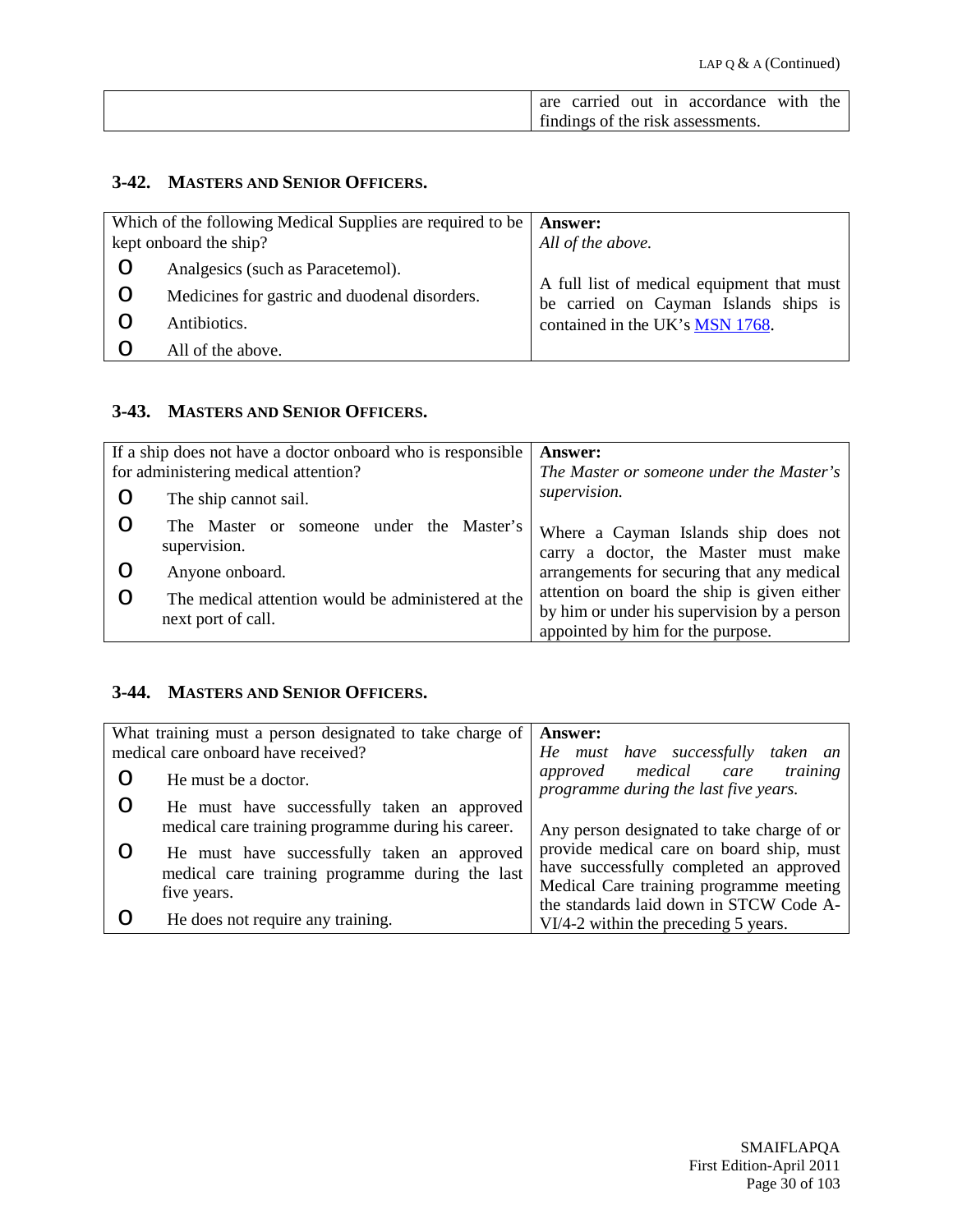| | are carried out in accordance with the findings of the risk assessments. |
|---|---|

### 3-42. MASTERS AND SENIOR OFFICERS.

| Which of the following Medical Supplies are required to be kept onboard the ship? | **Answer:** |
|---|---|
| O Analgesics (such as Paracetemol). <br> O Medicines for gastric and duodenal disorders. <br> O Antibiotics. <br> O All of the above. | *All of the above.* <br><br> A full list of medical equipment that must be carried on Cayman Islands ships is contained in the UK's MSN 1768. |

### 3-43. MASTERS AND SENIOR OFFICERS.

| If a ship does not have a doctor onboard who is responsible for administering medical attention? | **Answer:** |
|---|---|
| O The ship cannot sail. <br> O The Master or someone under the Master's supervision. <br> O Anyone onboard. <br> O The medical attention would be administered at the next port of call. | *The Master or someone under the Master's supervision.* <br><br> Where a Cayman Islands ship does not carry a doctor, the Master must make arrangements for securing that any medical attention on board the ship is given either by him or under his supervision by a person appointed by him for the purpose. |

### 3-44. MASTERS AND SENIOR OFFICERS.

| What training must a person designated to take charge of medical care onboard have received? | **Answer:** |
|---|---|
| O He must be a doctor. <br> O He must have successfully taken an approved medical care training programme during his career. <br> O He must have successfully taken an approved medical care training programme during the last five years. <br> O He does not require any training. | *He must have successfully taken an approved medical care training programme during the last five years.* <br><br> Any person designated to take charge of or provide medical care on board ship, must have successfully completed an approved Medical Care training programme meeting the standards laid down in STCW Code A-VI/4-2 within the preceding 5 years. |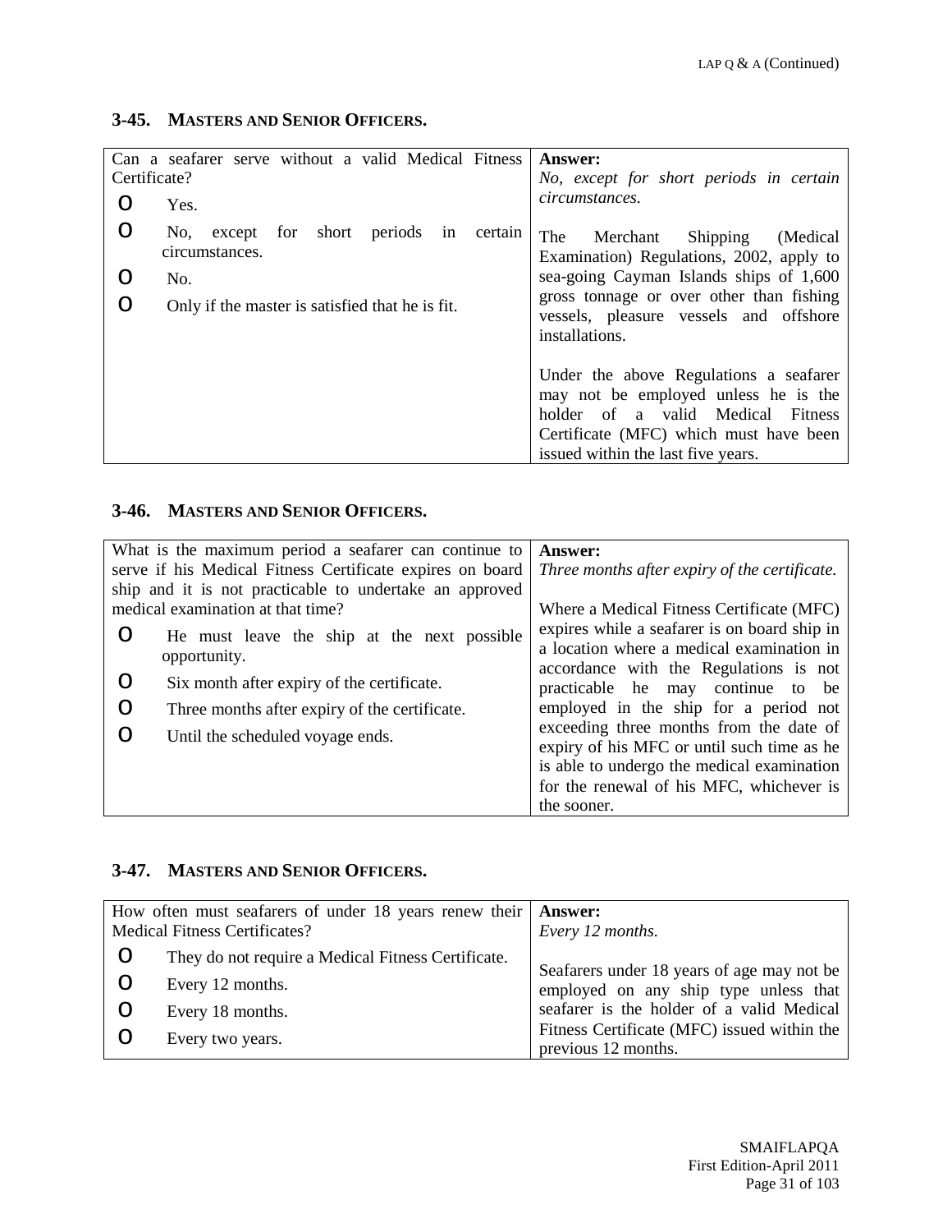## 3-45. MASTERS AND SENIOR OFFICERS.

| Can a seafarer serve without a valid Medical Fitness Certificate? | **Answer:** |
|---|---|
| o Yes.<br>o No, except for short periods in certain circumstances.<br>o No.<br>o Only if the master is satisfied that he is fit. | *No, except for short periods in certain circumstances.*<br><br>The Merchant Shipping (Medical Examination) Regulations, 2002, apply to sea-going Cayman Islands ships of 1,600 gross tonnage or over other than fishing vessels, pleasure vessels and offshore installations.<br><br>Under the above Regulations a seafarer may not be employed unless he is the holder of a valid Medical Fitness Certificate (MFC) which must have been issued within the last five years. |

## 3-46. MASTERS AND SENIOR OFFICERS.

| What is the maximum period a seafarer can continue to serve if his Medical Fitness Certificate expires on board ship and it is not practicable to undertake an approved medical examination at that time? | **Answer:** |
|---|---|
| o He must leave the ship at the next possible opportunity.<br>o Six month after expiry of the certificate.<br>o Three months after expiry of the certificate.<br>o Until the scheduled voyage ends. | *Three months after expiry of the certificate.*<br><br>Where a Medical Fitness Certificate (MFC) expires while a seafarer is on board ship in a location where a medical examination in accordance with the Regulations is not practicable he may continue to be employed in the ship for a period not exceeding three months from the date of expiry of his MFC or until such time as he is able to undergo the medical examination for the renewal of his MFC, whichever is the sooner. |

## 3-47. MASTERS AND SENIOR OFFICERS.

| How often must seafarers of under 18 years renew their Medical Fitness Certificates? | **Answer:** |
|---|---|
| o They do not require a Medical Fitness Certificate.<br>o Every 12 months.<br>o Every 18 months.<br>o Every two years. | *Every 12 months.*<br><br>Seafarers under 18 years of age may not be employed on any ship type unless that seafarer is the holder of a valid Medical Fitness Certificate (MFC) issued within the previous 12 months. |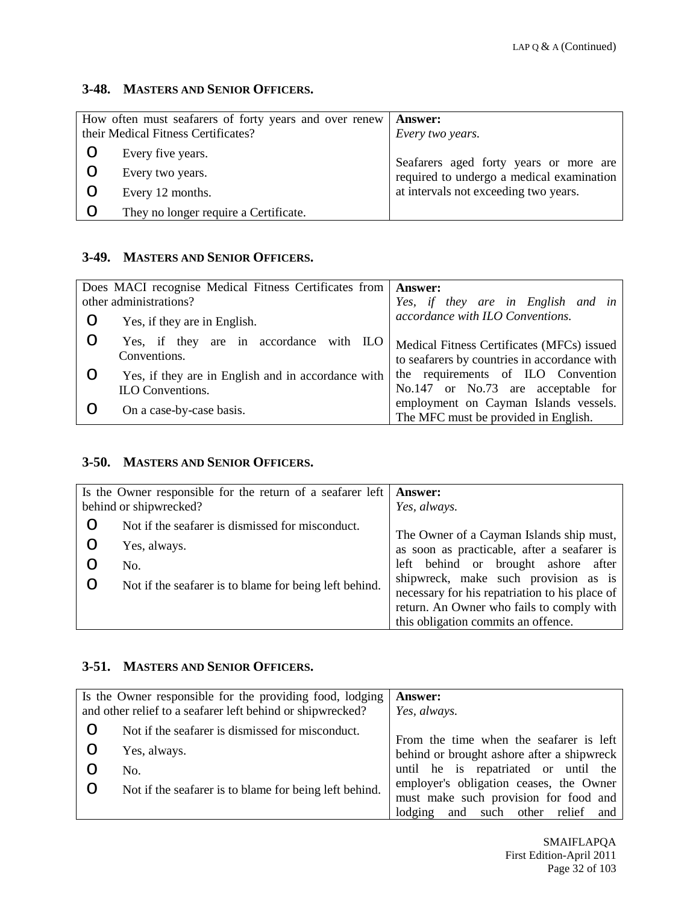### 3-48. MASTERS AND SENIOR OFFICERS.

| How often must seafarers of forty years and over renew their Medical Fitness Certificates? | **Answer:** |
|---|---|
| o Every five years.<br>o Every two years.<br>o Every 12 months.<br>o They no longer require a Certificate. | *Every two years.*<br><br>Seafarers aged forty years or more are required to undergo a medical examination at intervals not exceeding two years. |

### 3-49. MASTERS AND SENIOR OFFICERS.

| Does MACI recognise Medical Fitness Certificates from other administrations? | **Answer:** |
|---|---|
| o Yes, if they are in English.<br>o Yes, if they are in accordance with ILO Conventions.<br>o Yes, if they are in English and in accordance with ILO Conventions.<br>o On a case-by-case basis. | *Yes, if they are in English and in accordance with ILO Conventions.*<br><br>Medical Fitness Certificates (MFCs) issued to seafarers by countries in accordance with the requirements of ILO Convention No.147 or No.73 are acceptable for employment on Cayman Islands vessels. The MFC must be provided in English. |

### 3-50. MASTERS AND SENIOR OFFICERS.

| Is the Owner responsible for the return of a seafarer left behind or shipwrecked? | **Answer:** |
|---|---|
| o Not if the seafarer is dismissed for misconduct.<br>o Yes, always.<br>o No.<br>o Not if the seafarer is to blame for being left behind. | *Yes, always.*<br><br>The Owner of a Cayman Islands ship must, as soon as practicable, after a seafarer is left behind or brought ashore after shipwreck, make such provision as is necessary for his repatriation to his place of return. An Owner who fails to comply with this obligation commits an offence. |

### 3-51. MASTERS AND SENIOR OFFICERS.

| Is the Owner responsible for the providing food, lodging and other relief to a seafarer left behind or shipwrecked? | **Answer:** |
|---|---|
| o Not if the seafarer is dismissed for misconduct.<br>o Yes, always.<br>o No.<br>o Not if the seafarer is to blame for being left behind. | *Yes, always.*<br><br>From the time when the seafarer is left behind or brought ashore after a shipwreck until he is repatriated or until the employer's obligation ceases, the Owner must make such provision for food and lodging and such other relief and |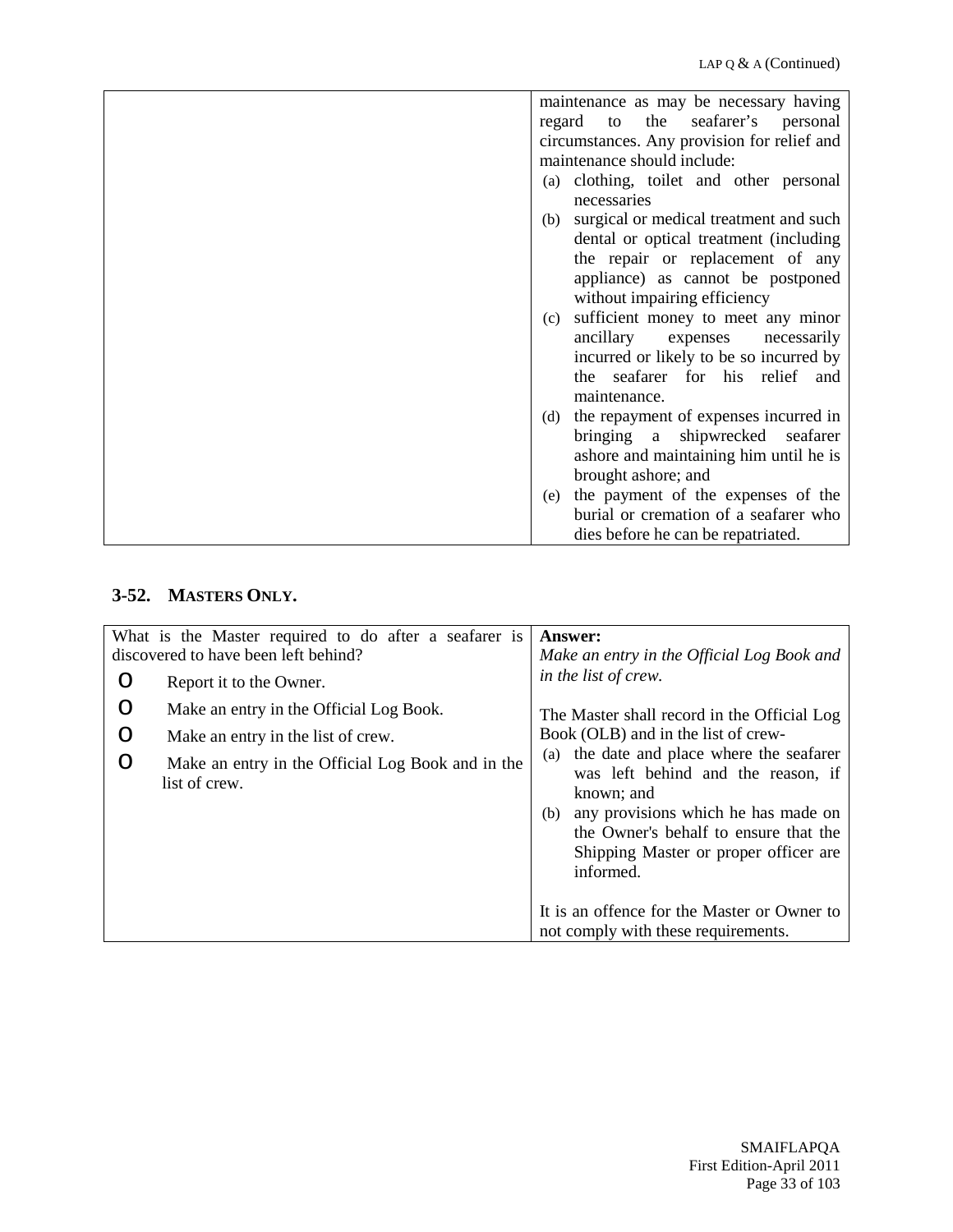| | |
|---|---|
| | maintenance as may be necessary having regard to the seafarer's personal circumstances. Any provision for relief and maintenance should include:<br>(a) clothing, toilet and other personal necessaries<br>(b) surgical or medical treatment and such dental or optical treatment (including the repair or replacement of any appliance) as cannot be postponed without impairing efficiency<br>(c) sufficient money to meet any minor ancillary expenses necessarily incurred or likely to be so incurred by the seafarer for his relief and maintenance.<br>(d) the repayment of expenses incurred in bringing a shipwrecked seafarer ashore and maintaining him until he is brought ashore; and<br>(e) the payment of the expenses of the burial or cremation of a seafarer who dies before he can be repatriated. |

## 3-52. MASTERS ONLY.

| | |
|---|---|
| What is the Master required to do after a seafarer is discovered to have been left behind?<br>o Report it to the Owner.<br>o Make an entry in the Official Log Book.<br>o Make an entry in the list of crew.<br>o Make an entry in the Official Log Book and in the list of crew. | **Answer:**<br>*Make an entry in the Official Log Book and in the list of crew.*<br><br>The Master shall record in the Official Log Book (OLB) and in the list of crew-<br>(a) the date and place where the seafarer was left behind and the reason, if known; and<br>(b) any provisions which he has made on the Owner's behalf to ensure that the Shipping Master or proper officer are informed.<br><br>It is an offence for the Master or Owner to not comply with these requirements. |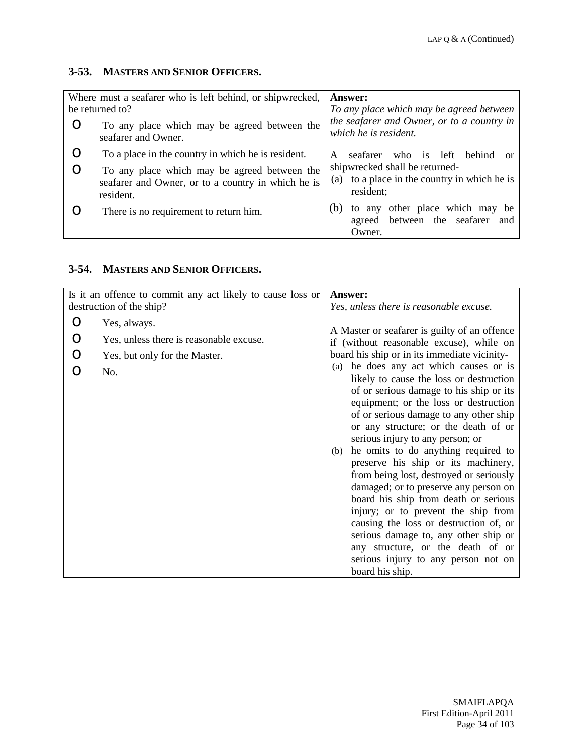## 3-53. MASTERS AND SENIOR OFFICERS.

| Where must a seafarer who is left behind, or shipwrecked, be returned to? | **Answer:** |
| --- | --- |
| o To any place which may be agreed between the seafarer and Owner.<br>o To a place in the country in which he is resident.<br>o To any place which may be agreed between the seafarer and Owner, or to a country in which he is resident.<br>o There is no requirement to return him. | *To any place which may be agreed between the seafarer and Owner, or to a country in which he is resident.*<br><br>A seafarer who is left behind or shipwrecked shall be returned-<br>(a) to a place in the country in which he is resident;<br>(b) to any other place which may be agreed between the seafarer and Owner. |

## 3-54. MASTERS AND SENIOR OFFICERS.

| Is it an offence to commit any act likely to cause loss or destruction of the ship? | **Answer:** |
| --- | --- |
| o Yes, always.<br>o Yes, unless there is reasonable excuse.<br>o Yes, but only for the Master.<br>o No. | *Yes, unless there is reasonable excuse.*<br><br>A Master or seafarer is guilty of an offence if (without reasonable excuse), while on board his ship or in its immediate vicinity-<br>(a) he does any act which causes or is likely to cause the loss or destruction of or serious damage to his ship or its equipment; or the loss or destruction of or serious damage to any other ship or any structure; or the death of or serious injury to any person; or<br>(b) he omits to do anything required to preserve his ship or its machinery, from being lost, destroyed or seriously damaged; or to preserve any person on board his ship from death or serious injury; or to prevent the ship from causing the loss or destruction of, or serious damage to, any other ship or any structure, or the death of or serious injury to any person not on board his ship. |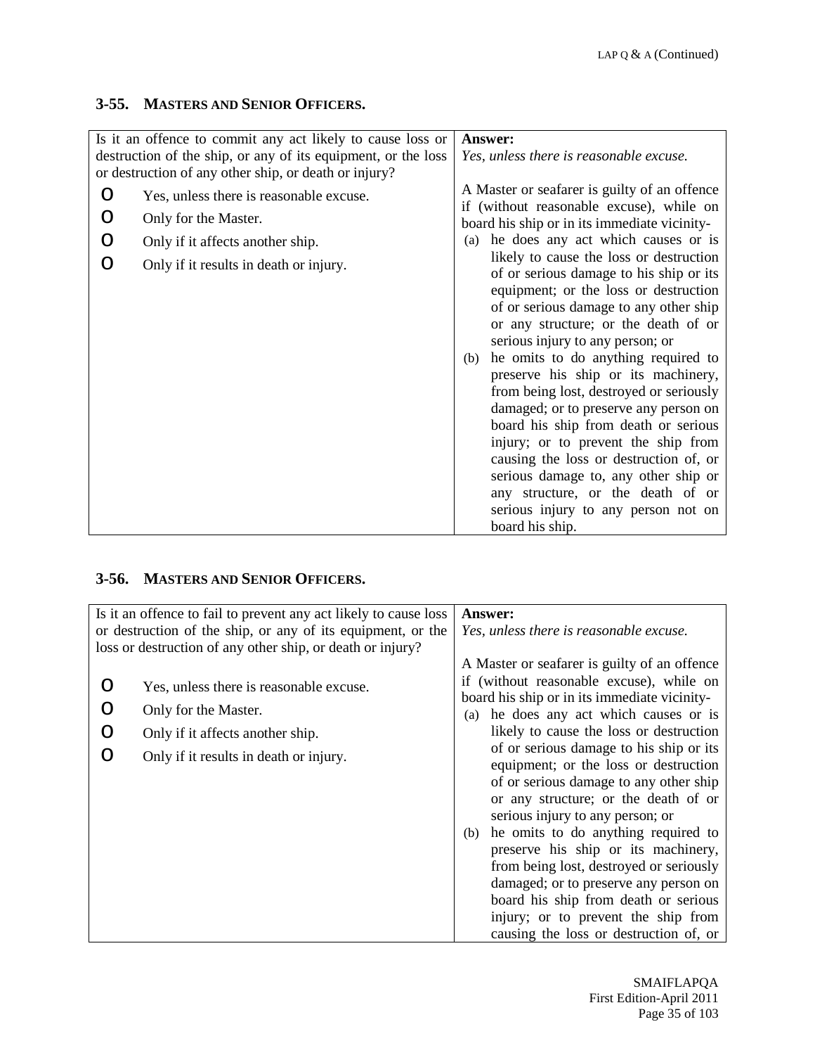## 3-55. MASTERS AND SENIOR OFFICERS.

| Is it an offence to commit any act likely to cause loss or destruction of the ship, or any of its equipment, or the loss or destruction of any other ship, or death or injury? | **Answer:** |
|---|---|
| o Yes, unless there is reasonable excuse.<br>o Only for the Master.<br>o Only if it affects another ship.<br>o Only if it results in death or injury. | *Yes, unless there is reasonable excuse.*<br><br>A Master or seafarer is guilty of an offence if (without reasonable excuse), while on board his ship or in its immediate vicinity-<br>(a) he does any act which causes or is likely to cause the loss or destruction of or serious damage to his ship or its equipment; or the loss or destruction of or serious damage to any other ship or any structure; or the death of or serious injury to any person; or<br>(b) he omits to do anything required to preserve his ship or its machinery, from being lost, destroyed or seriously damaged; or to preserve any person on board his ship from death or serious injury; or to prevent the ship from causing the loss or destruction of, or serious damage to, any other ship or any structure, or the death of or serious injury to any person not on board his ship. |

## 3-56. MASTERS AND SENIOR OFFICERS.

| Is it an offence to fail to prevent any act likely to cause loss or destruction of the ship, or any of its equipment, or the loss or destruction of any other ship, or death or injury? | **Answer:** |
|---|---|
| o Yes, unless there is reasonable excuse.<br>o Only for the Master.<br>o Only if it affects another ship.<br>o Only if it results in death or injury. | *Yes, unless there is reasonable excuse.*<br><br>A Master or seafarer is guilty of an offence if (without reasonable excuse), while on board his ship or in its immediate vicinity-<br>(a) he does any act which causes or is likely to cause the loss or destruction of or serious damage to his ship or its equipment; or the loss or destruction of or serious damage to any other ship or any structure; or the death of or serious injury to any person; or<br>(b) he omits to do anything required to preserve his ship or its machinery, from being lost, destroyed or seriously damaged; or to preserve any person on board his ship from death or serious injury; or to prevent the ship from causing the loss or destruction of, or |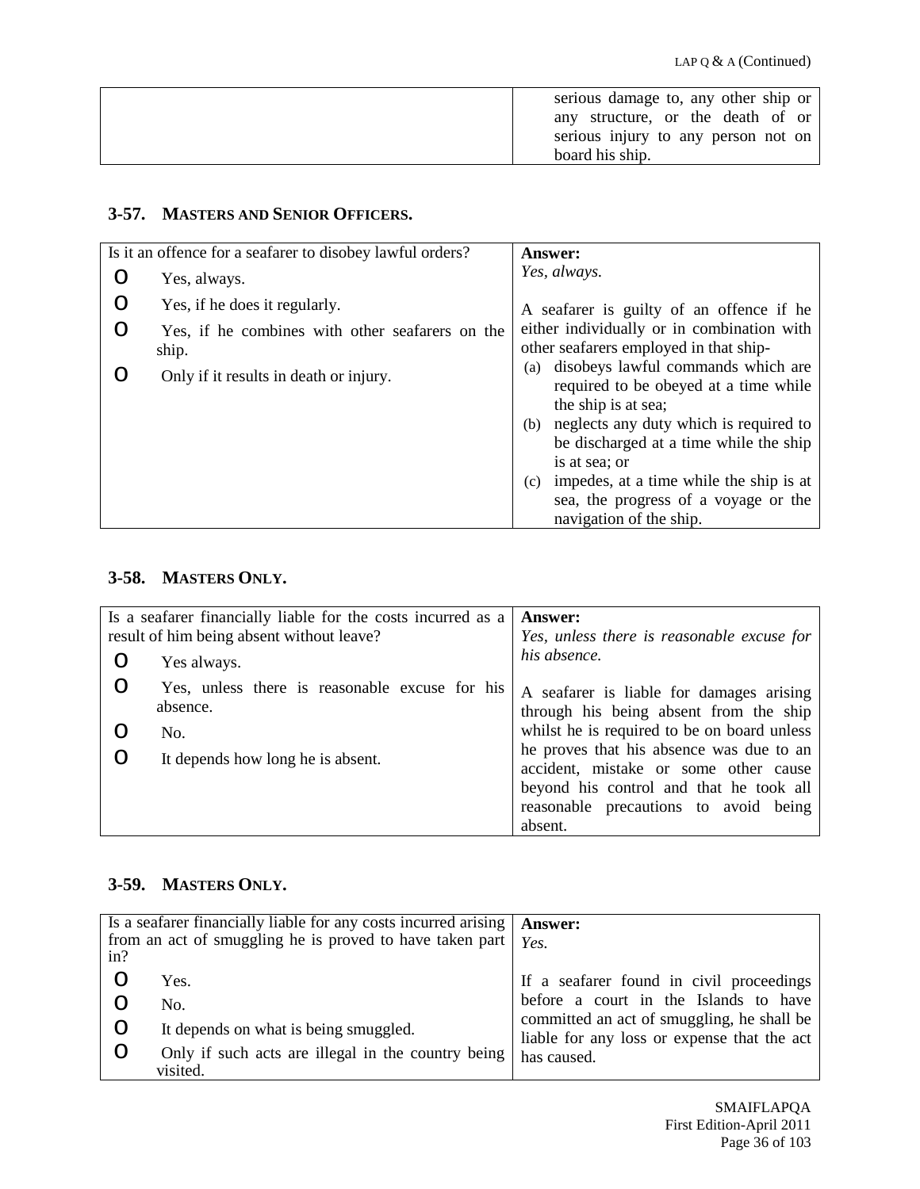| | serious damage to, any other ship or any structure, or the death of or serious injury to any person not on board his ship. |
|---|---|

### 3-57. MASTERS AND SENIOR OFFICERS.

| Is it an offence for a seafarer to disobey lawful orders? | **Answer:** |
|---|---|
| O Yes, always.<br>O Yes, if he does it regularly.<br>O Yes, if he combines with other seafarers on the ship.<br>O Only if it results in death or injury. | *Yes, always.*<br><br>A seafarer is guilty of an offence if he either individually or in combination with other seafarers employed in that ship-<br>(a) disobeys lawful commands which are required to be obeyed at a time while the ship is at sea;<br>(b) neglects any duty which is required to be discharged at a time while the ship is at sea; or<br>(c) impedes, at a time while the ship is at sea, the progress of a voyage or the navigation of the ship. |

### 3-58. MASTERS ONLY.

| Is a seafarer financially liable for the costs incurred as a result of him being absent without leave? | **Answer:** |
|---|---|
| O Yes always.<br>O Yes, unless there is reasonable excuse for his absence.<br>O No.<br>O It depends how long he is absent. | *Yes, unless there is reasonable excuse for his absence.*<br><br>A seafarer is liable for damages arising through his being absent from the ship whilst he is required to be on board unless he proves that his absence was due to an accident, mistake or some other cause beyond his control and that he took all reasonable precautions to avoid being absent. |

### 3-59. MASTERS ONLY.

| Is a seafarer financially liable for any costs incurred arising from an act of smuggling he is proved to have taken part in? | **Answer:** |
|---|---|
| O Yes.<br>O No.<br>O It depends on what is being smuggled.<br>O Only if such acts are illegal in the country being visited. | *Yes.*<br><br>If a seafarer found in civil proceedings before a court in the Islands to have committed an act of smuggling, he shall be liable for any loss or expense that the act has caused. |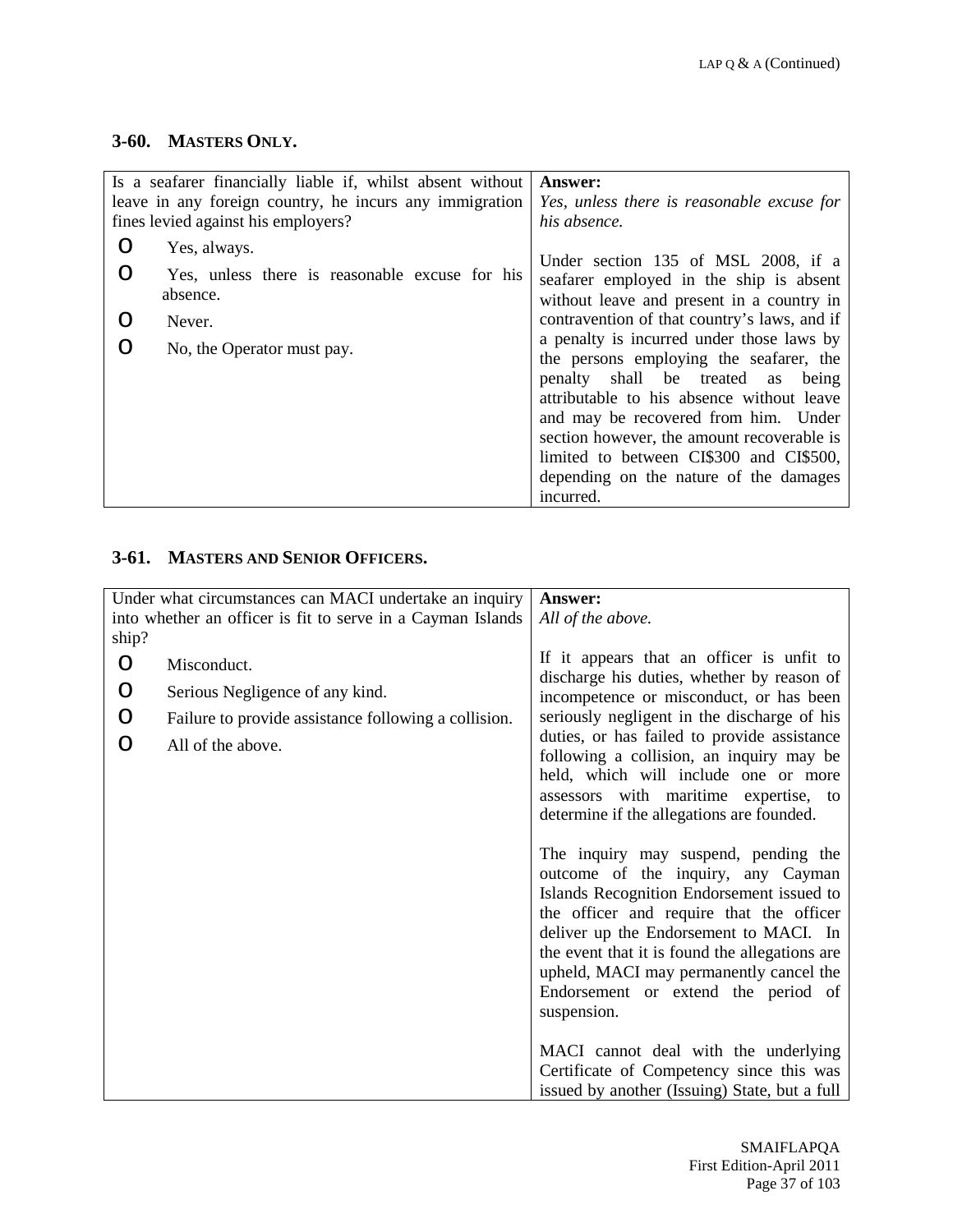### 3-60. MASTERS ONLY.

| Is a seafarer financially liable if, whilst absent without leave in any foreign country, he incurs any immigration fines levied against his employers? | **Answer:** *Yes, unless there is reasonable excuse for his absence.* |
|---|---|
| o Yes, always.<br>o Yes, unless there is reasonable excuse for his absence.<br>o Never.<br>o No, the Operator must pay. | Under section 135 of MSL 2008, if a seafarer employed in the ship is absent without leave and present in a country in contravention of that country's laws, and if a penalty is incurred under those laws by the persons employing the seafarer, the penalty shall be treated as being attributable to his absence without leave and may be recovered from him. Under section however, the amount recoverable is limited to between CI$300 and CI$500, depending on the nature of the damages incurred. |

### 3-61. MASTERS AND SENIOR OFFICERS.

| Under what circumstances can MACI undertake an inquiry into whether an officer is fit to serve in a Cayman Islands ship? | **Answer:** *All of the above.* |
|---|---|
| o Misconduct.<br>o Serious Negligence of any kind.<br>o Failure to provide assistance following a collision.<br>o All of the above. | If it appears that an officer is unfit to discharge his duties, whether by reason of incompetence or misconduct, or has been seriously negligent in the discharge of his duties, or has failed to provide assistance following a collision, an inquiry may be held, which will include one or more assessors with maritime expertise, to determine if the allegations are founded.<br><br>The inquiry may suspend, pending the outcome of the inquiry, any Cayman Islands Recognition Endorsement issued to the officer and require that the officer deliver up the Endorsement to MACI. In the event that it is found the allegations are upheld, MACI may permanently cancel the Endorsement or extend the period of suspension.<br><br>MACI cannot deal with the underlying Certificate of Competency since this was issued by another (Issuing) State, but a full |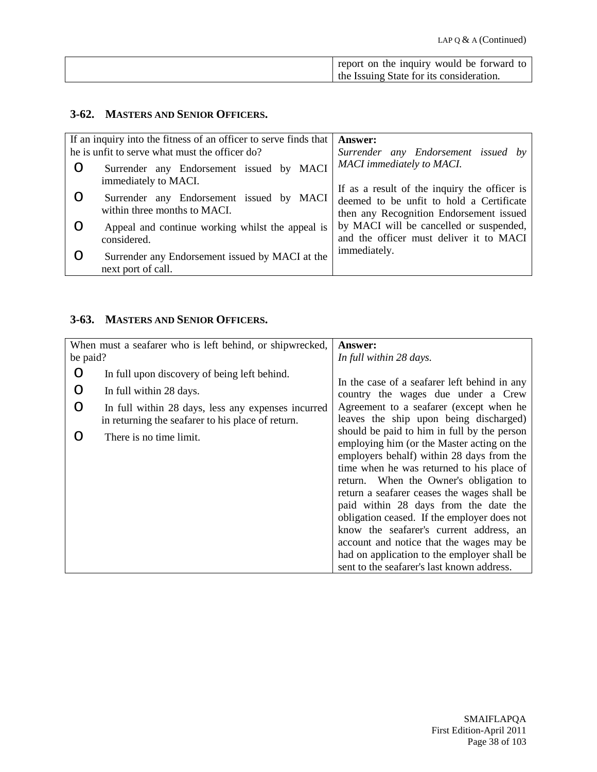| | |
|---|---|
| | report on the inquiry would be forward to the Issuing State for its consideration. |

### 3-62. MASTERS AND SENIOR OFFICERS.

| Question | Answer |
|---|---|
| If an inquiry into the fitness of an officer to serve finds that he is unfit to serve what must the officer do?<br>o Surrender any Endorsement issued by MACI immediately to MACI.<br>o Surrender any Endorsement issued by MACI within three months to MACI.<br>o Appeal and continue working whilst the appeal is considered.<br>o Surrender any Endorsement issued by MACI at the next port of call. | **Answer:**<br>*Surrender any Endorsement issued by MACI immediately to MACI.*<br><br>If as a result of the inquiry the officer is deemed to be unfit to hold a Certificate then any Recognition Endorsement issued by MACI will be cancelled or suspended, and the officer must deliver it to MACI immediately. |

### 3-63. MASTERS AND SENIOR OFFICERS.

| Question | Answer |
|---|---|
| When must a seafarer who is left behind, or shipwrecked, be paid?<br>o In full upon discovery of being left behind.<br>o In full within 28 days.<br>o In full within 28 days, less any expenses incurred in returning the seafarer to his place of return.<br>o There is no time limit. | **Answer:**<br>*In full within 28 days.*<br><br>In the case of a seafarer left behind in any country the wages due under a Crew Agreement to a seafarer (except when he leaves the ship upon being discharged) should be paid to him in full by the person employing him (or the Master acting on the employers behalf) within 28 days from the time when he was returned to his place of return. When the Owner's obligation to return a seafarer ceases the wages shall be paid within 28 days from the date the obligation ceased. If the employer does not know the seafarer's current address, an account and notice that the wages may be had on application to the employer shall be sent to the seafarer's last known address. |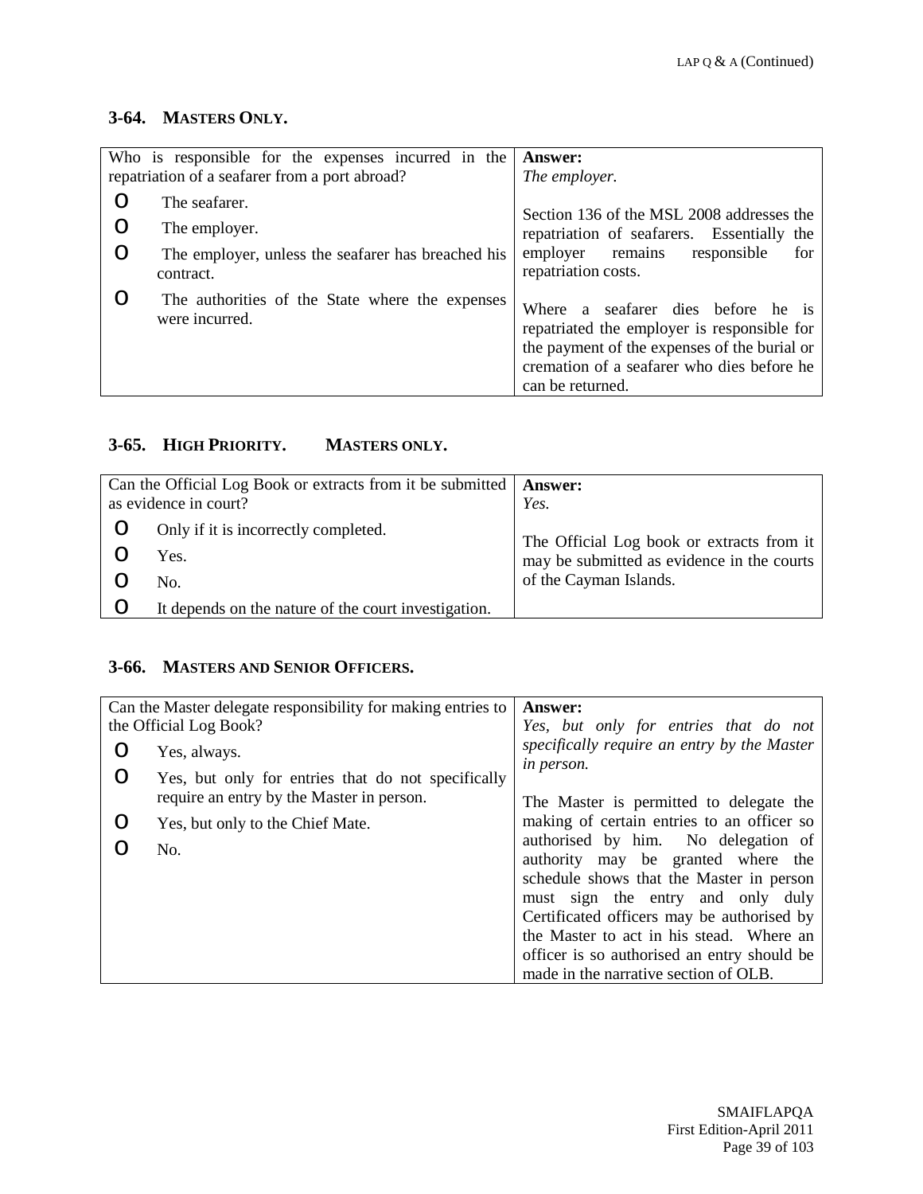## 3-64. MASTERS ONLY.

| Who is responsible for the expenses incurred in the repatriation of a seafarer from a port abroad? | **Answer:** *The employer.* |
|---|---|
| o The seafarer.<br>o The employer.<br>o The employer, unless the seafarer has breached his contract.<br>o The authorities of the State where the expenses were incurred. | Section 136 of the MSL 2008 addresses the repatriation of seafarers. Essentially the employer remains responsible for repatriation costs.<br><br>Where a seafarer dies before he is repatriated the employer is responsible for the payment of the expenses of the burial or cremation of a seafarer who dies before he can be returned. |

## 3-65. HIGH PRIORITY. MASTERS ONLY.

| Can the Official Log Book or extracts from it be submitted as evidence in court? | **Answer:** *Yes.* |
|---|---|
| o Only if it is incorrectly completed.<br>o Yes.<br>o No.<br>o It depends on the nature of the court investigation. | The Official Log book or extracts from it may be submitted as evidence in the courts of the Cayman Islands. |

## 3-66. MASTERS AND SENIOR OFFICERS.

| Can the Master delegate responsibility for making entries to the Official Log Book? | **Answer:** *Yes, but only for entries that do not specifically require an entry by the Master in person.* |
|---|---|
| o Yes, always.<br>o Yes, but only for entries that do not specifically require an entry by the Master in person.<br>o Yes, but only to the Chief Mate.<br>o No. | The Master is permitted to delegate the making of certain entries to an officer so authorised by him. No delegation of authority may be granted where the schedule shows that the Master in person must sign the entry and only duly Certificated officers may be authorised by the Master to act in his stead. Where an officer is so authorised an entry should be made in the narrative section of OLB. |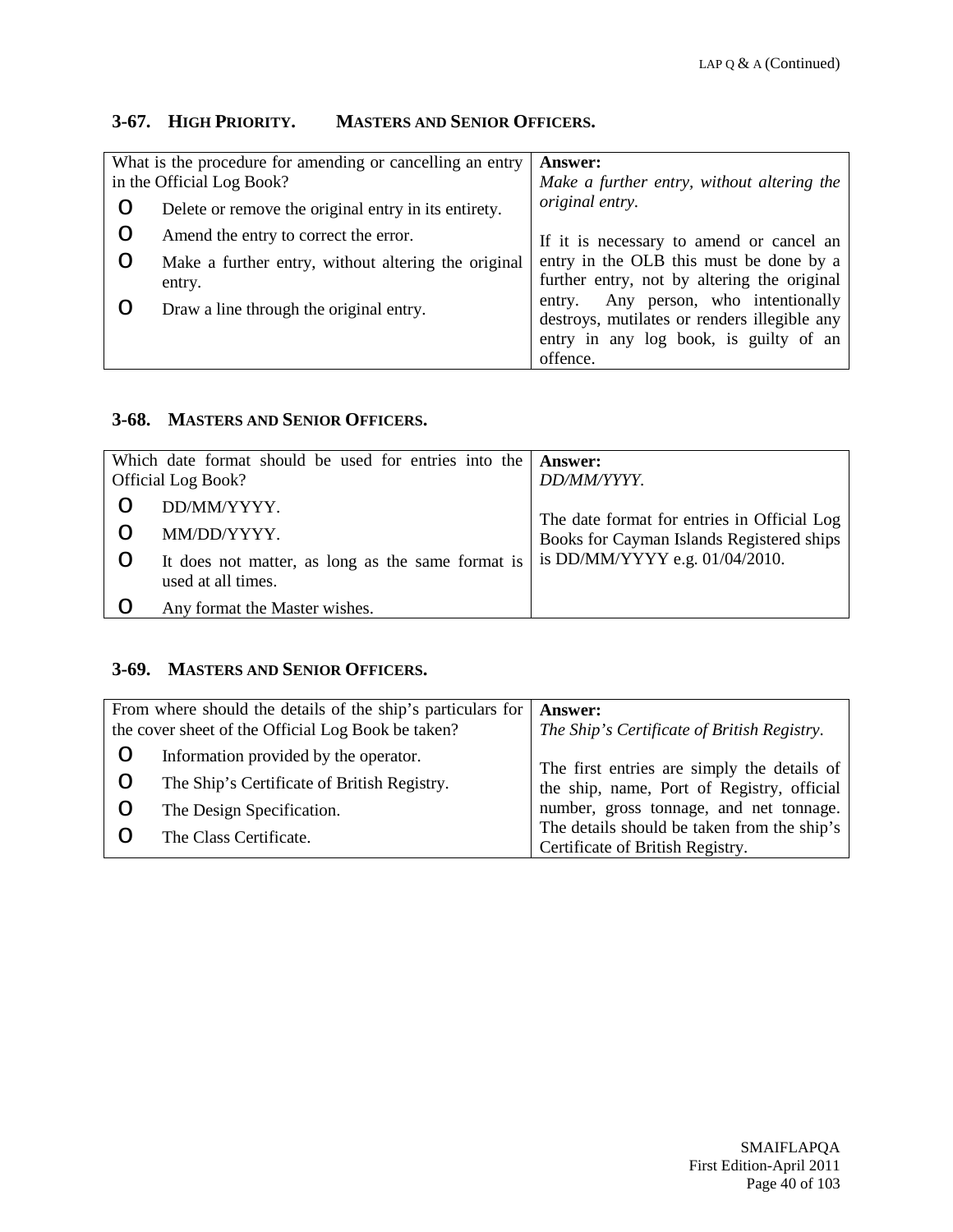### 3-67. HIGH PRIORITY. MASTERS AND SENIOR OFFICERS.

| What is the procedure for amending or cancelling an entry in the Official Log Book? | **Answer:** |
|---|---|
| o Delete or remove the original entry in its entirety.<br>o Amend the entry to correct the error.<br>o Make a further entry, without altering the original entry.<br>o Draw a line through the original entry. | *Make a further entry, without altering the original entry.*<br><br>If it is necessary to amend or cancel an entry in the OLB this must be done by a further entry, not by altering the original entry. Any person, who intentionally destroys, mutilates or renders illegible any entry in any log book, is guilty of an offence. |

### 3-68. MASTERS AND SENIOR OFFICERS.

| Which date format should be used for entries into the Official Log Book? | **Answer:** |
|---|---|
| o DD/MM/YYYY.<br>o MM/DD/YYYY.<br>o It does not matter, as long as the same format is used at all times.<br>o Any format the Master wishes. | *DD/MM/YYYY.*<br><br>The date format for entries in Official Log Books for Cayman Islands Registered ships is DD/MM/YYYY e.g. 01/04/2010. |

### 3-69. MASTERS AND SENIOR OFFICERS.

| From where should the details of the ship's particulars for the cover sheet of the Official Log Book be taken? | **Answer:** |
|---|---|
| o Information provided by the operator.<br>o The Ship's Certificate of British Registry.<br>o The Design Specification.<br>o The Class Certificate. | *The Ship's Certificate of British Registry.*<br><br>The first entries are simply the details of the ship, name, Port of Registry, official number, gross tonnage, and net tonnage. The details should be taken from the ship's Certificate of British Registry. |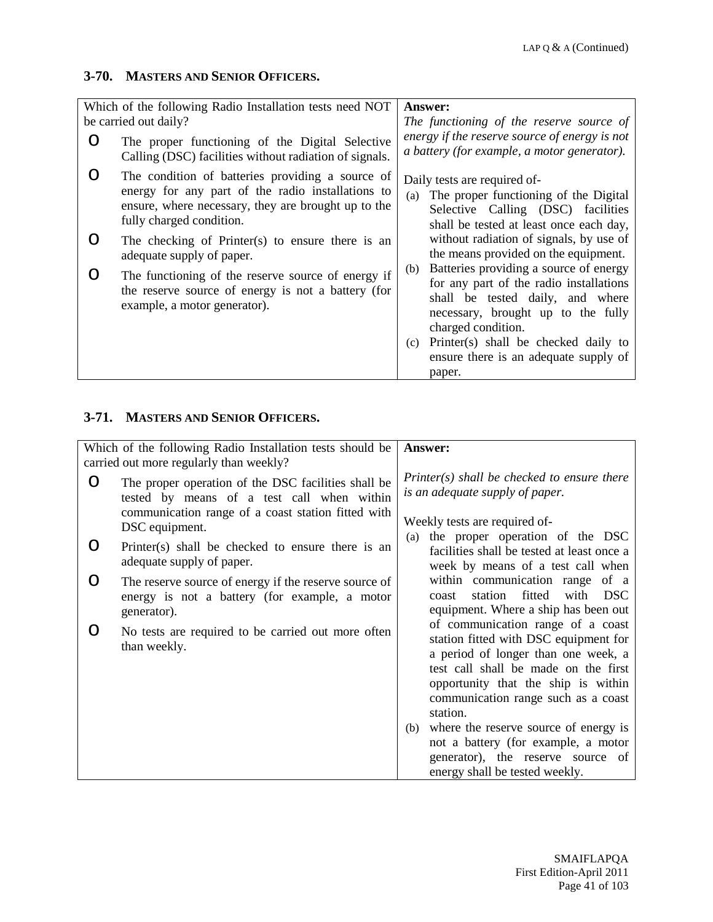## 3-70. MASTERS AND SENIOR OFFICERS.

| Which of the following Radio Installation tests need NOT be carried out daily? | **Answer:** |
|---|---|
| o The proper functioning of the Digital Selective Calling (DSC) facilities without radiation of signals.<br>o The condition of batteries providing a source of energy for any part of the radio installations to ensure, where necessary, they are brought up to the fully charged condition.<br>o The checking of Printer(s) to ensure there is an adequate supply of paper.<br>o The functioning of the reserve source of energy if the reserve source of energy is not a battery (for example, a motor generator). | *The functioning of the reserve source of energy if the reserve source of energy is not a battery (for example, a motor generator).*<br><br>Daily tests are required of-<br>(a) The proper functioning of the Digital Selective Calling (DSC) facilities shall be tested at least once each day, without radiation of signals, by use of the means provided on the equipment.<br>(b) Batteries providing a source of energy for any part of the radio installations shall be tested daily, and where necessary, brought up to the fully charged condition.<br>(c) Printer(s) shall be checked daily to ensure there is an adequate supply of paper. |

## 3-71. MASTERS AND SENIOR OFFICERS.

| Which of the following Radio Installation tests should be carried out more regularly than weekly? | **Answer:** |
|---|---|
| o The proper operation of the DSC facilities shall be tested by means of a test call when within communication range of a coast station fitted with DSC equipment.<br>o Printer(s) shall be checked to ensure there is an adequate supply of paper.<br>o The reserve source of energy if the reserve source of energy is not a battery (for example, a motor generator).<br>o No tests are required to be carried out more often than weekly. | *Printer(s) shall be checked to ensure there is an adequate supply of paper.*<br><br>Weekly tests are required of-<br>(a) the proper operation of the DSC facilities shall be tested at least once a week by means of a test call when within communication range of a coast station fitted with DSC equipment. Where a ship has been out of communication range of a coast station fitted with DSC equipment for a period of longer than one week, a test call shall be made on the first opportunity that the ship is within communication range such as a coast station.<br>(b) where the reserve source of energy is not a battery (for example, a motor generator), the reserve source of energy shall be tested weekly. |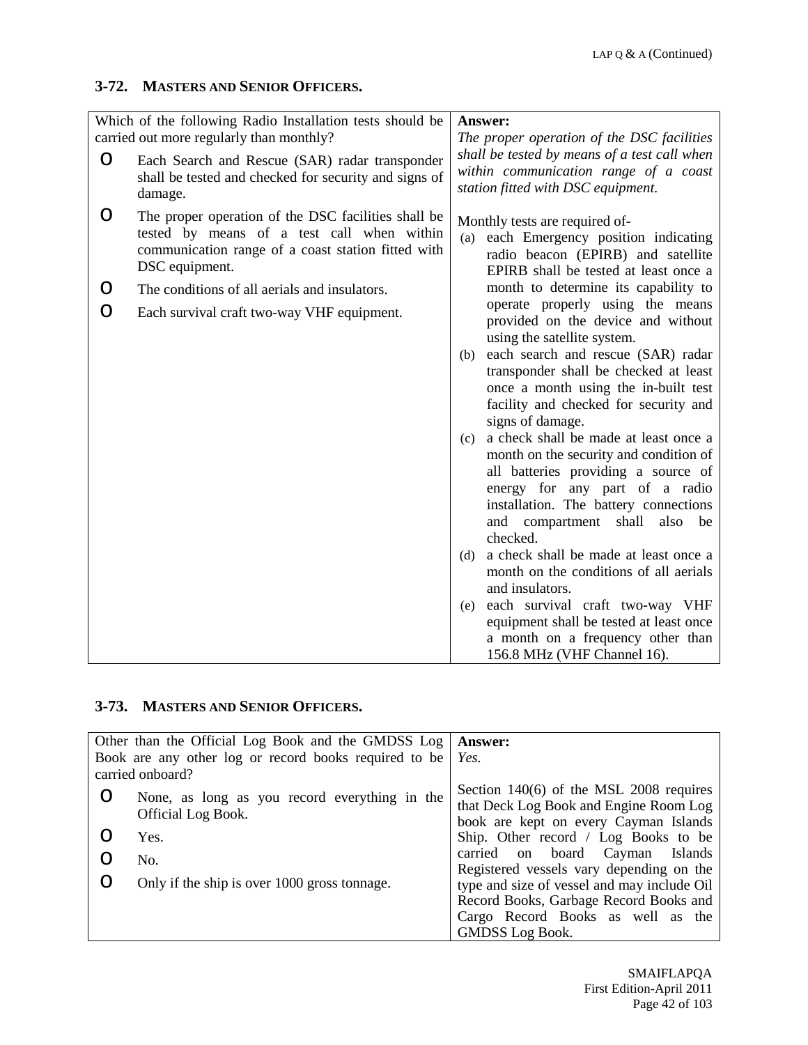## 3-72. MASTERS AND SENIOR OFFICERS.

| Which of the following Radio Installation tests should be carried out more regularly than monthly? | **Answer:** |
|---|---|
| o Each Search and Rescue (SAR) radar transponder shall be tested and checked for security and signs of damage.<br>o The proper operation of the DSC facilities shall be tested by means of a test call when within communication range of a coast station fitted with DSC equipment.<br>o The conditions of all aerials and insulators.<br>o Each survival craft two-way VHF equipment. | *The proper operation of the DSC facilities shall be tested by means of a test call when within communication range of a coast station fitted with DSC equipment.*<br><br>Monthly tests are required of-<br>(a) each Emergency position indicating radio beacon (EPIRB) and satellite EPIRB shall be tested at least once a month to determine its capability to operate properly using the means provided on the device and without using the satellite system.<br>(b) each search and rescue (SAR) radar transponder shall be checked at least once a month using the in-built test facility and checked for security and signs of damage.<br>(c) a check shall be made at least once a month on the security and condition of all batteries providing a source of energy for any part of a radio installation. The battery connections and compartment shall also be checked.<br>(d) a check shall be made at least once a month on the conditions of all aerials and insulators.<br>(e) each survival craft two-way VHF equipment shall be tested at least once a month on a frequency other than 156.8 MHz (VHF Channel 16). |

## 3-73. MASTERS AND SENIOR OFFICERS.

| Other than the Official Log Book and the GMDSS Log Book are any other log or record books required to be carried onboard? | **Answer:** |
|---|---|
| o None, as long as you record everything in the Official Log Book.<br>o Yes.<br>o No.<br>o Only if the ship is over 1000 gross tonnage. | *Yes.*<br><br>Section 140(6) of the MSL 2008 requires that Deck Log Book and Engine Room Log book are kept on every Cayman Islands Ship. Other record / Log Books to be carried on board Cayman Islands Registered vessels vary depending on the type and size of vessel and may include Oil Record Books, Garbage Record Books and Cargo Record Books as well as the GMDSS Log Book. |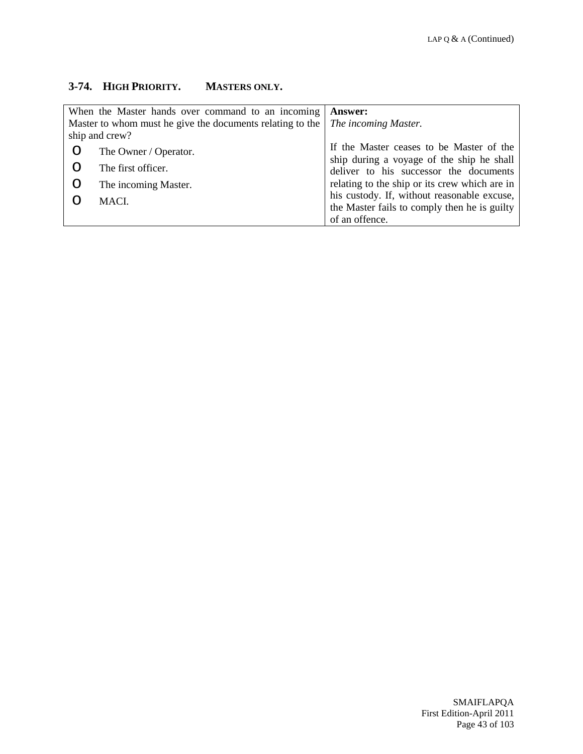### 3-74. HIGH PRIORITY. MASTERS ONLY.

| When the Master hands over command to an incoming Master to whom must he give the documents relating to the ship and crew? | **Answer:** |
| --- | --- |
| o The Owner / Operator.<br>o The first officer.<br>o The incoming Master.<br>o MACI. | *The incoming Master.*<br><br>If the Master ceases to be Master of the ship during a voyage of the ship he shall deliver to his successor the documents relating to the ship or its crew which are in his custody. If, without reasonable excuse, the Master fails to comply then he is guilty of an offence. |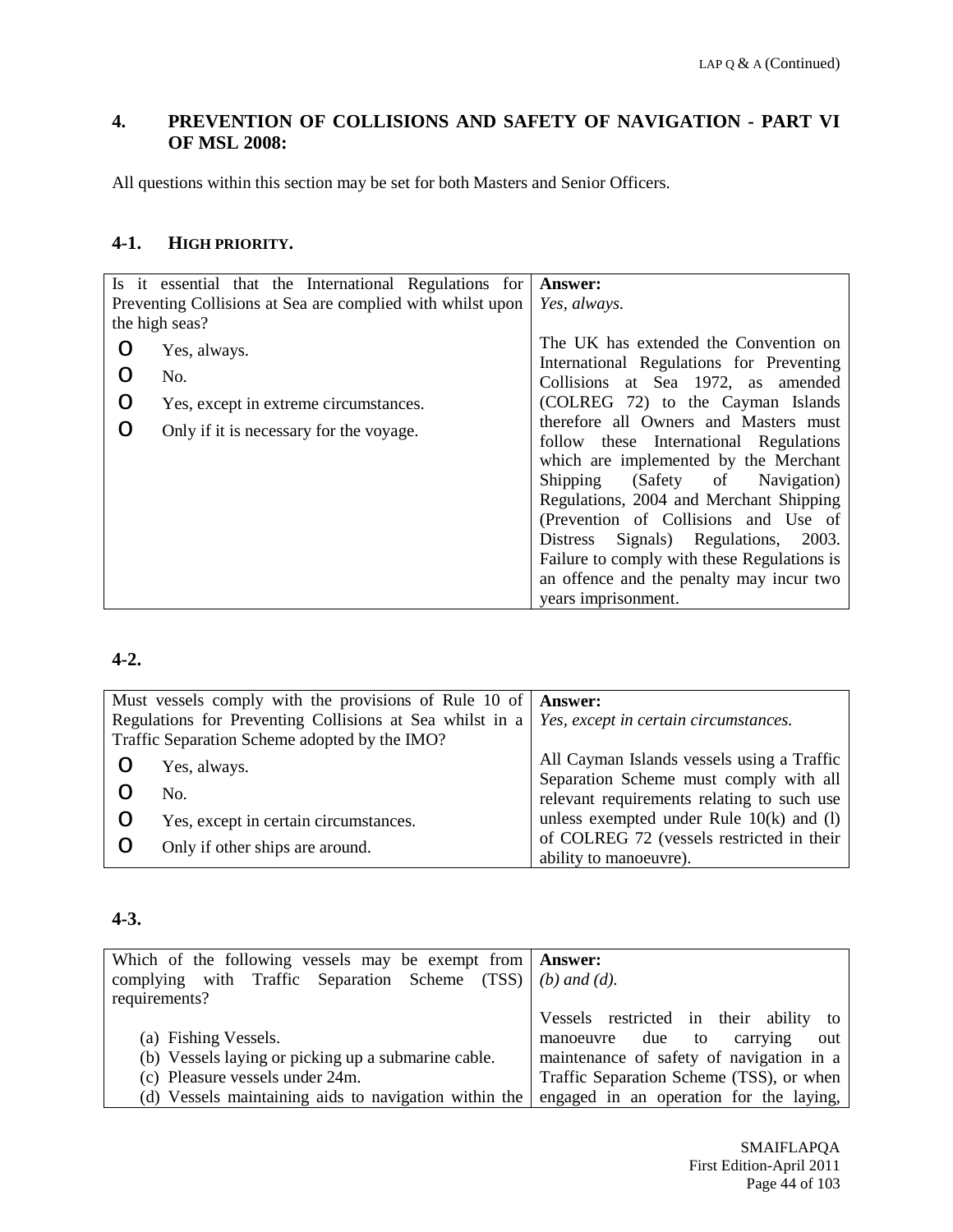## 4. PREVENTION OF COLLISIONS AND SAFETY OF NAVIGATION - PART VI OF MSL 2008:

All questions within this section may be set for both Masters and Senior Officers.

### 4-1. HIGH PRIORITY.

| Question | Answer |
|---|---|
| Is it essential that the International Regulations for Preventing Collisions at Sea are complied with whilst upon the high seas?<br><br>O Yes, always.<br>O No.<br>O Yes, except in extreme circumstances.<br>O Only if it is necessary for the voyage. | **Answer:**<br>*Yes, always.*<br><br>The UK has extended the Convention on International Regulations for Preventing Collisions at Sea 1972, as amended (COLREG 72) to the Cayman Islands therefore all Owners and Masters must follow these International Regulations which are implemented by the Merchant Shipping (Safety of Navigation) Regulations, 2004 and Merchant Shipping (Prevention of Collisions and Use of Distress Signals) Regulations, 2003. Failure to comply with these Regulations is an offence and the penalty may incur two years imprisonment. |

### 4-2.

| Question | Answer |
|---|---|
| Must vessels comply with the provisions of Rule 10 of Regulations for Preventing Collisions at Sea whilst in a Traffic Separation Scheme adopted by the IMO?<br><br>O Yes, always.<br>O No.<br>O Yes, except in certain circumstances.<br>O Only if other ships are around. | **Answer:**<br>*Yes, except in certain circumstances.*<br><br>All Cayman Islands vessels using a Traffic Separation Scheme must comply with all relevant requirements relating to such use unless exempted under Rule 10(k) and (l) of COLREG 72 (vessels restricted in their ability to manoeuvre). |

### 4-3.

| Question | Answer |
|---|---|
| Which of the following vessels may be exempt from complying with Traffic Separation Scheme (TSS) requirements?<br><br>(a) Fishing Vessels.<br>(b) Vessels laying or picking up a submarine cable.<br>(c) Pleasure vessels under 24m.<br>(d) Vessels maintaining aids to navigation within the | **Answer:**<br>*(b) and (d).*<br><br>Vessels restricted in their ability to manoeuvre due to carrying out maintenance of safety of navigation in a Traffic Separation Scheme (TSS), or when engaged in an operation for the laying, |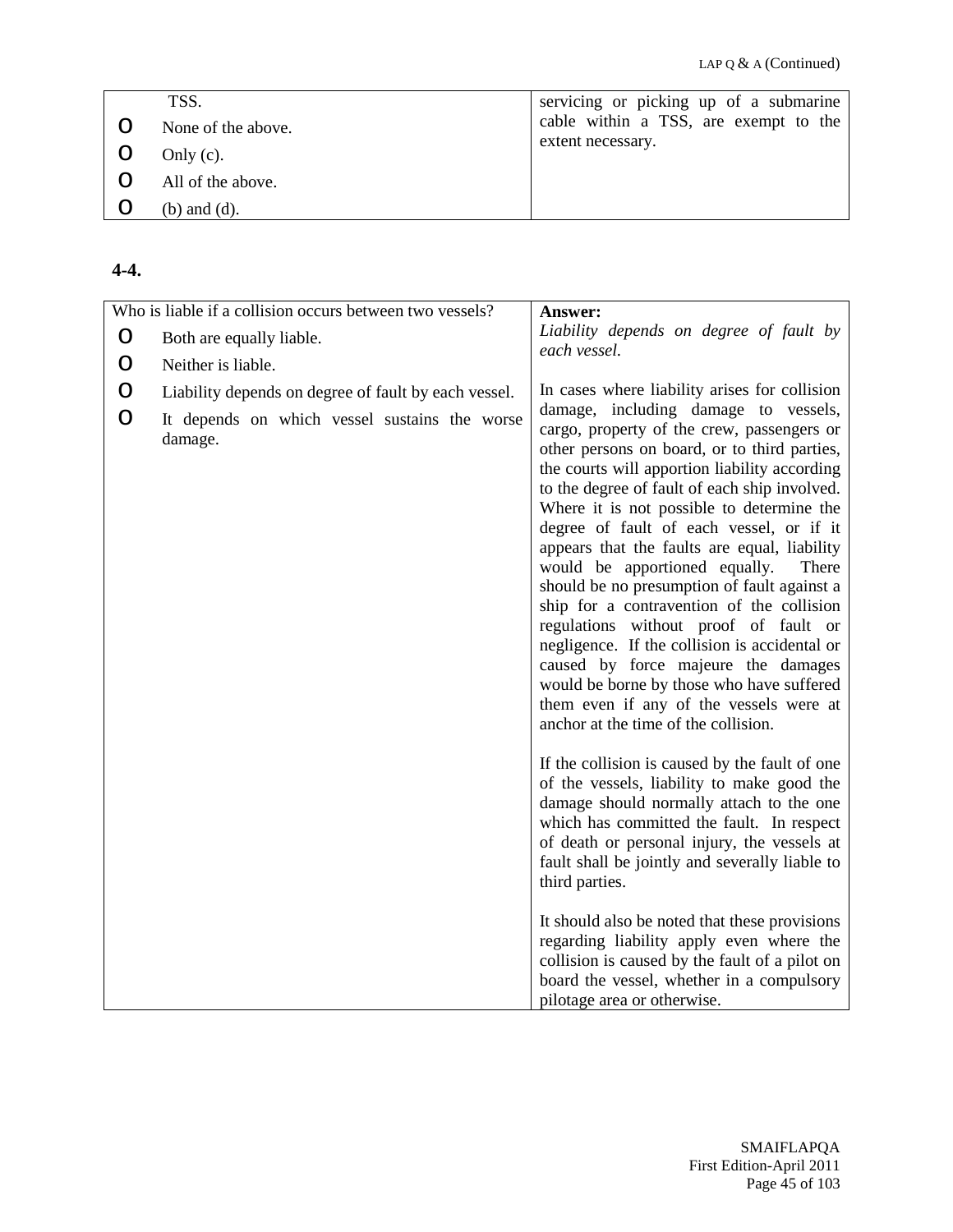| TSS. | servicing or picking up of a submarine cable within a TSS, are exempt to the extent necessary. |
|---|---|
| o None of the above.<br>o Only (c).<br>o All of the above.<br>o (b) and (d). | |

**4-4.**

| Who is liable if a collision occurs between two vessels? | **Answer:** |
|---|---|
| o Both are equally liable.<br>o Neither is liable.<br>o Liability depends on degree of fault by each vessel.<br>o It depends on which vessel sustains the worse damage. | *Liability depends on degree of fault by each vessel.*<br><br>In cases where liability arises for collision damage, including damage to vessels, cargo, property of the crew, passengers or other persons on board, or to third parties, the courts will apportion liability according to the degree of fault of each ship involved. Where it is not possible to determine the degree of fault of each vessel, or if it appears that the faults are equal, liability would be apportioned equally. There should be no presumption of fault against a ship for a contravention of the collision regulations without proof of fault or negligence. If the collision is accidental or caused by force majeure the damages would be borne by those who have suffered them even if any of the vessels were at anchor at the time of the collision.<br><br>If the collision is caused by the fault of one of the vessels, liability to make good the damage should normally attach to the one which has committed the fault. In respect of death or personal injury, the vessels at fault shall be jointly and severally liable to third parties.<br><br>It should also be noted that these provisions regarding liability apply even where the collision is caused by the fault of a pilot on board the vessel, whether in a compulsory pilotage area or otherwise. |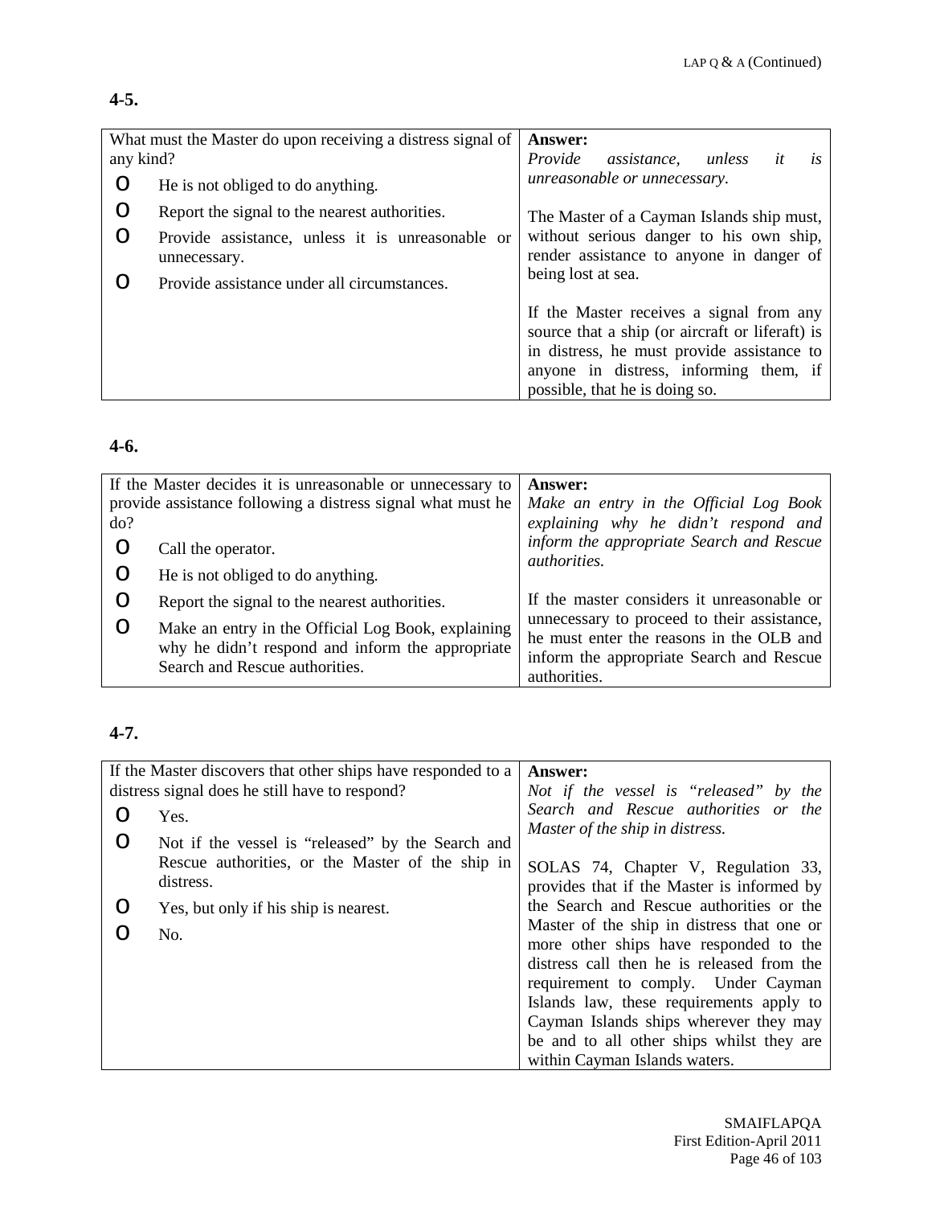**4-5.**

| What must the Master do upon receiving a distress signal of any kind? | **Answer:** |
|---|---|
| o He is not obliged to do anything.<br>o Report the signal to the nearest authorities.<br>o Provide assistance, unless it is unreasonable or unnecessary.<br>o Provide assistance under all circumstances. | *Provide assistance, unless it is unreasonable or unnecessary.*<br><br>The Master of a Cayman Islands ship must, without serious danger to his own ship, render assistance to anyone in danger of being lost at sea.<br><br>If the Master receives a signal from any source that a ship (or aircraft or liferaft) is in distress, he must provide assistance to anyone in distress, informing them, if possible, that he is doing so. |

**4-6.**

| If the Master decides it is unreasonable or unnecessary to provide assistance following a distress signal what must he do? | **Answer:** |
|---|---|
| o Call the operator.<br>o He is not obliged to do anything.<br>o Report the signal to the nearest authorities.<br>o Make an entry in the Official Log Book, explaining why he didn't respond and inform the appropriate Search and Rescue authorities. | *Make an entry in the Official Log Book explaining why he didn't respond and inform the appropriate Search and Rescue authorities.*<br><br>If the master considers it unreasonable or unnecessary to proceed to their assistance, he must enter the reasons in the OLB and inform the appropriate Search and Rescue authorities. |

**4-7.**

| If the Master discovers that other ships have responded to a distress signal does he still have to respond? | **Answer:** |
|---|---|
| o Yes.<br>o Not if the vessel is "released" by the Search and Rescue authorities, or the Master of the ship in distress.<br>o Yes, but only if his ship is nearest.<br>o No. | *Not if the vessel is "released" by the Search and Rescue authorities or the Master of the ship in distress.*<br><br>SOLAS 74, Chapter V, Regulation 33, provides that if the Master is informed by the Search and Rescue authorities or the Master of the ship in distress that one or more other ships have responded to the distress call then he is released from the requirement to comply. Under Cayman Islands law, these requirements apply to Cayman Islands ships wherever they may be and to all other ships whilst they are within Cayman Islands waters. |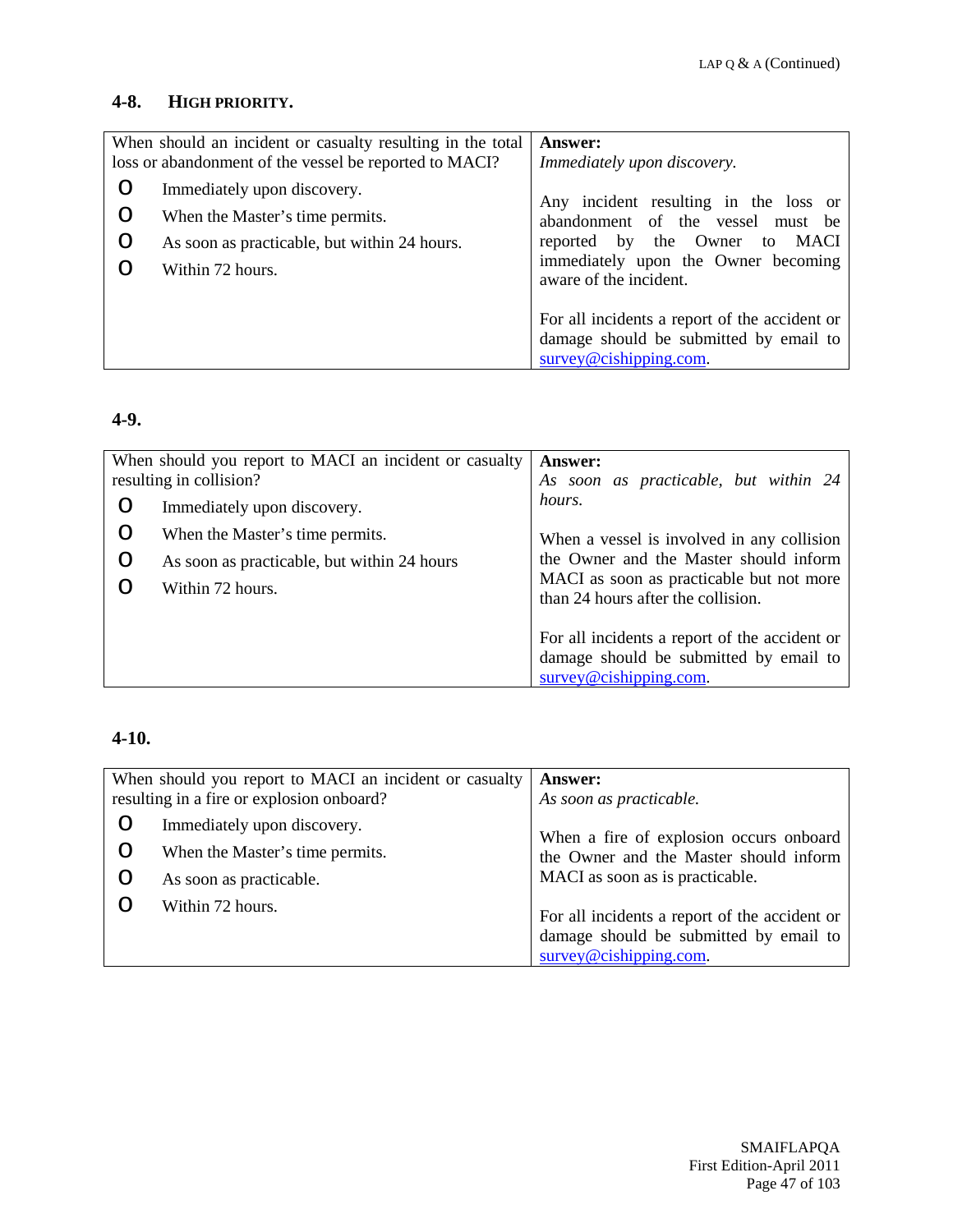## 4-8. HIGH PRIORITY.

| When should an incident or casualty resulting in the total loss or abandonment of the vessel be reported to MACI? | **Answer:** |
|---|---|
| O Immediately upon discovery.<br>O When the Master's time permits.<br>O As soon as practicable, but within 24 hours.<br>O Within 72 hours. | *Immediately upon discovery.*<br><br>Any incident resulting in the loss or abandonment of the vessel must be reported by the Owner to MACI immediately upon the Owner becoming aware of the incident.<br><br>For all incidents a report of the accident or damage should be submitted by email to survey@cishipping.com. |

## 4-9.

| When should you report to MACI an incident or casualty resulting in collision? | **Answer:** |
|---|---|
| O Immediately upon discovery.<br>O When the Master's time permits.<br>O As soon as practicable, but within 24 hours<br>O Within 72 hours. | *As soon as practicable, but within 24 hours.*<br><br>When a vessel is involved in any collision the Owner and the Master should inform MACI as soon as practicable but not more than 24 hours after the collision.<br><br>For all incidents a report of the accident or damage should be submitted by email to survey@cishipping.com. |

## 4-10.

| When should you report to MACI an incident or casualty resulting in a fire or explosion onboard? | **Answer:** |
|---|---|
| O Immediately upon discovery.<br>O When the Master's time permits.<br>O As soon as practicable.<br>O Within 72 hours. | *As soon as practicable.*<br><br>When a fire of explosion occurs onboard the Owner and the Master should inform MACI as soon as is practicable.<br><br>For all incidents a report of the accident or damage should be submitted by email to survey@cishipping.com. |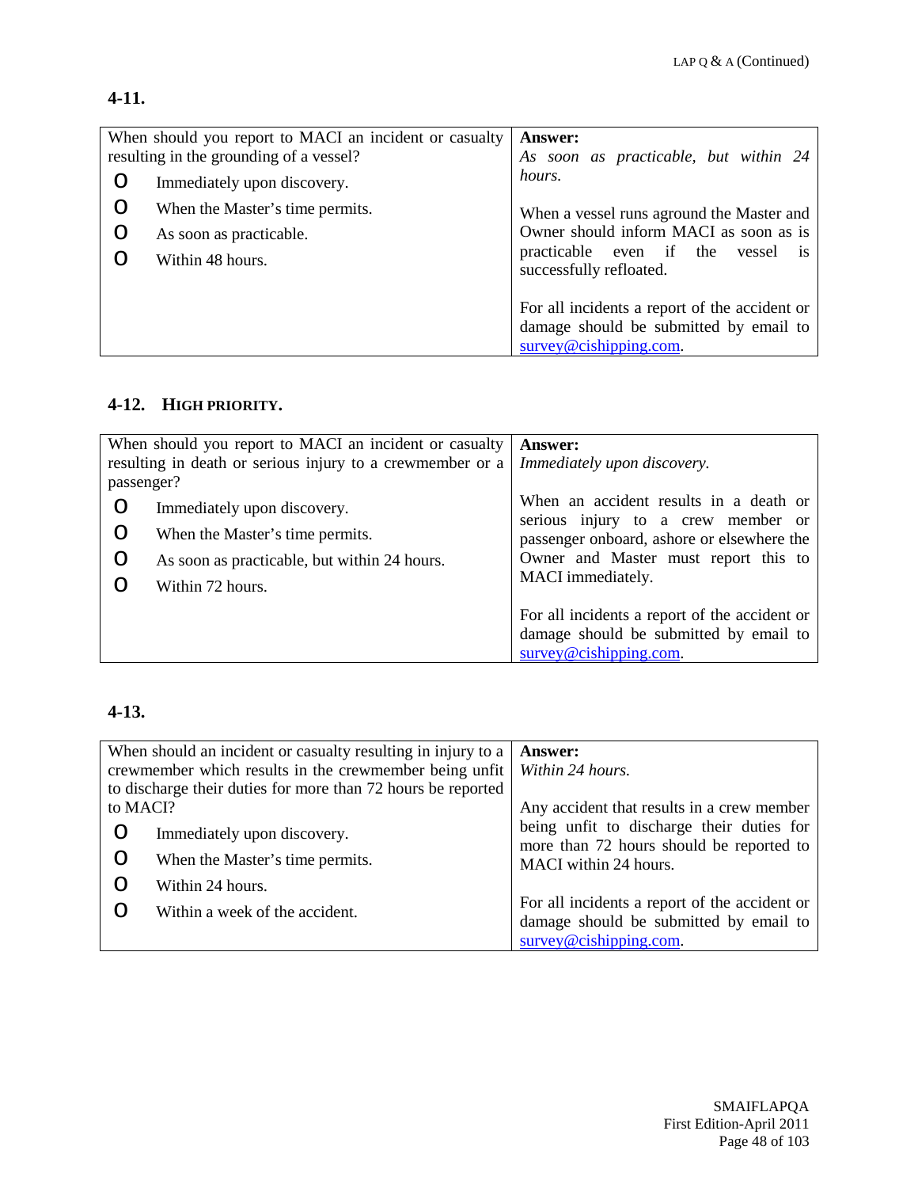**4-11.**

| When should you report to MACI an incident or casualty resulting in the grounding of a vessel? | **Answer:** |
|---|---|
| O Immediately upon discovery.<br>O When the Master's time permits.<br>O As soon as practicable.<br>O Within 48 hours. | *As soon as practicable, but within 24 hours.*<br><br>When a vessel runs aground the Master and Owner should inform MACI as soon as is practicable even if the vessel is successfully refloated.<br><br>For all incidents a report of the accident or damage should be submitted by email to survey@cishipping.com. |

**4-12. HIGH PRIORITY.**

| When should you report to MACI an incident or casualty resulting in death or serious injury to a crewmember or a passenger? | **Answer:** |
|---|---|
| O Immediately upon discovery.<br>O When the Master's time permits.<br>O As soon as practicable, but within 24 hours.<br>O Within 72 hours. | *Immediately upon discovery.*<br><br>When an accident results in a death or serious injury to a crew member or passenger onboard, ashore or elsewhere the Owner and Master must report this to MACI immediately.<br><br>For all incidents a report of the accident or damage should be submitted by email to survey@cishipping.com. |

**4-13.**

| When should an incident or casualty resulting in injury to a crewmember which results in the crewmember being unfit to discharge their duties for more than 72 hours be reported to MACI? | **Answer:** |
|---|---|
| O Immediately upon discovery.<br>O When the Master's time permits.<br>O Within 24 hours.<br>O Within a week of the accident. | *Within 24 hours.*<br><br>Any accident that results in a crew member being unfit to discharge their duties for more than 72 hours should be reported to MACI within 24 hours.<br><br>For all incidents a report of the accident or damage should be submitted by email to survey@cishipping.com. |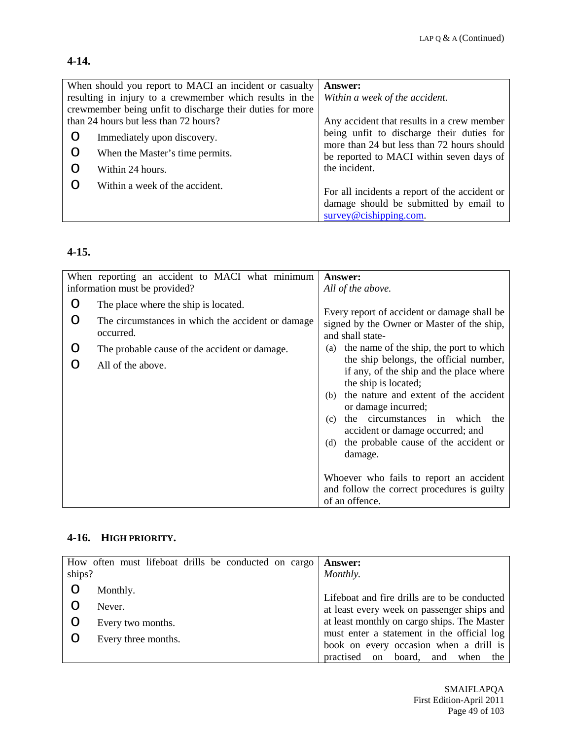### 4-14.

| When should you report to MACI an incident or casualty resulting in injury to a crewmember which results in the crewmember being unfit to discharge their duties for more than 24 hours but less than 72 hours?<br>O Immediately upon discovery.<br>O When the Master's time permits.<br>O Within 24 hours.<br>O Within a week of the accident. | **Answer:**<br>*Within a week of the accident.*<br><br>Any accident that results in a crew member being unfit to discharge their duties for more than 24 but less than 72 hours should be reported to MACI within seven days of the incident.<br><br>For all incidents a report of the accident or damage should be submitted by email to survey@cishipping.com. |
|---|---|

### 4-15.

| When reporting an accident to MACI what minimum information must be provided?<br>O The place where the ship is located.<br>O The circumstances in which the accident or damage occurred.<br>O The probable cause of the accident or damage.<br>O All of the above. | **Answer:**<br>*All of the above.*<br><br>Every report of accident or damage shall be signed by the Owner or Master of the ship, and shall state-<br>(a) the name of the ship, the port to which the ship belongs, the official number, if any, of the ship and the place where the ship is located;<br>(b) the nature and extent of the accident or damage incurred;<br>(c) the circumstances in which the accident or damage occurred; and<br>(d) the probable cause of the accident or damage.<br><br>Whoever who fails to report an accident and follow the correct procedures is guilty of an offence. |
|---|---|

### 4-16. HIGH PRIORITY.

| How often must lifeboat drills be conducted on cargo ships?<br>O Monthly.<br>O Never.<br>O Every two months.<br>O Every three months. | **Answer:**<br>*Monthly.*<br><br>Lifeboat and fire drills are to be conducted at least every week on passenger ships and at least monthly on cargo ships. The Master must enter a statement in the official log book on every occasion when a drill is practised on board, and when the |
|---|---|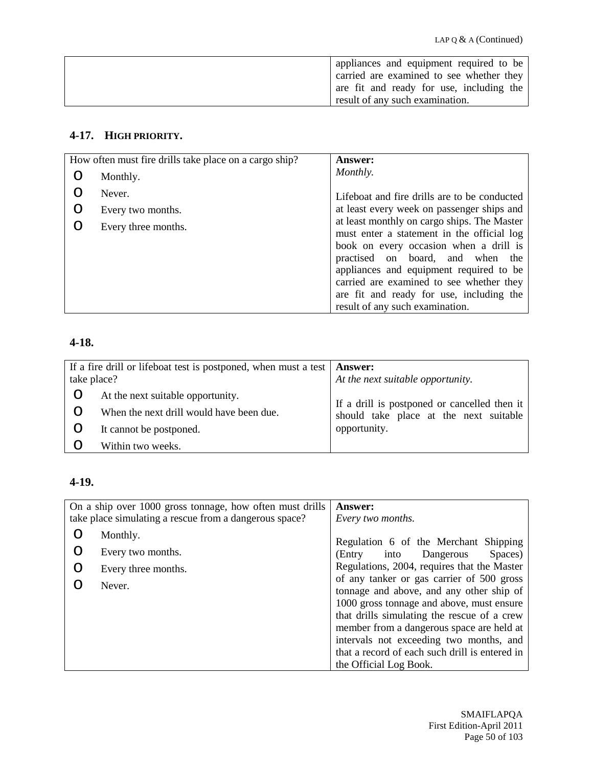| | appliances and equipment required to be carried are examined to see whether they are fit and ready for use, including the result of any such examination. |
|---|---|

### 4-17. HIGH PRIORITY.

| How often must fire drills take place on a cargo ship?<br>O Monthly.<br>O Never.<br>O Every two months.<br>O Every three months. | **Answer:**<br>*Monthly.*<br><br>Lifeboat and fire drills are to be conducted at least every week on passenger ships and at least monthly on cargo ships. The Master must enter a statement in the official log book on every occasion when a drill is practised on board, and when the appliances and equipment required to be carried are examined to see whether they are fit and ready for use, including the result of any such examination. |
|---|---|

### 4-18.

| If a fire drill or lifeboat test is postponed, when must a test take place?<br>O At the next suitable opportunity.<br>O When the next drill would have been due.<br>O It cannot be postponed.<br>O Within two weeks. | **Answer:**<br>*At the next suitable opportunity.*<br><br>If a drill is postponed or cancelled then it should take place at the next suitable opportunity. |
|---|---|

### 4-19.

| On a ship over 1000 gross tonnage, how often must drills take place simulating a rescue from a dangerous space?<br>O Monthly.<br>O Every two months.<br>O Every three months.<br>O Never. | **Answer:**<br>*Every two months.*<br><br>Regulation 6 of the Merchant Shipping (Entry into Dangerous Spaces) Regulations, 2004, requires that the Master of any tanker or gas carrier of 500 gross tonnage and above, and any other ship of 1000 gross tonnage and above, must ensure that drills simulating the rescue of a crew member from a dangerous space are held at intervals not exceeding two months, and that a record of each such drill is entered in the Official Log Book. |
|---|---|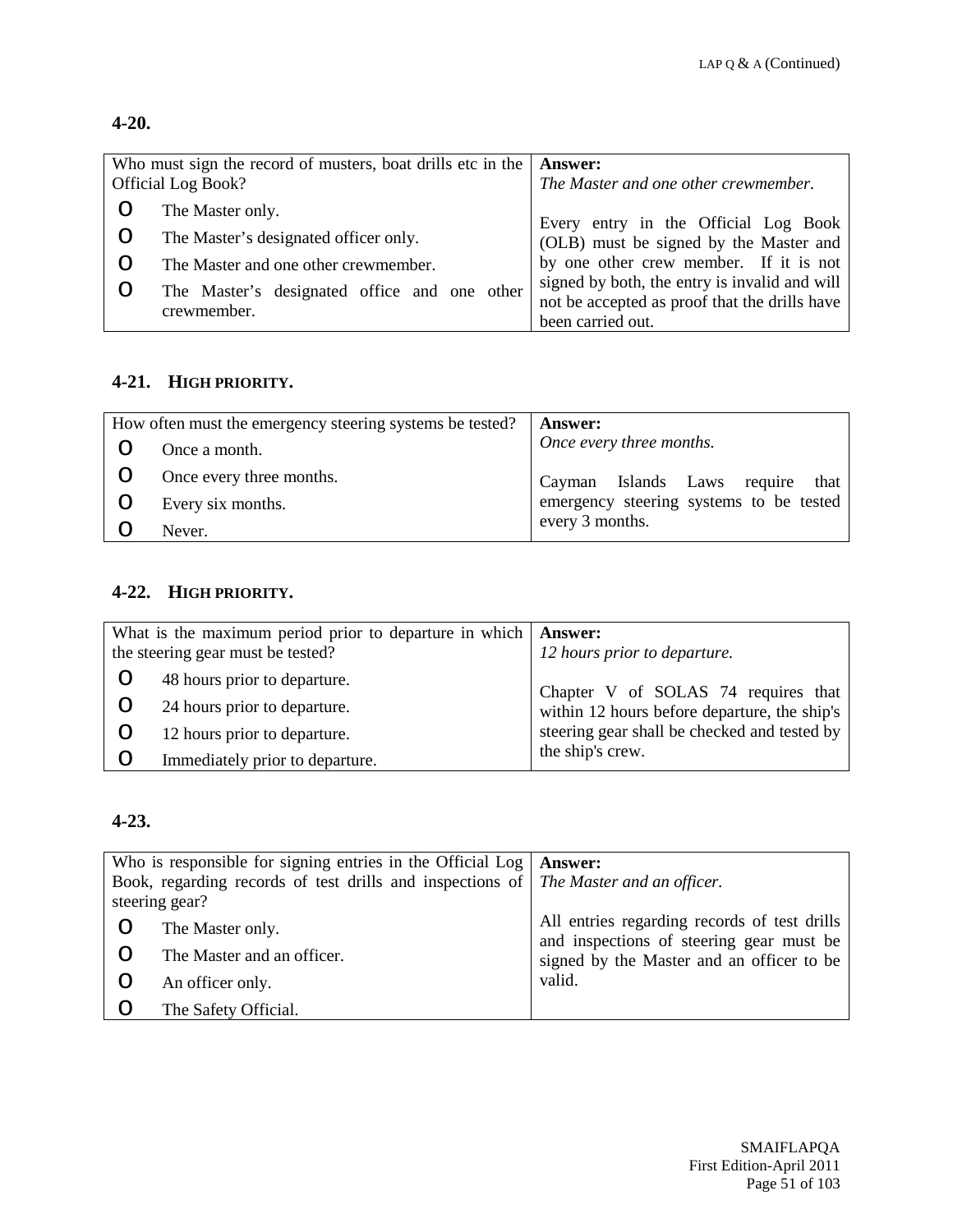### 4-20.

| Who must sign the record of musters, boat drills etc in the Official Log Book? | **Answer:** |
|---|---|
| o The Master only.<br>o The Master's designated officer only.<br>o The Master and one other crewmember.<br>o The Master's designated office and one other crewmember. | *The Master and one other crewmember.*<br><br>Every entry in the Official Log Book (OLB) must be signed by the Master and by one other crew member. If it is not signed by both, the entry is invalid and will not be accepted as proof that the drills have been carried out. |

### 4-21. HIGH PRIORITY.

| How often must the emergency steering systems be tested? | **Answer:** |
|---|---|
| o Once a month.<br>o Once every three months.<br>o Every six months.<br>o Never. | *Once every three months.*<br><br>Cayman Islands Laws require that emergency steering systems to be tested every 3 months. |

### 4-22. HIGH PRIORITY.

| What is the maximum period prior to departure in which the steering gear must be tested? | **Answer:** |
|---|---|
| o 48 hours prior to departure.<br>o 24 hours prior to departure.<br>o 12 hours prior to departure.<br>o Immediately prior to departure. | *12 hours prior to departure.*<br><br>Chapter V of SOLAS 74 requires that within 12 hours before departure, the ship's steering gear shall be checked and tested by the ship's crew. |

### 4-23.

| Who is responsible for signing entries in the Official Log Book, regarding records of test drills and inspections of steering gear? | **Answer:** |
|---|---|
| o The Master only.<br>o The Master and an officer.<br>o An officer only.<br>o The Safety Official. | *The Master and an officer.*<br><br>All entries regarding records of test drills and inspections of steering gear must be signed by the Master and an officer to be valid. |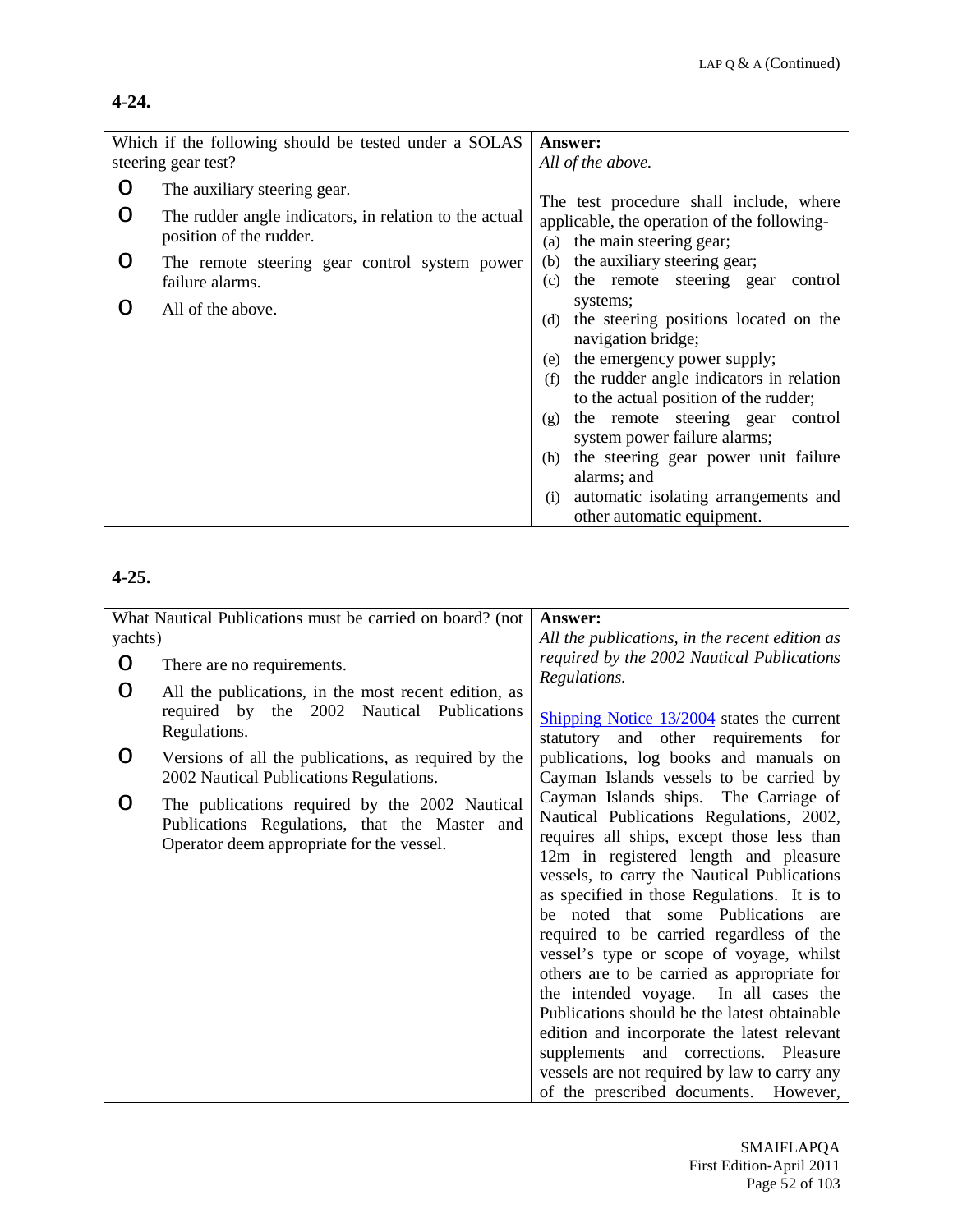## 4-24.

| Which if the following should be tested under a SOLAS steering gear test? | **Answer:** |
|---|---|
| O The auxiliary steering gear.<br>O The rudder angle indicators, in relation to the actual position of the rudder.<br>O The remote steering gear control system power failure alarms.<br>O All of the above. | *All of the above.*<br><br>The test procedure shall include, where applicable, the operation of the following-<br>(a) the main steering gear;<br>(b) the auxiliary steering gear;<br>(c) the remote steering gear control systems;<br>(d) the steering positions located on the navigation bridge;<br>(e) the emergency power supply;<br>(f) the rudder angle indicators in relation to the actual position of the rudder;<br>(g) the remote steering gear control system power failure alarms;<br>(h) the steering gear power unit failure alarms; and<br>(i) automatic isolating arrangements and other automatic equipment. |

## 4-25.

| What Nautical Publications must be carried on board? (not yachts) | **Answer:** |
|---|---|
| O There are no requirements.<br>O All the publications, in the most recent edition, as required by the 2002 Nautical Publications Regulations.<br>O Versions of all the publications, as required by the 2002 Nautical Publications Regulations.<br>O The publications required by the 2002 Nautical Publications Regulations, that the Master and Operator deem appropriate for the vessel. | *All the publications, in the recent edition as required by the 2002 Nautical Publications Regulations.*<br><br>Shipping Notice 13/2004 states the current statutory and other requirements for publications, log books and manuals on Cayman Islands vessels to be carried by Cayman Islands ships. The Carriage of Nautical Publications Regulations, 2002, requires all ships, except those less than 12m in registered length and pleasure vessels, to carry the Nautical Publications as specified in those Regulations. It is to be noted that some Publications are required to be carried regardless of the vessel's type or scope of voyage, whilst others are to be carried as appropriate for the intended voyage. In all cases the Publications should be the latest obtainable edition and incorporate the latest relevant supplements and corrections. Pleasure vessels are not required by law to carry any of the prescribed documents. However, |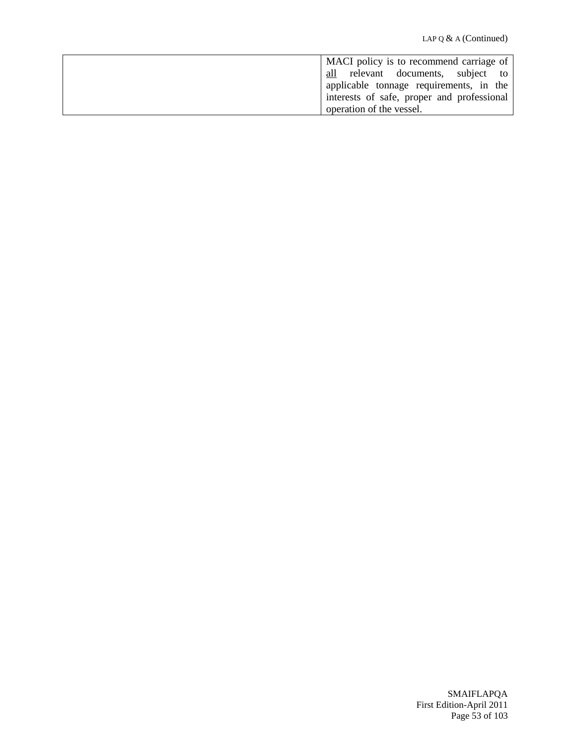|  |  |
|---|---|
|  | MACI policy is to recommend carriage of <u>all</u> relevant documents, subject to applicable tonnage requirements, in the interests of safe, proper and professional operation of the vessel. |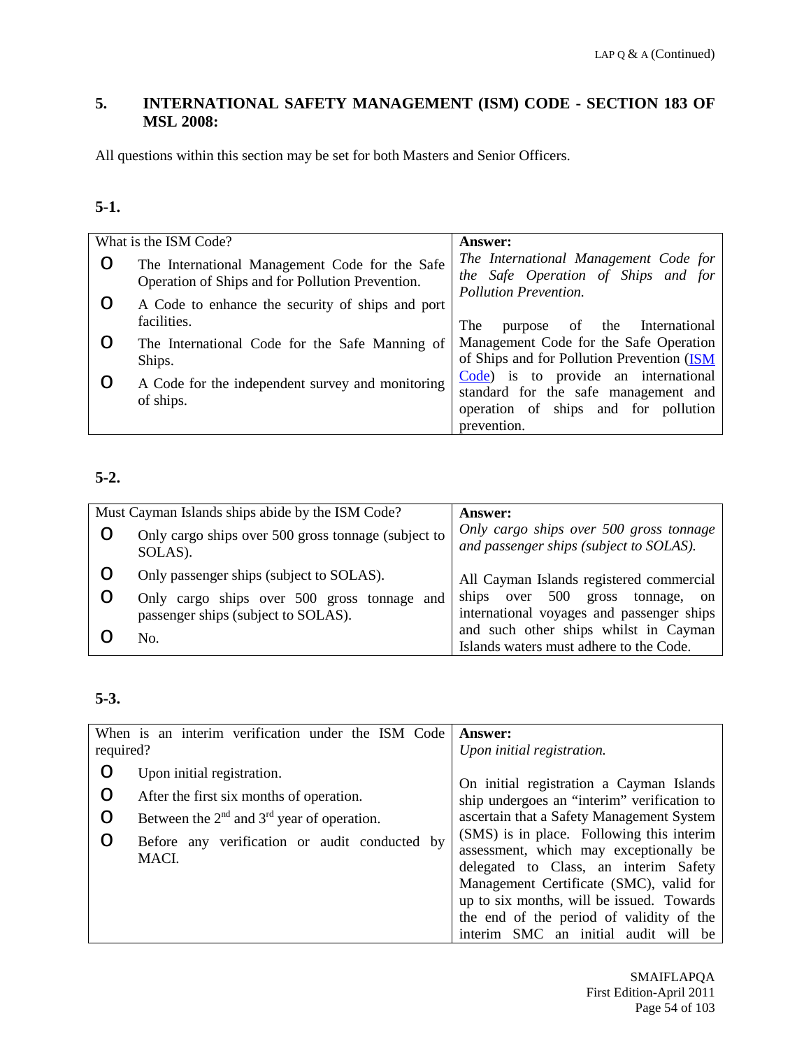## 5. INTERNATIONAL SAFETY MANAGEMENT (ISM) CODE - SECTION 183 OF MSL 2008:

All questions within this section may be set for both Masters and Senior Officers.

### 5-1.

| What is the ISM Code? | Answer: |
|---|---|
| O The International Management Code for the Safe Operation of Ships and for Pollution Prevention.<br>O A Code to enhance the security of ships and port facilities.<br>O The International Code for the Safe Manning of Ships.<br>O A Code for the independent survey and monitoring of ships. | *The International Management Code for the Safe Operation of Ships and for Pollution Prevention.*<br><br>The purpose of the International Management Code for the Safe Operation of Ships and for Pollution Prevention (ISM Code) is to provide an international standard for the safe management and operation of ships and for pollution prevention. |

### 5-2.

| Must Cayman Islands ships abide by the ISM Code? | Answer: |
|---|---|
| O Only cargo ships over 500 gross tonnage (subject to SOLAS).<br>O Only passenger ships (subject to SOLAS).<br>O Only cargo ships over 500 gross tonnage and passenger ships (subject to SOLAS).<br>O No. | *Only cargo ships over 500 gross tonnage and passenger ships (subject to SOLAS).*<br><br>All Cayman Islands registered commercial ships over 500 gross tonnage, on international voyages and passenger ships and such other ships whilst in Cayman Islands waters must adhere to the Code. |

### 5-3.

| When is an interim verification under the ISM Code required? | Answer: |
|---|---|
| O Upon initial registration.<br>O After the first six months of operation.<br>O Between the 2nd and 3rd year of operation.<br>O Before any verification or audit conducted by MACI. | *Upon initial registration.*<br><br>On initial registration a Cayman Islands ship undergoes an "interim" verification to ascertain that a Safety Management System (SMS) is in place. Following this interim assessment, which may exceptionally be delegated to Class, an interim Safety Management Certificate (SMC), valid for up to six months, will be issued. Towards the end of the period of validity of the interim SMC an initial audit will be |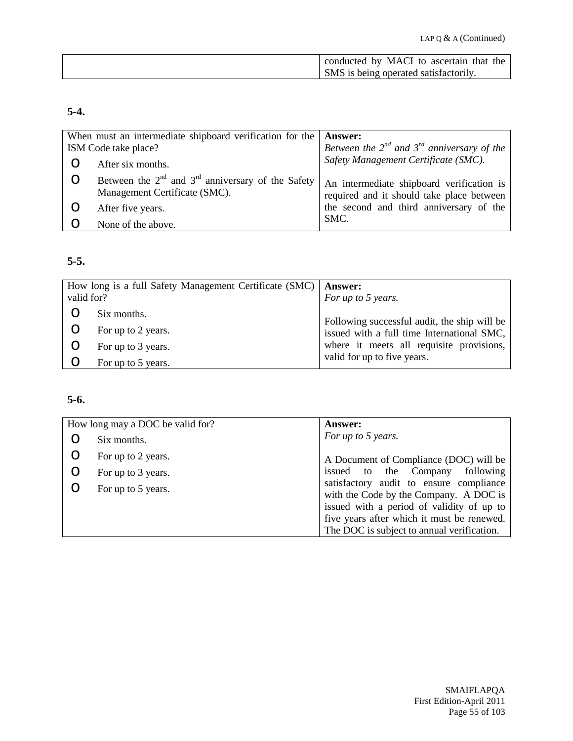| | |
|---|---|
| | conducted by MACI to ascertain that the SMS is being operated satisfactorily. |

**5-4.**

| | |
|---|---|
| When must an intermediate shipboard verification for the ISM Code take place?<br>o After six months.<br>o Between the 2nd and 3rd anniversary of the Safety Management Certificate (SMC).<br>o After five years.<br>o None of the above. | **Answer:**<br>*Between the 2nd and 3rd anniversary of the Safety Management Certificate (SMC).*<br><br>An intermediate shipboard verification is required and it should take place between the second and third anniversary of the SMC. |

**5-5.**

| | |
|---|---|
| How long is a full Safety Management Certificate (SMC) valid for?<br>o Six months.<br>o For up to 2 years.<br>o For up to 3 years.<br>o For up to 5 years. | **Answer:**<br>*For up to 5 years.*<br><br>Following successful audit, the ship will be issued with a full time International SMC, where it meets all requisite provisions, valid for up to five years. |

**5-6.**

| | |
|---|---|
| How long may a DOC be valid for?<br>o Six months.<br>o For up to 2 years.<br>o For up to 3 years.<br>o For up to 5 years. | **Answer:**<br>*For up to 5 years.*<br><br>A Document of Compliance (DOC) will be issued to the Company following satisfactory audit to ensure compliance with the Code by the Company. A DOC is issued with a period of validity of up to five years after which it must be renewed. The DOC is subject to annual verification. |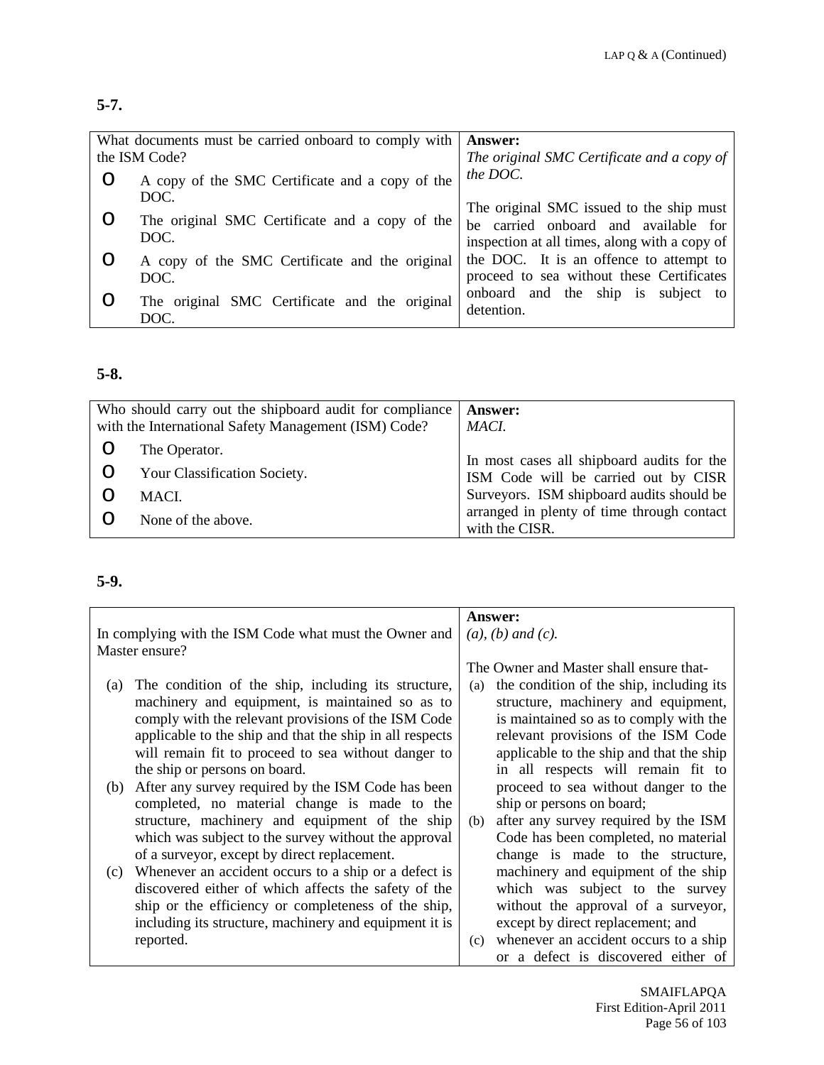**5-7.**

| What documents must be carried onboard to comply with the ISM Code? | **Answer:** |
|---|---|
| O A copy of the SMC Certificate and a copy of the DOC.<br>O The original SMC Certificate and a copy of the DOC.<br>O A copy of the SMC Certificate and the original DOC.<br>O The original SMC Certificate and the original DOC. | *The original SMC Certificate and a copy of the DOC.*<br><br>The original SMC issued to the ship must be carried onboard and available for inspection at all times, along with a copy of the DOC. It is an offence to attempt to proceed to sea without these Certificates onboard and the ship is subject to detention. |

**5-8.**

| Who should carry out the shipboard audit for compliance with the International Safety Management (ISM) Code? | **Answer:** |
|---|---|
| O The Operator.<br>O Your Classification Society.<br>O MACI.<br>O None of the above. | *MACI.*<br><br>In most cases all shipboard audits for the ISM Code will be carried out by CISR Surveyors. ISM shipboard audits should be arranged in plenty of time through contact with the CISR. |

**5-9.**

| In complying with the ISM Code what must the Owner and Master ensure? | **Answer:** |
|---|---|
| (a) The condition of the ship, including its structure, machinery and equipment, is maintained so as to comply with the relevant provisions of the ISM Code applicable to the ship and that the ship in all respects will remain fit to proceed to sea without danger to the ship or persons on board.<br>(b) After any survey required by the ISM Code has been completed, no material change is made to the structure, machinery and equipment of the ship which was subject to the survey without the approval of a surveyor, except by direct replacement.<br>(c) Whenever an accident occurs to a ship or a defect is discovered either of which affects the safety of the ship or the efficiency or completeness of the ship, including its structure, machinery and equipment it is reported. | *(a), (b) and (c).*<br><br>The Owner and Master shall ensure that-<br>(a) the condition of the ship, including its structure, machinery and equipment, is maintained so as to comply with the relevant provisions of the ISM Code applicable to the ship and that the ship in all respects will remain fit to proceed to sea without danger to the ship or persons on board;<br>(b) after any survey required by the ISM Code has been completed, no material change is made to the structure, machinery and equipment of the ship which was subject to the survey without the approval of a surveyor, except by direct replacement; and<br>(c) whenever an accident occurs to a ship or a defect is discovered either of |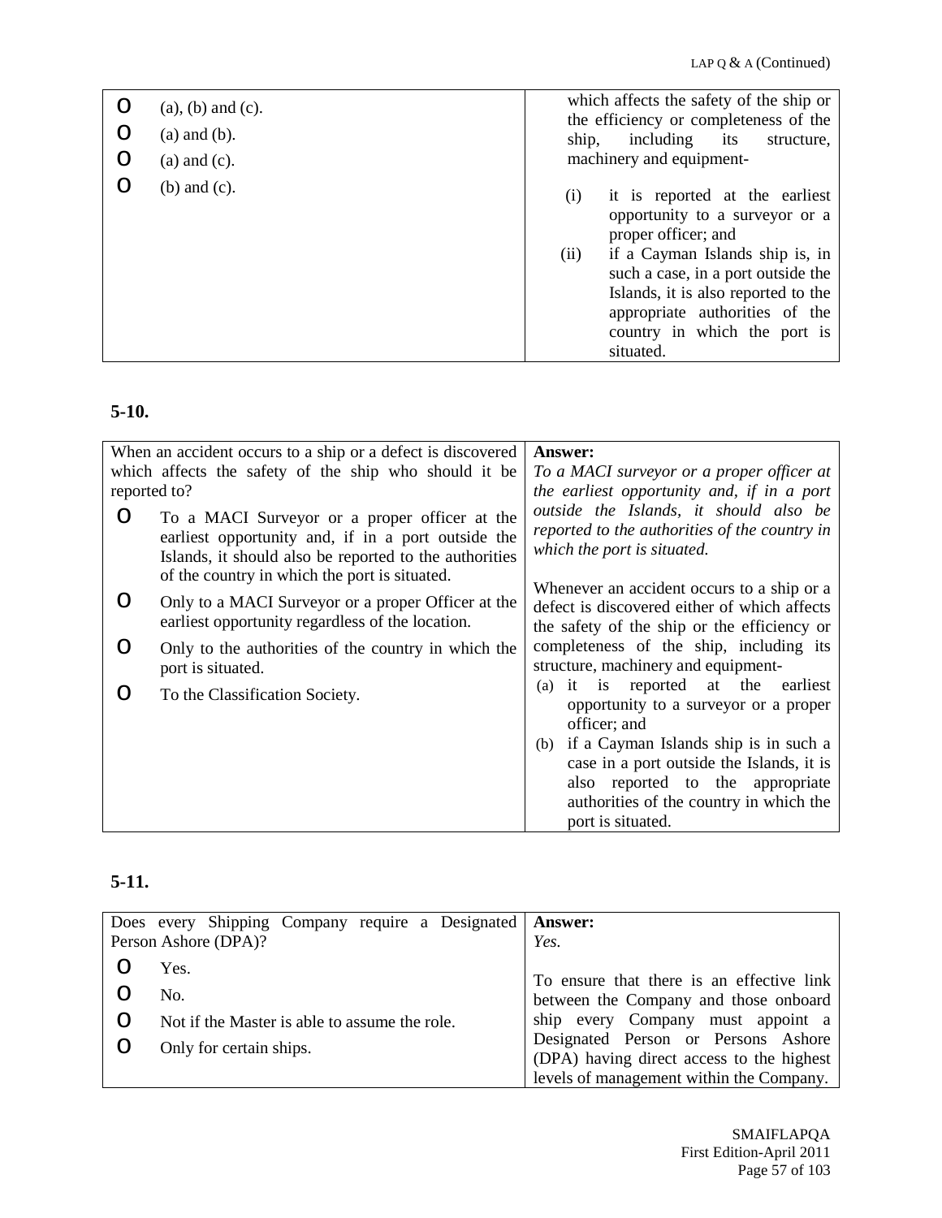| | |
|---|---|
| o (a), (b) and (c).<br>o (a) and (b).<br>o (a) and (c).<br>o (b) and (c). | which affects the safety of the ship or the efficiency or completeness of the ship, including its structure, machinery and equipment-<br>(i) it is reported at the earliest opportunity to a surveyor or a proper officer; and<br>(ii) if a Cayman Islands ship is, in such a case, in a port outside the Islands, it is also reported to the appropriate authorities of the country in which the port is situated. |

**5-10.**

| | |
|---|---|
| When an accident occurs to a ship or a defect is discovered which affects the safety of the ship who should it be reported to?<br>o To a MACI Surveyor or a proper officer at the earliest opportunity and, if in a port outside the Islands, it should also be reported to the authorities of the country in which the port is situated.<br>o Only to a MACI Surveyor or a proper Officer at the earliest opportunity regardless of the location.<br>o Only to the authorities of the country in which the port is situated.<br>o To the Classification Society. | **Answer:**<br>*To a MACI surveyor or a proper officer at the earliest opportunity and, if in a port outside the Islands, it should also be reported to the authorities of the country in which the port is situated.*<br><br>Whenever an accident occurs to a ship or a defect is discovered either of which affects the safety of the ship or the efficiency or completeness of the ship, including its structure, machinery and equipment-<br>(a) it is reported at the earliest opportunity to a surveyor or a proper officer; and<br>(b) if a Cayman Islands ship is in such a case in a port outside the Islands, it is also reported to the appropriate authorities of the country in which the port is situated. |

**5-11.**

| | |
|---|---|
| Does every Shipping Company require a Designated Person Ashore (DPA)?<br>o Yes.<br>o No.<br>o Not if the Master is able to assume the role.<br>o Only for certain ships. | **Answer:**<br>*Yes.*<br><br>To ensure that there is an effective link between the Company and those onboard ship every Company must appoint a Designated Person or Persons Ashore (DPA) having direct access to the highest levels of management within the Company. |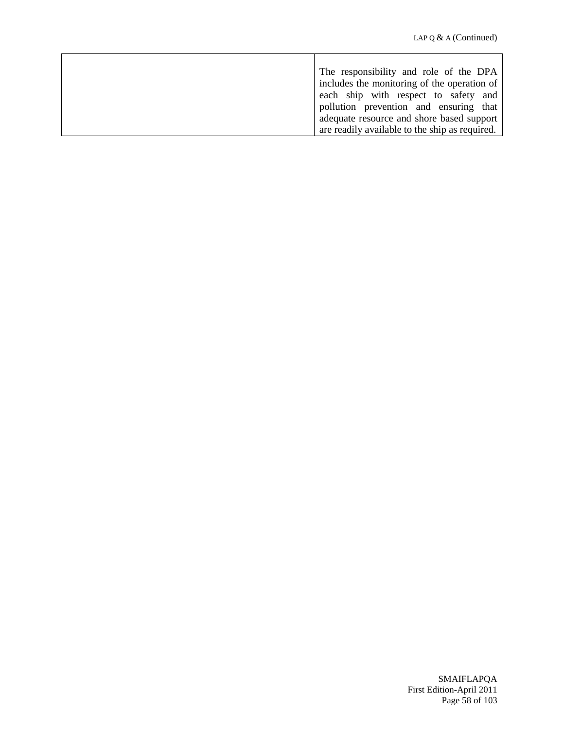|  |  |
|---|---|
|  | The responsibility and role of the DPA includes the monitoring of the operation of each ship with respect to safety and pollution prevention and ensuring that adequate resource and shore based support are readily available to the ship as required. |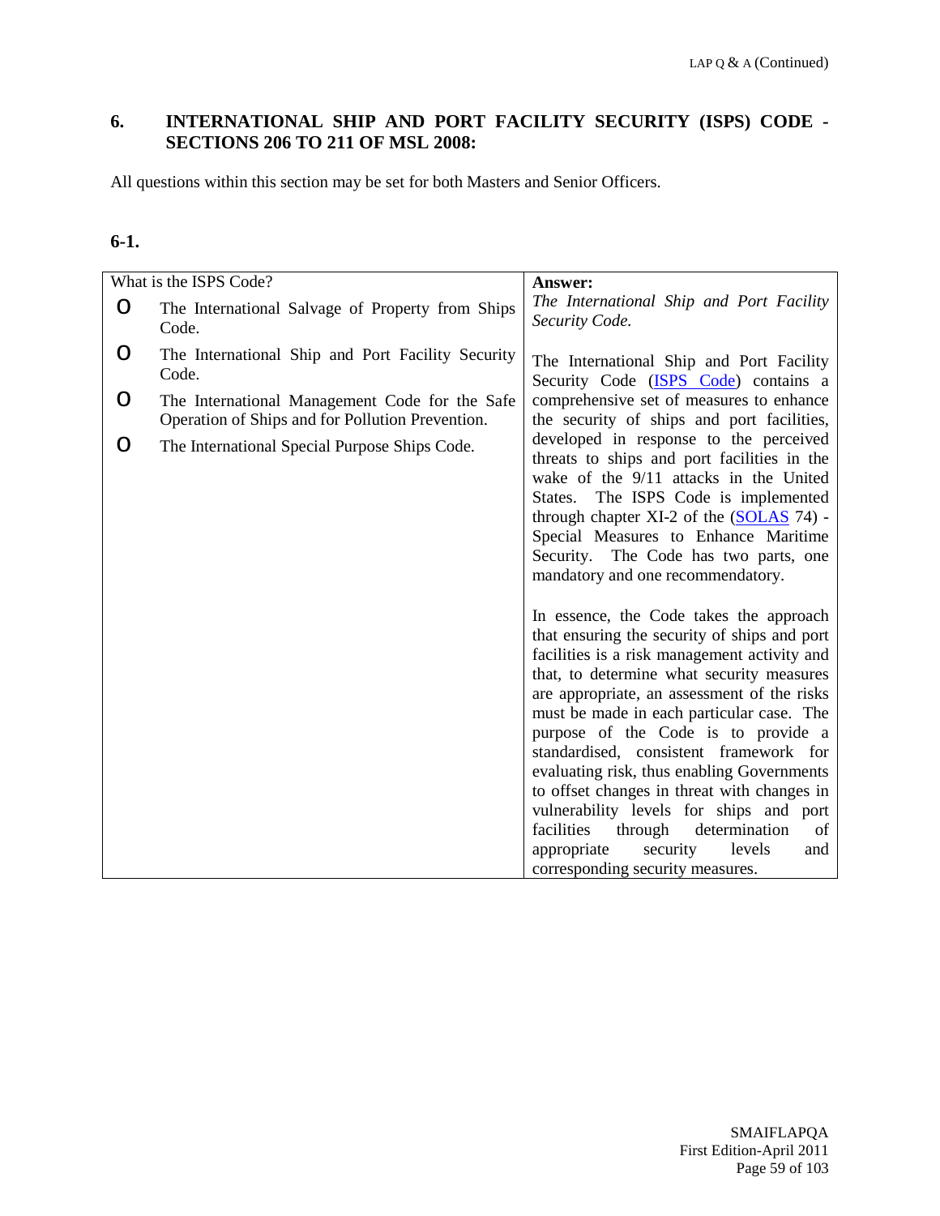## 6. INTERNATIONAL SHIP AND PORT FACILITY SECURITY (ISPS) CODE - SECTIONS 206 TO 211 OF MSL 2008:

All questions within this section may be set for both Masters and Senior Officers.

### 6-1.

| What is the ISPS Code? | **Answer:** |
|---|---|
| O The International Salvage of Property from Ships Code.<br>O The International Ship and Port Facility Security Code.<br>O The International Management Code for the Safe Operation of Ships and for Pollution Prevention.<br>O The International Special Purpose Ships Code. | *The International Ship and Port Facility Security Code.*<br><br>The International Ship and Port Facility Security Code (ISPS Code) contains a comprehensive set of measures to enhance the security of ships and port facilities, developed in response to the perceived threats to ships and port facilities in the wake of the 9/11 attacks in the United States. The ISPS Code is implemented through chapter XI-2 of the (SOLAS 74) - Special Measures to Enhance Maritime Security. The Code has two parts, one mandatory and one recommendatory.<br><br>In essence, the Code takes the approach that ensuring the security of ships and port facilities is a risk management activity and that, to determine what security measures are appropriate, an assessment of the risks must be made in each particular case. The purpose of the Code is to provide a standardised, consistent framework for evaluating risk, thus enabling Governments to offset changes in threat with changes in vulnerability levels for ships and port facilities through determination of appropriate security levels and corresponding security measures. |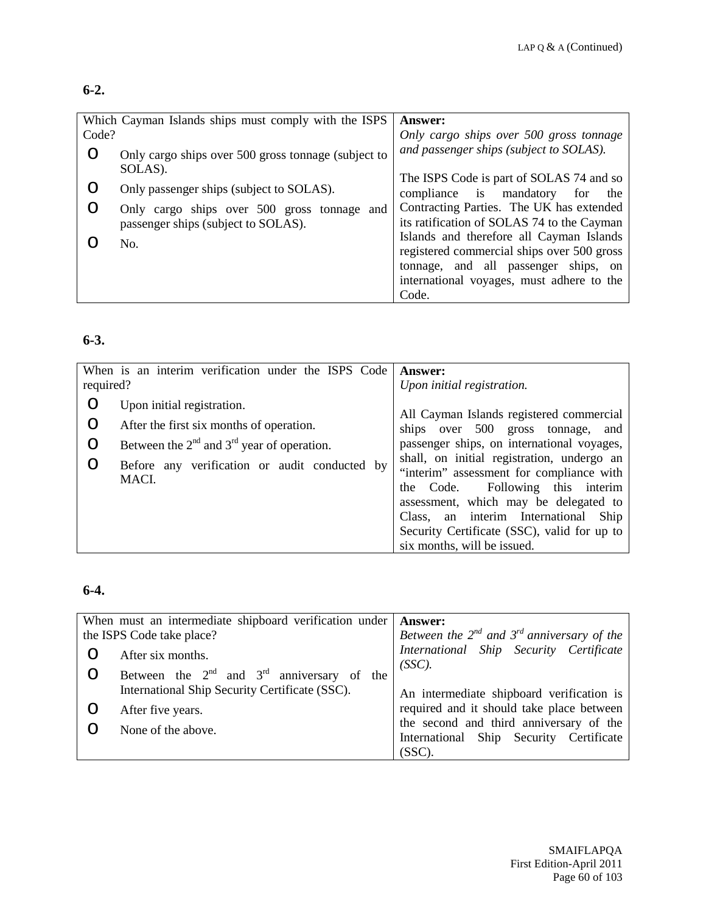**6-2.**

| Which Cayman Islands ships must comply with the ISPS Code? | **Answer:** |
|---|---|
| o Only cargo ships over 500 gross tonnage (subject to SOLAS).<br>o Only passenger ships (subject to SOLAS).<br>o Only cargo ships over 500 gross tonnage and passenger ships (subject to SOLAS).<br>o No. | *Only cargo ships over 500 gross tonnage and passenger ships (subject to SOLAS).*<br><br>The ISPS Code is part of SOLAS 74 and so compliance is mandatory for the Contracting Parties. The UK has extended its ratification of SOLAS 74 to the Cayman Islands and therefore all Cayman Islands registered commercial ships over 500 gross tonnage, and all passenger ships, on international voyages, must adhere to the Code. |

**6-3.**

| When is an interim verification under the ISPS Code required? | **Answer:** |
|---|---|
| o Upon initial registration.<br>o After the first six months of operation.<br>o Between the 2nd and 3rd year of operation.<br>o Before any verification or audit conducted by MACI. | *Upon initial registration.*<br><br>All Cayman Islands registered commercial ships over 500 gross tonnage, and passenger ships, on international voyages, shall, on initial registration, undergo an "interim" assessment for compliance with the Code. Following this interim assessment, which may be delegated to Class, an interim International Ship Security Certificate (SSC), valid for up to six months, will be issued. |

**6-4.**

| When must an intermediate shipboard verification under the ISPS Code take place? | **Answer:** |
|---|---|
| o After six months.<br>o Between the 2nd and 3rd anniversary of the International Ship Security Certificate (SSC).<br>o After five years.<br>o None of the above. | *Between the 2nd and 3rd anniversary of the International Ship Security Certificate (SSC).*<br><br>An intermediate shipboard verification is required and it should take place between the second and third anniversary of the International Ship Security Certificate (SSC). |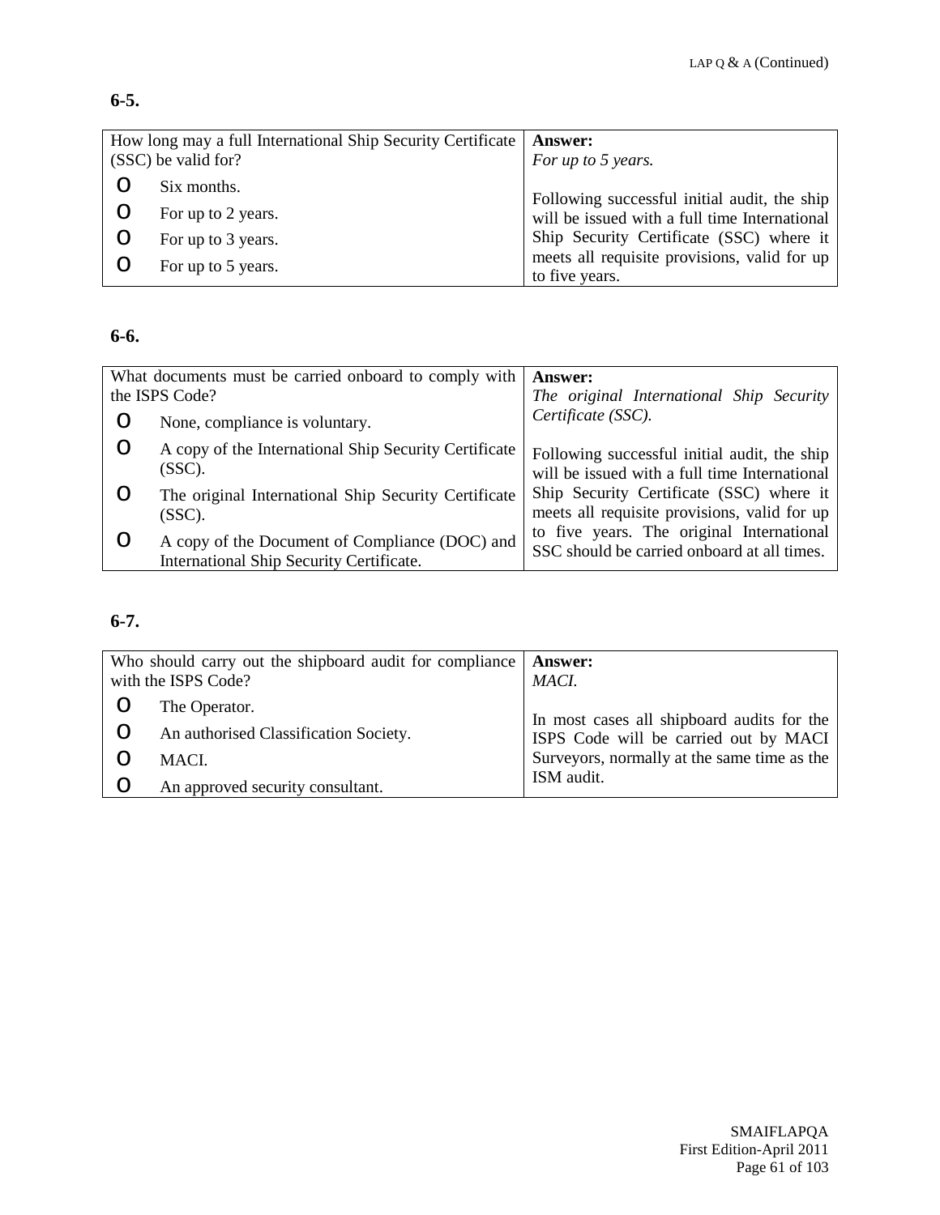**6-5.**

| How long may a full International Ship Security Certificate (SSC) be valid for? | **Answer:** |
|---|---|
| o Six months.<br>o For up to 2 years.<br>o For up to 3 years.<br>o For up to 5 years. | *For up to 5 years.*<br><br>Following successful initial audit, the ship will be issued with a full time International Ship Security Certificate (SSC) where it meets all requisite provisions, valid for up to five years. |

**6-6.**

| What documents must be carried onboard to comply with the ISPS Code? | **Answer:** |
|---|---|
| o None, compliance is voluntary.<br>o A copy of the International Ship Security Certificate (SSC).<br>o The original International Ship Security Certificate (SSC).<br>o A copy of the Document of Compliance (DOC) and International Ship Security Certificate. | *The original International Ship Security Certificate (SSC).*<br><br>Following successful initial audit, the ship will be issued with a full time International Ship Security Certificate (SSC) where it meets all requisite provisions, valid for up to five years. The original International SSC should be carried onboard at all times. |

**6-7.**

| Who should carry out the shipboard audit for compliance with the ISPS Code? | **Answer:** |
|---|---|
| o The Operator.<br>o An authorised Classification Society.<br>o MACI.<br>o An approved security consultant. | *MACI.*<br><br>In most cases all shipboard audits for the ISPS Code will be carried out by MACI Surveyors, normally at the same time as the ISM audit. |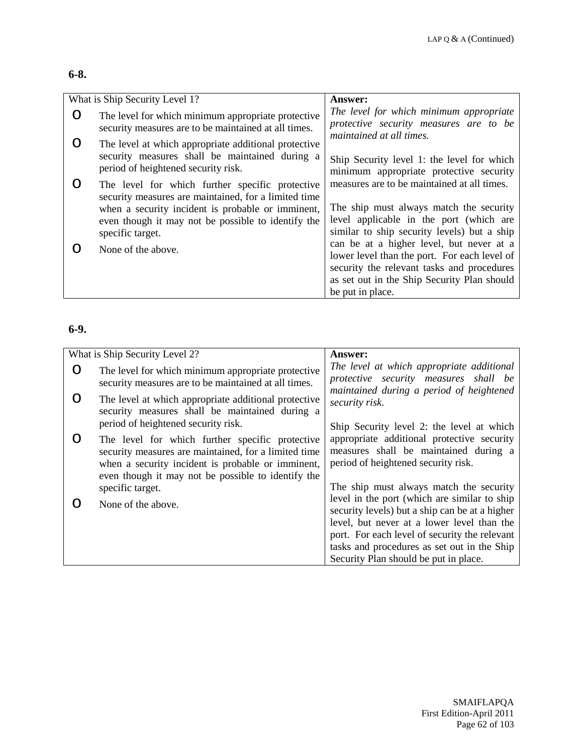**6-8.**

| What is Ship Security Level 1? | **Answer:** |
|---|---|
| o The level for which minimum appropriate protective security measures are to be maintained at all times.<br>o The level at which appropriate additional protective security measures shall be maintained during a period of heightened security risk.<br>o The level for which further specific protective security measures are maintained, for a limited time when a security incident is probable or imminent, even though it may not be possible to identify the specific target.<br>o None of the above. | *The level for which minimum appropriate protective security measures are to be maintained at all times.*<br><br>Ship Security level 1: the level for which minimum appropriate protective security measures are to be maintained at all times.<br><br>The ship must always match the security level applicable in the port (which are similar to ship security levels) but a ship can be at a higher level, but never at a lower level than the port. For each level of security the relevant tasks and procedures as set out in the Ship Security Plan should be put in place. |

**6-9.**

| What is Ship Security Level 2? | **Answer:** |
|---|---|
| o The level for which minimum appropriate protective security measures are to be maintained at all times.<br>o The level at which appropriate additional protective security measures shall be maintained during a period of heightened security risk.<br>o The level for which further specific protective security measures are maintained, for a limited time when a security incident is probable or imminent, even though it may not be possible to identify the specific target.<br>o None of the above. | *The level at which appropriate additional protective security measures shall be maintained during a period of heightened security risk.*<br><br>Ship Security level 2: the level at which appropriate additional protective security measures shall be maintained during a period of heightened security risk.<br><br>The ship must always match the security level in the port (which are similar to ship security levels) but a ship can be at a higher level, but never at a lower level than the port. For each level of security the relevant tasks and procedures as set out in the Ship Security Plan should be put in place. |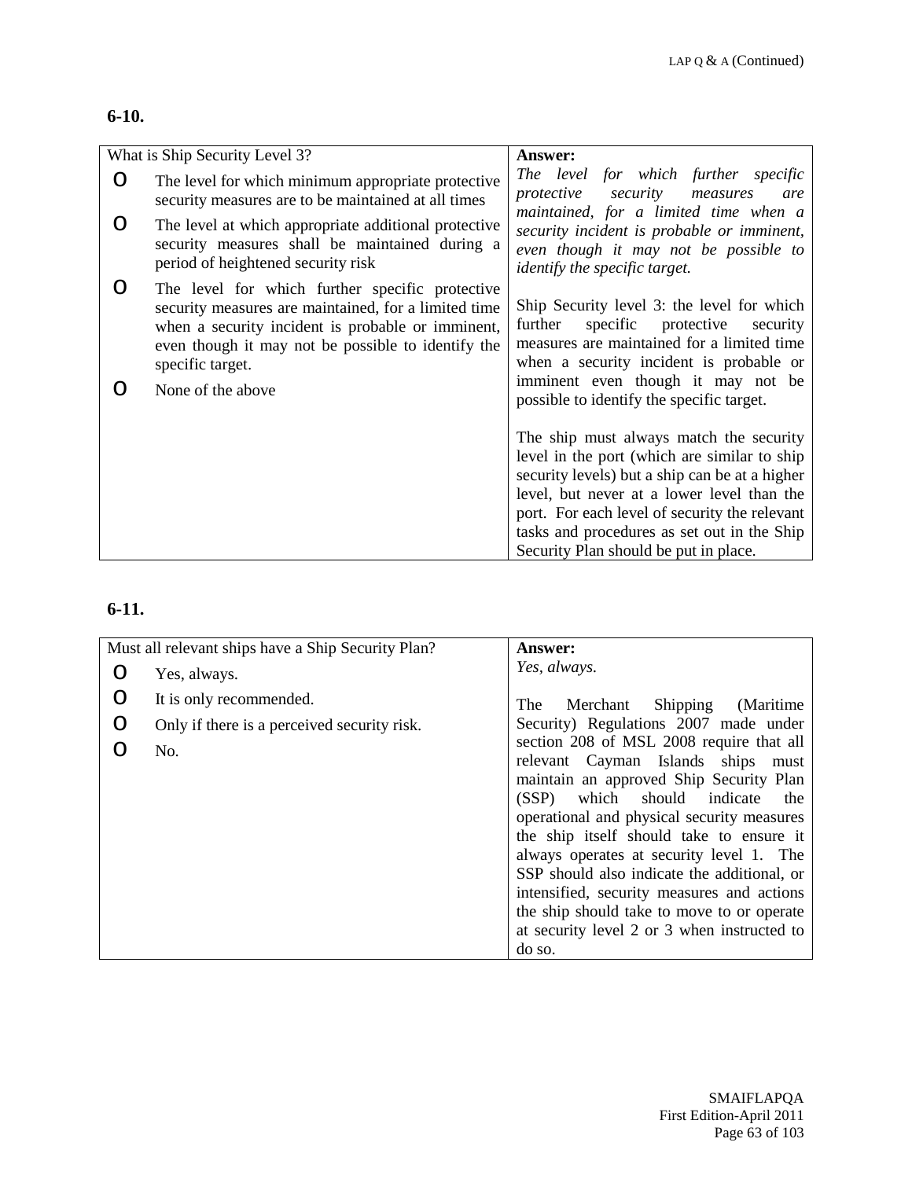**6-10.**

| What is Ship Security Level 3? | **Answer:** |
|---|---|
| o The level for which minimum appropriate protective security measures are to be maintained at all times<br>o The level at which appropriate additional protective security measures shall be maintained during a period of heightened security risk<br>o The level for which further specific protective security measures are maintained, for a limited time when a security incident is probable or imminent, even though it may not be possible to identify the specific target.<br>o None of the above | *The level for which further specific protective security measures are maintained, for a limited time when a security incident is probable or imminent, even though it may not be possible to identify the specific target.*<br><br>Ship Security level 3: the level for which further specific protective security measures are maintained for a limited time when a security incident is probable or imminent even though it may not be possible to identify the specific target.<br><br>The ship must always match the security level in the port (which are similar to ship security levels) but a ship can be at a higher level, but never at a lower level than the port. For each level of security the relevant tasks and procedures as set out in the Ship Security Plan should be put in place. |

**6-11.**

| Must all relevant ships have a Ship Security Plan? | **Answer:** |
|---|---|
| o Yes, always.<br>o It is only recommended.<br>o Only if there is a perceived security risk.<br>o No. | *Yes, always.*<br><br>The Merchant Shipping (Maritime Security) Regulations 2007 made under section 208 of MSL 2008 require that all relevant Cayman Islands ships must maintain an approved Ship Security Plan (SSP) which should indicate the operational and physical security measures the ship itself should take to ensure it always operates at security level 1. The SSP should also indicate the additional, or intensified, security measures and actions the ship should take to move to or operate at security level 2 or 3 when instructed to do so. |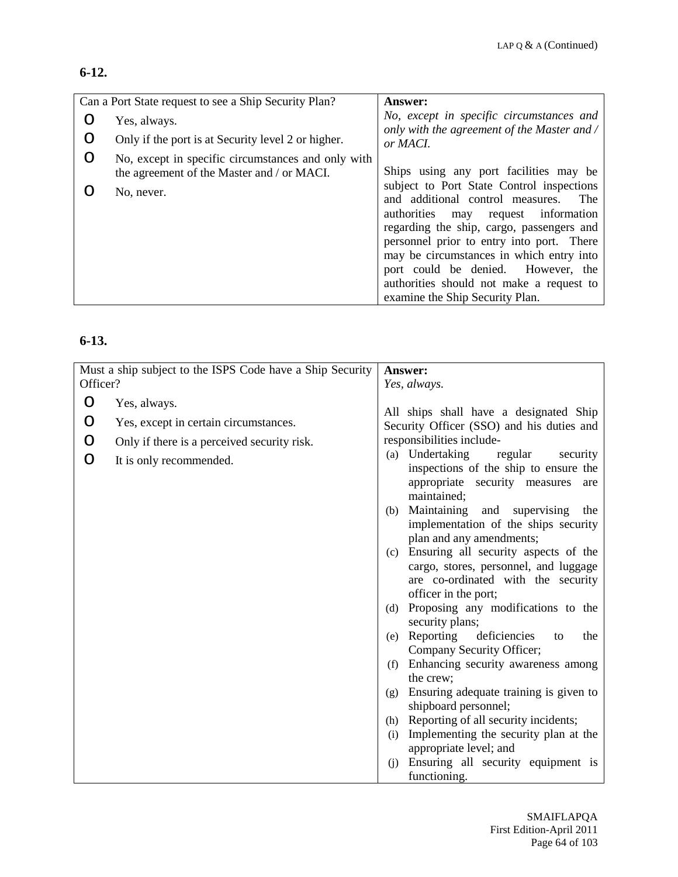**6-12.**

| Can a Port State request to see a Ship Security Plan? | **Answer:** |
|---|---|
| O Yes, always.<br>O Only if the port is at Security level 2 or higher.<br>O No, except in specific circumstances and only with the agreement of the Master and / or MACI.<br>O No, never. | *No, except in specific circumstances and only with the agreement of the Master and / or MACI.*<br><br>Ships using any port facilities may be subject to Port State Control inspections and additional control measures. The authorities may request information regarding the ship, cargo, passengers and personnel prior to entry into port. There may be circumstances in which entry into port could be denied. However, the authorities should not make a request to examine the Ship Security Plan. |

**6-13.**

| Must a ship subject to the ISPS Code have a Ship Security Officer? | **Answer:** |
|---|---|
| O Yes, always.<br>O Yes, except in certain circumstances.<br>O Only if there is a perceived security risk.<br>O It is only recommended. | *Yes, always.*<br><br>All ships shall have a designated Ship Security Officer (SSO) and his duties and responsibilities include-<br>(a) Undertaking regular security inspections of the ship to ensure the appropriate security measures are maintained;<br>(b) Maintaining and supervising the implementation of the ships security plan and any amendments;<br>(c) Ensuring all security aspects of the cargo, stores, personnel, and luggage are co-ordinated with the security officer in the port;<br>(d) Proposing any modifications to the security plans;<br>(e) Reporting deficiencies to the Company Security Officer;<br>(f) Enhancing security awareness among the crew;<br>(g) Ensuring adequate training is given to shipboard personnel;<br>(h) Reporting of all security incidents;<br>(i) Implementing the security plan at the appropriate level; and<br>(j) Ensuring all security equipment is functioning. |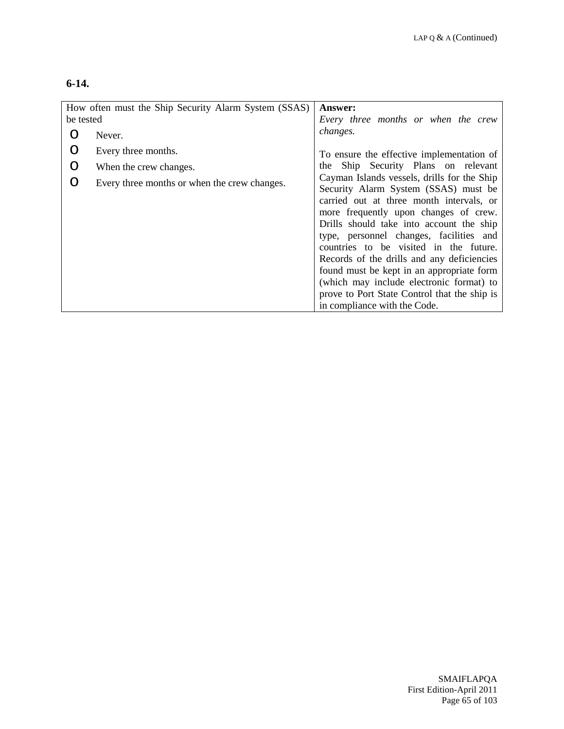**6-14.**

| How often must the Ship Security Alarm System (SSAS) be tested | **Answer:** |
|---|---|
| o Never.<br>o Every three months.<br>o When the crew changes.<br>o Every three months or when the crew changes. | *Every three months or when the crew changes.*<br><br>To ensure the effective implementation of the Ship Security Plans on relevant Cayman Islands vessels, drills for the Ship Security Alarm System (SSAS) must be carried out at three month intervals, or more frequently upon changes of crew. Drills should take into account the ship type, personnel changes, facilities and countries to be visited in the future. Records of the drills and any deficiencies found must be kept in an appropriate form (which may include electronic format) to prove to Port State Control that the ship is in compliance with the Code. |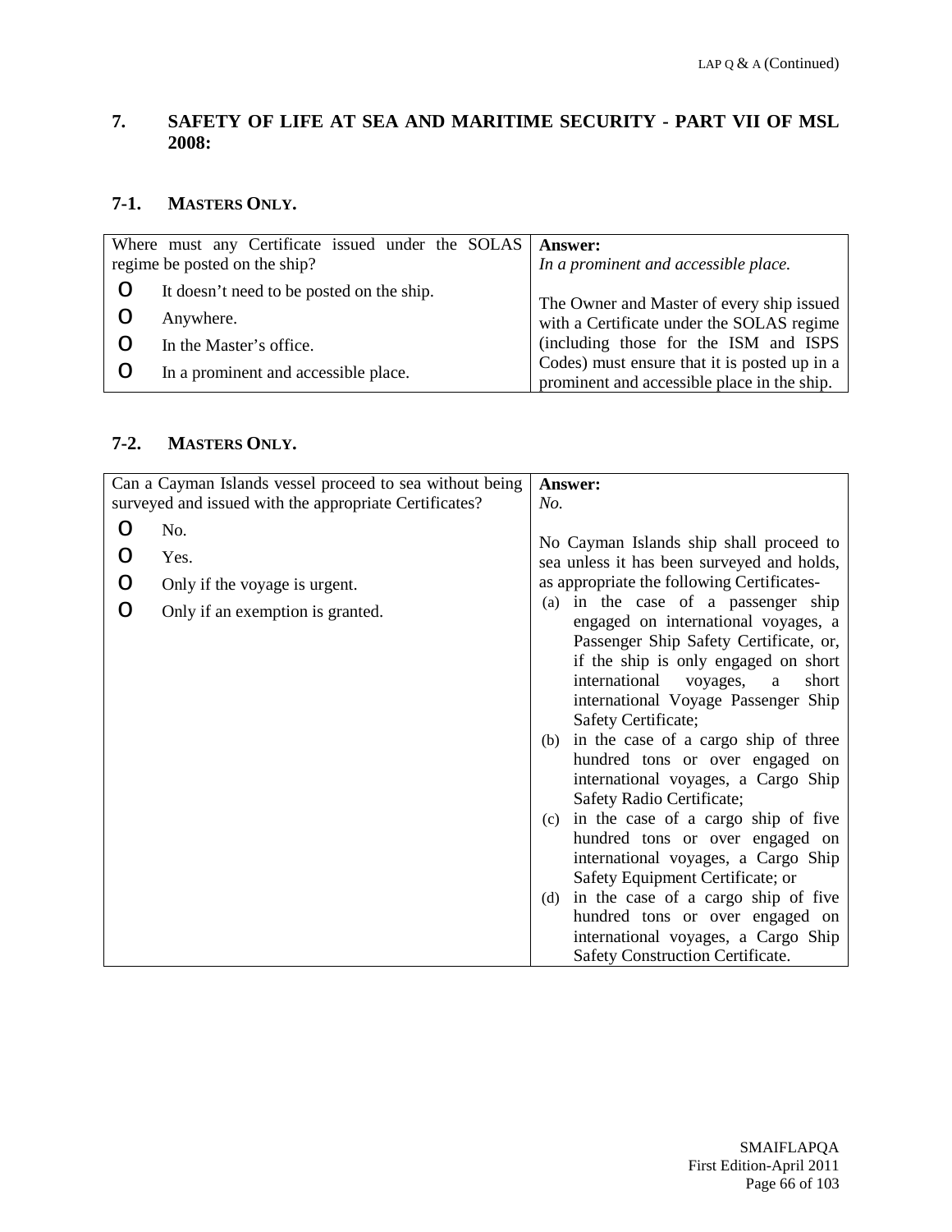## 7. SAFETY OF LIFE AT SEA AND MARITIME SECURITY - PART VII OF MSL 2008:

### 7-1. MASTERS ONLY.

| Where must any Certificate issued under the SOLAS regime be posted on the ship? | **Answer:** *In a prominent and accessible place.* |
|---|---|
| o It doesn't need to be posted on the ship.<br>o Anywhere.<br>o In the Master's office.<br>o In a prominent and accessible place. | The Owner and Master of every ship issued with a Certificate under the SOLAS regime (including those for the ISM and ISPS Codes) must ensure that it is posted up in a prominent and accessible place in the ship. |

### 7-2. MASTERS ONLY.

| Can a Cayman Islands vessel proceed to sea without being surveyed and issued with the appropriate Certificates? | **Answer:** *No.* |
|---|---|
| o No.<br>o Yes.<br>o Only if the voyage is urgent.<br>o Only if an exemption is granted. | No Cayman Islands ship shall proceed to sea unless it has been surveyed and holds, as appropriate the following Certificates-<br>(a) in the case of a passenger ship engaged on international voyages, a Passenger Ship Safety Certificate, or, if the ship is only engaged on short international voyages, a short international Voyage Passenger Ship Safety Certificate;<br>(b) in the case of a cargo ship of three hundred tons or over engaged on international voyages, a Cargo Ship Safety Radio Certificate;<br>(c) in the case of a cargo ship of five hundred tons or over engaged on international voyages, a Cargo Ship Safety Equipment Certificate; or<br>(d) in the case of a cargo ship of five hundred tons or over engaged on international voyages, a Cargo Ship Safety Construction Certificate. |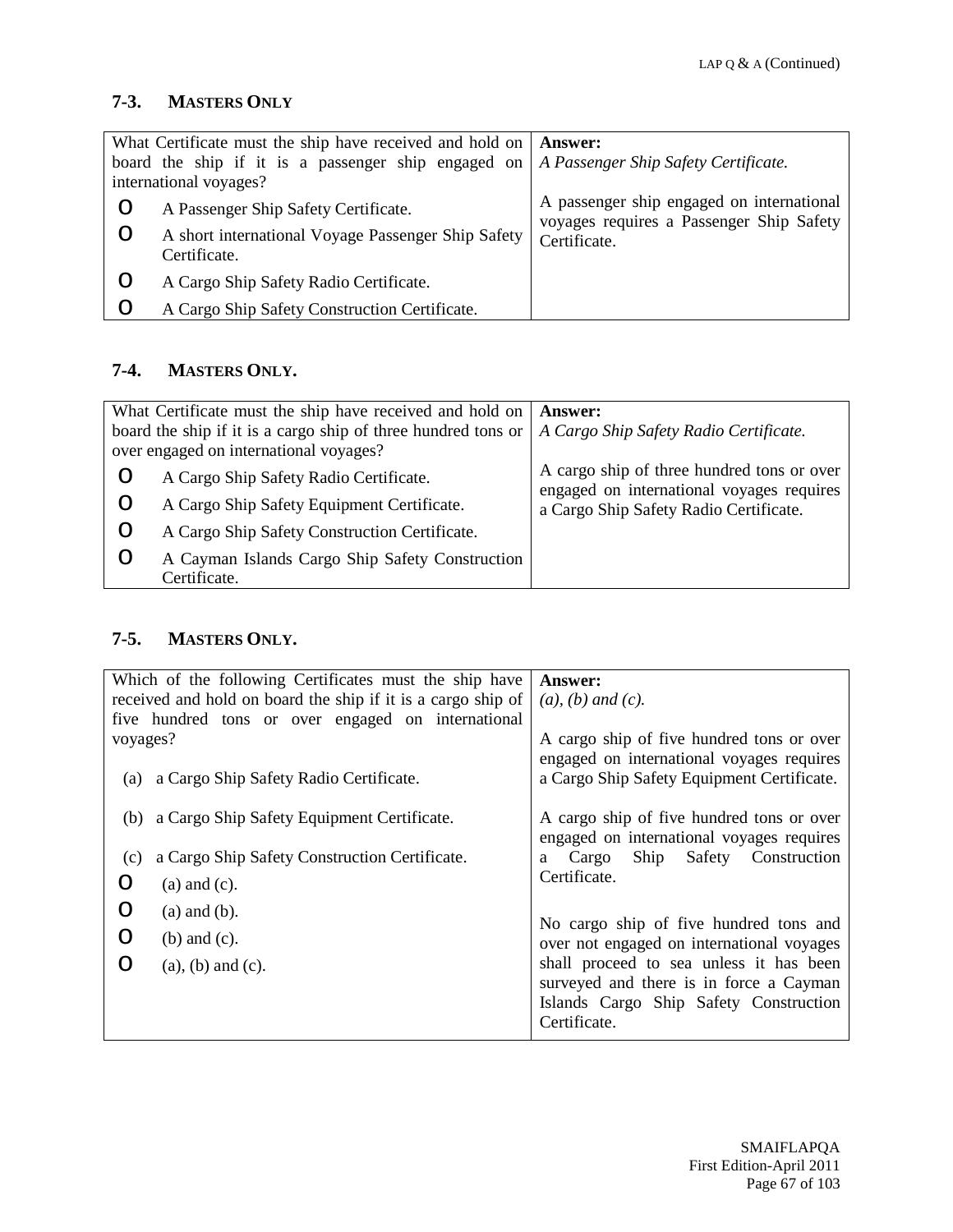## 7-3. MASTERS ONLY

| What Certificate must the ship have received and hold on board the ship if it is a passenger ship engaged on international voyages? | **Answer:** |
|---|---|
| O A Passenger Ship Safety Certificate.<br>O A short international Voyage Passenger Ship Safety Certificate.<br>O A Cargo Ship Safety Radio Certificate.<br>O A Cargo Ship Safety Construction Certificate. | *A Passenger Ship Safety Certificate.*<br><br>A passenger ship engaged on international voyages requires a Passenger Ship Safety Certificate. |

## 7-4. MASTERS ONLY.

| What Certificate must the ship have received and hold on board the ship if it is a cargo ship of three hundred tons or over engaged on international voyages? | **Answer:** |
|---|---|
| O A Cargo Ship Safety Radio Certificate.<br>O A Cargo Ship Safety Equipment Certificate.<br>O A Cargo Ship Safety Construction Certificate.<br>O A Cayman Islands Cargo Ship Safety Construction Certificate. | *A Cargo Ship Safety Radio Certificate.*<br><br>A cargo ship of three hundred tons or over engaged on international voyages requires a Cargo Ship Safety Radio Certificate. |

## 7-5. MASTERS ONLY.

| Which of the following Certificates must the ship have received and hold on board the ship if it is a cargo ship of five hundred tons or over engaged on international voyages? | **Answer:** |
|---|---|
| (a) a Cargo Ship Safety Radio Certificate.<br>(b) a Cargo Ship Safety Equipment Certificate.<br>(c) a Cargo Ship Safety Construction Certificate.<br>O (a) and (c).<br>O (a) and (b).<br>O (b) and (c).<br>O (a), (b) and (c). | *(a), (b) and (c).*<br><br>A cargo ship of five hundred tons or over engaged on international voyages requires a Cargo Ship Safety Equipment Certificate.<br><br>A cargo ship of five hundred tons or over engaged on international voyages requires a Cargo Ship Safety Construction Certificate.<br><br>No cargo ship of five hundred tons and over not engaged on international voyages shall proceed to sea unless it has been surveyed and there is in force a Cayman Islands Cargo Ship Safety Construction Certificate. |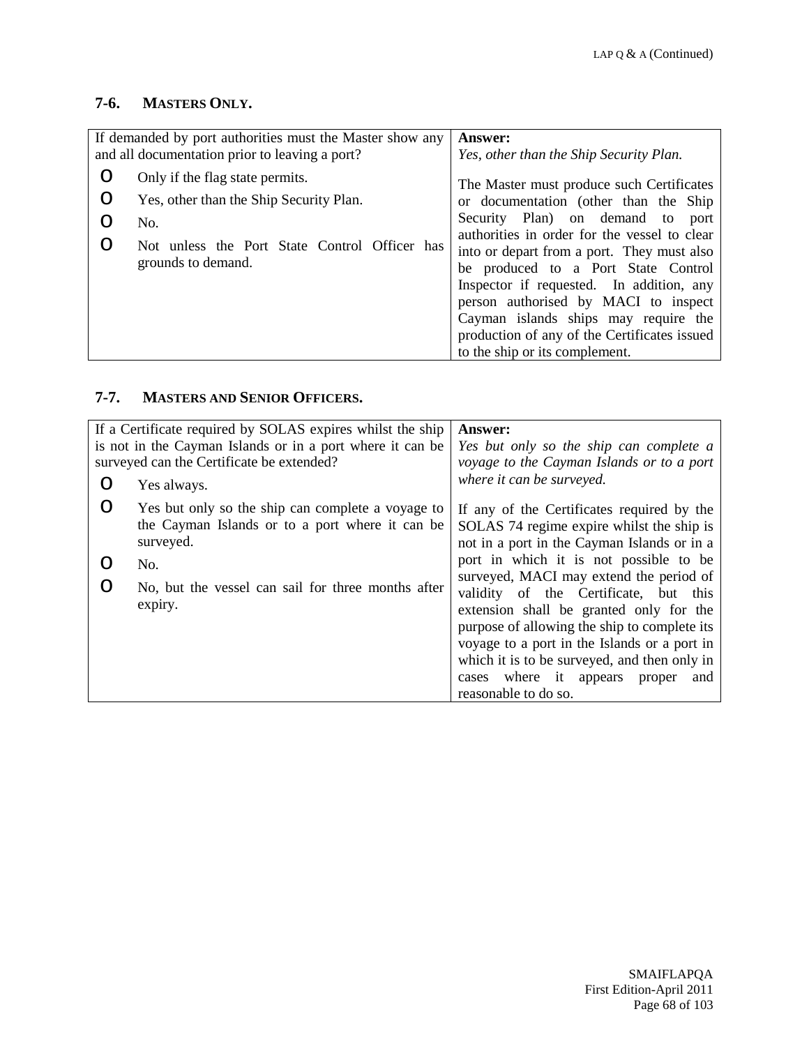## 7-6. MASTERS ONLY.

| If demanded by port authorities must the Master show any and all documentation prior to leaving a port? | **Answer:** |
| --- | --- |
| o Only if the flag state permits.<br>o Yes, other than the Ship Security Plan.<br>o No.<br>o Not unless the Port State Control Officer has grounds to demand. | *Yes, other than the Ship Security Plan.*<br><br>The Master must produce such Certificates or documentation (other than the Ship Security Plan) on demand to port authorities in order for the vessel to clear into or depart from a port. They must also be produced to a Port State Control Inspector if requested. In addition, any person authorised by MACI to inspect Cayman islands ships may require the production of any of the Certificates issued to the ship or its complement. |

## 7-7. MASTERS AND SENIOR OFFICERS.

| If a Certificate required by SOLAS expires whilst the ship is not in the Cayman Islands or in a port where it can be surveyed can the Certificate be extended? | **Answer:** |
| --- | --- |
| o Yes always.<br>o Yes but only so the ship can complete a voyage to the Cayman Islands or to a port where it can be surveyed.<br>o No.<br>o No, but the vessel can sail for three months after expiry. | *Yes but only so the ship can complete a voyage to the Cayman Islands or to a port where it can be surveyed.*<br><br>If any of the Certificates required by the SOLAS 74 regime expire whilst the ship is not in a port in the Cayman Islands or in a port in which it is not possible to be surveyed, MACI may extend the period of validity of the Certificate, but this extension shall be granted only for the purpose of allowing the ship to complete its voyage to a port in the Islands or a port in which it is to be surveyed, and then only in cases where it appears proper and reasonable to do so. |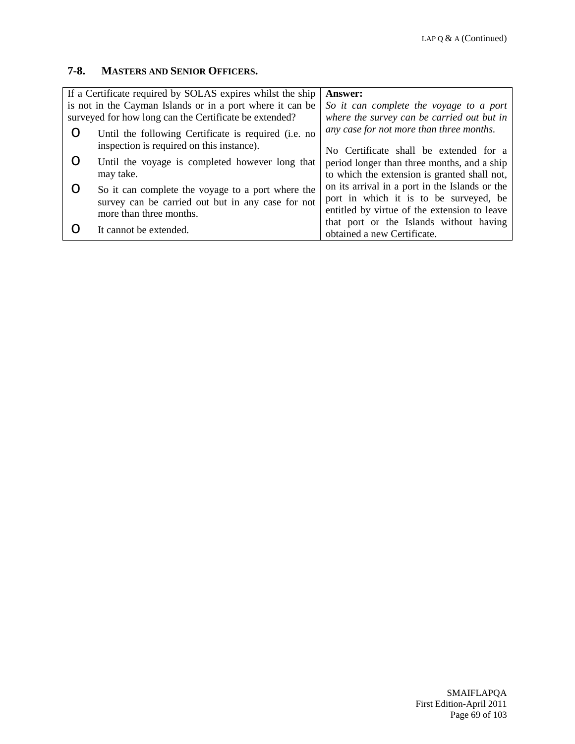## 7-8. MASTERS AND SENIOR OFFICERS.

| If a Certificate required by SOLAS expires whilst the ship is not in the Cayman Islands or in a port where it can be surveyed for how long can the Certificate be extended? | **Answer:** |
|---|---|
| o Until the following Certificate is required (i.e. no inspection is required on this instance).<br>o Until the voyage is completed however long that may take.<br>o So it can complete the voyage to a port where the survey can be carried out but in any case for not more than three months.<br>o It cannot be extended. | *So it can complete the voyage to a port where the survey can be carried out but in any case for not more than three months.*<br><br>No Certificate shall be extended for a period longer than three months, and a ship to which the extension is granted shall not, on its arrival in a port in the Islands or the port in which it is to be surveyed, be entitled by virtue of the extension to leave that port or the Islands without having obtained a new Certificate. |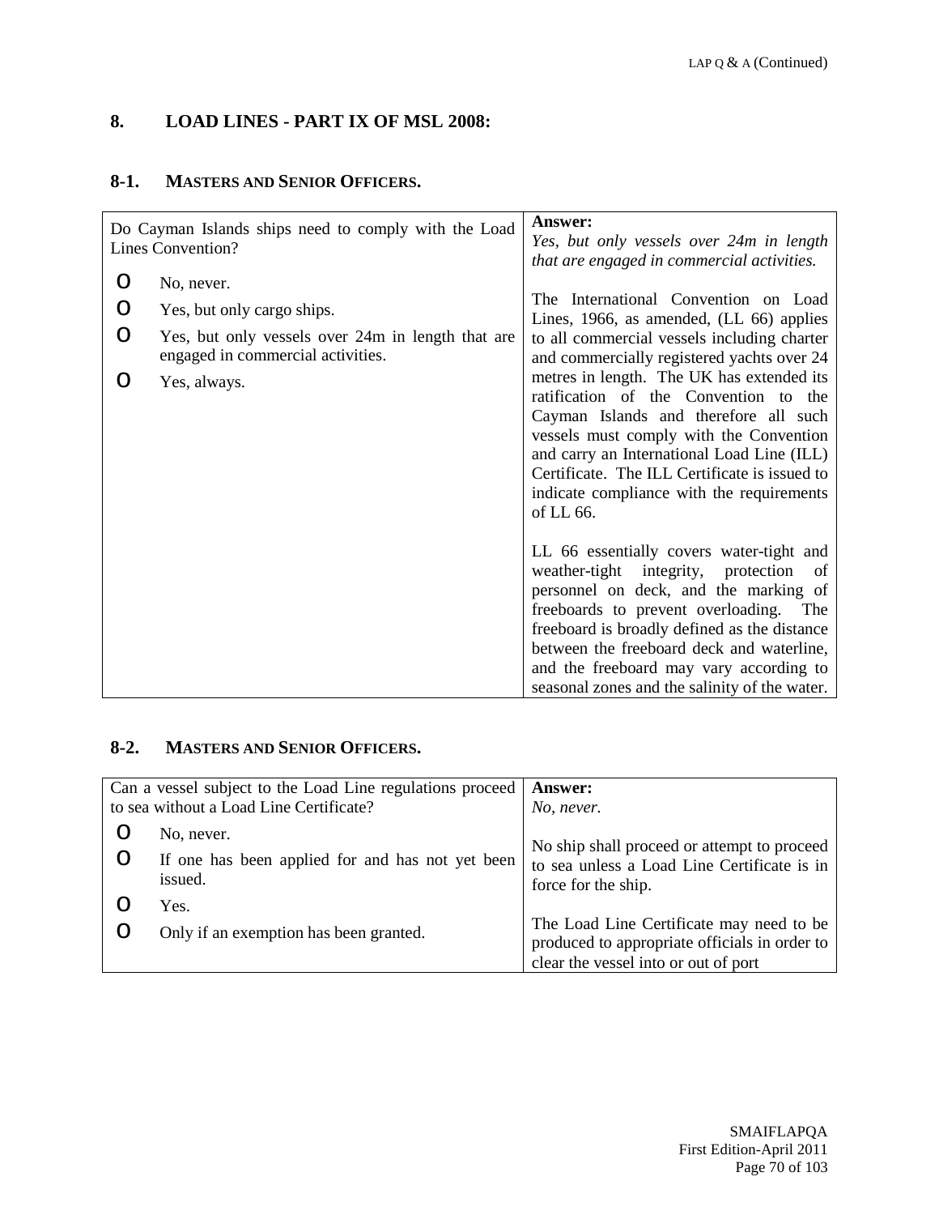## 8. LOAD LINES - PART IX OF MSL 2008:

### 8-1. MASTERS AND SENIOR OFFICERS.

| Do Cayman Islands ships need to comply with the Load Lines Convention? | **Answer:** *Yes, but only vessels over 24m in length that are engaged in commercial activities.* |
|---|---|
| O No, never.<br>O Yes, but only cargo ships.<br>O Yes, but only vessels over 24m in length that are engaged in commercial activities.<br>O Yes, always. | The International Convention on Load Lines, 1966, as amended, (LL 66) applies to all commercial vessels including charter and commercially registered yachts over 24 metres in length. The UK has extended its ratification of the Convention to the Cayman Islands and therefore all such vessels must comply with the Convention and carry an International Load Line (ILL) Certificate. The ILL Certificate is issued to indicate compliance with the requirements of LL 66.<br><br>LL 66 essentially covers water-tight and weather-tight integrity, protection of personnel on deck, and the marking of freeboards to prevent overloading. The freeboard is broadly defined as the distance between the freeboard deck and waterline, and the freeboard may vary according to seasonal zones and the salinity of the water. |

### 8-2. MASTERS AND SENIOR OFFICERS.

| Can a vessel subject to the Load Line regulations proceed to sea without a Load Line Certificate? | **Answer:** *No, never.* |
|---|---|
| O No, never.<br>O If one has been applied for and has not yet been issued.<br>O Yes.<br>O Only if an exemption has been granted. | No ship shall proceed or attempt to proceed to sea unless a Load Line Certificate is in force for the ship.<br><br>The Load Line Certificate may need to be produced to appropriate officials in order to clear the vessel into or out of port |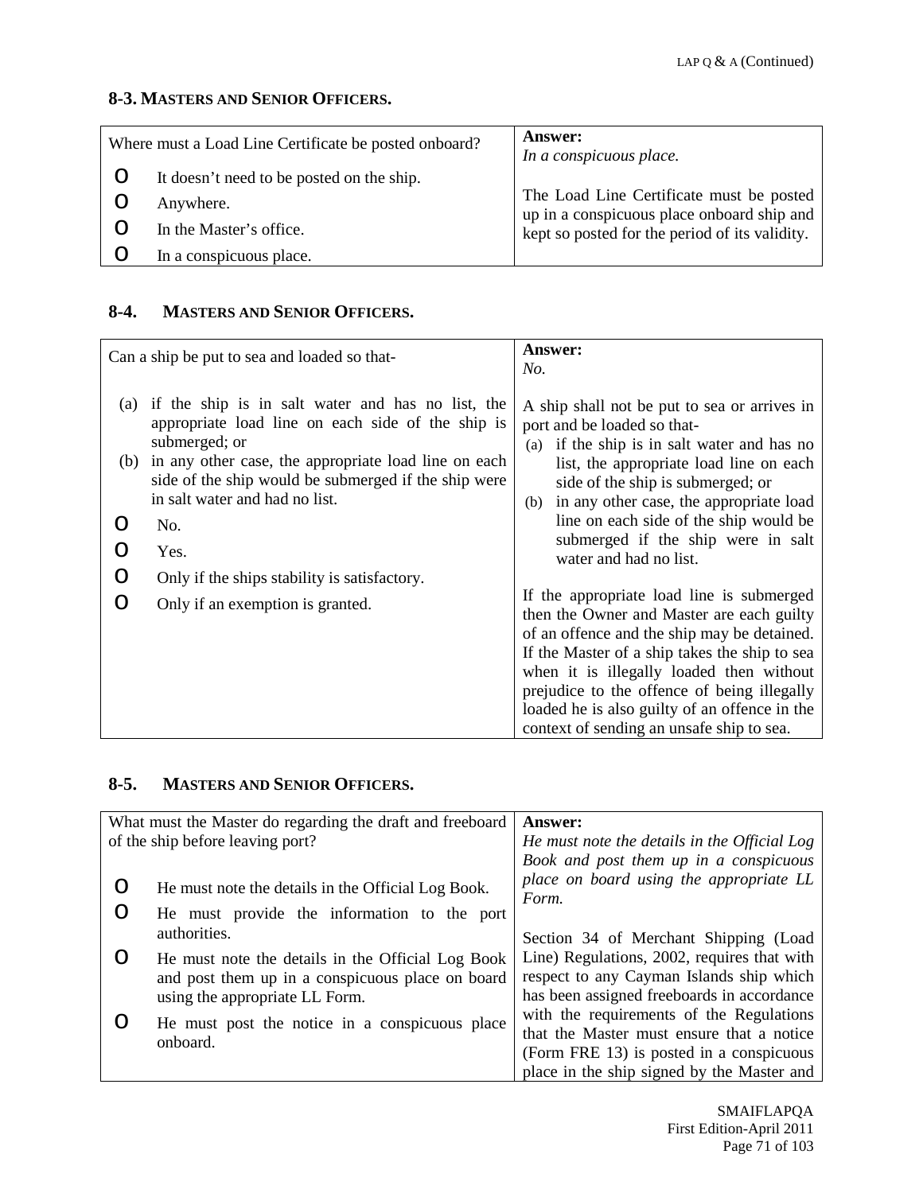## 8-3. Masters and Senior Officers.

| Where must a Load Line Certificate be posted onboard? | **Answer:** |
|---|---|
| o It doesn't need to be posted on the ship.<br>o Anywhere.<br>o In the Master's office.<br>o In a conspicuous place. | *In a conspicuous place.*<br><br>The Load Line Certificate must be posted up in a conspicuous place onboard ship and kept so posted for the period of its validity. |

## 8-4. Masters and Senior Officers.

| Can a ship be put to sea and loaded so that- | **Answer:** |
|---|---|
| (a) if the ship is in salt water and has no list, the appropriate load line on each side of the ship is submerged; or<br>(b) in any other case, the appropriate load line on each side of the ship would be submerged if the ship were in salt water and had no list.<br><br>o No.<br>o Yes.<br>o Only if the ships stability is satisfactory.<br>o Only if an exemption is granted. | *No.*<br><br>A ship shall not be put to sea or arrives in port and be loaded so that-<br>(a) if the ship is in salt water and has no list, the appropriate load line on each side of the ship is submerged; or<br>(b) in any other case, the appropriate load line on each side of the ship would be submerged if the ship were in salt water and had no list.<br><br>If the appropriate load line is submerged then the Owner and Master are each guilty of an offence and the ship may be detained. If the Master of a ship takes the ship to sea when it is illegally loaded then without prejudice to the offence of being illegally loaded he is also guilty of an offence in the context of sending an unsafe ship to sea. |

## 8-5. Masters and Senior Officers.

| What must the Master do regarding the draft and freeboard of the ship before leaving port? | **Answer:** |
|---|---|
| o He must note the details in the Official Log Book.<br>o He must provide the information to the port authorities.<br>o He must note the details in the Official Log Book and post them up in a conspicuous place on board using the appropriate LL Form.<br>o He must post the notice in a conspicuous place onboard. | *He must note the details in the Official Log Book and post them up in a conspicuous place on board using the appropriate LL Form.*<br><br>Section 34 of Merchant Shipping (Load Line) Regulations, 2002, requires that with respect to any Cayman Islands ship which has been assigned freeboards in accordance with the requirements of the Regulations that the Master must ensure that a notice (Form FRE 13) is posted in a conspicuous place in the ship signed by the Master and |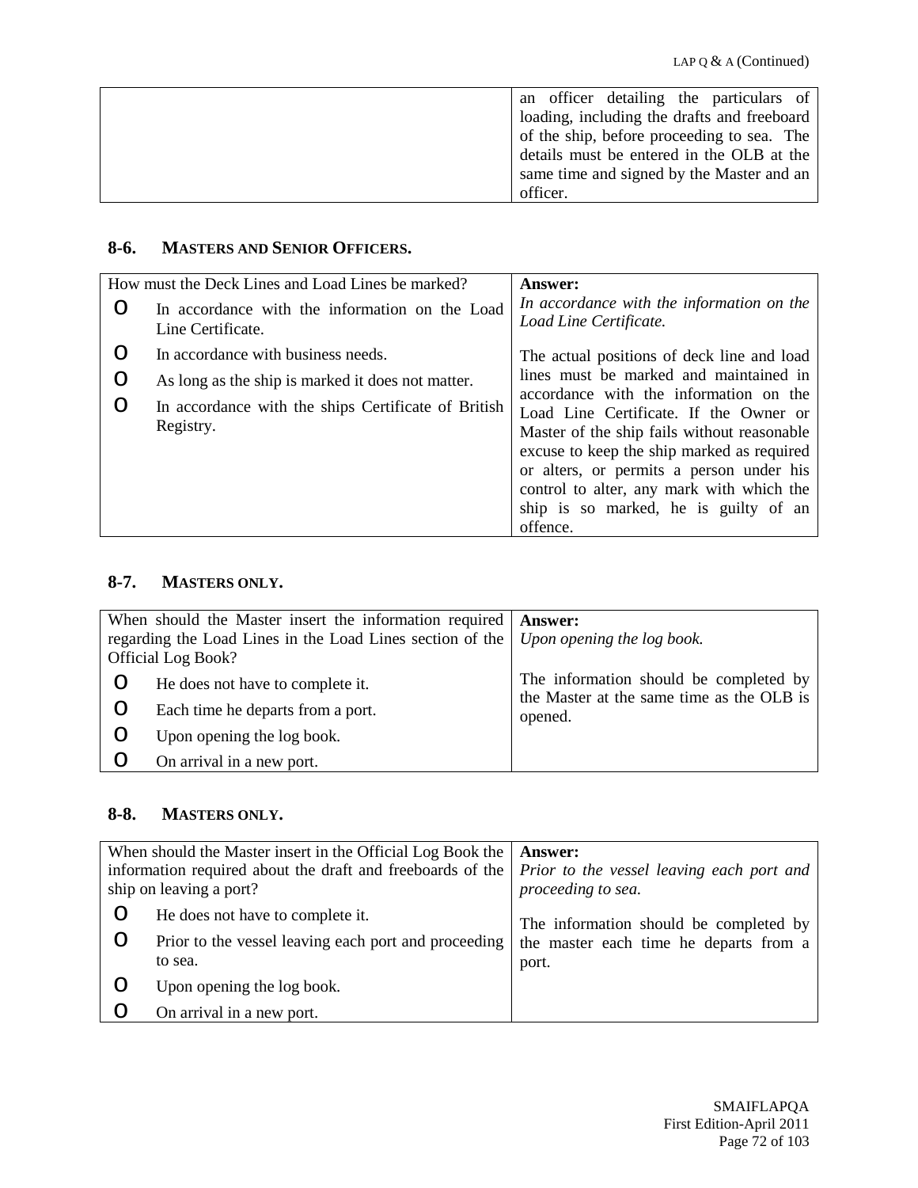| | |
|---|---|
| | an officer detailing the particulars of loading, including the drafts and freeboard of the ship, before proceeding to sea. The details must be entered in the OLB at the same time and signed by the Master and an officer. |

## 8-6. MASTERS AND SENIOR OFFICERS.

| How must the Deck Lines and Load Lines be marked? | **Answer:** |
|---|---|
| o In accordance with the information on the Load Line Certificate.<br>o In accordance with business needs.<br>o As long as the ship is marked it does not matter.<br>o In accordance with the ships Certificate of British Registry. | *In accordance with the information on the Load Line Certificate.*<br><br>The actual positions of deck line and load lines must be marked and maintained in accordance with the information on the Load Line Certificate. If the Owner or Master of the ship fails without reasonable excuse to keep the ship marked as required or alters, or permits a person under his control to alter, any mark with which the ship is so marked, he is guilty of an offence. |

## 8-7. MASTERS ONLY.

| When should the Master insert the information required regarding the Load Lines in the Load Lines section of the Official Log Book? | **Answer:** |
|---|---|
| o He does not have to complete it.<br>o Each time he departs from a port.<br>o Upon opening the log book.<br>o On arrival in a new port. | *Upon opening the log book.*<br><br>The information should be completed by the Master at the same time as the OLB is opened. |

## 8-8. MASTERS ONLY.

| When should the Master insert in the Official Log Book the information required about the draft and freeboards of the ship on leaving a port? | **Answer:** |
|---|---|
| o He does not have to complete it.<br>o Prior to the vessel leaving each port and proceeding to sea.<br>o Upon opening the log book.<br>o On arrival in a new port. | *Prior to the vessel leaving each port and proceeding to sea.*<br><br>The information should be completed by the master each time he departs from a port. |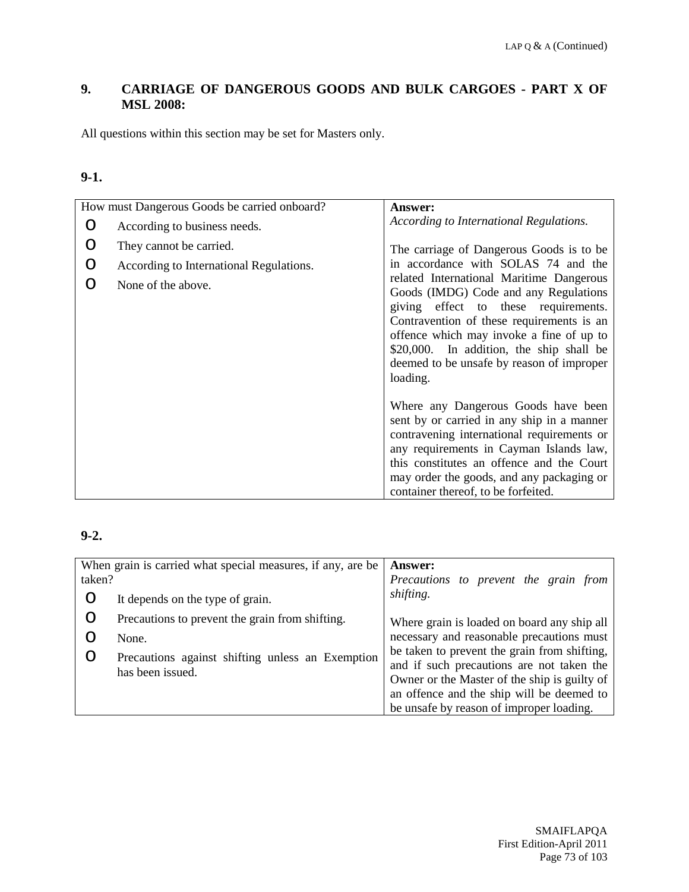## 9. CARRIAGE OF DANGEROUS GOODS AND BULK CARGOES - PART X OF MSL 2008:

All questions within this section may be set for Masters only.

### 9-1.

| How must Dangerous Goods be carried onboard? | **Answer:** |
|---|---|
| o According to business needs.<br>o They cannot be carried.<br>o According to International Regulations.<br>o None of the above. | *According to International Regulations.*<br><br>The carriage of Dangerous Goods is to be in accordance with SOLAS 74 and the related International Maritime Dangerous Goods (IMDG) Code and any Regulations giving effect to these requirements. Contravention of these requirements is an offence which may invoke a fine of up to $20,000. In addition, the ship shall be deemed to be unsafe by reason of improper loading.<br><br>Where any Dangerous Goods have been sent by or carried in any ship in a manner contravening international requirements or any requirements in Cayman Islands law, this constitutes an offence and the Court may order the goods, and any packaging or container thereof, to be forfeited. |

### 9-2.

| When grain is carried what special measures, if any, are be taken? | **Answer:** |
|---|---|
| o It depends on the type of grain.<br>o Precautions to prevent the grain from shifting.<br>o None.<br>o Precautions against shifting unless an Exemption has been issued. | *Precautions to prevent the grain from shifting.*<br><br>Where grain is loaded on board any ship all necessary and reasonable precautions must be taken to prevent the grain from shifting, and if such precautions are not taken the Owner or the Master of the ship is guilty of an offence and the ship will be deemed to be unsafe by reason of improper loading. |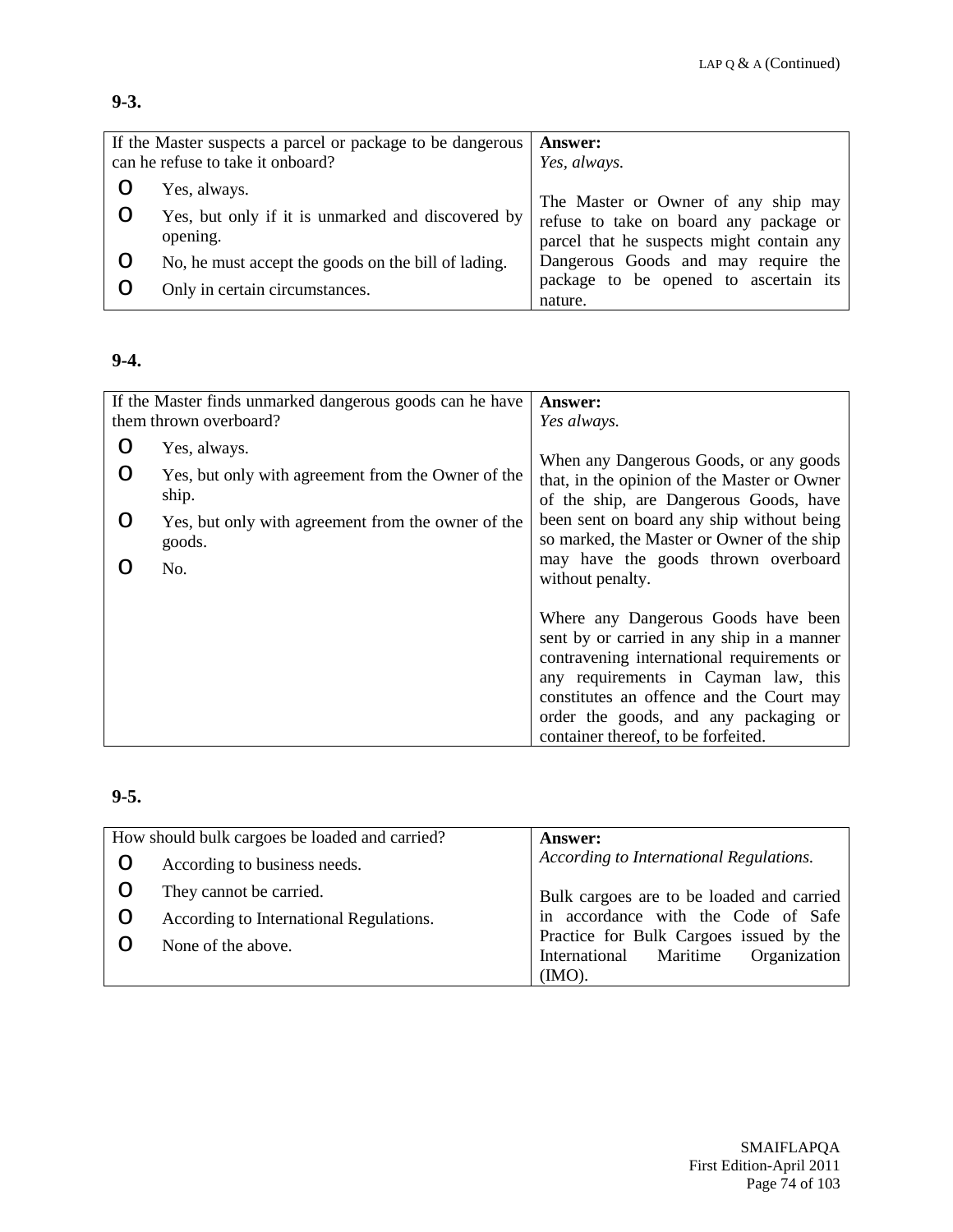**9-3.**

| If the Master suspects a parcel or package to be dangerous can he refuse to take it onboard? | **Answer:** |
|---|---|
| O Yes, always.<br>O Yes, but only if it is unmarked and discovered by opening.<br>O No, he must accept the goods on the bill of lading.<br>O Only in certain circumstances. | *Yes, always.*<br><br>The Master or Owner of any ship may refuse to take on board any package or parcel that he suspects might contain any Dangerous Goods and may require the package to be opened to ascertain its nature. |

**9-4.**

| If the Master finds unmarked dangerous goods can he have them thrown overboard? | **Answer:** |
|---|---|
| O Yes, always.<br>O Yes, but only with agreement from the Owner of the ship.<br>O Yes, but only with agreement from the owner of the goods.<br>O No. | *Yes always.*<br><br>When any Dangerous Goods, or any goods that, in the opinion of the Master or Owner of the ship, are Dangerous Goods, have been sent on board any ship without being so marked, the Master or Owner of the ship may have the goods thrown overboard without penalty.<br><br>Where any Dangerous Goods have been sent by or carried in any ship in a manner contravening international requirements or any requirements in Cayman law, this constitutes an offence and the Court may order the goods, and any packaging or container thereof, to be forfeited. |

**9-5.**

| How should bulk cargoes be loaded and carried? | **Answer:** |
|---|---|
| O According to business needs.<br>O They cannot be carried.<br>O According to International Regulations.<br>O None of the above. | *According to International Regulations.*<br><br>Bulk cargoes are to be loaded and carried in accordance with the Code of Safe Practice for Bulk Cargoes issued by the International Maritime Organization (IMO). |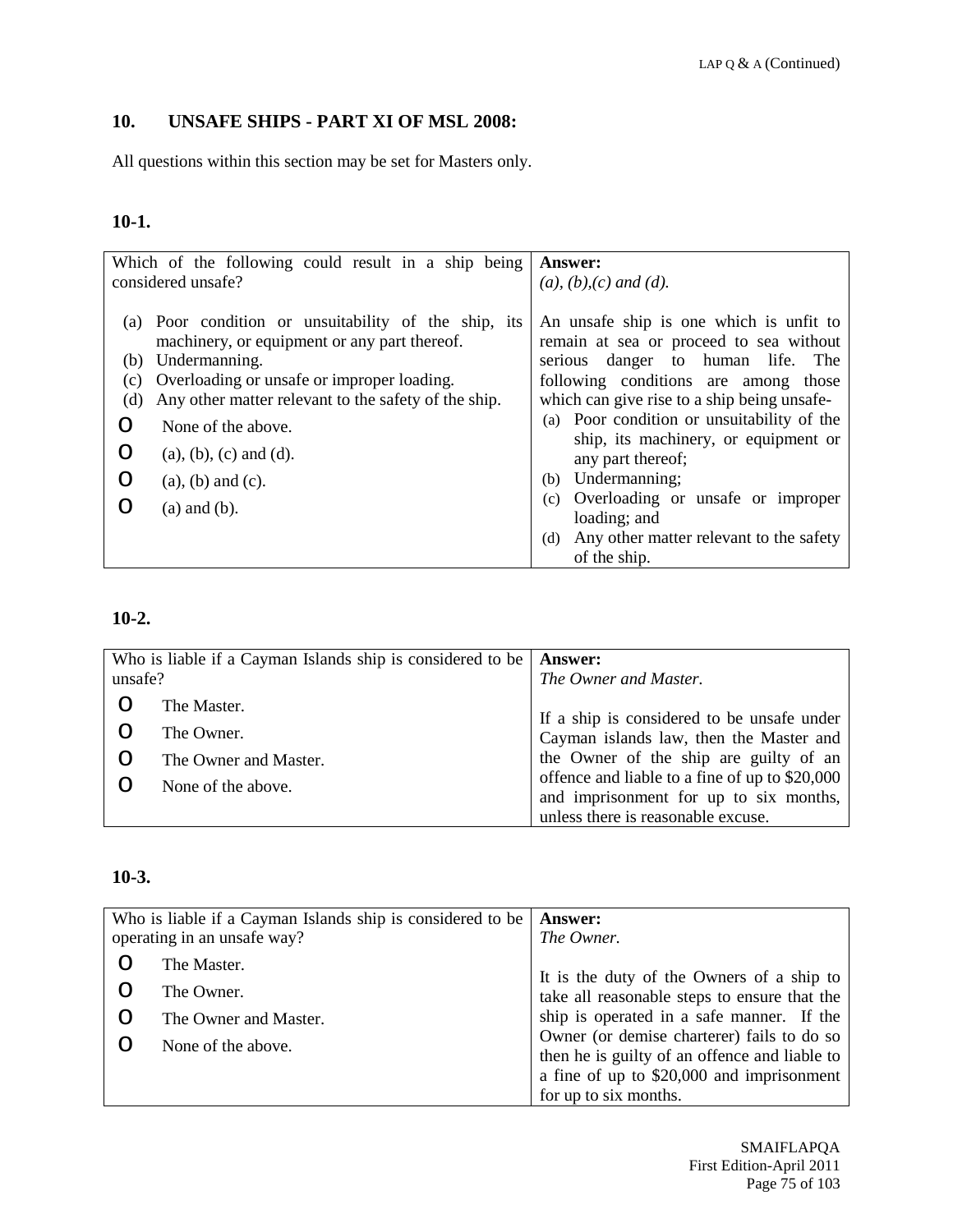## 10. UNSAFE SHIPS - PART XI OF MSL 2008:

All questions within this section may be set for Masters only.

### 10-1.

| Which of the following could result in a ship being considered unsafe? | **Answer:** *(a), (b),(c) and (d).* |
|---|---|
| (a) Poor condition or unsuitability of the ship, its machinery, or equipment or any part thereof.<br>(b) Undermanning.<br>(c) Overloading or unsafe or improper loading.<br>(d) Any other matter relevant to the safety of the ship.<br>O None of the above.<br>O (a), (b), (c) and (d).<br>O (a), (b) and (c).<br>O (a) and (b). | An unsafe ship is one which is unfit to remain at sea or proceed to sea without serious danger to human life. The following conditions are among those which can give rise to a ship being unsafe-<br>(a) Poor condition or unsuitability of the ship, its machinery, or equipment or any part thereof;<br>(b) Undermanning;<br>(c) Overloading or unsafe or improper loading; and<br>(d) Any other matter relevant to the safety of the ship. |

### 10-2.

| Who is liable if a Cayman Islands ship is considered to be unsafe? | **Answer:** *The Owner and Master.* |
|---|---|
| O The Master.<br>O The Owner.<br>O The Owner and Master.<br>O None of the above. | If a ship is considered to be unsafe under Cayman islands law, then the Master and the Owner of the ship are guilty of an offence and liable to a fine of up to $20,000 and imprisonment for up to six months, unless there is reasonable excuse. |

### 10-3.

| Who is liable if a Cayman Islands ship is considered to be operating in an unsafe way? | **Answer:** *The Owner.* |
|---|---|
| O The Master.<br>O The Owner.<br>O The Owner and Master.<br>O None of the above. | It is the duty of the Owners of a ship to take all reasonable steps to ensure that the ship is operated in a safe manner. If the Owner (or demise charterer) fails to do so then he is guilty of an offence and liable to a fine of up to $20,000 and imprisonment for up to six months. |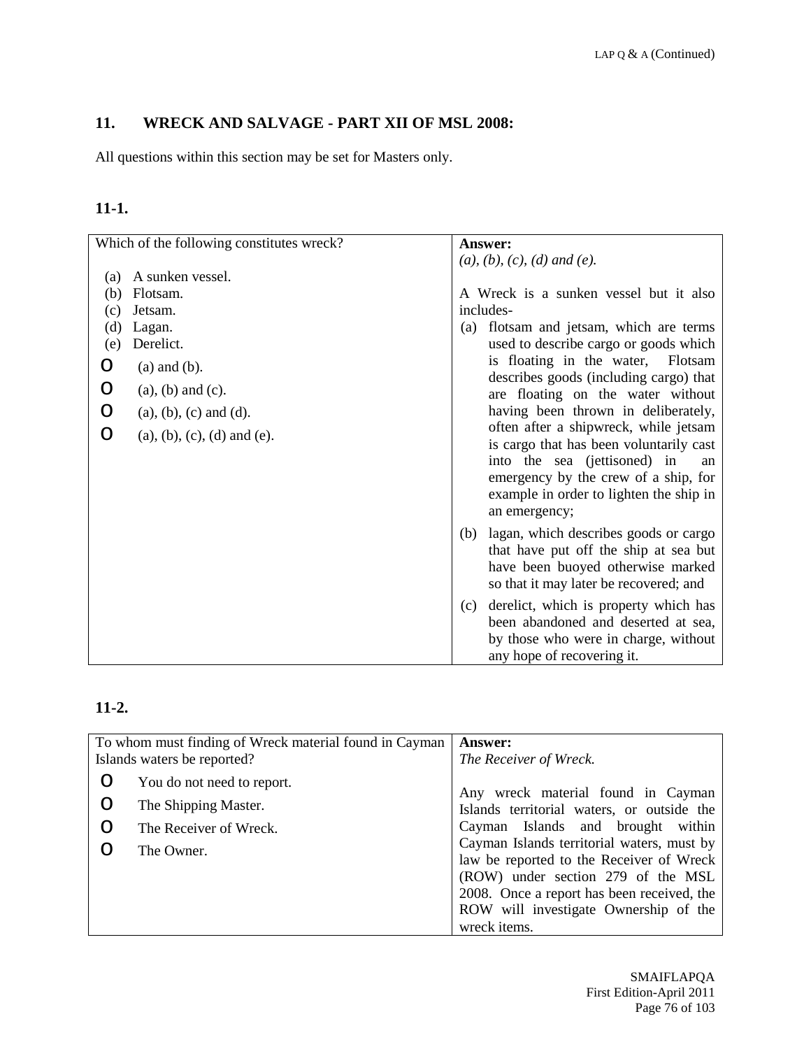## 11. WRECK AND SALVAGE - PART XII OF MSL 2008:

All questions within this section may be set for Masters only.

### 11-1.

| Which of the following constitutes wreck? | **Answer:** |
|---|---|
| (a) A sunken vessel.<br>(b) Flotsam.<br>(c) Jetsam.<br>(d) Lagan.<br>(e) Derelict.<br><br>O (a) and (b).<br>O (a), (b) and (c).<br>O (a), (b), (c) and (d).<br>O (a), (b), (c), (d) and (e). | *(a), (b), (c), (d) and (e).*<br><br>A Wreck is a sunken vessel but it also includes-<br>(a) flotsam and jetsam, which are terms used to describe cargo or goods which is floating in the water, Flotsam describes goods (including cargo) that are floating on the water without having been thrown in deliberately, often after a shipwreck, while jetsam is cargo that has been voluntarily cast into the sea (jettisoned) in an emergency by the crew of a ship, for example in order to lighten the ship in an emergency;<br>(b) lagan, which describes goods or cargo that have put off the ship at sea but have been buoyed otherwise marked so that it may later be recovered; and<br>(c) derelict, which is property which has been abandoned and deserted at sea, by those who were in charge, without any hope of recovering it. |

### 11-2.

| To whom must finding of Wreck material found in Cayman Islands waters be reported? | **Answer:** |
|---|---|
| O You do not need to report.<br>O The Shipping Master.<br>O The Receiver of Wreck.<br>O The Owner. | *The Receiver of Wreck.*<br><br>Any wreck material found in Cayman Islands territorial waters, or outside the Cayman Islands and brought within Cayman Islands territorial waters, must by law be reported to the Receiver of Wreck (ROW) under section 279 of the MSL 2008. Once a report has been received, the ROW will investigate Ownership of the wreck items. |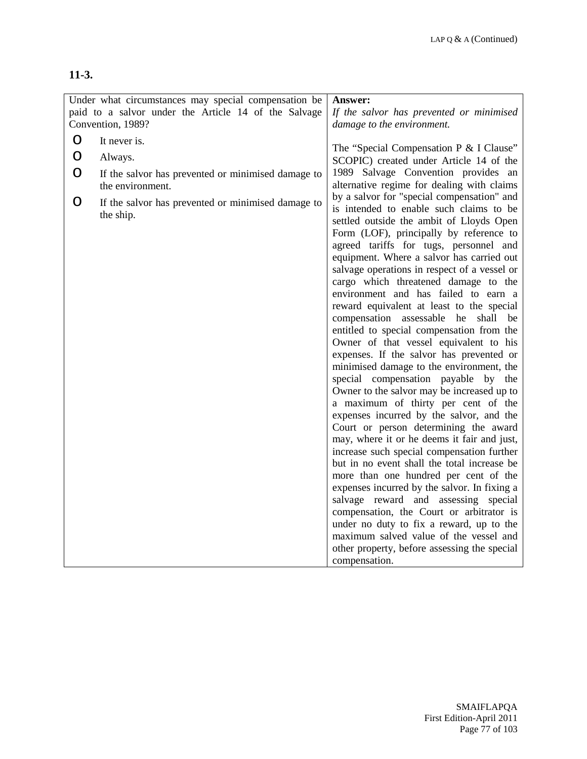**11-3.**

| Under what circumstances may special compensation be paid to a salvor under the Article 14 of the Salvage Convention, 1989?<br><br>o It never is.<br>o Always.<br>o If the salvor has prevented or minimised damage to the environment.<br>o If the salvor has prevented or minimised damage to the ship. | **Answer:**<br>*If the salvor has prevented or minimised damage to the environment.*<br><br>The "Special Compensation P & I Clause" SCOPIC) created under Article 14 of the 1989 Salvage Convention provides an alternative regime for dealing with claims by a salvor for "special compensation" and is intended to enable such claims to be settled outside the ambit of Lloyds Open Form (LOF), principally by reference to agreed tariffs for tugs, personnel and equipment. Where a salvor has carried out salvage operations in respect of a vessel or cargo which threatened damage to the environment and has failed to earn a reward equivalent at least to the special compensation assessable he shall be entitled to special compensation from the Owner of that vessel equivalent to his expenses. If the salvor has prevented or minimised damage to the environment, the special compensation payable by the Owner to the salvor may be increased up to a maximum of thirty per cent of the expenses incurred by the salvor, and the Court or person determining the award may, where it or he deems it fair and just, increase such special compensation further but in no event shall the total increase be more than one hundred per cent of the expenses incurred by the salvor. In fixing a salvage reward and assessing special compensation, the Court or arbitrator is under no duty to fix a reward, up to the maximum salved value of the vessel and other property, before assessing the special compensation. |
|---|---|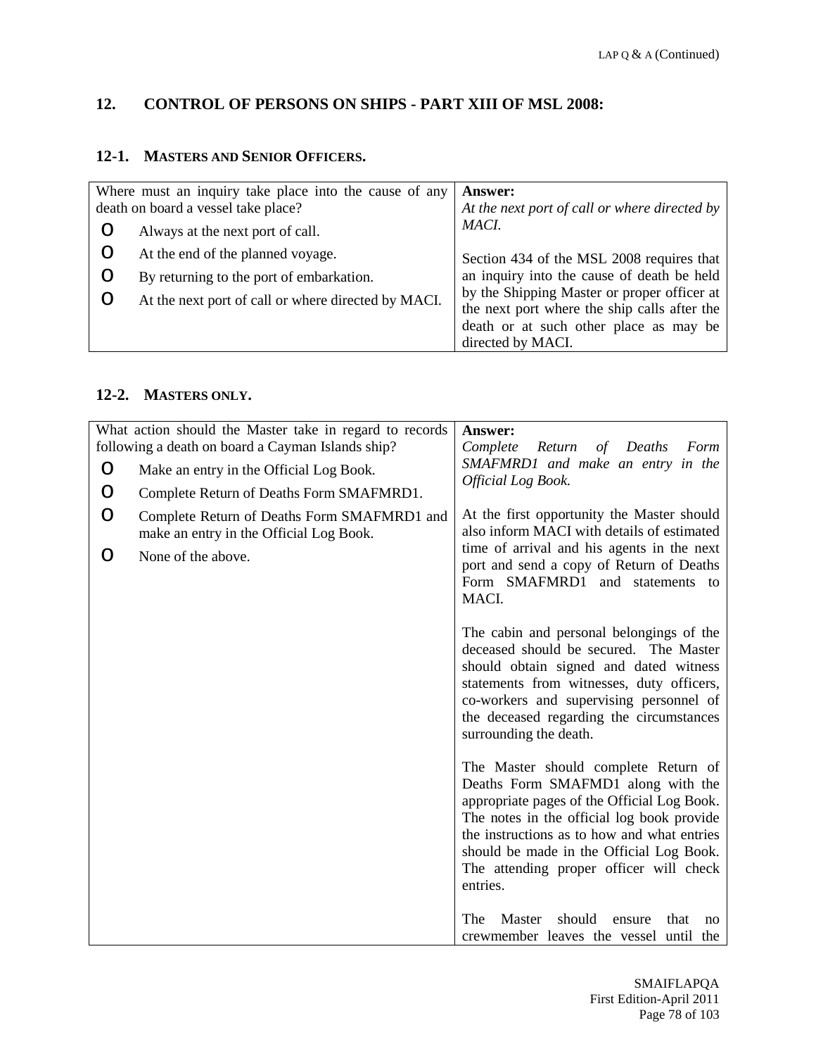## 12. CONTROL OF PERSONS ON SHIPS - PART XIII OF MSL 2008:

### 12-1. MASTERS AND SENIOR OFFICERS.

| Question | Answer |
|---|---|
| Where must an inquiry take place into the cause of any death on board a vessel take place?<br><br>o Always at the next port of call.<br>o At the end of the planned voyage.<br>o By returning to the port of embarkation.<br>o At the next port of call or where directed by MACI. | **Answer:**<br>*At the next port of call or where directed by MACI.*<br><br>Section 434 of the MSL 2008 requires that an inquiry into the cause of death be held by the Shipping Master or proper officer at the next port where the ship calls after the death or at such other place as may be directed by MACI. |

### 12-2. MASTERS ONLY.

| Question | Answer |
|---|---|
| What action should the Master take in regard to records following a death on board a Cayman Islands ship?<br><br>o Make an entry in the Official Log Book.<br>o Complete Return of Deaths Form SMAFMRD1.<br>o Complete Return of Deaths Form SMAFMRD1 and make an entry in the Official Log Book.<br>o None of the above. | **Answer:**<br>*Complete Return of Deaths Form SMAFMRD1 and make an entry in the Official Log Book.*<br><br>At the first opportunity the Master should also inform MACI with details of estimated time of arrival and his agents in the next port and send a copy of Return of Deaths Form SMAFMRD1 and statements to MACI.<br><br>The cabin and personal belongings of the deceased should be secured. The Master should obtain signed and dated witness statements from witnesses, duty officers, co-workers and supervising personnel of the deceased regarding the circumstances surrounding the death.<br><br>The Master should complete Return of Deaths Form SMAFMD1 along with the appropriate pages of the Official Log Book. The notes in the official log book provide the instructions as to how and what entries should be made in the Official Log Book. The attending proper officer will check entries.<br><br>The Master should ensure that no crewmember leaves the vessel until the |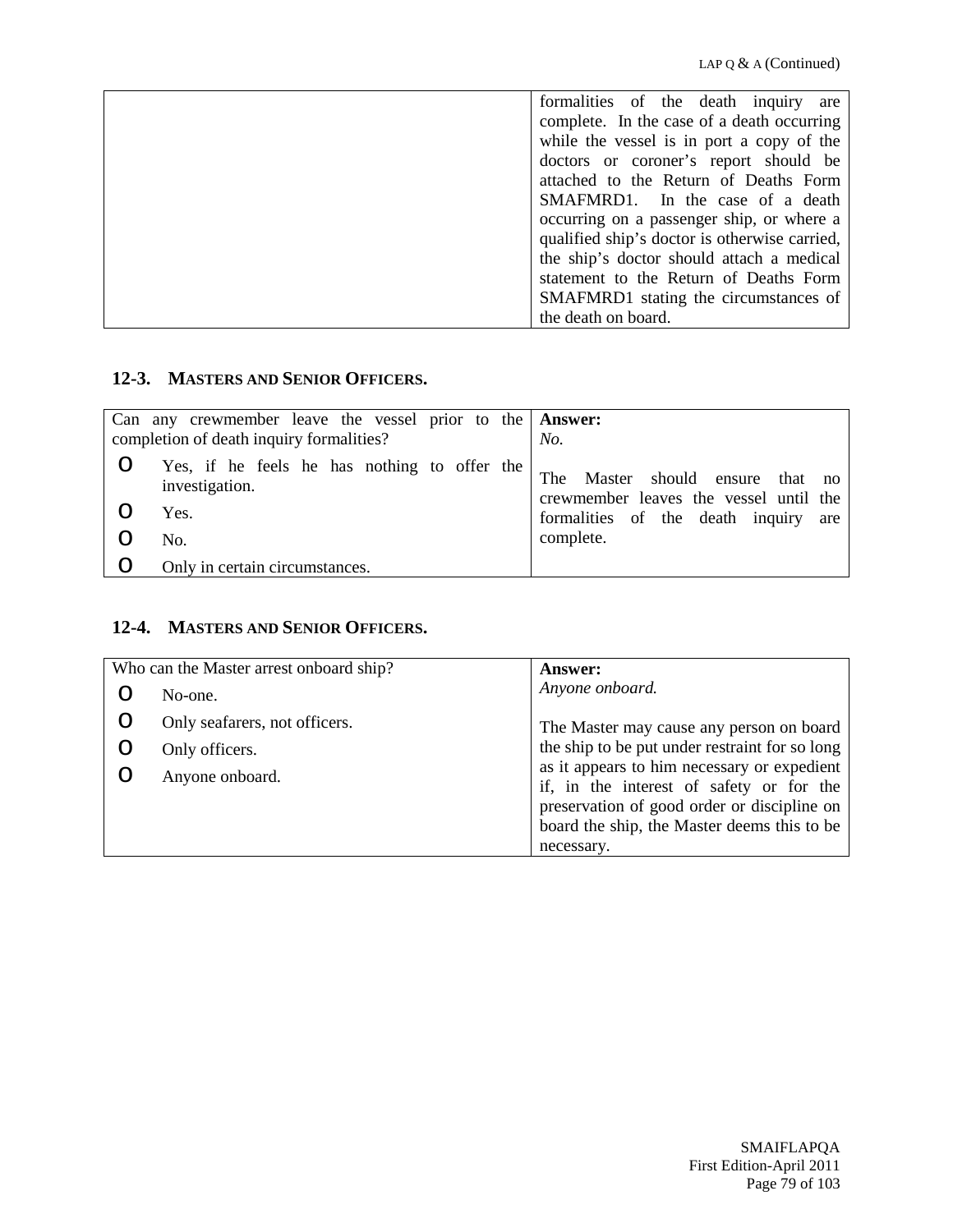| | |
|---|---|
| | formalities of the death inquiry are complete. In the case of a death occurring while the vessel is in port a copy of the doctors or coroner's report should be attached to the Return of Deaths Form SMAFMRD1. In the case of a death occurring on a passenger ship, or where a qualified ship's doctor is otherwise carried, the ship's doctor should attach a medical statement to the Return of Deaths Form SMAFMRD1 stating the circumstances of the death on board. |

## 12-3. MASTERS AND SENIOR OFFICERS.

| Question | Answer |
|---|---|
| Can any crewmember leave the vessel prior to the completion of death inquiry formalities?<br>o Yes, if he feels he has nothing to offer the investigation.<br>o Yes.<br>o No.<br>o Only in certain circumstances. | **Answer:**<br>*No.*<br><br>The Master should ensure that no crewmember leaves the vessel until the formalities of the death inquiry are complete. |

## 12-4. MASTERS AND SENIOR OFFICERS.

| Question | Answer |
|---|---|
| Who can the Master arrest onboard ship?<br>o No-one.<br>o Only seafarers, not officers.<br>o Only officers.<br>o Anyone onboard. | **Answer:**<br>*Anyone onboard.*<br><br>The Master may cause any person on board the ship to be put under restraint for so long as it appears to him necessary or expedient if, in the interest of safety or for the preservation of good order or discipline on board the ship, the Master deems this to be necessary. |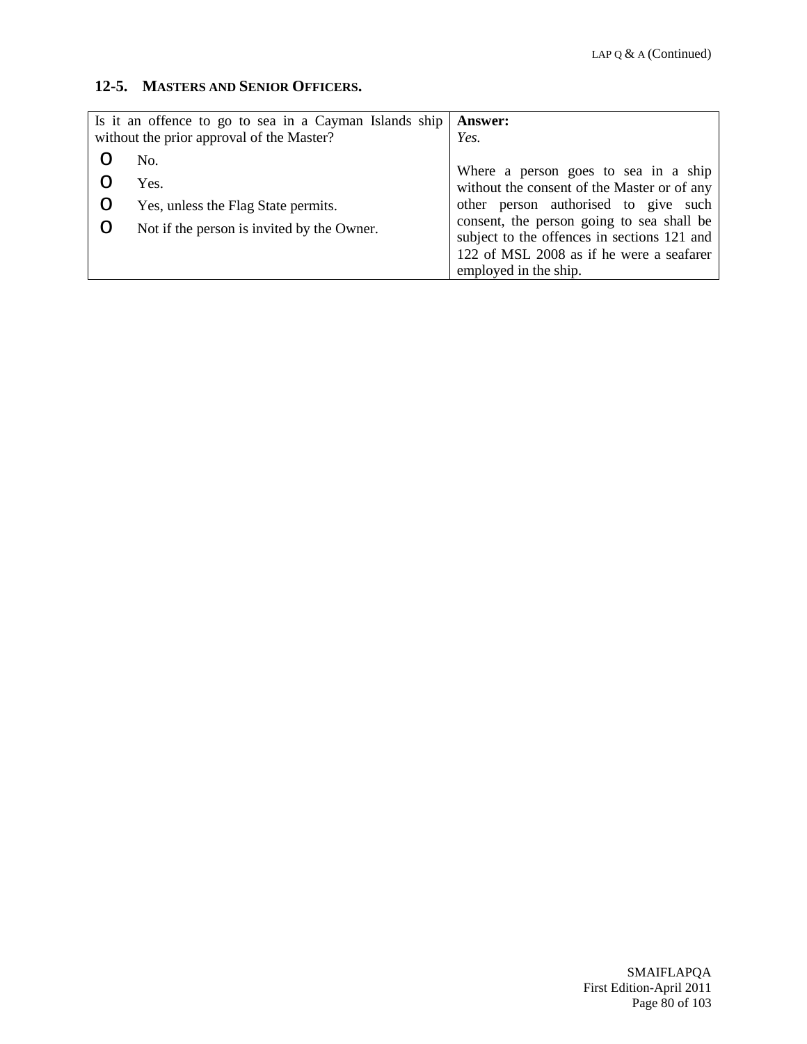## 12-5. MASTERS AND SENIOR OFFICERS.

| Is it an offence to go to sea in a Cayman Islands ship without the prior approval of the Master? | **Answer:** |
|---|---|
| o No.<br>o Yes.<br>o Yes, unless the Flag State permits.<br>o Not if the person is invited by the Owner. | *Yes.*<br><br>Where a person goes to sea in a ship without the consent of the Master or of any other person authorised to give such consent, the person going to sea shall be subject to the offences in sections 121 and 122 of MSL 2008 as if he were a seafarer employed in the ship. |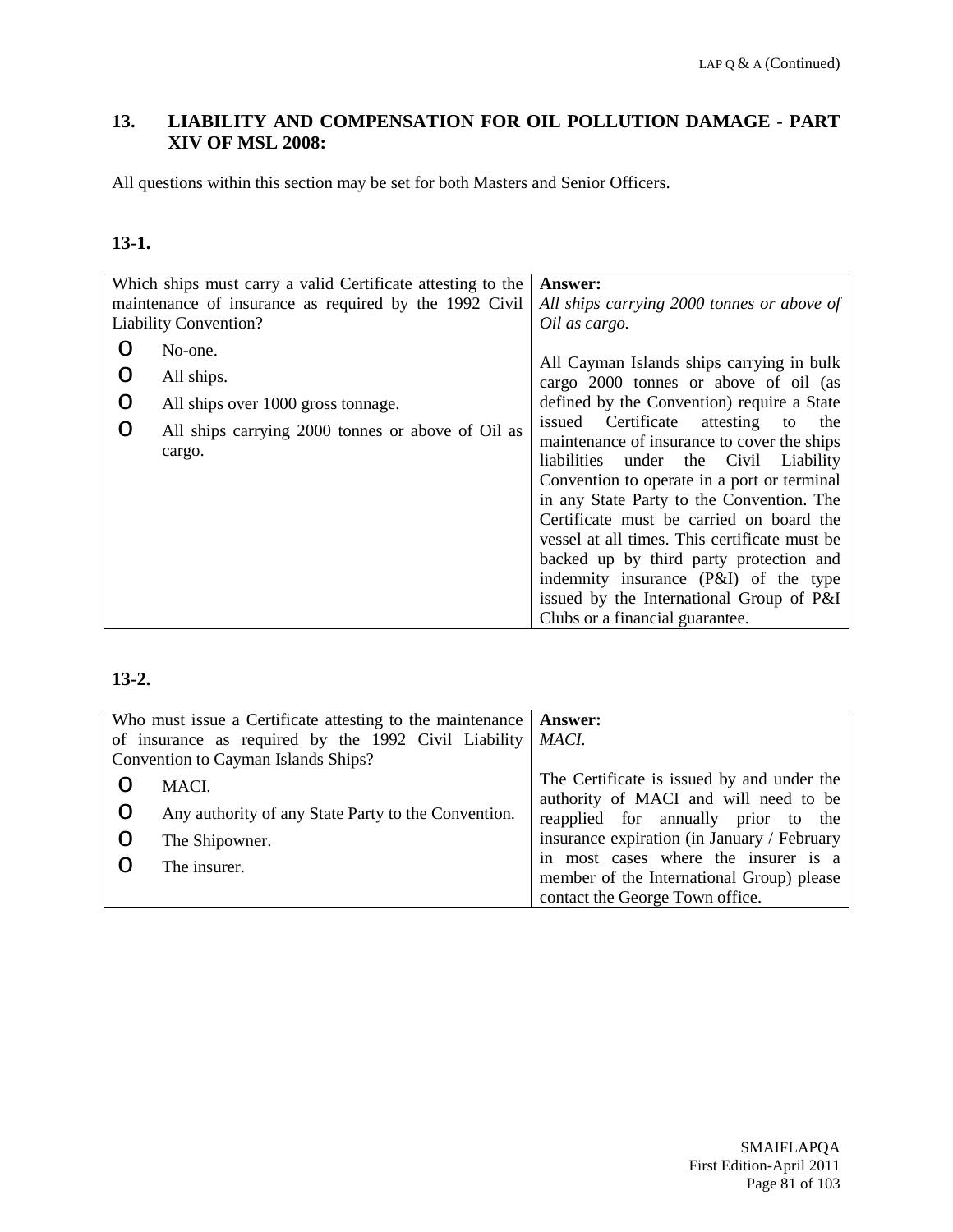## 13. LIABILITY AND COMPENSATION FOR OIL POLLUTION DAMAGE - PART XIV OF MSL 2008:

All questions within this section may be set for both Masters and Senior Officers.

### 13-1.

| Question | Answer |
|---|---|
| Which ships must carry a valid Certificate attesting to the maintenance of insurance as required by the 1992 Civil Liability Convention?<br>o No-one.<br>o All ships.<br>o All ships over 1000 gross tonnage.<br>o All ships carrying 2000 tonnes or above of Oil as cargo. | **Answer:**<br>*All ships carrying 2000 tonnes or above of Oil as cargo.*<br><br>All Cayman Islands ships carrying in bulk cargo 2000 tonnes or above of oil (as defined by the Convention) require a State issued Certificate attesting to the maintenance of insurance to cover the ships liabilities under the Civil Liability Convention to operate in a port or terminal in any State Party to the Convention. The Certificate must be carried on board the vessel at all times. This certificate must be backed up by third party protection and indemnity insurance (P&I) of the type issued by the International Group of P&I Clubs or a financial guarantee. |

### 13-2.

| Question | Answer |
|---|---|
| Who must issue a Certificate attesting to the maintenance of insurance as required by the 1992 Civil Liability Convention to Cayman Islands Ships?<br>o MACI.<br>o Any authority of any State Party to the Convention.<br>o The Shipowner.<br>o The insurer. | **Answer:**<br>*MACI.*<br><br>The Certificate is issued by and under the authority of MACI and will need to be reapplied for annually prior to the insurance expiration (in January / February in most cases where the insurer is a member of the International Group) please contact the George Town office. |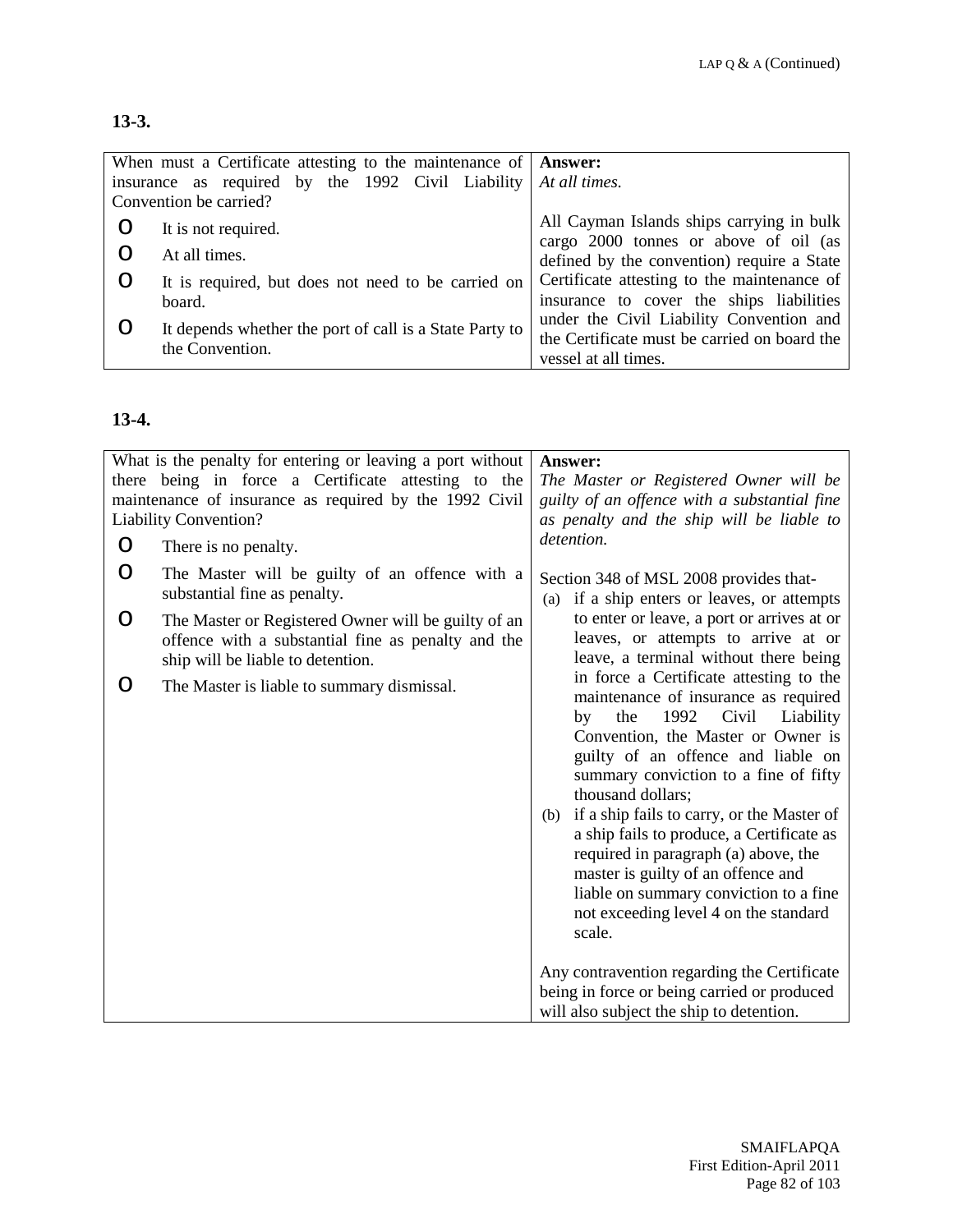**13-3.**

| When must a Certificate attesting to the maintenance of insurance as required by the 1992 Civil Liability Convention be carried? | **Answer:**<br>*At all times.* |
|---|---|
| o It is not required.<br>o At all times.<br>o It is required, but does not need to be carried on board.<br>o It depends whether the port of call is a State Party to the Convention. | All Cayman Islands ships carrying in bulk cargo 2000 tonnes or above of oil (as defined by the convention) require a State Certificate attesting to the maintenance of insurance to cover the ships liabilities under the Civil Liability Convention and the Certificate must be carried on board the vessel at all times. |

**13-4.**

| What is the penalty for entering or leaving a port without there being in force a Certificate attesting to the maintenance of insurance as required by the 1992 Civil Liability Convention? | **Answer:**<br>*The Master or Registered Owner will be guilty of an offence with a substantial fine as penalty and the ship will be liable to detention.* |
|---|---|
| o There is no penalty.<br>o The Master will be guilty of an offence with a substantial fine as penalty.<br>o The Master or Registered Owner will be guilty of an offence with a substantial fine as penalty and the ship will be liable to detention.<br>o The Master is liable to summary dismissal. | Section 348 of MSL 2008 provides that-<br>(a) if a ship enters or leaves, or attempts to enter or leave, a port or arrives at or leaves, or attempts to arrive at or leave, a terminal without there being in force a Certificate attesting to the maintenance of insurance as required by the 1992 Civil Liability Convention, the Master or Owner is guilty of an offence and liable on summary conviction to a fine of fifty thousand dollars;<br>(b) if a ship fails to carry, or the Master of a ship fails to produce, a Certificate as required in paragraph (a) above, the master is guilty of an offence and liable on summary conviction to a fine not exceeding level 4 on the standard scale.<br><br>Any contravention regarding the Certificate being in force or being carried or produced will also subject the ship to detention. |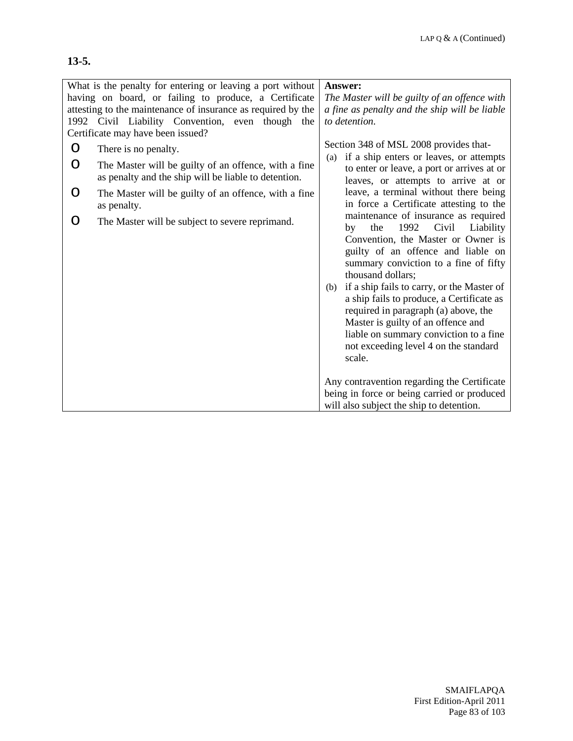**13-5.**

| What is the penalty for entering or leaving a port without having on board, or failing to produce, a Certificate attesting to the maintenance of insurance as required by the 1992 Civil Liability Convention, even though the Certificate may have been issued? | **Answer:** |
|---|---|
| o There is no penalty.<br>o The Master will be guilty of an offence, with a fine as penalty and the ship will be liable to detention.<br>o The Master will be guilty of an offence, with a fine as penalty.<br>o The Master will be subject to severe reprimand. | *The Master will be guilty of an offence with a fine as penalty and the ship will be liable to detention.*<br><br>Section 348 of MSL 2008 provides that-<br>(a) if a ship enters or leaves, or attempts to enter or leave, a port or arrives at or leaves, or attempts to arrive at or leave, a terminal without there being in force a Certificate attesting to the maintenance of insurance as required by the 1992 Civil Liability Convention, the Master or Owner is guilty of an offence and liable on summary conviction to a fine of fifty thousand dollars;<br>(b) if a ship fails to carry, or the Master of a ship fails to produce, a Certificate as required in paragraph (a) above, the Master is guilty of an offence and liable on summary conviction to a fine not exceeding level 4 on the standard scale.<br><br>Any contravention regarding the Certificate being in force or being carried or produced will also subject the ship to detention. |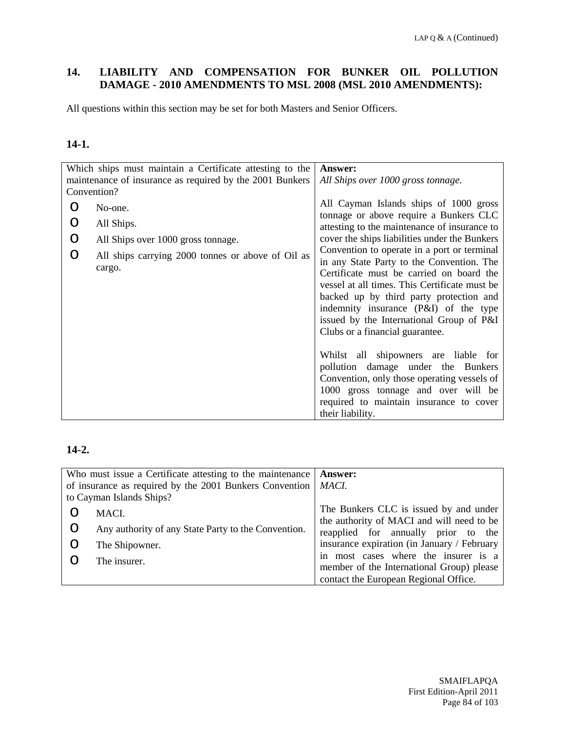## 14. LIABILITY AND COMPENSATION FOR BUNKER OIL POLLUTION DAMAGE - 2010 AMENDMENTS TO MSL 2008 (MSL 2010 AMENDMENTS):

All questions within this section may be set for both Masters and Senior Officers.

### 14-1.

| Question | Answer |
| --- | --- |
| Which ships must maintain a Certificate attesting to the maintenance of insurance as required by the 2001 Bunkers Convention?<br><br>o No-one.<br>o All Ships.<br>o All Ships over 1000 gross tonnage.<br>o All ships carrying 2000 tonnes or above of Oil as cargo. | **Answer:**<br>*All Ships over 1000 gross tonnage.*<br><br>All Cayman Islands ships of 1000 gross tonnage or above require a Bunkers CLC attesting to the maintenance of insurance to cover the ships liabilities under the Bunkers Convention to operate in a port or terminal in any State Party to the Convention. The Certificate must be carried on board the vessel at all times. This Certificate must be backed up by third party protection and indemnity insurance (P&I) of the type issued by the International Group of P&I Clubs or a financial guarantee.<br><br>Whilst all shipowners are liable for pollution damage under the Bunkers Convention, only those operating vessels of 1000 gross tonnage and over will be required to maintain insurance to cover their liability. |

### 14-2.

| Question | Answer |
| --- | --- |
| Who must issue a Certificate attesting to the maintenance of insurance as required by the 2001 Bunkers Convention to Cayman Islands Ships?<br><br>o MACI.<br>o Any authority of any State Party to the Convention.<br>o The Shipowner.<br>o The insurer. | **Answer:**<br>*MACI.*<br><br>The Bunkers CLC is issued by and under the authority of MACI and will need to be reapplied for annually prior to the insurance expiration (in January / February in most cases where the insurer is a member of the International Group) please contact the European Regional Office. |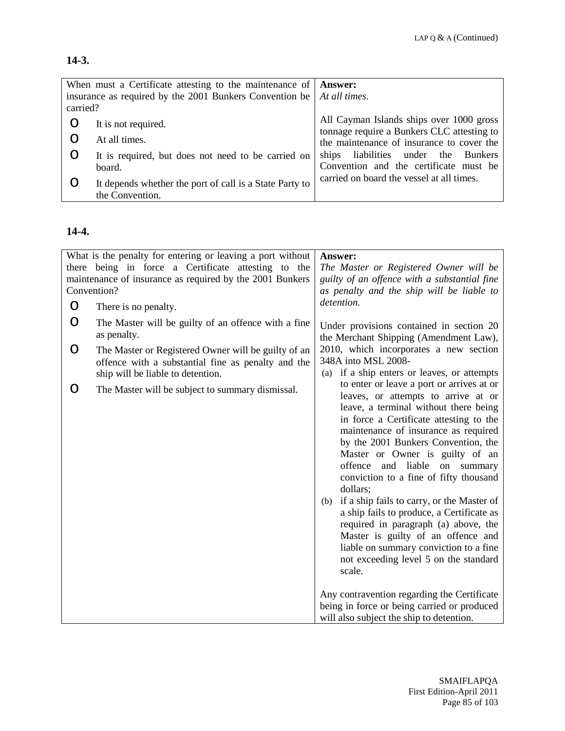**14-3.**

| When must a Certificate attesting to the maintenance of insurance as required by the 2001 Bunkers Convention be carried? | **Answer:** *At all times.* |
|---|---|
| O It is not required.<br>O At all times.<br>O It is required, but does not need to be carried on board.<br>O It depends whether the port of call is a State Party to the Convention. | All Cayman Islands ships over 1000 gross tonnage require a Bunkers CLC attesting to the maintenance of insurance to cover the ships liabilities under the Bunkers Convention and the certificate must be carried on board the vessel at all times. |

**14-4.**

| What is the penalty for entering or leaving a port without there being in force a Certificate attesting to the maintenance of insurance as required by the 2001 Bunkers Convention? | **Answer:** *The Master or Registered Owner will be guilty of an offence with a substantial fine as penalty and the ship will be liable to detention.* |
|---|---|
| O There is no penalty.<br>O The Master will be guilty of an offence with a fine as penalty.<br>O The Master or Registered Owner will be guilty of an offence with a substantial fine as penalty and the ship will be liable to detention.<br>O The Master will be subject to summary dismissal. | Under provisions contained in section 20 the Merchant Shipping (Amendment Law), 2010, which incorporates a new section 348A into MSL 2008-<br>(a) if a ship enters or leaves, or attempts to enter or leave a port or arrives at or leaves, or attempts to arrive at or leave, a terminal without there being in force a Certificate attesting to the maintenance of insurance as required by the 2001 Bunkers Convention, the Master or Owner is guilty of an offence and liable on summary conviction to a fine of fifty thousand dollars;<br>(b) if a ship fails to carry, or the Master of a ship fails to produce, a Certificate as required in paragraph (a) above, the Master is guilty of an offence and liable on summary conviction to a fine not exceeding level 5 on the standard scale.<br><br>Any contravention regarding the Certificate being in force or being carried or produced will also subject the ship to detention. |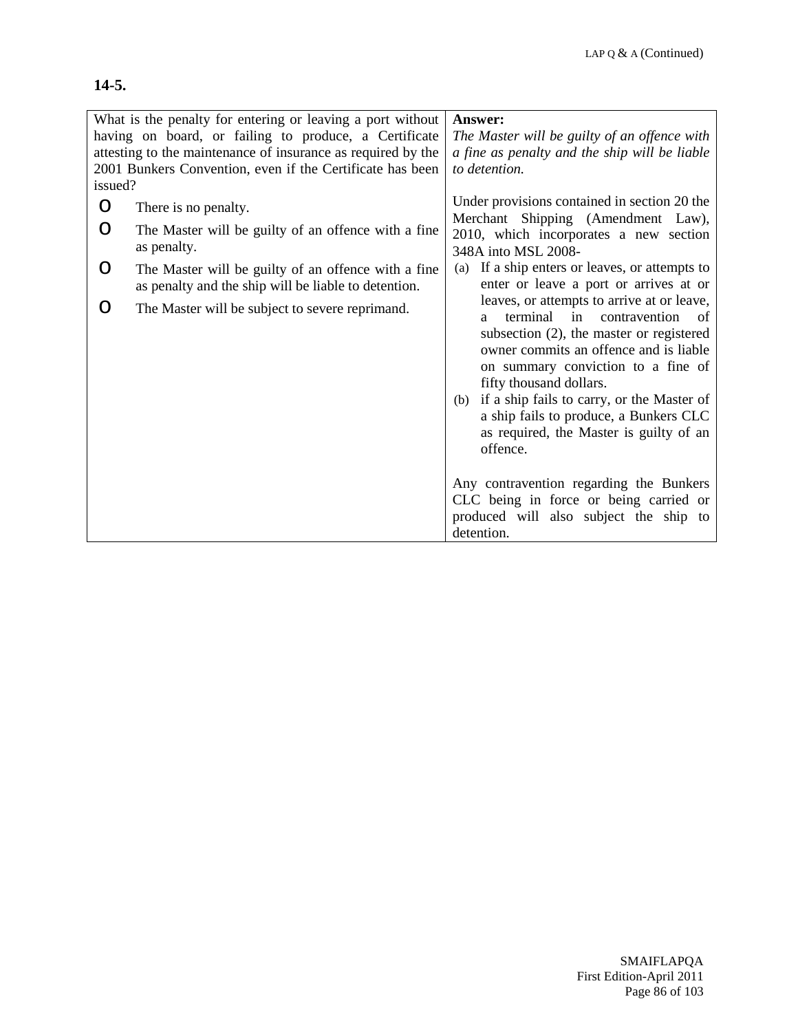**14-5.**

| What is the penalty for entering or leaving a port without having on board, or failing to produce, a Certificate attesting to the maintenance of insurance as required by the 2001 Bunkers Convention, even if the Certificate has been issued? | **Answer:** *The Master will be guilty of an offence with a fine as penalty and the ship will be liable to detention.* |
|---|---|
| o There is no penalty.<br>o The Master will be guilty of an offence with a fine as penalty.<br>o The Master will be guilty of an offence with a fine as penalty and the ship will be liable to detention.<br>o The Master will be subject to severe reprimand. | Under provisions contained in section 20 the Merchant Shipping (Amendment Law), 2010, which incorporates a new section 348A into MSL 2008-<br>(a) If a ship enters or leaves, or attempts to enter or leave a port or arrives at or leaves, or attempts to arrive at or leave, a terminal in contravention of subsection (2), the master or registered owner commits an offence and is liable on summary conviction to a fine of fifty thousand dollars.<br>(b) if a ship fails to carry, or the Master of a ship fails to produce, a Bunkers CLC as required, the Master is guilty of an offence.<br><br>Any contravention regarding the Bunkers CLC being in force or being carried or produced will also subject the ship to detention. |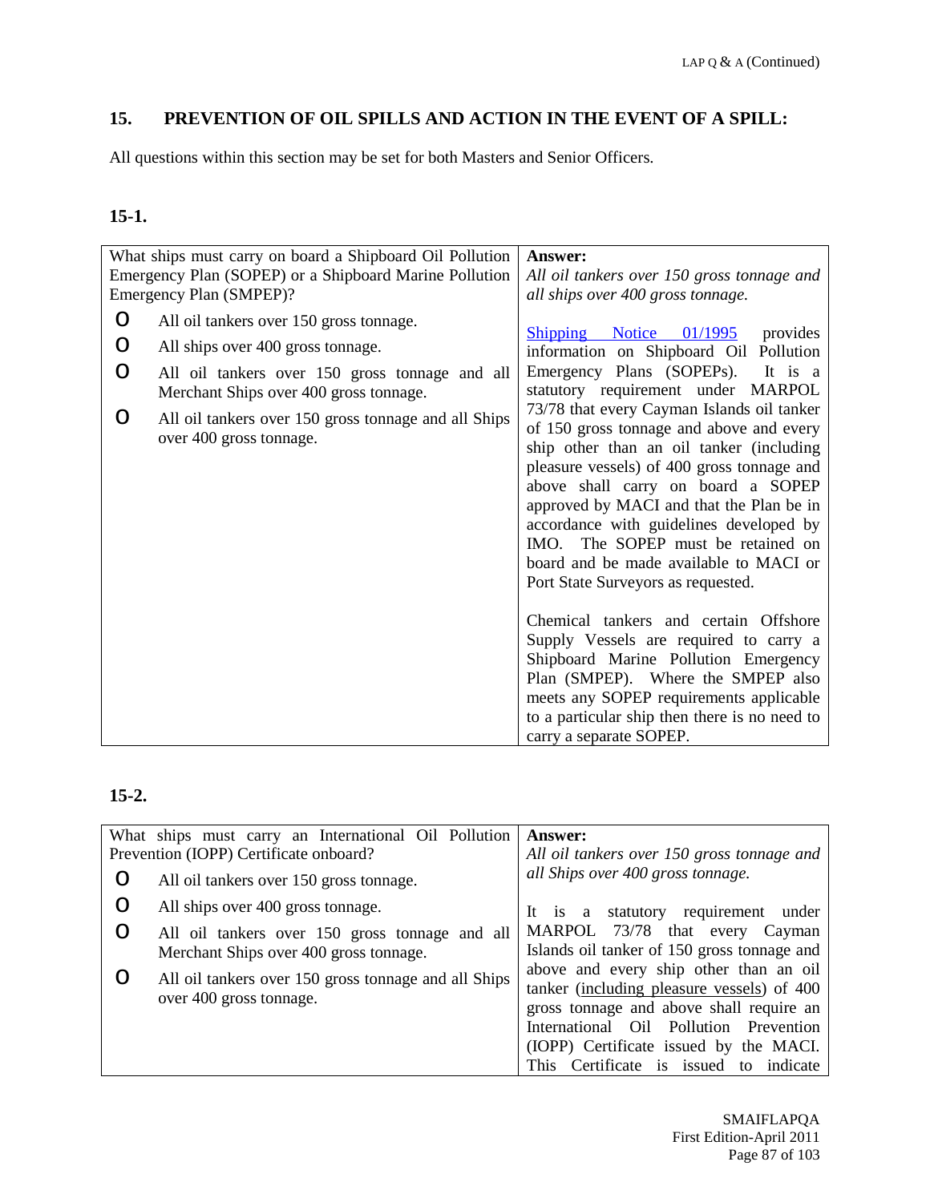## 15. PREVENTION OF OIL SPILLS AND ACTION IN THE EVENT OF A SPILL:

All questions within this section may be set for both Masters and Senior Officers.

### 15-1.

| What ships must carry on board a Shipboard Oil Pollution Emergency Plan (SOPEP) or a Shipboard Marine Pollution Emergency Plan (SMPEP)? | **Answer:** *All oil tankers over 150 gross tonnage and all ships over 400 gross tonnage.* |
|---|---|
| O All oil tankers over 150 gross tonnage.<br>O All ships over 400 gross tonnage.<br>O All oil tankers over 150 gross tonnage and all Merchant Ships over 400 gross tonnage.<br>O All oil tankers over 150 gross tonnage and all Ships over 400 gross tonnage. | Shipping Notice 01/1995 provides information on Shipboard Oil Pollution Emergency Plans (SOPEPs). It is a statutory requirement under MARPOL 73/78 that every Cayman Islands oil tanker of 150 gross tonnage and above and every ship other than an oil tanker (including pleasure vessels) of 400 gross tonnage and above shall carry on board a SOPEP approved by MACI and that the Plan be in accordance with guidelines developed by IMO. The SOPEP must be retained on board and be made available to MACI or Port State Surveyors as requested.<br><br>Chemical tankers and certain Offshore Supply Vessels are required to carry a Shipboard Marine Pollution Emergency Plan (SMPEP). Where the SMPEP also meets any SOPEP requirements applicable to a particular ship then there is no need to carry a separate SOPEP. |

### 15-2.

| What ships must carry an International Oil Pollution Prevention (IOPP) Certificate onboard? | **Answer:** *All oil tankers over 150 gross tonnage and all Ships over 400 gross tonnage.* |
|---|---|
| O All oil tankers over 150 gross tonnage.<br>O All ships over 400 gross tonnage.<br>O All oil tankers over 150 gross tonnage and all Merchant Ships over 400 gross tonnage.<br>O All oil tankers over 150 gross tonnage and all Ships over 400 gross tonnage. | It is a statutory requirement under MARPOL 73/78 that every Cayman Islands oil tanker of 150 gross tonnage and above and every ship other than an oil tanker (including pleasure vessels) of 400 gross tonnage and above shall require an International Oil Pollution Prevention (IOPP) Certificate issued by the MACI. This Certificate is issued to indicate |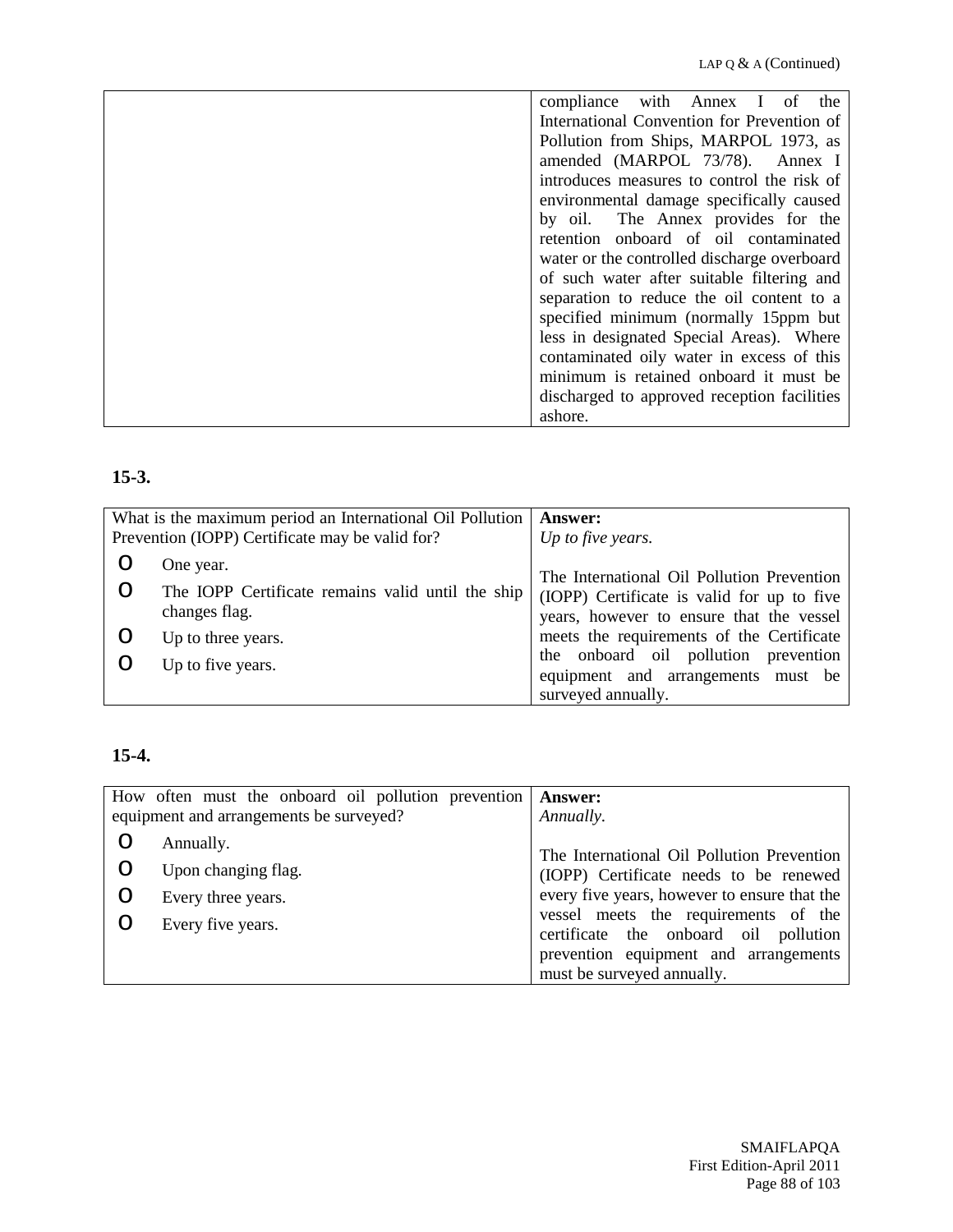| | compliance with Annex I of the International Convention for Prevention of Pollution from Ships, MARPOL 1973, as amended (MARPOL 73/78). Annex I introduces measures to control the risk of environmental damage specifically caused by oil. The Annex provides for the retention onboard of oil contaminated water or the controlled discharge overboard of such water after suitable filtering and separation to reduce the oil content to a specified minimum (normally 15ppm but less in designated Special Areas). Where contaminated oily water in excess of this minimum is retained onboard it must be discharged to approved reception facilities ashore. |
|---|---|

**15-3.**

| What is the maximum period an International Oil Pollution Prevention (IOPP) Certificate may be valid for? | **Answer:** *Up to five years.* |
|---|---|
| o One year.<br>o The IOPP Certificate remains valid until the ship changes flag.<br>o Up to three years.<br>o Up to five years. | The International Oil Pollution Prevention (IOPP) Certificate is valid for up to five years, however to ensure that the vessel meets the requirements of the Certificate the onboard oil pollution prevention equipment and arrangements must be surveyed annually. |

**15-4.**

| How often must the onboard oil pollution prevention equipment and arrangements be surveyed? | **Answer:** *Annually.* |
|---|---|
| o Annually.<br>o Upon changing flag.<br>o Every three years.<br>o Every five years. | The International Oil Pollution Prevention (IOPP) Certificate needs to be renewed every five years, however to ensure that the vessel meets the requirements of the certificate the onboard oil pollution prevention equipment and arrangements must be surveyed annually. |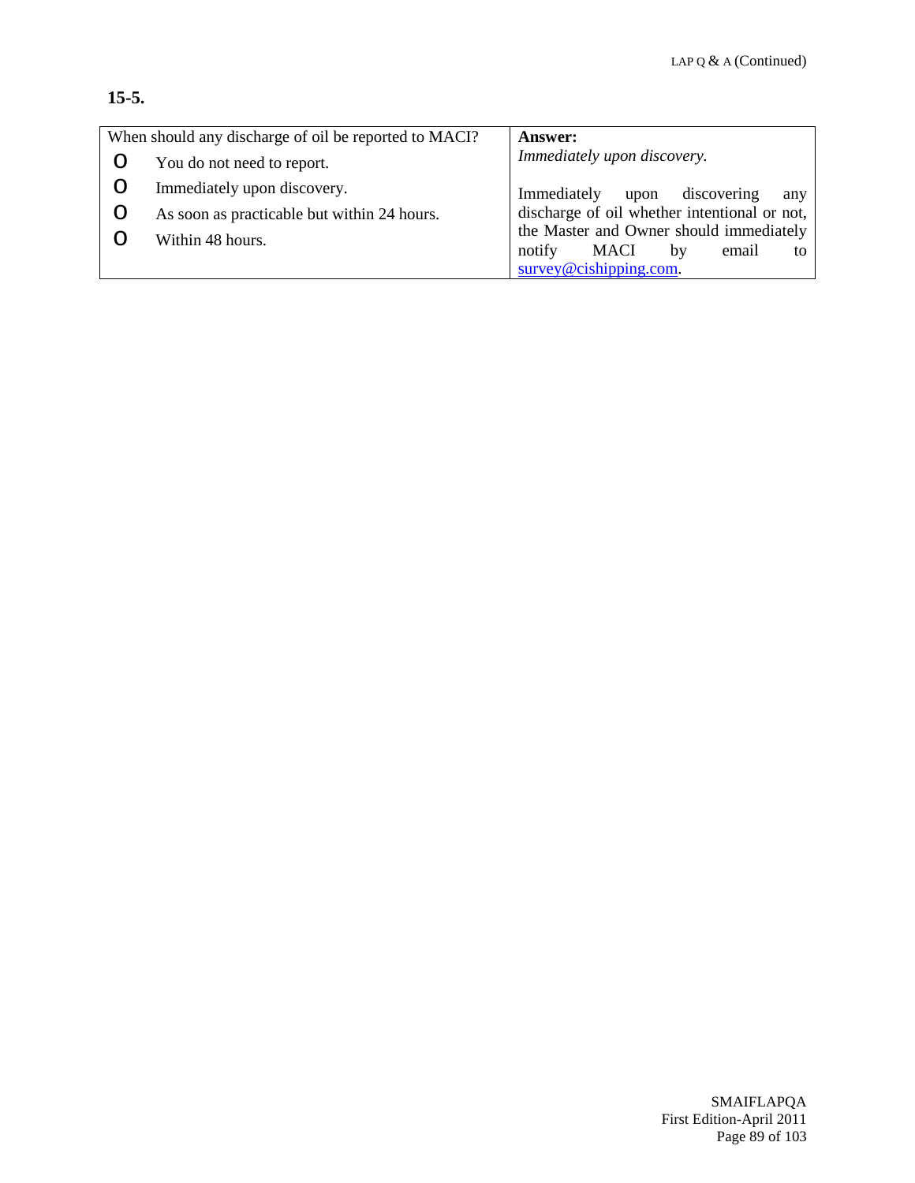**15-5.**

| When should any discharge of oil be reported to MACI? | **Answer:** |
|---|---|
| o You do not need to report.<br>o Immediately upon discovery.<br>o As soon as practicable but within 24 hours.<br>o Within 48 hours. | *Immediately upon discovery.*<br><br>Immediately upon discovering any discharge of oil whether intentional or not, the Master and Owner should immediately notify MACI by email to survey@cishipping.com. |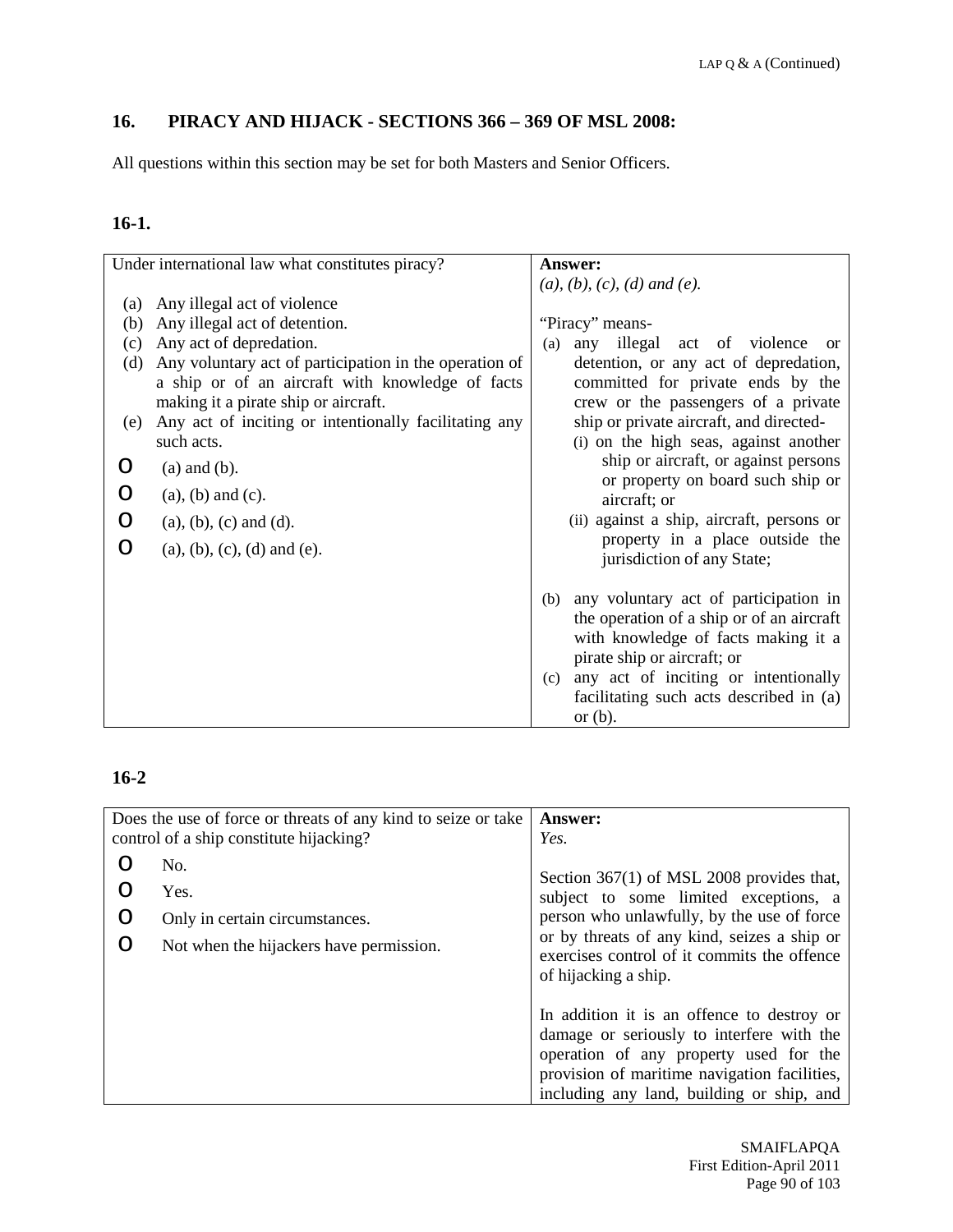## 16. PIRACY AND HIJACK - SECTIONS 366 – 369 OF MSL 2008:

All questions within this section may be set for both Masters and Senior Officers.

### 16-1.

| Under international law what constitutes piracy? | **Answer:** |
|---|---|
| (a) Any illegal act of violence<br>(b) Any illegal act of detention.<br>(c) Any act of depredation.<br>(d) Any voluntary act of participation in the operation of a ship or of an aircraft with knowledge of facts making it a pirate ship or aircraft.<br>(e) Any act of inciting or intentionally facilitating any such acts.<br><br>O (a) and (b).<br>O (a), (b) and (c).<br>O (a), (b), (c) and (d).<br>O (a), (b), (c), (d) and (e). | *(a), (b), (c), (d) and (e).*<br><br>"Piracy" means-<br>(a) any illegal act of violence or detention, or any act of depredation, committed for private ends by the crew or the passengers of a private ship or private aircraft, and directed-<br>(i) on the high seas, against another ship or aircraft, or against persons or property on board such ship or aircraft; or<br>(ii) against a ship, aircraft, persons or property in a place outside the jurisdiction of any State;<br><br>(b) any voluntary act of participation in the operation of a ship or of an aircraft with knowledge of facts making it a pirate ship or aircraft; or<br>(c) any act of inciting or intentionally facilitating such acts described in (a) or (b). |

### 16-2

| Does the use of force or threats of any kind to seize or take control of a ship constitute hijacking? | **Answer:** |
|---|---|
| O No.<br>O Yes.<br>O Only in certain circumstances.<br>O Not when the hijackers have permission. | *Yes.*<br><br>Section 367(1) of MSL 2008 provides that, subject to some limited exceptions, a person who unlawfully, by the use of force or by threats of any kind, seizes a ship or exercises control of it commits the offence of hijacking a ship.<br><br>In addition it is an offence to destroy or damage or seriously to interfere with the operation of any property used for the provision of maritime navigation facilities, including any land, building or ship, and |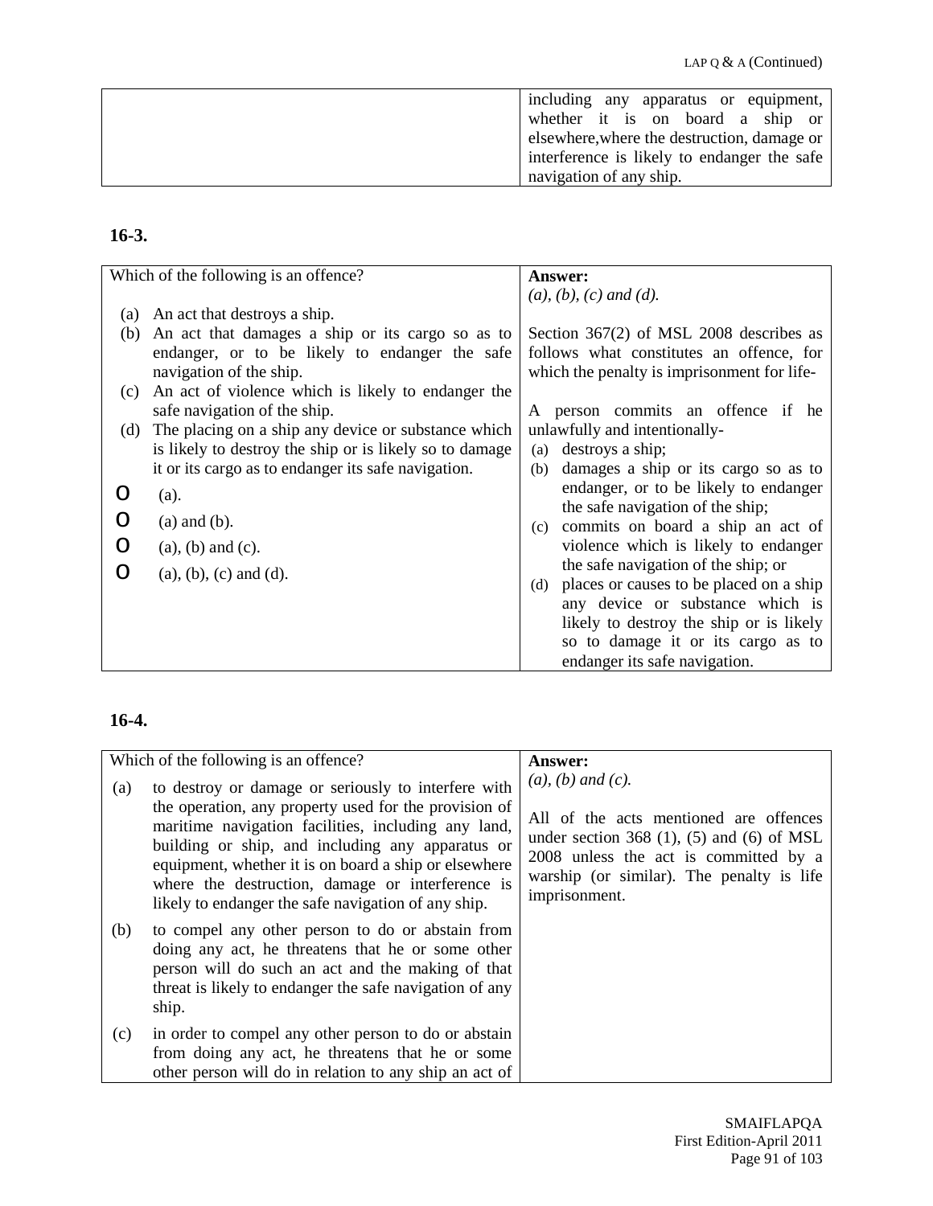| | including any apparatus or equipment, whether it is on board a ship or elsewhere, where the destruction, damage or interference is likely to endanger the safe navigation of any ship. |
|---|---|

## 16-3.

| Which of the following is an offence? | **Answer:** |
|---|---|
| (a) An act that destroys a ship.<br>(b) An act that damages a ship or its cargo so as to endanger, or to be likely to endanger the safe navigation of the ship.<br>(c) An act of violence which is likely to endanger the safe navigation of the ship.<br>(d) The placing on a ship any device or substance which is likely to destroy the ship or is likely so to damage it or its cargo as to endanger its safe navigation.<br><br>o (a).<br>o (a) and (b).<br>o (a), (b) and (c).<br>o (a), (b), (c) and (d). | *(a), (b), (c) and (d).*<br><br>Section 367(2) of MSL 2008 describes as follows what constitutes an offence, for which the penalty is imprisonment for life-<br><br>A person commits an offence if he unlawfully and intentionally-<br>(a) destroys a ship;<br>(b) damages a ship or its cargo so as to endanger, or to be likely to endanger the safe navigation of the ship;<br>(c) commits on board a ship an act of violence which is likely to endanger the safe navigation of the ship; or<br>(d) places or causes to be placed on a ship any device or substance which is likely to destroy the ship or is likely so to damage it or its cargo as to endanger its safe navigation. |

## 16-4.

| Which of the following is an offence? | **Answer:** |
|---|---|
| (a) to destroy or damage or seriously to interfere with the operation, any property used for the provision of maritime navigation facilities, including any land, building or ship, and including any apparatus or equipment, whether it is on board a ship or elsewhere where the destruction, damage or interference is likely to endanger the safe navigation of any ship.<br><br>(b) to compel any other person to do or abstain from doing any act, he threatens that he or some other person will do such an act and the making of that threat is likely to endanger the safe navigation of any ship.<br><br>(c) in order to compel any other person to do or abstain from doing any act, he threatens that he or some other person will do in relation to any ship an act of | *(a), (b) and (c).*<br><br>All of the acts mentioned are offences under section 368 (1), (5) and (6) of MSL 2008 unless the act is committed by a warship (or similar). The penalty is life imprisonment. |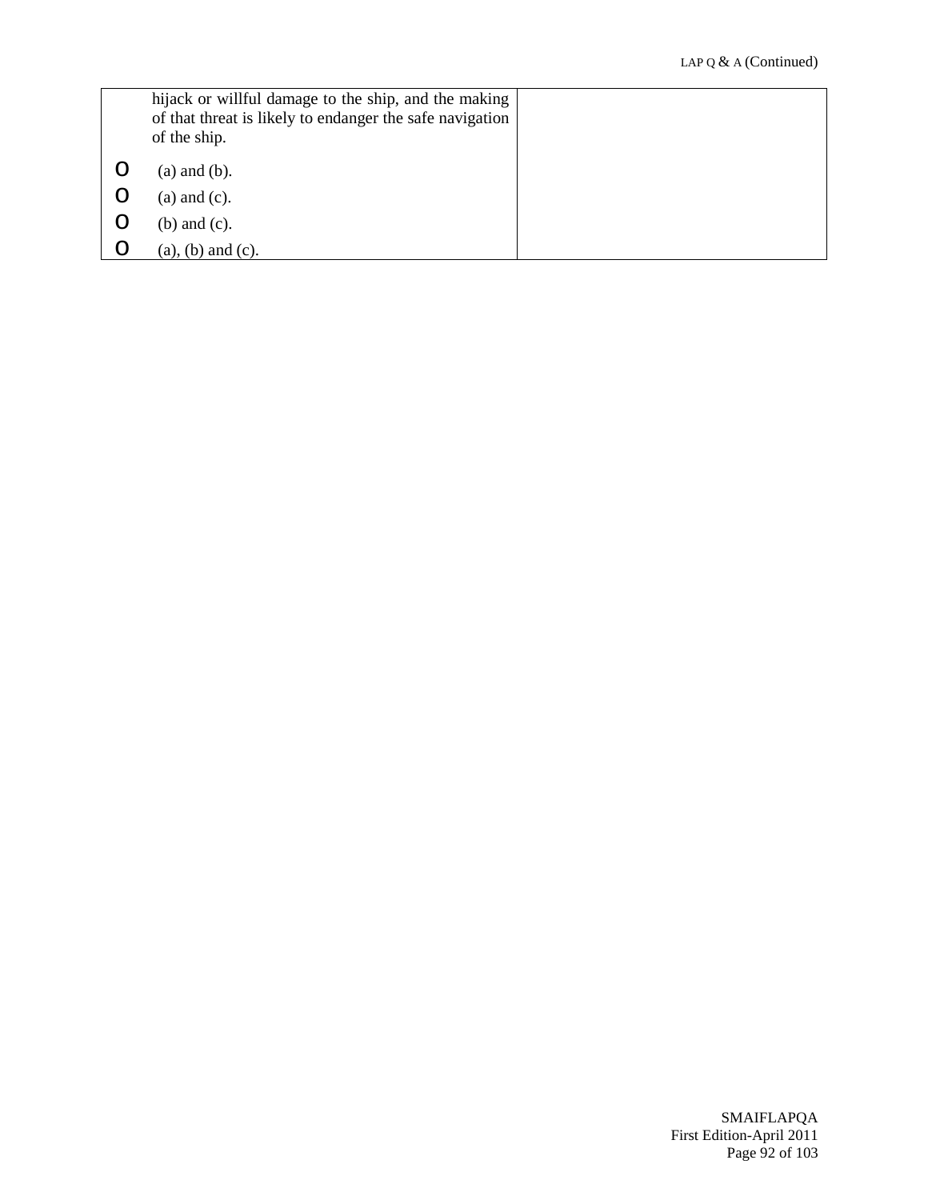| | |
|---|---|
| hijack or willful damage to the ship, and the making of that threat is likely to endanger the safe navigation of the ship.<br><br>o (a) and (b).<br>o (a) and (c).<br>o (b) and (c).<br>o (a), (b) and (c). | |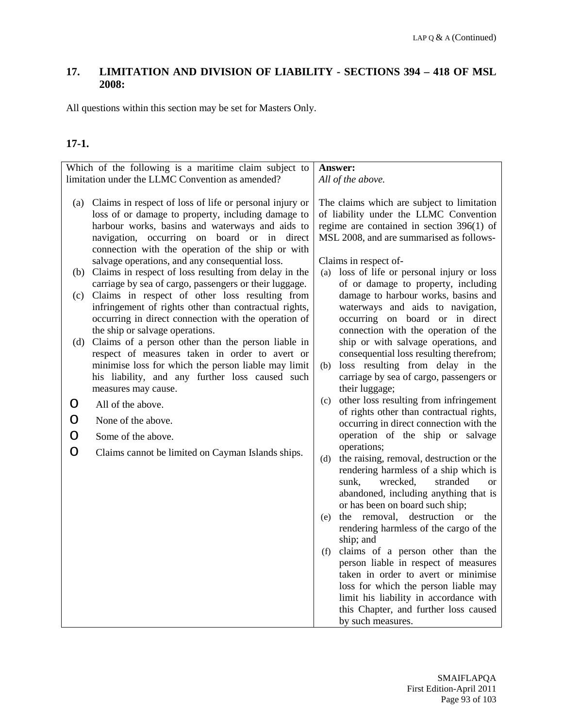## 17. LIMITATION AND DIVISION OF LIABILITY - SECTIONS 394 – 418 OF MSL 2008:

All questions within this section may be set for Masters Only.

### 17-1.

| Which of the following is a maritime claim subject to limitation under the LLMC Convention as amended? | **Answer:** *All of the above.* |
|---|---|
| (a) Claims in respect of loss of life or personal injury or loss of or damage to property, including damage to harbour works, basins and waterways and aids to navigation, occurring on board or in direct connection with the operation of the ship or with salvage operations, and any consequential loss.<br>(b) Claims in respect of loss resulting from delay in the carriage by sea of cargo, passengers or their luggage.<br>(c) Claims in respect of other loss resulting from infringement of rights other than contractual rights, occurring in direct connection with the operation of the ship or salvage operations.<br>(d) Claims of a person other than the person liable in respect of measures taken in order to avert or minimise loss for which the person liable may limit his liability, and any further loss caused such measures may cause.<br><br>o All of the above.<br>o None of the above.<br>o Some of the above.<br>o Claims cannot be limited on Cayman Islands ships. | The claims which are subject to limitation of liability under the LLMC Convention regime are contained in section 396(1) of MSL 2008, and are summarised as follows-<br><br>Claims in respect of-<br>(a) loss of life or personal injury or loss of or damage to property, including damage to harbour works, basins and waterways and aids to navigation, occurring on board or in direct connection with the operation of the ship or with salvage operations, and consequential loss resulting therefrom;<br>(b) loss resulting from delay in the carriage by sea of cargo, passengers or their luggage;<br>(c) other loss resulting from infringement of rights other than contractual rights, occurring in direct connection with the operation of the ship or salvage operations;<br>(d) the raising, removal, destruction or the rendering harmless of a ship which is sunk, wrecked, stranded or abandoned, including anything that is or has been on board such ship;<br>(e) the removal, destruction or the rendering harmless of the cargo of the ship; and<br>(f) claims of a person other than the person liable in respect of measures taken in order to avert or minimise loss for which the person liable may limit his liability in accordance with this Chapter, and further loss caused by such measures. |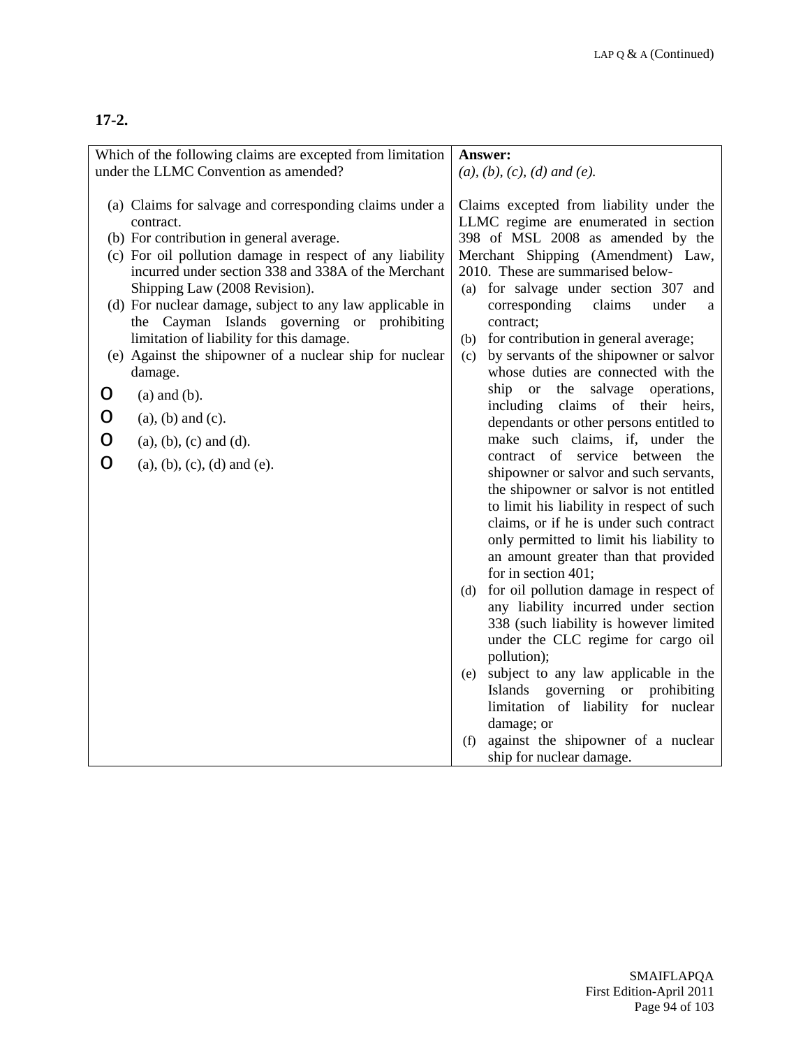**17-2.**

| Which of the following claims are excepted from limitation under the LLMC Convention as amended? | **Answer:**<br>*(a), (b), (c), (d) and (e).* |
|---|---|
| (a) Claims for salvage and corresponding claims under a contract.<br>(b) For contribution in general average.<br>(c) For oil pollution damage in respect of any liability incurred under section 338 and 338A of the Merchant Shipping Law (2008 Revision).<br>(d) For nuclear damage, subject to any law applicable in the Cayman Islands governing or prohibiting limitation of liability for this damage.<br>(e) Against the shipowner of a nuclear ship for nuclear damage.<br><br>o (a) and (b).<br>o (a), (b) and (c).<br>o (a), (b), (c) and (d).<br>o (a), (b), (c), (d) and (e). | Claims excepted from liability under the LLMC regime are enumerated in section 398 of MSL 2008 as amended by the Merchant Shipping (Amendment) Law, 2010. These are summarised below-<br>(a) for salvage under section 307 and corresponding claims under a contract;<br>(b) for contribution in general average;<br>(c) by servants of the shipowner or salvor whose duties are connected with the ship or the salvage operations, including claims of their heirs, dependants or other persons entitled to make such claims, if, under the contract of service between the shipowner or salvor and such servants, the shipowner or salvor is not entitled to limit his liability in respect of such claims, or if he is under such contract only permitted to limit his liability to an amount greater than that provided for in section 401;<br>(d) for oil pollution damage in respect of any liability incurred under section 338 (such liability is however limited under the CLC regime for cargo oil pollution);<br>(e) subject to any law applicable in the Islands governing or prohibiting limitation of liability for nuclear damage; or<br>(f) against the shipowner of a nuclear ship for nuclear damage. |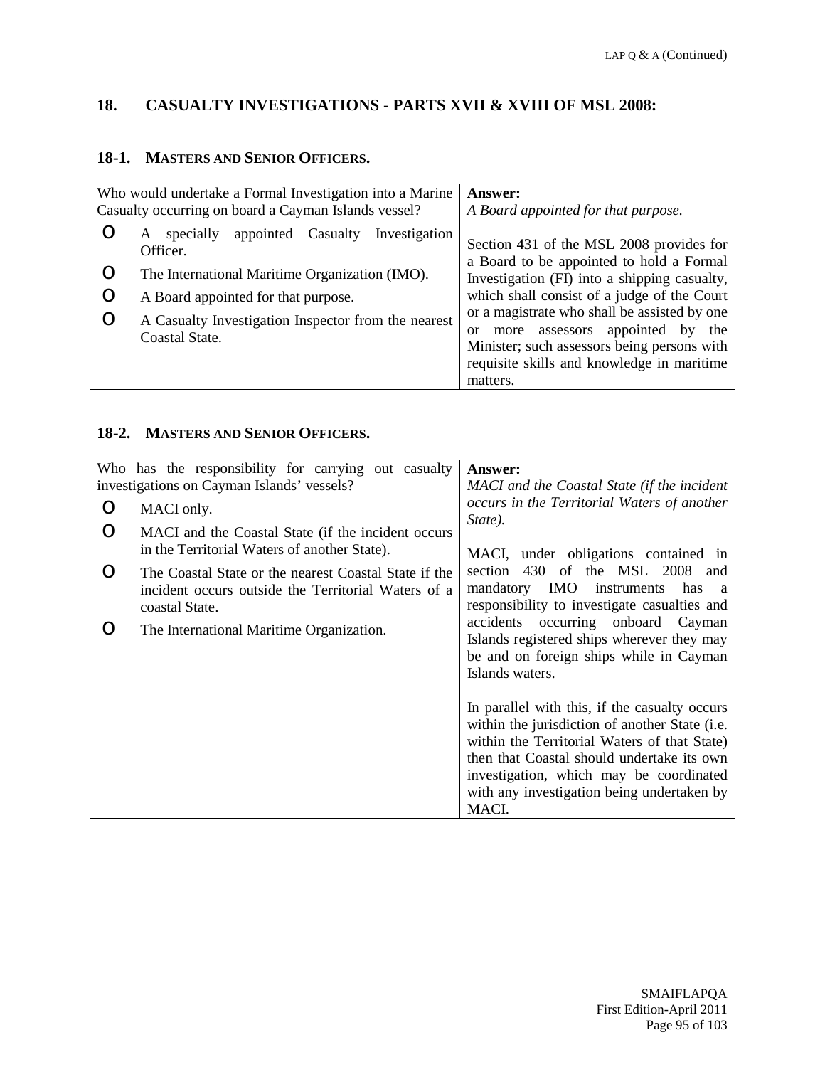## 18. CASUALTY INVESTIGATIONS - PARTS XVII & XVIII OF MSL 2008:

### 18-1. MASTERS AND SENIOR OFFICERS.

| Who would undertake a Formal Investigation into a Marine Casualty occurring on board a Cayman Islands vessel? | **Answer:** *A Board appointed for that purpose.* |
|---|---|
| o A specially appointed Casualty Investigation Officer.<br>o The International Maritime Organization (IMO).<br>o A Board appointed for that purpose.<br>o A Casualty Investigation Inspector from the nearest Coastal State. | Section 431 of the MSL 2008 provides for a Board to be appointed to hold a Formal Investigation (FI) into a shipping casualty, which shall consist of a judge of the Court or a magistrate who shall be assisted by one or more assessors appointed by the Minister; such assessors being persons with requisite skills and knowledge in maritime matters. |

### 18-2. MASTERS AND SENIOR OFFICERS.

| Who has the responsibility for carrying out casualty investigations on Cayman Islands' vessels? | **Answer:** *MACI and the Coastal State (if the incident occurs in the Territorial Waters of another State).* |
|---|---|
| o MACI only.<br>o MACI and the Coastal State (if the incident occurs in the Territorial Waters of another State).<br>o The Coastal State or the nearest Coastal State if the incident occurs outside the Territorial Waters of a coastal State.<br>o The International Maritime Organization. | MACI, under obligations contained in section 430 of the MSL 2008 and mandatory IMO instruments has a responsibility to investigate casualties and accidents occurring onboard Cayman Islands registered ships wherever they may be and on foreign ships while in Cayman Islands waters.<br><br>In parallel with this, if the casualty occurs within the jurisdiction of another State (i.e. within the Territorial Waters of that State) then that Coastal should undertake its own investigation, which may be coordinated with any investigation being undertaken by MACI. |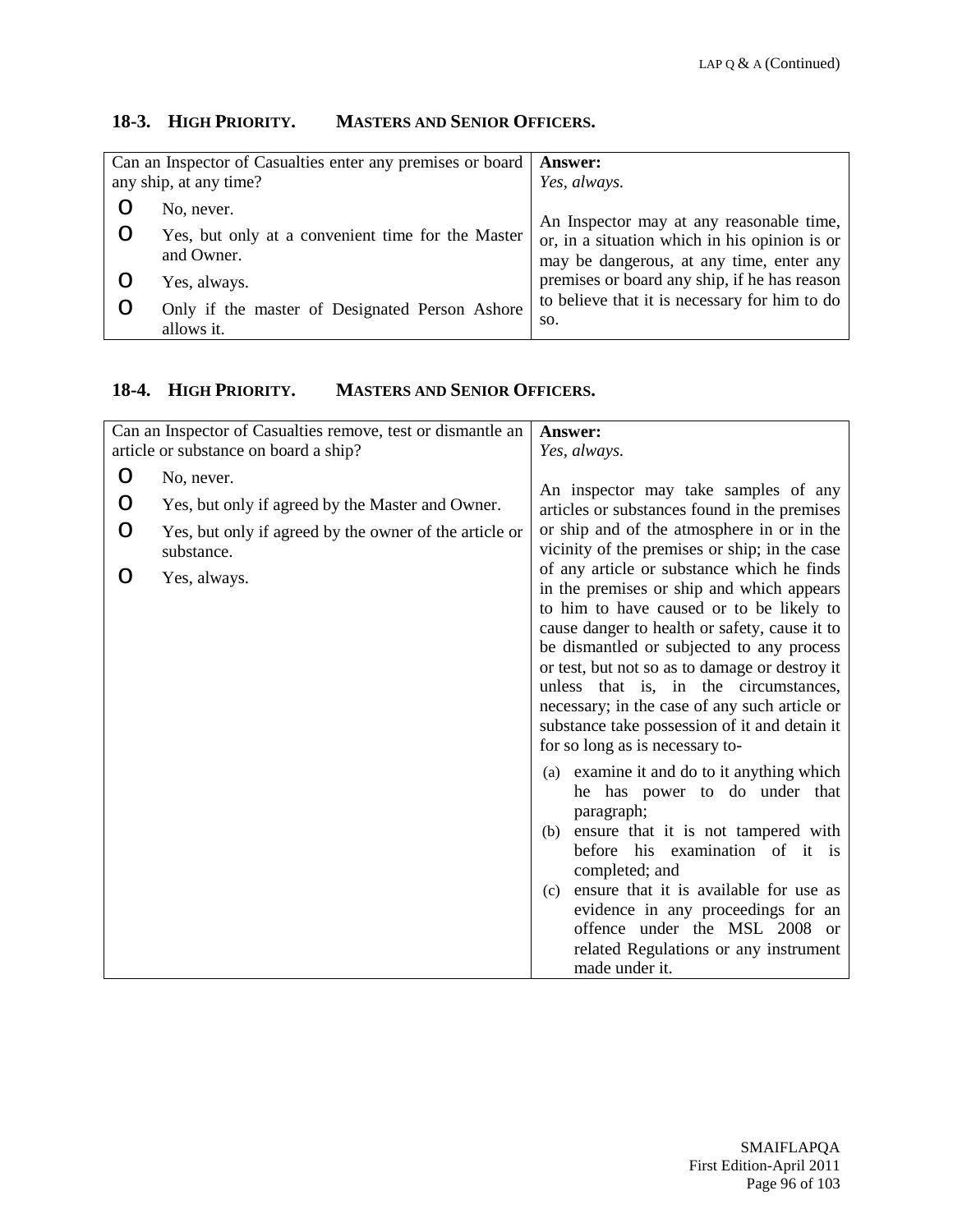## 18-3. HIGH PRIORITY. MASTERS AND SENIOR OFFICERS.

| Can an Inspector of Casualties enter any premises or board any ship, at any time? | **Answer:** |
|---|---|
| o No, never.<br>o Yes, but only at a convenient time for the Master and Owner.<br>o Yes, always.<br>o Only if the master of Designated Person Ashore allows it. | *Yes, always.*<br><br>An Inspector may at any reasonable time, or, in a situation which in his opinion is or may be dangerous, at any time, enter any premises or board any ship, if he has reason to believe that it is necessary for him to do so. |

## 18-4. HIGH PRIORITY. MASTERS AND SENIOR OFFICERS.

| Can an Inspector of Casualties remove, test or dismantle an article or substance on board a ship? | **Answer:** |
|---|---|
| o No, never.<br>o Yes, but only if agreed by the Master and Owner.<br>o Yes, but only if agreed by the owner of the article or substance.<br>o Yes, always. | *Yes, always.*<br><br>An inspector may take samples of any articles or substances found in the premises or ship and of the atmosphere in or in the vicinity of the premises or ship; in the case of any article or substance which he finds in the premises or ship and which appears to him to have caused or to be likely to cause danger to health or safety, cause it to be dismantled or subjected to any process or test, but not so as to damage or destroy it unless that is, in the circumstances, necessary; in the case of any such article or substance take possession of it and detain it for so long as is necessary to-<br><br>(a) examine it and do to it anything which he has power to do under that paragraph;<br>(b) ensure that it is not tampered with before his examination of it is completed; and<br>(c) ensure that it is available for use as evidence in any proceedings for an offence under the MSL 2008 or related Regulations or any instrument made under it. |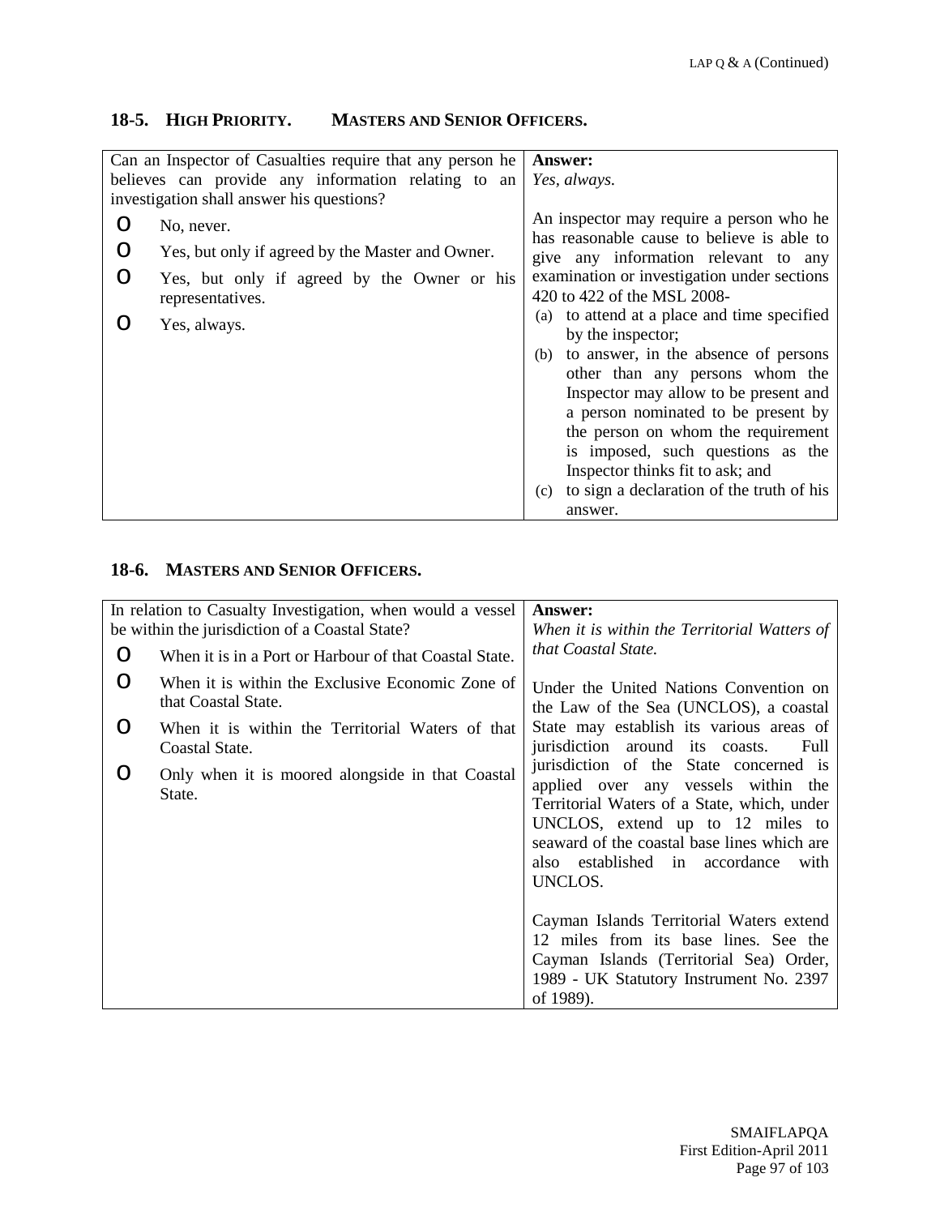## 18-5. HIGH PRIORITY. MASTERS AND SENIOR OFFICERS.

| Can an Inspector of Casualties require that any person he believes can provide any information relating to an investigation shall answer his questions? | **Answer:** *Yes, always.* |
|---|---|
| O No, never.<br>O Yes, but only if agreed by the Master and Owner.<br>O Yes, but only if agreed by the Owner or his representatives.<br>O Yes, always. | An inspector may require a person who he has reasonable cause to believe is able to give any information relevant to any examination or investigation under sections 420 to 422 of the MSL 2008-<br>(a) to attend at a place and time specified by the inspector;<br>(b) to answer, in the absence of persons other than any persons whom the Inspector may allow to be present and a person nominated to be present by the person on whom the requirement is imposed, such questions as the Inspector thinks fit to ask; and<br>(c) to sign a declaration of the truth of his answer. |

## 18-6. MASTERS AND SENIOR OFFICERS.

| In relation to Casualty Investigation, when would a vessel be within the jurisdiction of a Coastal State? | **Answer:** *When it is within the Territorial Watters of that Coastal State.* |
|---|---|
| O When it is in a Port or Harbour of that Coastal State.<br>O When it is within the Exclusive Economic Zone of that Coastal State.<br>O When it is within the Territorial Waters of that Coastal State.<br>O Only when it is moored alongside in that Coastal State. | Under the United Nations Convention on the Law of the Sea (UNCLOS), a coastal State may establish its various areas of jurisdiction around its coasts. Full jurisdiction of the State concerned is applied over any vessels within the Territorial Waters of a State, which, under UNCLOS, extend up to 12 miles to seaward of the coastal base lines which are also established in accordance with UNCLOS.<br><br>Cayman Islands Territorial Waters extend 12 miles from its base lines. See the Cayman Islands (Territorial Sea) Order, 1989 - UK Statutory Instrument No. 2397 of 1989). |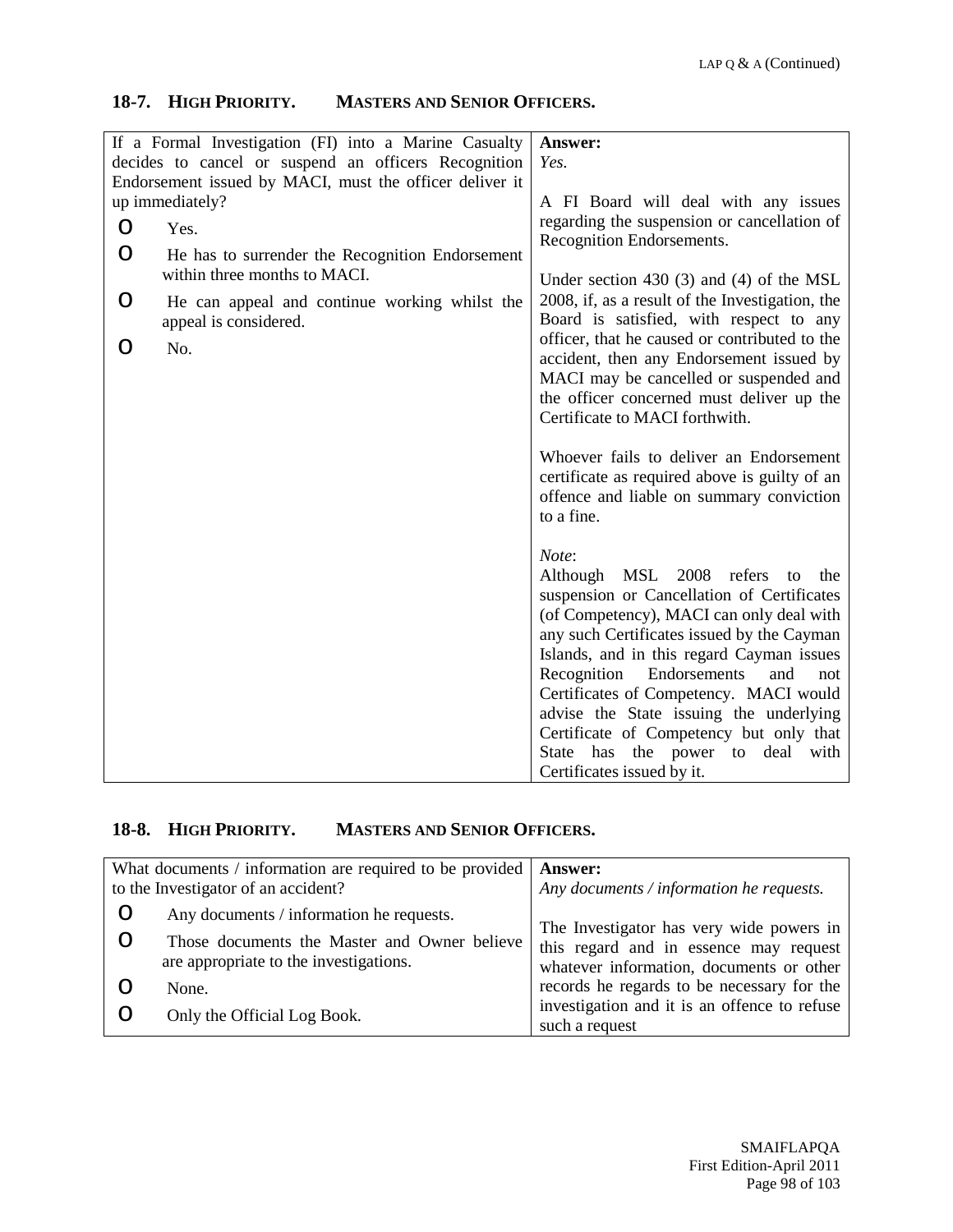## 18-7. HIGH PRIORITY. MASTERS AND SENIOR OFFICERS.

| If a Formal Investigation (FI) into a Marine Casualty decides to cancel or suspend an officers Recognition Endorsement issued by MACI, must the officer deliver it up immediately? | **Answer:** |
|---|---|
| o Yes.<br>o He has to surrender the Recognition Endorsement within three months to MACI.<br>o He can appeal and continue working whilst the appeal is considered.<br>o No. | *Yes.*<br><br>A FI Board will deal with any issues regarding the suspension or cancellation of Recognition Endorsements.<br><br>Under section 430 (3) and (4) of the MSL 2008, if, as a result of the Investigation, the Board is satisfied, with respect to any officer, that he caused or contributed to the accident, then any Endorsement issued by MACI may be cancelled or suspended and the officer concerned must deliver up the Certificate to MACI forthwith.<br><br>Whoever fails to deliver an Endorsement certificate as required above is guilty of an offence and liable on summary conviction to a fine.<br><br>*Note*:<br>Although MSL 2008 refers to the suspension or Cancellation of Certificates (of Competency), MACI can only deal with any such Certificates issued by the Cayman Islands, and in this regard Cayman issues Recognition Endorsements and not Certificates of Competency. MACI would advise the State issuing the underlying Certificate of Competency but only that State has the power to deal with Certificates issued by it. |

## 18-8. HIGH PRIORITY. MASTERS AND SENIOR OFFICERS.

| What documents / information are required to be provided to the Investigator of an accident? | **Answer:** |
|---|---|
| o Any documents / information he requests.<br>o Those documents the Master and Owner believe are appropriate to the investigations.<br>o None.<br>o Only the Official Log Book. | *Any documents / information he requests.*<br><br>The Investigator has very wide powers in this regard and in essence may request whatever information, documents or other records he regards to be necessary for the investigation and it is an offence to refuse such a request |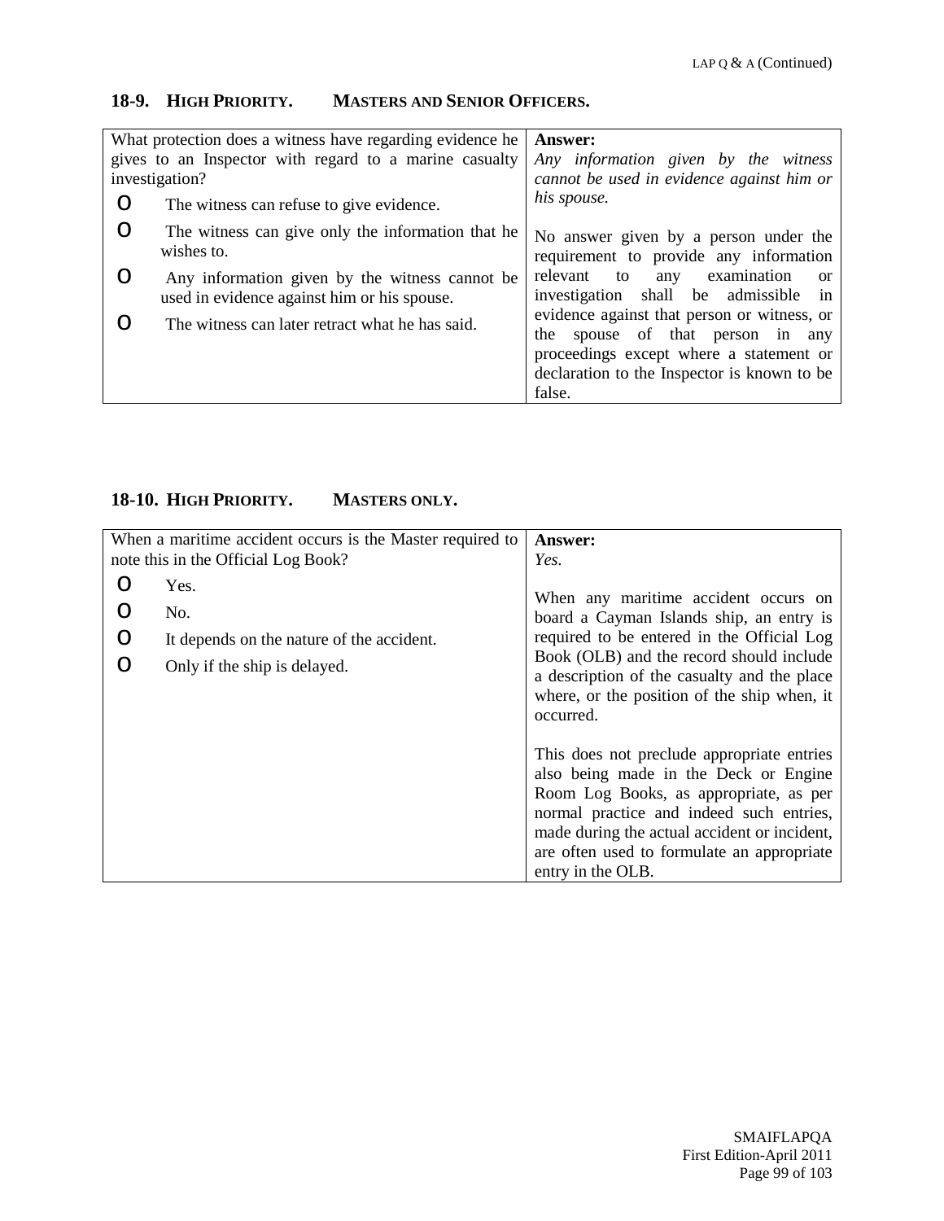## 18-9. HIGH PRIORITY. MASTERS AND SENIOR OFFICERS.

| Question | Answer |
|---|---|
| What protection does a witness have regarding evidence he gives to an Inspector with regard to a marine casualty investigation?<br>o The witness can refuse to give evidence.<br>o The witness can give only the information that he wishes to.<br>o Any information given by the witness cannot be used in evidence against him or his spouse.<br>o The witness can later retract what he has said. | **Answer:**<br>*Any information given by the witness cannot be used in evidence against him or his spouse.*<br><br>No answer given by a person under the requirement to provide any information relevant to any examination or investigation shall be admissible in evidence against that person or witness, or the spouse of that person in any proceedings except where a statement or declaration to the Inspector is known to be false. |

## 18-10. HIGH PRIORITY. MASTERS ONLY.

| Question | Answer |
|---|---|
| When a maritime accident occurs is the Master required to note this in the Official Log Book?<br>o Yes.<br>o No.<br>o It depends on the nature of the accident.<br>o Only if the ship is delayed. | **Answer:**<br>*Yes.*<br><br>When any maritime accident occurs on board a Cayman Islands ship, an entry is required to be entered in the Official Log Book (OLB) and the record should include a description of the casualty and the place where, or the position of the ship when, it occurred.<br><br>This does not preclude appropriate entries also being made in the Deck or Engine Room Log Books, as appropriate, as per normal practice and indeed such entries, made during the actual accident or incident, are often used to formulate an appropriate entry in the OLB. |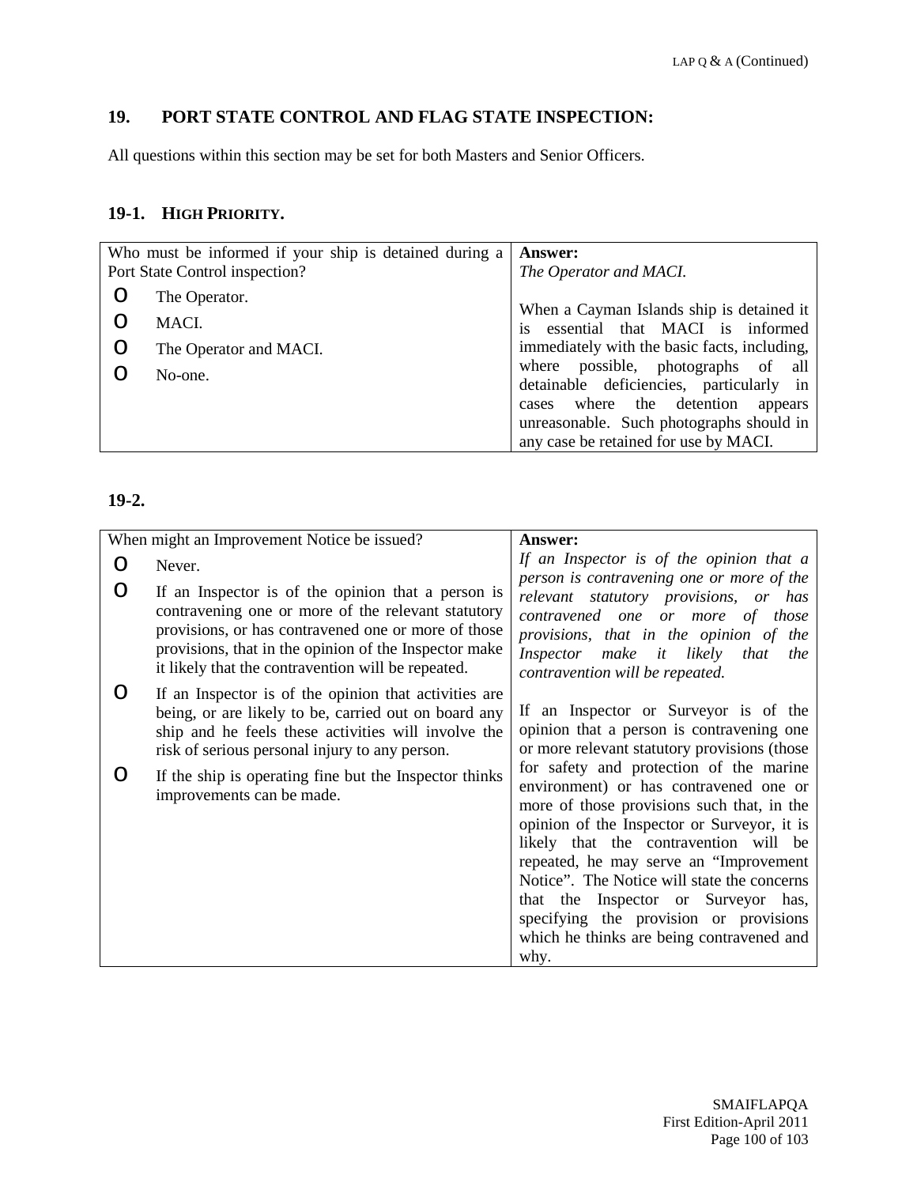## 19. PORT STATE CONTROL AND FLAG STATE INSPECTION:

All questions within this section may be set for both Masters and Senior Officers.

### 19-1. HIGH PRIORITY.

| Who must be informed if your ship is detained during a Port State Control inspection? | **Answer:** |
|---|---|
| o The Operator.<br>o MACI.<br>o The Operator and MACI.<br>o No-one. | *The Operator and MACI.*<br><br>When a Cayman Islands ship is detained it is essential that MACI is informed immediately with the basic facts, including, where possible, photographs of all detainable deficiencies, particularly in cases where the detention appears unreasonable. Such photographs should in any case be retained for use by MACI. |

### 19-2.

| When might an Improvement Notice be issued? | **Answer:** |
|---|---|
| o Never.<br>o If an Inspector is of the opinion that a person is contravening one or more of the relevant statutory provisions, or has contravened one or more of those provisions, that in the opinion of the Inspector make it likely that the contravention will be repeated.<br>o If an Inspector is of the opinion that activities are being, or are likely to be, carried out on board any ship and he feels these activities will involve the risk of serious personal injury to any person.<br>o If the ship is operating fine but the Inspector thinks improvements can be made. | *If an Inspector is of the opinion that a person is contravening one or more of the relevant statutory provisions, or has contravened one or more of those provisions, that in the opinion of the Inspector make it likely that the contravention will be repeated.*<br><br>If an Inspector or Surveyor is of the opinion that a person is contravening one or more relevant statutory provisions (those for safety and protection of the marine environment) or has contravened one or more of those provisions such that, in the opinion of the Inspector or Surveyor, it is likely that the contravention will be repeated, he may serve an "Improvement Notice". The Notice will state the concerns that the Inspector or Surveyor has, specifying the provision or provisions which he thinks are being contravened and why. |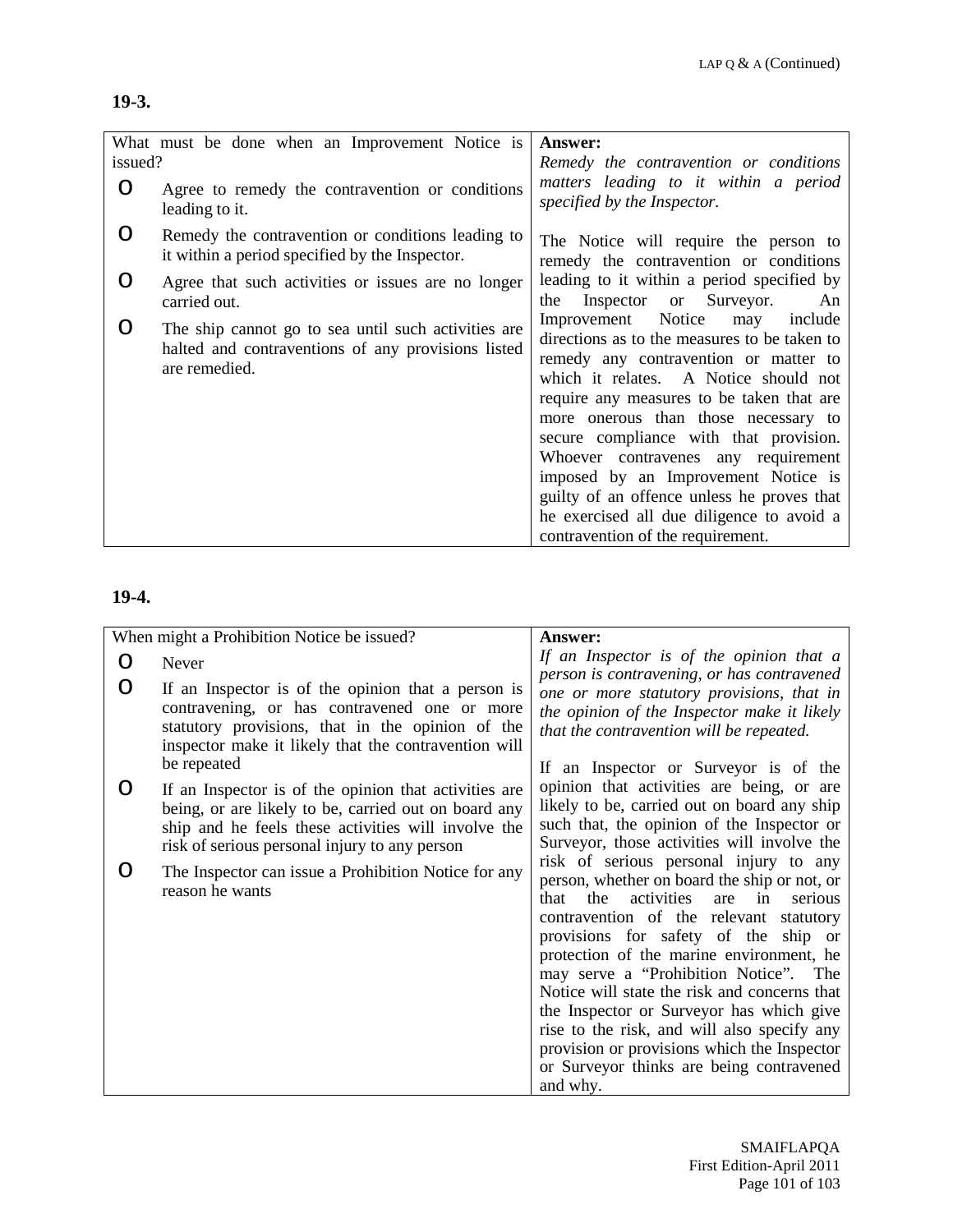**19-3.**

| What must be done when an Improvement Notice is issued? | **Answer:** |
|---|---|
| o Agree to remedy the contravention or conditions leading to it.<br>o Remedy the contravention or conditions leading to it within a period specified by the Inspector.<br>o Agree that such activities or issues are no longer carried out.<br>o The ship cannot go to sea until such activities are halted and contraventions of any provisions listed are remedied. | *Remedy the contravention or conditions matters leading to it within a period specified by the Inspector.*<br><br>The Notice will require the person to remedy the contravention or conditions leading to it within a period specified by the Inspector or Surveyor. An Improvement Notice may include directions as to the measures to be taken to remedy any contravention or matter to which it relates. A Notice should not require any measures to be taken that are more onerous than those necessary to secure compliance with that provision. Whoever contravenes any requirement imposed by an Improvement Notice is guilty of an offence unless he proves that he exercised all due diligence to avoid a contravention of the requirement. |

**19-4.**

| When might a Prohibition Notice be issued? | **Answer:** |
|---|---|
| o Never<br>o If an Inspector is of the opinion that a person is contravening, or has contravened one or more statutory provisions, that in the opinion of the inspector make it likely that the contravention will be repeated<br>o If an Inspector is of the opinion that activities are being, or are likely to be, carried out on board any ship and he feels these activities will involve the risk of serious personal injury to any person<br>o The Inspector can issue a Prohibition Notice for any reason he wants | *If an Inspector is of the opinion that a person is contravening, or has contravened one or more statutory provisions, that in the opinion of the Inspector make it likely that the contravention will be repeated.*<br><br>If an Inspector or Surveyor is of the opinion that activities are being, or are likely to be, carried out on board any ship such that, the opinion of the Inspector or Surveyor, those activities will involve the risk of serious personal injury to any person, whether on board the ship or not, or that the activities are in serious contravention of the relevant statutory provisions for safety of the ship or protection of the marine environment, he may serve a "Prohibition Notice". The Notice will state the risk and concerns that the Inspector or Surveyor has which give rise to the risk, and will also specify any provision or provisions which the Inspector or Surveyor thinks are being contravened and why. |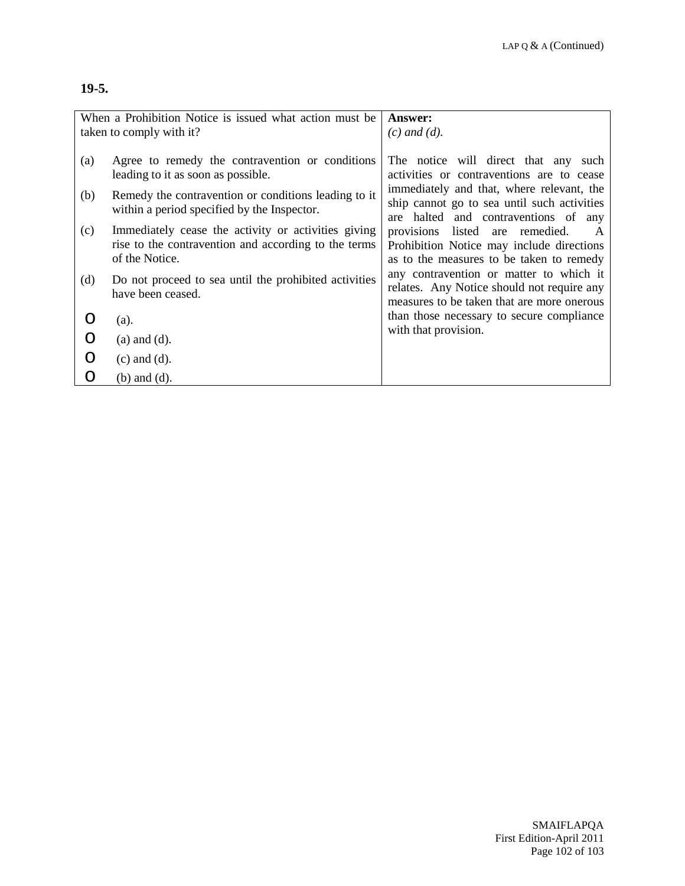**19-5.**

| When a Prohibition Notice is issued what action must be taken to comply with it? | **Answer:** *(c) and (d).* |
|---|---|
| (a) Agree to remedy the contravention or conditions leading to it as soon as possible.<br><br>(b) Remedy the contravention or conditions leading to it within a period specified by the Inspector.<br><br>(c) Immediately cease the activity or activities giving rise to the contravention and according to the terms of the Notice.<br><br>(d) Do not proceed to sea until the prohibited activities have been ceased.<br><br>o (a).<br>o (a) and (d).<br>o (c) and (d).<br>o (b) and (d). | The notice will direct that any such activities or contraventions are to cease immediately and that, where relevant, the ship cannot go to sea until such activities are halted and contraventions of any provisions listed are remedied. A Prohibition Notice may include directions as to the measures to be taken to remedy any contravention or matter to which it relates. Any Notice should not require any measures to be taken that are more onerous than those necessary to secure compliance with that provision. |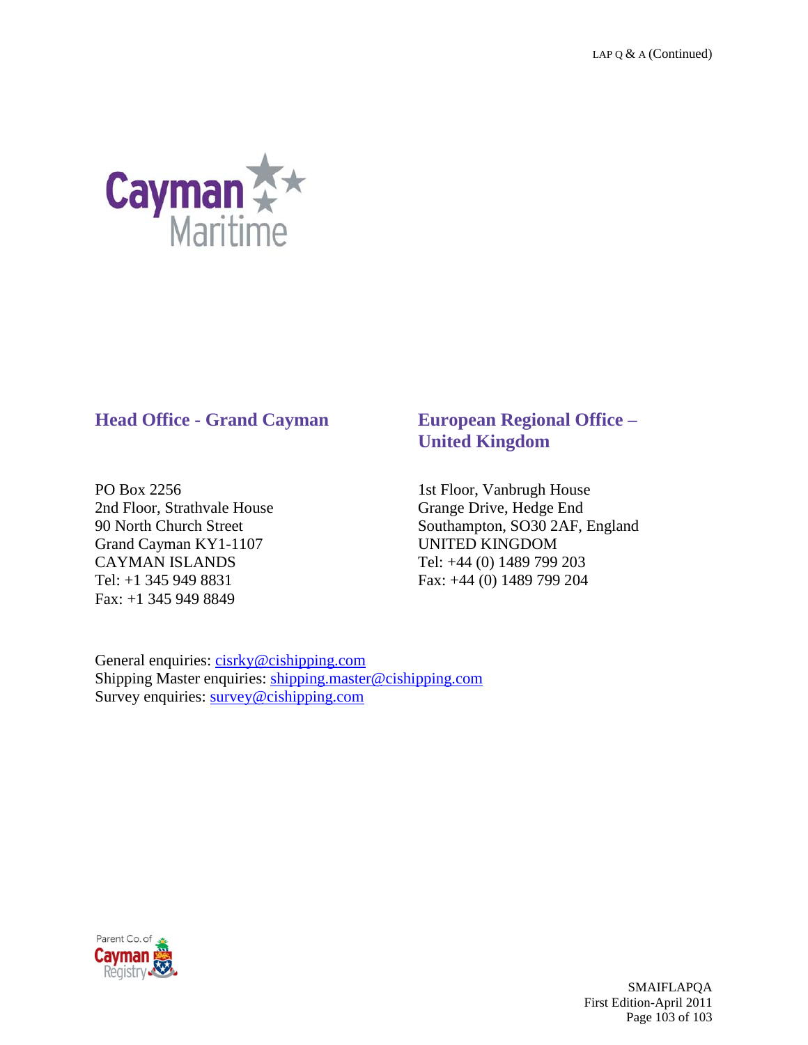## Head Office - Grand Cayman

PO Box 2256
2nd Floor, Strathvale House
90 North Church Street
Grand Cayman KY1-1107
CAYMAN ISLANDS
Tel: +1 345 949 8831
Fax: +1 345 949 8849

## European Regional Office – United Kingdom

1st Floor, Vanbrugh House
Grange Drive, Hedge End
Southampton, SO30 2AF, England
UNITED KINGDOM
Tel: +44 (0) 1489 799 203
Fax: +44 (0) 1489 799 204

General enquiries: cisrky@cishipping.com
Shipping Master enquiries: shipping.master@cishipping.com
Survey enquiries: survey@cishipping.com

SMAIFLAPQA
First Edition-April 2011